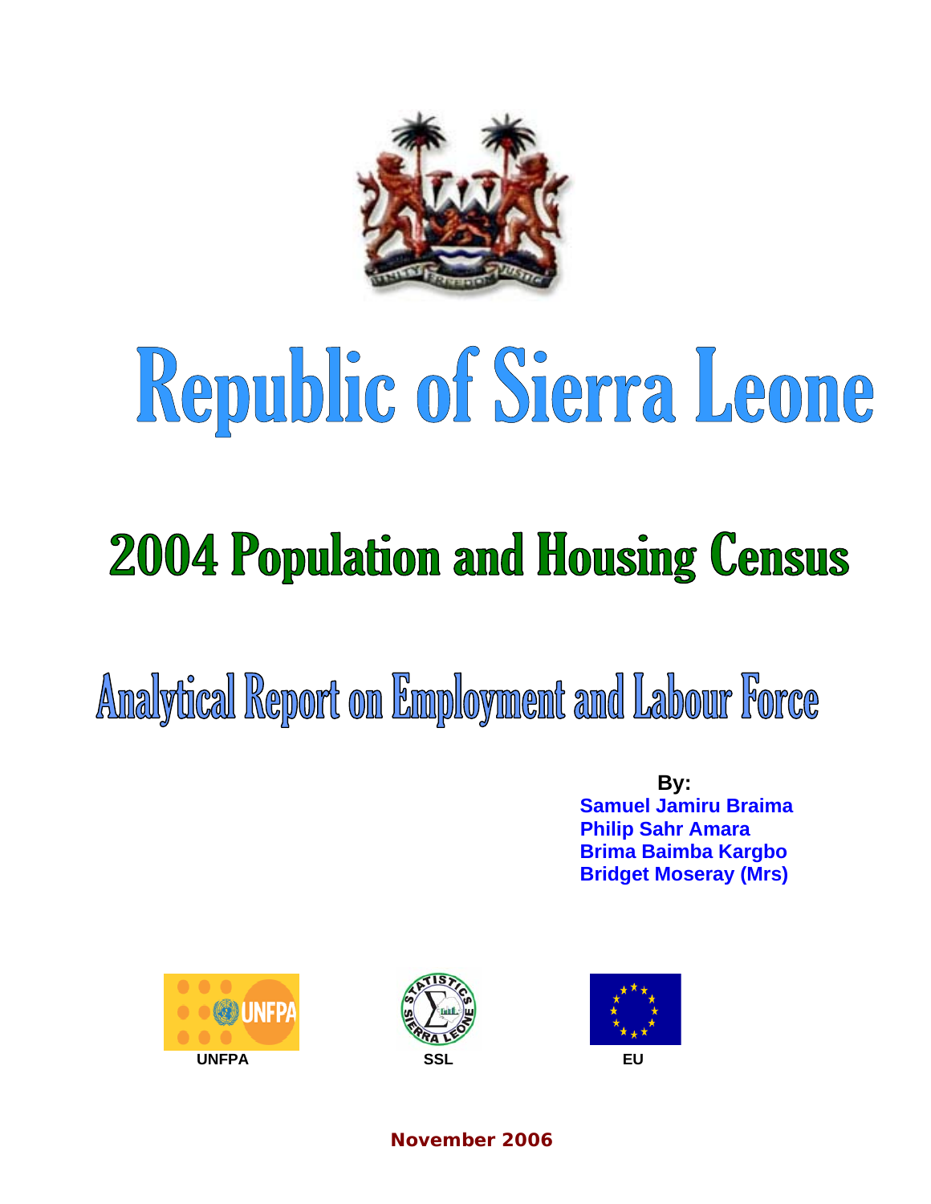# Republic of Sierra Leone

## 2004 Population and Housing Census

## Analytical Report on Employment and Labour Force

**By:**
**Samuel Jamiru Braima**
**Philip Sahr Amara**
**Brima Baimba Kargbo**
**Bridget Moseray (Mrs)**

UNFPA SSL EU

**November 2006**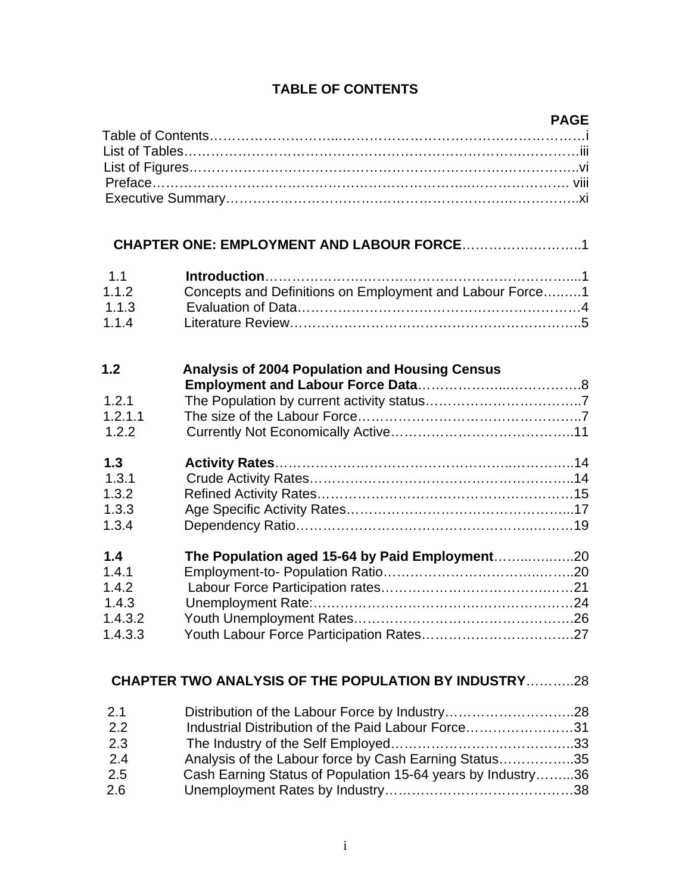# TABLE OF CONTENTS

| | | PAGE |
|---|---|---|
| Table of Contents | | i |
| List of Tables | | iii |
| List of Figures | | vi |
| Preface | | viii |
| Executive Summary | | xi |
| | | |
| **CHAPTER ONE: EMPLOYMENT AND LABOUR FORCE** | | 1 |
| 1.1 | **Introduction** | 1 |
| 1.1.2 | Concepts and Definitions on Employment and Labour Force | 1 |
| 1.1.3 | Evaluation of Data | 4 |
| 1.1.4 | Literature Review | 5 |
| **1.2** | **Analysis of 2004 Population and Housing Census Employment and Labour Force Data** | 8 |
| 1.2.1 | The Population by current activity status | 7 |
| 1.2.1.1 | The size of the Labour Force | 7 |
| 1.2.2 | Currently Not Economically Active | 11 |
| **1.3** | **Activity Rates** | 14 |
| 1.3.1 | Crude Activity Rates | 14 |
| 1.3.2 | Refined Activity Rates | 15 |
| 1.3.3 | Age Specific Activity Rates | 17 |
| 1.3.4 | Dependency Ratio | 19 |
| **1.4** | **The Population aged 15-64 by Paid Employment** | 20 |
| 1.4.1 | Employment-to- Population Ratio | 20 |
| 1.4.2 | Labour Force Participation rates | 21 |
| 1.4.3 | Unemployment Rate: | 24 |
| 1.4.3.2 | Youth Unemployment Rates | 26 |
| 1.4.3.3 | Youth Labour Force Participation Rates | 27 |
| | | |
| **CHAPTER TWO ANALYSIS OF THE POPULATION BY INDUSTRY** | | 28 |
| 2.1 | Distribution of the Labour Force by Industry | 28 |
| 2.2 | Industrial Distribution of the Paid Labour Force | 31 |
| 2.3 | The Industry of the Self Employed | 33 |
| 2.4 | Analysis of the Labour force by Cash Earning Status | 35 |
| 2.5 | Cash Earning Status of Population 15-64 years by Industry | 36 |
| 2.6 | Unemployment Rates by Industry | 38 |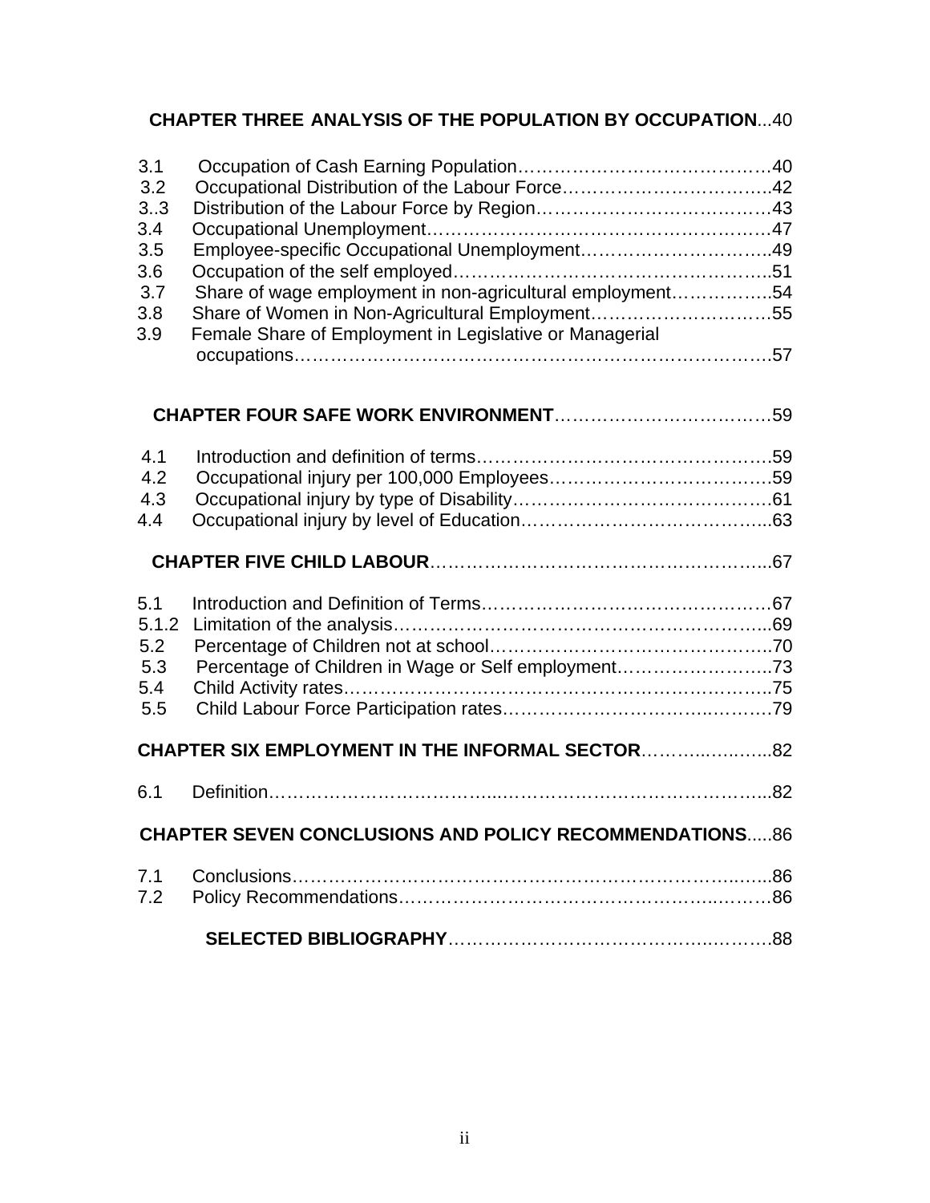**CHAPTER THREE ANALYSIS OF THE POPULATION BY OCCUPATION**...40

3.1 Occupation of Cash Earning Population……………………………………40
3.2 Occupational Distribution of the Labour Force……………………………..42
3..3 Distribution of the Labour Force by Region…………………………………43
3.4 Occupational Unemployment…………………………………………………47
3.5 Employee-specific Occupational Unemployment…………………………..49
3.6 Occupation of the self employed……………………………………………..51
3.7 Share of wage employment in non-agricultural employment……………..54
3.8 Share of Women in Non-Agricultural Employment…………………………55
3.9 Female Share of Employment in Legislative or Managerial occupations……………………………………………………………………….57

**CHAPTER FOUR SAFE WORK ENVIRONMENT**………………………………59

4.1 Introduction and definition of terms…………………………………………..59
4.2 Occupational injury per 100,000 Employees………………………………..59
4.3 Occupational injury by type of Disability……………………………………61
4.4 Occupational injury by level of Education…………………………………...63

**CHAPTER FIVE CHILD LABOUR**……………………………………………….67

5.1 Introduction and Definition of Terms…………………………………………67
5.1.2 Limitation of the analysis……………………………………………………..69
5.2 Percentage of Children not at school………………………………………..70
5.3 Percentage of Children in Wage or Self employment……………………..73
5.4 Child Activity rates……………………………………………………………..75
5.5 Child Labour Force Participation rates………………………………………79

**CHAPTER SIX EMPLOYMENT IN THE INFORMAL SECTOR**……………..82

6.1 Definition…………………………………………………………………………..82

**CHAPTER SEVEN CONCLUSIONS AND POLICY RECOMMENDATIONS**.....86

7.1 Conclusions………………………………………………………………………..86
7.2 Policy Recommendations………………………………………………………86

**SELECTED BIBLIOGRAPHY**………………………………………………….88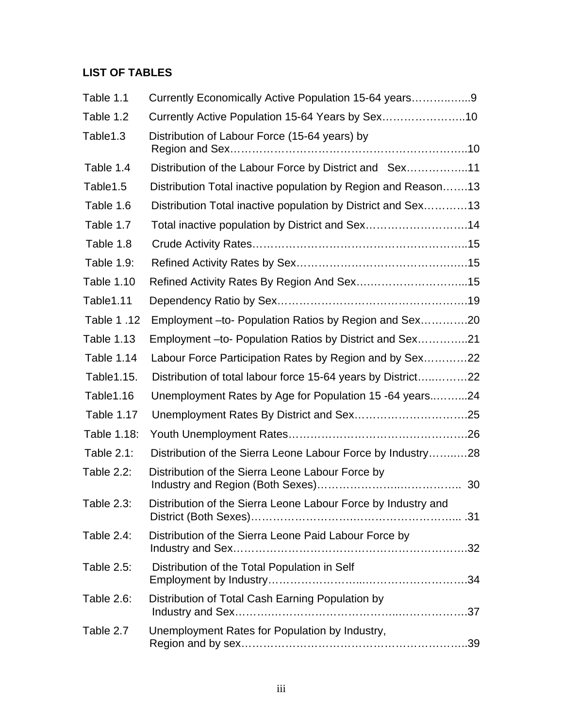## LIST OF TABLES

| | | |
|---|---|---|
| Table 1.1 | Currently Economically Active Population 15-64 years | 9 |
| Table 1.2 | Currently Active Population 15-64 Years by Sex | 10 |
| Table1.3 | Distribution of Labour Force (15-64 years) by Region and Sex | 10 |
| Table 1.4 | Distribution of the Labour Force by District and Sex | 11 |
| Table1.5 | Distribution Total inactive population by Region and Reason | 13 |
| Table 1.6 | Distribution Total inactive population by District and Sex | 13 |
| Table 1.7 | Total inactive population by District and Sex | 14 |
| Table 1.8 | Crude Activity Rates | 15 |
| Table 1.9: | Refined Activity Rates by Sex | 15 |
| Table 1.10 | Refined Activity Rates By Region And Sex | 15 |
| Table1.11 | Dependency Ratio by Sex | 19 |
| Table 1 .12 | Employment –to- Population Ratios by Region and Sex | 20 |
| Table 1.13 | Employment –to- Population Ratios by District and Sex | 21 |
| Table 1.14 | Labour Force Participation Rates by Region and by Sex | 22 |
| Table1.15. | Distribution of total labour force 15-64 years by District | 22 |
| Table1.16 | Unemployment Rates by Age for Population 15 -64 years | 24 |
| Table 1.17 | Unemployment Rates By District and Sex | 25 |
| Table 1.18: | Youth Unemployment Rates | 26 |
| Table 2.1: | Distribution of the Sierra Leone Labour Force by Industry | 28 |
| Table 2.2: | Distribution of the Sierra Leone Labour Force by Industry and Region (Both Sexes) | 30 |
| Table 2.3: | Distribution of the Sierra Leone Labour Force by Industry and District (Both Sexes) | 31 |
| Table 2.4: | Distribution of the Sierra Leone Paid Labour Force by Industry and Sex | 32 |
| Table 2.5: | Distribution of the Total Population in Self Employment by Industry | 34 |
| Table 2.6: | Distribution of Total Cash Earning Population by Industry and Sex | 37 |
| Table 2.7 | Unemployment Rates for Population by Industry, Region and by sex | 39 |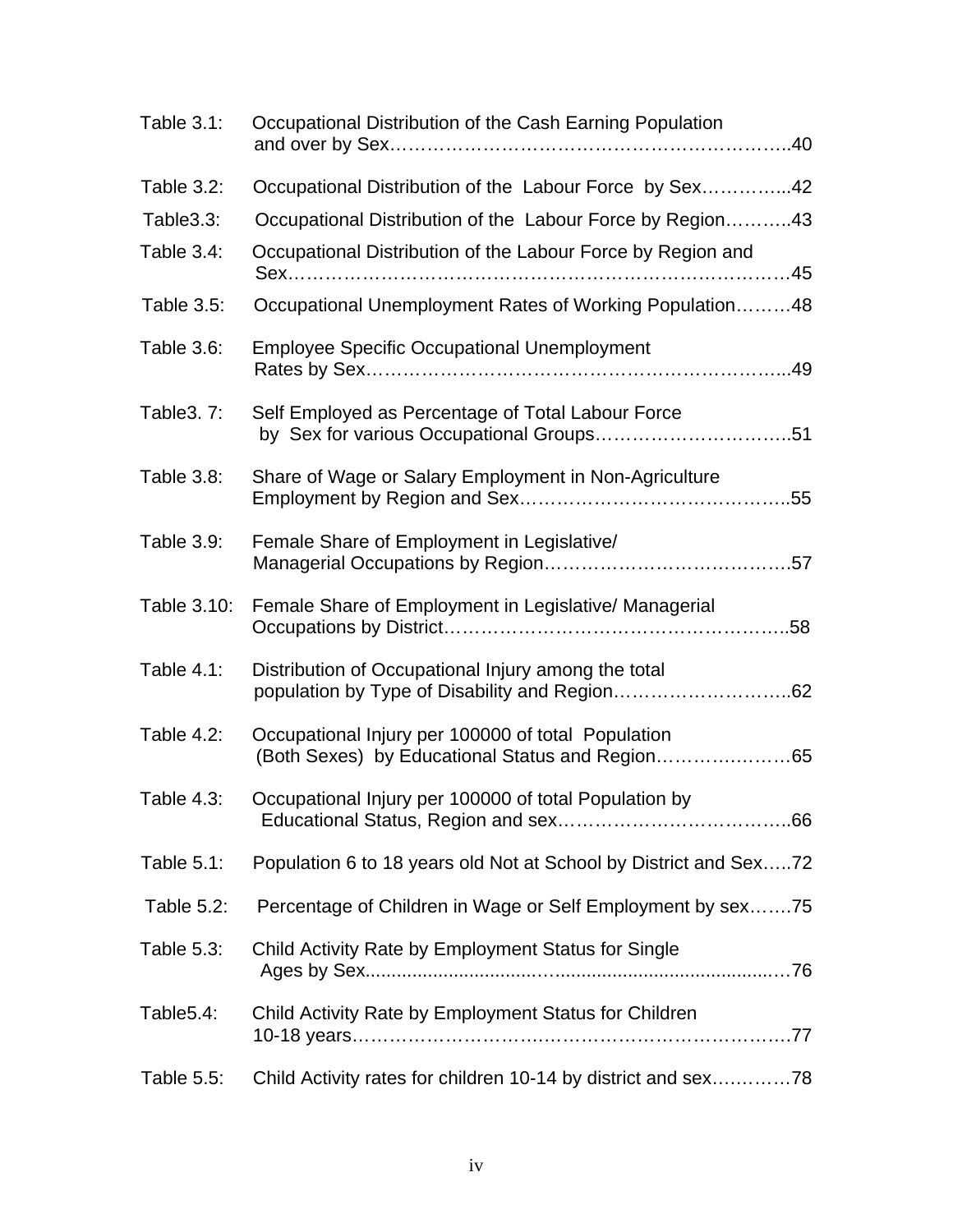Table 3.1: Occupational Distribution of the Cash Earning Population and over by Sex……………………………………………………..40

Table 3.2: Occupational Distribution of the Labour Force by Sex…………..42

Table3.3: Occupational Distribution of the Labour Force by Region………..43

Table 3.4: Occupational Distribution of the Labour Force by Region and Sex……………………………………………………………………45

Table 3.5: Occupational Unemployment Rates of Working Population………48

Table 3.6: Employee Specific Occupational Unemployment Rates by Sex…………………………………………………………..49

Table3. 7: Self Employed as Percentage of Total Labour Force by Sex for various Occupational Groups…………………………..51

Table 3.8: Share of Wage or Salary Employment in Non-Agriculture Employment by Region and Sex……………………………………..55

Table 3.9: Female Share of Employment in Legislative/ Managerial Occupations by Region………………………………….57

Table 3.10: Female Share of Employment in Legislative/ Managerial Occupations by District……………………………………………..58

Table 4.1: Distribution of Occupational Injury among the total population by Type of Disability and Region………………………..62

Table 4.2: Occupational Injury per 100000 of total Population (Both Sexes) by Educational Status and Region…………………65

Table 4.3: Occupational Injury per 100000 of total Population by Educational Status, Region and sex………………………………..66

Table 5.1: Population 6 to 18 years old Not at School by District and Sex…..72

Table 5.2: Percentage of Children in Wage or Self Employment by sex…….75

Table 5.3: Child Activity Rate by Employment Status for Single Ages by Sex................................…...........................................…76

Table5.4: Child Activity Rate by Employment Status for Children 10-18 years……………………………………………………………77

Table 5.5: Child Activity rates for children 10-14 by district and sex…………78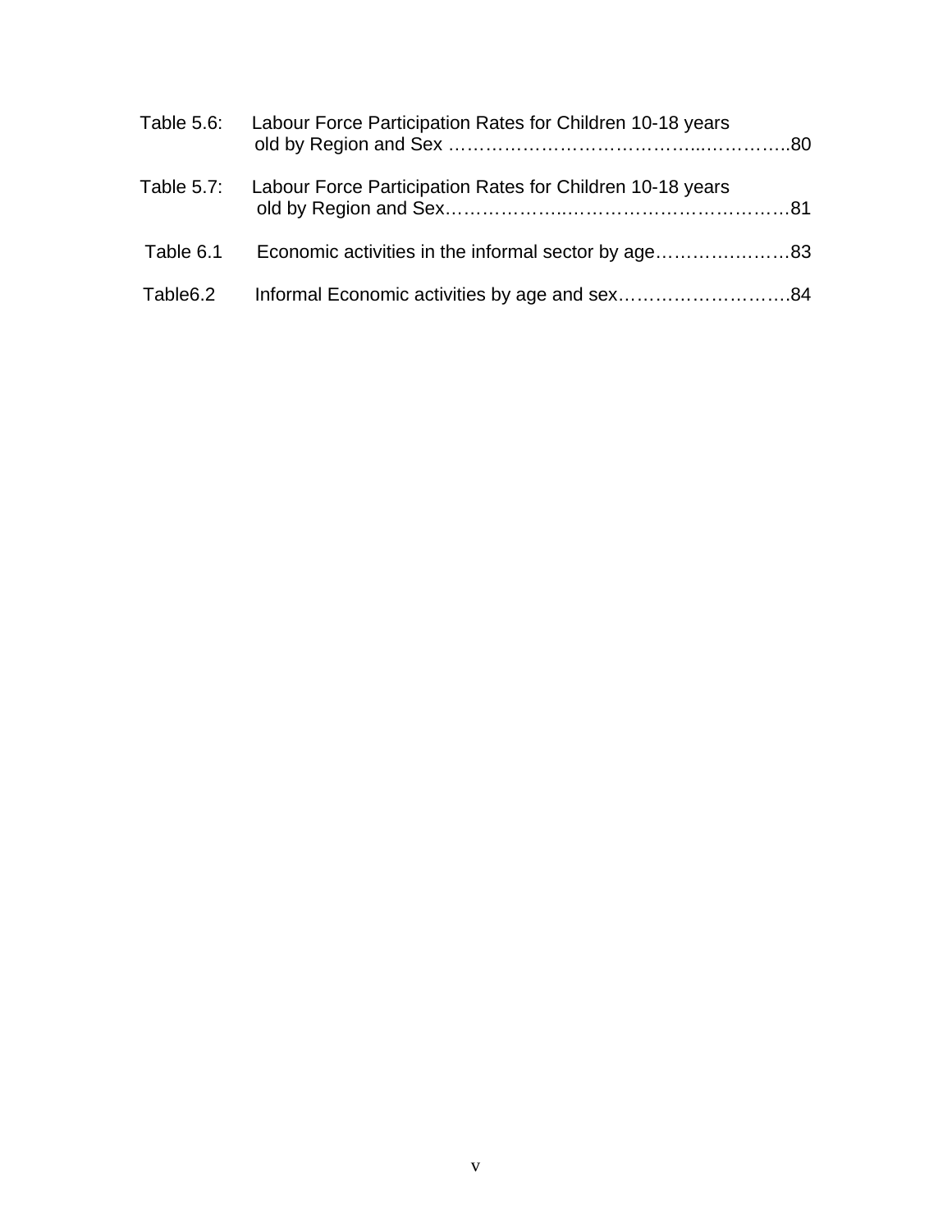Table 5.6: Labour Force Participation Rates for Children 10-18 years old by Region and Sex ……………………………………..…………..80

Table 5.7: Labour Force Participation Rates for Children 10-18 years old by Region and Sex………………..………………………………81

Table 6.1 Economic activities in the informal sector by age…………………83

Table6.2 Informal Economic activities by age and sex……………………….84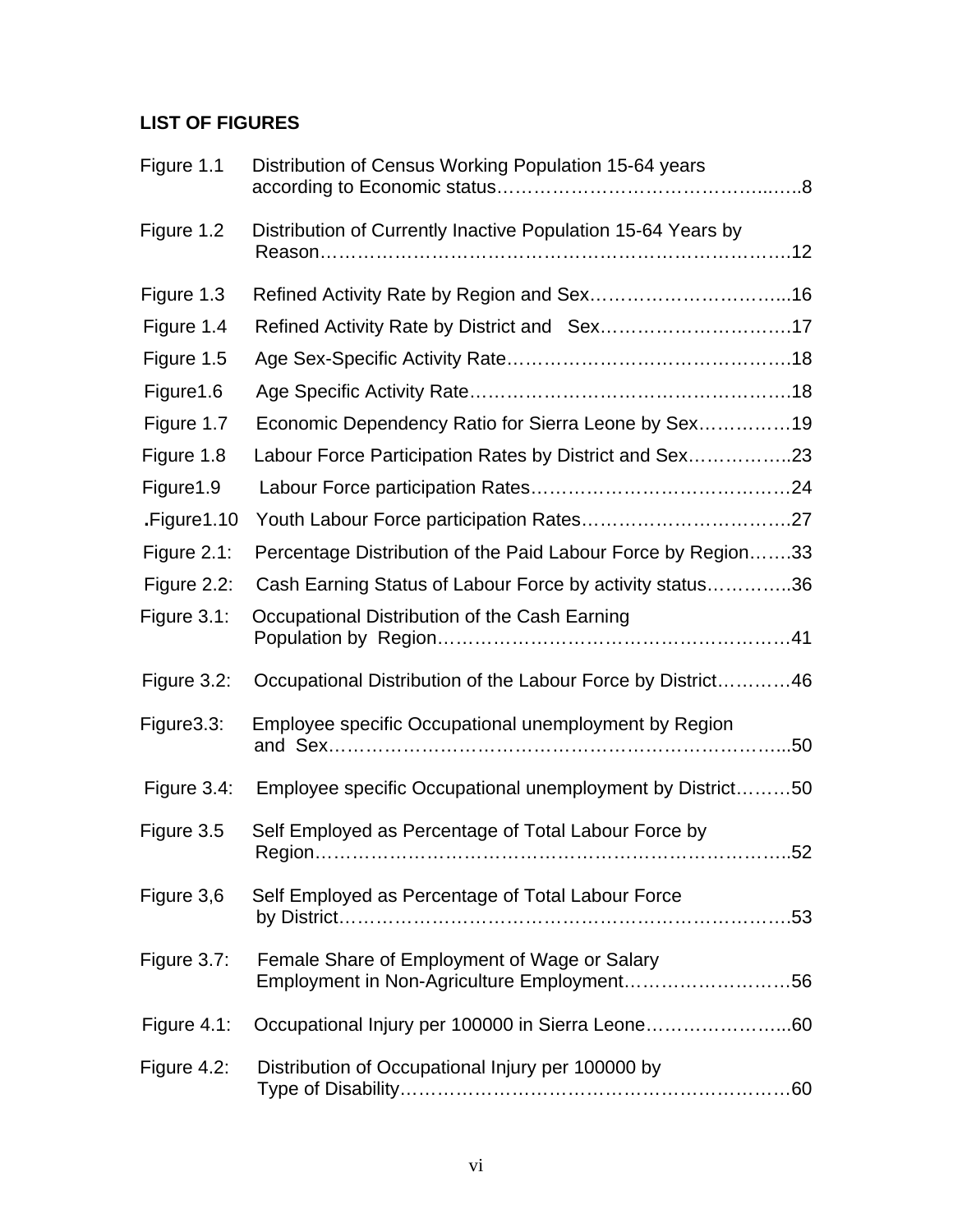## LIST OF FIGURES

| | | |
|---|---|---|
| Figure 1.1 | Distribution of Census Working Population 15-64 years according to Economic status | 8 |
| Figure 1.2 | Distribution of Currently Inactive Population 15-64 Years by Reason | 12 |
| Figure 1.3 | Refined Activity Rate by Region and Sex | 16 |
| Figure 1.4 | Refined Activity Rate by District and Sex | 17 |
| Figure 1.5 | Age Sex-Specific Activity Rate | 18 |
| Figure1.6 | Age Specific Activity Rate | 18 |
| Figure 1.7 | Economic Dependency Ratio for Sierra Leone by Sex | 19 |
| Figure 1.8 | Labour Force Participation Rates by District and Sex | 23 |
| Figure1.9 | Labour Force participation Rates | 24 |
| .Figure1.10 | Youth Labour Force participation Rates | 27 |
| Figure 2.1: | Percentage Distribution of the Paid Labour Force by Region | 33 |
| Figure 2.2: | Cash Earning Status of Labour Force by activity status | 36 |
| Figure 3.1: | Occupational Distribution of the Cash Earning Population by Region | 41 |
| Figure 3.2: | Occupational Distribution of the Labour Force by District | 46 |
| Figure3.3: | Employee specific Occupational unemployment by Region and Sex | 50 |
| Figure 3.4: | Employee specific Occupational unemployment by District | 50 |
| Figure 3.5 | Self Employed as Percentage of Total Labour Force by Region | 52 |
| Figure 3,6 | Self Employed as Percentage of Total Labour Force by District | 53 |
| Figure 3.7: | Female Share of Employment of Wage or Salary Employment in Non-Agriculture Employment | 56 |
| Figure 4.1: | Occupational Injury per 100000 in Sierra Leone | 60 |
| Figure 4.2: | Distribution of Occupational Injury per 100000 by Type of Disability | 60 |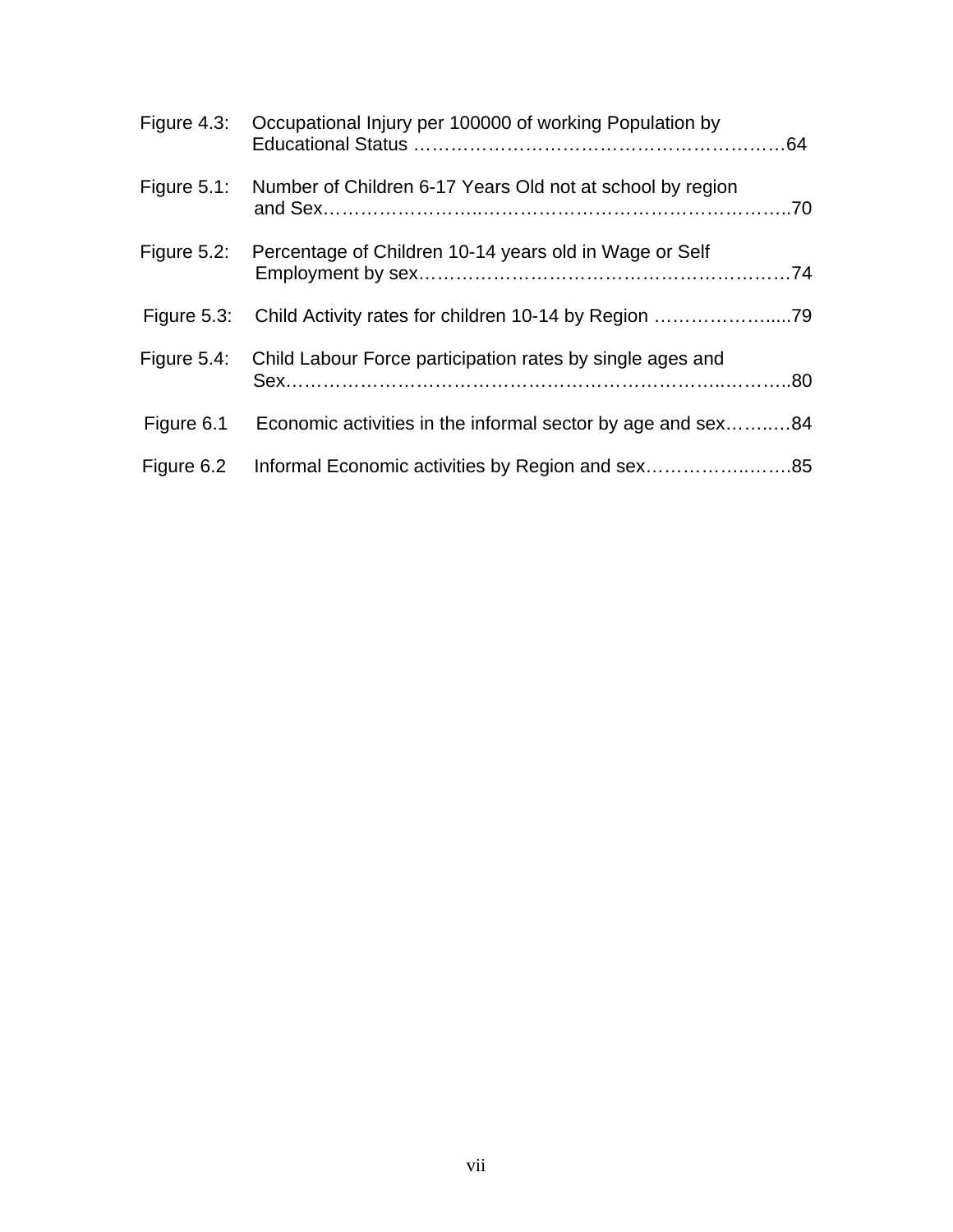Figure 4.3: Occupational Injury per 100000 of working Population by Educational Status ………………………………………………………64

Figure 5.1: Number of Children 6-17 Years Old not at school by region and Sex……………………..…………………………………………..70

Figure 5.2: Percentage of Children 10-14 years old in Wage or Self Employment by sex……………………………………………………74

Figure 5.3: Child Activity rates for children 10-14 by Region ………………….....79

Figure 5.4: Child Labour Force participation rates by single ages and Sex……………………………………………………………..………..80

Figure 6.1 Economic activities in the informal sector by age and sex……..…84

Figure 6.2 Informal Economic activities by Region and sex…………….…….85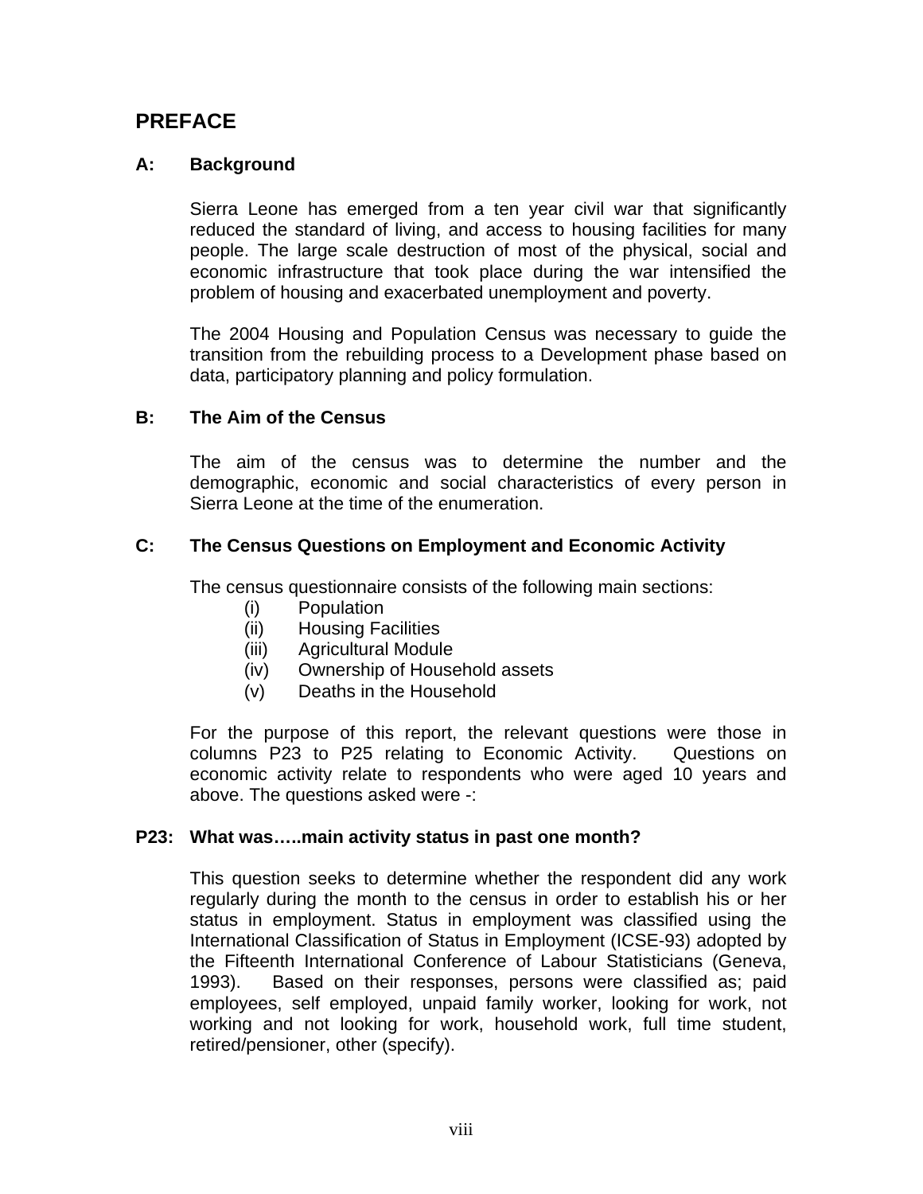# PREFACE

### A: Background

Sierra Leone has emerged from a ten year civil war that significantly reduced the standard of living, and access to housing facilities for many people. The large scale destruction of most of the physical, social and economic infrastructure that took place during the war intensified the problem of housing and exacerbated unemployment and poverty.

The 2004 Housing and Population Census was necessary to guide the transition from the rebuilding process to a Development phase based on data, participatory planning and policy formulation.

### B: The Aim of the Census

The aim of the census was to determine the number and the demographic, economic and social characteristics of every person in Sierra Leone at the time of the enumeration.

### C: The Census Questions on Employment and Economic Activity

The census questionnaire consists of the following main sections:

- (i) Population
- (ii) Housing Facilities
- (iii) Agricultural Module
- (iv) Ownership of Household assets
- (v) Deaths in the Household

For the purpose of this report, the relevant questions were those in columns P23 to P25 relating to Economic Activity. Questions on economic activity relate to respondents who were aged 10 years and above. The questions asked were -:

### P23: What was…..main activity status in past one month?

This question seeks to determine whether the respondent did any work regularly during the month to the census in order to establish his or her status in employment. Status in employment was classified using the International Classification of Status in Employment (ICSE-93) adopted by the Fifteenth International Conference of Labour Statisticians (Geneva, 1993). Based on their responses, persons were classified as; paid employees, self employed, unpaid family worker, looking for work, not working and not looking for work, household work, full time student, retired/pensioner, other (specify).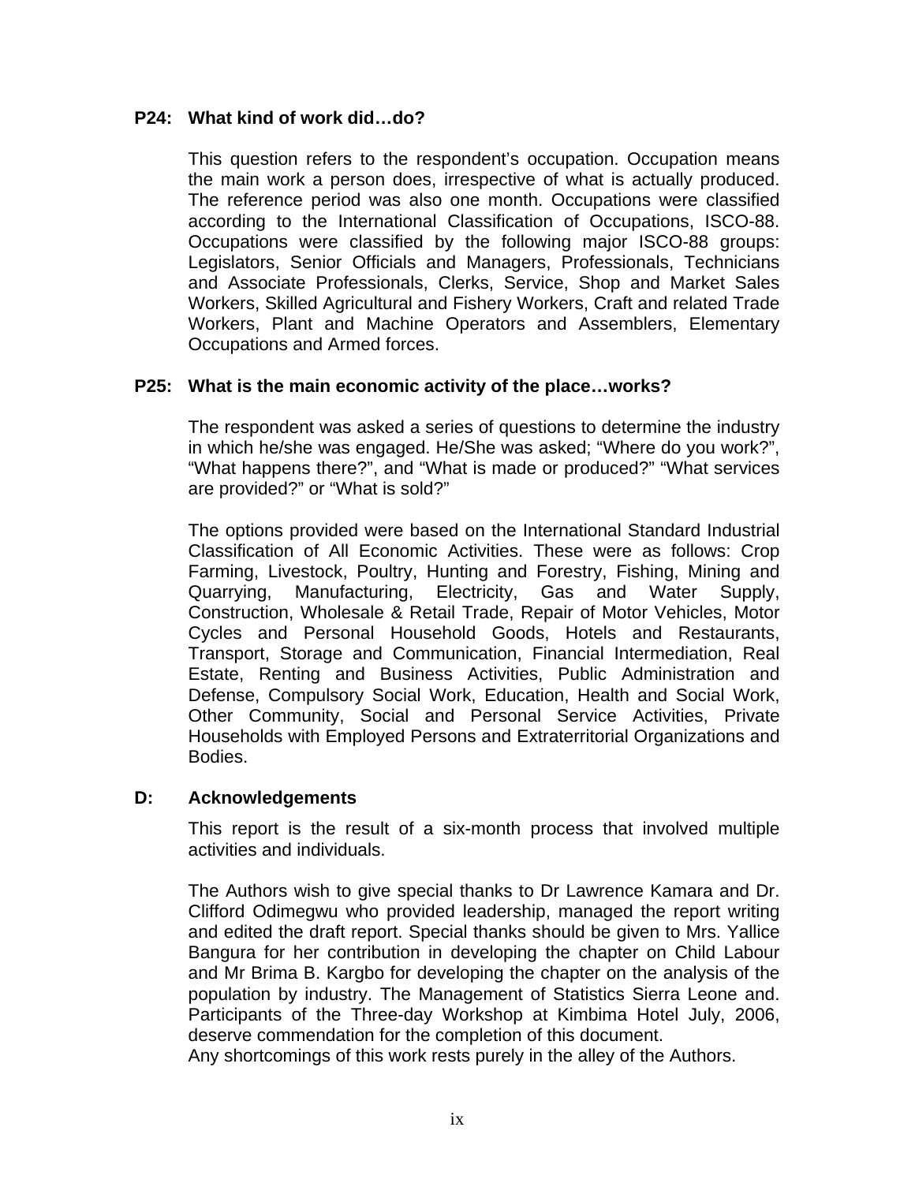**P24: What kind of work did…do?**

This question refers to the respondent's occupation. Occupation means the main work a person does, irrespective of what is actually produced. The reference period was also one month. Occupations were classified according to the International Classification of Occupations, ISCO-88. Occupations were classified by the following major ISCO-88 groups: Legislators, Senior Officials and Managers, Professionals, Technicians and Associate Professionals, Clerks, Service, Shop and Market Sales Workers, Skilled Agricultural and Fishery Workers, Craft and related Trade Workers, Plant and Machine Operators and Assemblers, Elementary Occupations and Armed forces.

**P25: What is the main economic activity of the place…works?**

The respondent was asked a series of questions to determine the industry in which he/she was engaged. He/She was asked; "Where do you work?", "What happens there?", and "What is made or produced?" "What services are provided?" or "What is sold?"

The options provided were based on the International Standard Industrial Classification of All Economic Activities. These were as follows: Crop Farming, Livestock, Poultry, Hunting and Forestry, Fishing, Mining and Quarrying, Manufacturing, Electricity, Gas and Water Supply, Construction, Wholesale & Retail Trade, Repair of Motor Vehicles, Motor Cycles and Personal Household Goods, Hotels and Restaurants, Transport, Storage and Communication, Financial Intermediation, Real Estate, Renting and Business Activities, Public Administration and Defense, Compulsory Social Work, Education, Health and Social Work, Other Community, Social and Personal Service Activities, Private Households with Employed Persons and Extraterritorial Organizations and Bodies.

## D: Acknowledgements

This report is the result of a six-month process that involved multiple activities and individuals.

The Authors wish to give special thanks to Dr Lawrence Kamara and Dr. Clifford Odimegwu who provided leadership, managed the report writing and edited the draft report. Special thanks should be given to Mrs. Yallice Bangura for her contribution in developing the chapter on Child Labour and Mr Brima B. Kargbo for developing the chapter on the analysis of the population by industry. The Management of Statistics Sierra Leone and. Participants of the Three-day Workshop at Kimbima Hotel July, 2006, deserve commendation for the completion of this document.
Any shortcomings of this work rests purely in the alley of the Authors.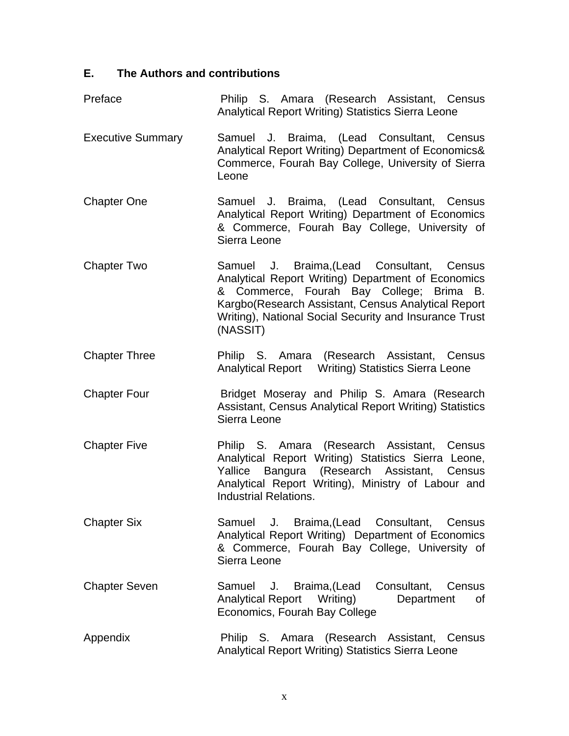### E. The Authors and contributions

| | |
|---|---|
| Preface | Philip S. Amara (Research Assistant, Census Analytical Report Writing) Statistics Sierra Leone |
| Executive Summary | Samuel J. Braima, (Lead Consultant, Census Analytical Report Writing) Department of Economics& Commerce, Fourah Bay College, University of Sierra Leone |
| Chapter One | Samuel J. Braima, (Lead Consultant, Census Analytical Report Writing) Department of Economics & Commerce, Fourah Bay College, University of Sierra Leone |
| Chapter Two | Samuel J. Braima,(Lead Consultant, Census Analytical Report Writing) Department of Economics & Commerce, Fourah Bay College; Brima B. Kargbo(Research Assistant, Census Analytical Report Writing), National Social Security and Insurance Trust (NASSIT) |
| Chapter Three | Philip S. Amara (Research Assistant, Census Analytical Report Writing) Statistics Sierra Leone |
| Chapter Four | Bridget Moseray and Philip S. Amara (Research Assistant, Census Analytical Report Writing) Statistics Sierra Leone |
| Chapter Five | Philip S. Amara (Research Assistant, Census Analytical Report Writing) Statistics Sierra Leone, Yallice Bangura (Research Assistant, Census Analytical Report Writing), Ministry of Labour and Industrial Relations. |
| Chapter Six | Samuel J. Braima,(Lead Consultant, Census Analytical Report Writing) Department of Economics & Commerce, Fourah Bay College, University of Sierra Leone |
| Chapter Seven | Samuel J. Braima,(Lead Consultant, Census Analytical Report Writing) Department of Economics, Fourah Bay College |
| Appendix | Philip S. Amara (Research Assistant, Census Analytical Report Writing) Statistics Sierra Leone |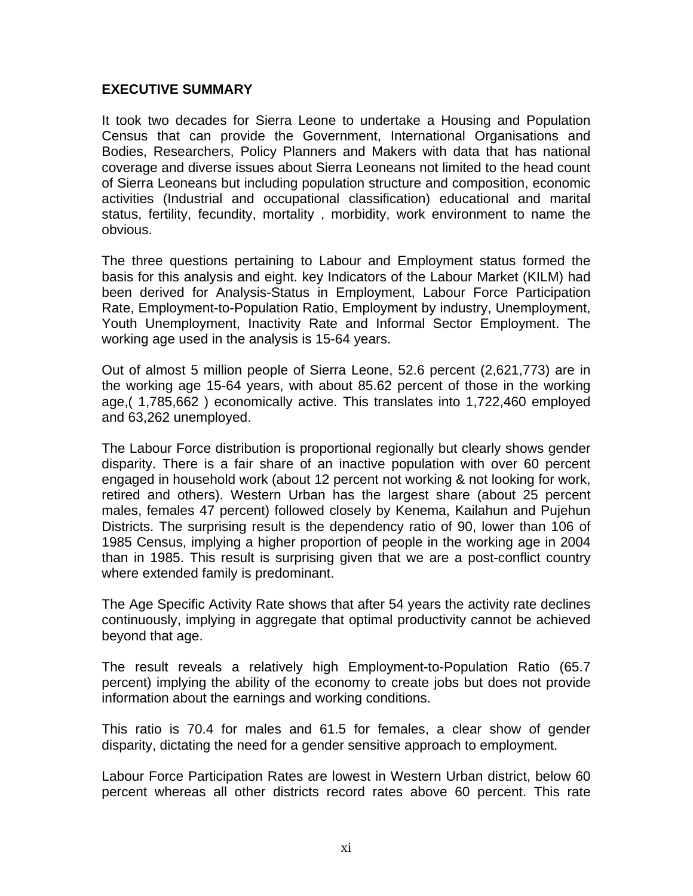## EXECUTIVE SUMMARY

It took two decades for Sierra Leone to undertake a Housing and Population Census that can provide the Government, International Organisations and Bodies, Researchers, Policy Planners and Makers with data that has national coverage and diverse issues about Sierra Leoneans not limited to the head count of Sierra Leoneans but including population structure and composition, economic activities (Industrial and occupational classification) educational and marital status, fertility, fecundity, mortality , morbidity, work environment to name the obvious.

The three questions pertaining to Labour and Employment status formed the basis for this analysis and eight. key Indicators of the Labour Market (KILM) had been derived for Analysis-Status in Employment, Labour Force Participation Rate, Employment-to-Population Ratio, Employment by industry, Unemployment, Youth Unemployment, Inactivity Rate and Informal Sector Employment. The working age used in the analysis is 15-64 years.

Out of almost 5 million people of Sierra Leone, 52.6 percent (2,621,773) are in the working age 15-64 years, with about 85.62 percent of those in the working age,( 1,785,662 ) economically active. This translates into 1,722,460 employed and 63,262 unemployed.

The Labour Force distribution is proportional regionally but clearly shows gender disparity. There is a fair share of an inactive population with over 60 percent engaged in household work (about 12 percent not working & not looking for work, retired and others). Western Urban has the largest share (about 25 percent males, females 47 percent) followed closely by Kenema, Kailahun and Pujehun Districts. The surprising result is the dependency ratio of 90, lower than 106 of 1985 Census, implying a higher proportion of people in the working age in 2004 than in 1985. This result is surprising given that we are a post-conflict country where extended family is predominant.

The Age Specific Activity Rate shows that after 54 years the activity rate declines continuously, implying in aggregate that optimal productivity cannot be achieved beyond that age.

The result reveals a relatively high Employment-to-Population Ratio (65.7 percent) implying the ability of the economy to create jobs but does not provide information about the earnings and working conditions.

This ratio is 70.4 for males and 61.5 for females, a clear show of gender disparity, dictating the need for a gender sensitive approach to employment.

Labour Force Participation Rates are lowest in Western Urban district, below 60 percent whereas all other districts record rates above 60 percent. This rate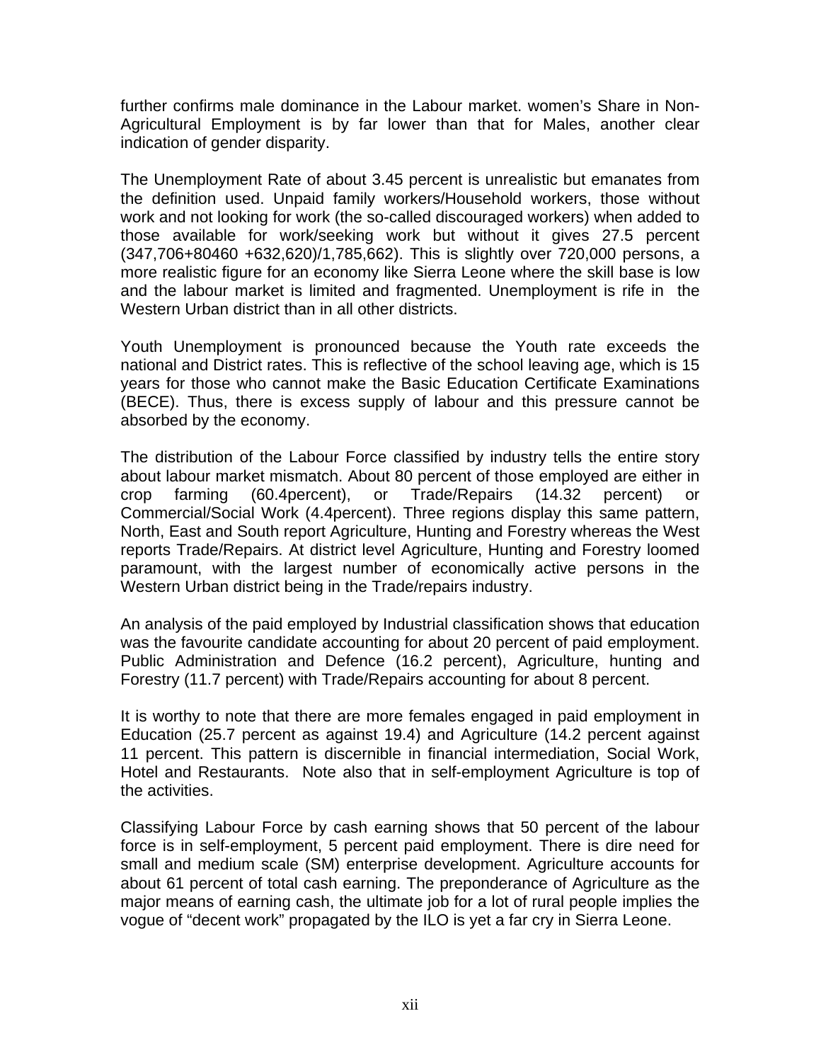further confirms male dominance in the Labour market. women's Share in Non-Agricultural Employment is by far lower than that for Males, another clear indication of gender disparity.

The Unemployment Rate of about 3.45 percent is unrealistic but emanates from the definition used. Unpaid family workers/Household workers, those without work and not looking for work (the so-called discouraged workers) when added to those available for work/seeking work but without it gives 27.5 percent (347,706+80460 +632,620)/1,785,662). This is slightly over 720,000 persons, a more realistic figure for an economy like Sierra Leone where the skill base is low and the labour market is limited and fragmented. Unemployment is rife in the Western Urban district than in all other districts.

Youth Unemployment is pronounced because the Youth rate exceeds the national and District rates. This is reflective of the school leaving age, which is 15 years for those who cannot make the Basic Education Certificate Examinations (BECE). Thus, there is excess supply of labour and this pressure cannot be absorbed by the economy.

The distribution of the Labour Force classified by industry tells the entire story about labour market mismatch. About 80 percent of those employed are either in crop farming (60.4percent), or Trade/Repairs (14.32 percent) or Commercial/Social Work (4.4percent). Three regions display this same pattern, North, East and South report Agriculture, Hunting and Forestry whereas the West reports Trade/Repairs. At district level Agriculture, Hunting and Forestry loomed paramount, with the largest number of economically active persons in the Western Urban district being in the Trade/repairs industry.

An analysis of the paid employed by Industrial classification shows that education was the favourite candidate accounting for about 20 percent of paid employment. Public Administration and Defence (16.2 percent), Agriculture, hunting and Forestry (11.7 percent) with Trade/Repairs accounting for about 8 percent.

It is worthy to note that there are more females engaged in paid employment in Education (25.7 percent as against 19.4) and Agriculture (14.2 percent against 11 percent. This pattern is discernible in financial intermediation, Social Work, Hotel and Restaurants. Note also that in self-employment Agriculture is top of the activities.

Classifying Labour Force by cash earning shows that 50 percent of the labour force is in self-employment, 5 percent paid employment. There is dire need for small and medium scale (SM) enterprise development. Agriculture accounts for about 61 percent of total cash earning. The preponderance of Agriculture as the major means of earning cash, the ultimate job for a lot of rural people implies the vogue of "decent work" propagated by the ILO is yet a far cry in Sierra Leone.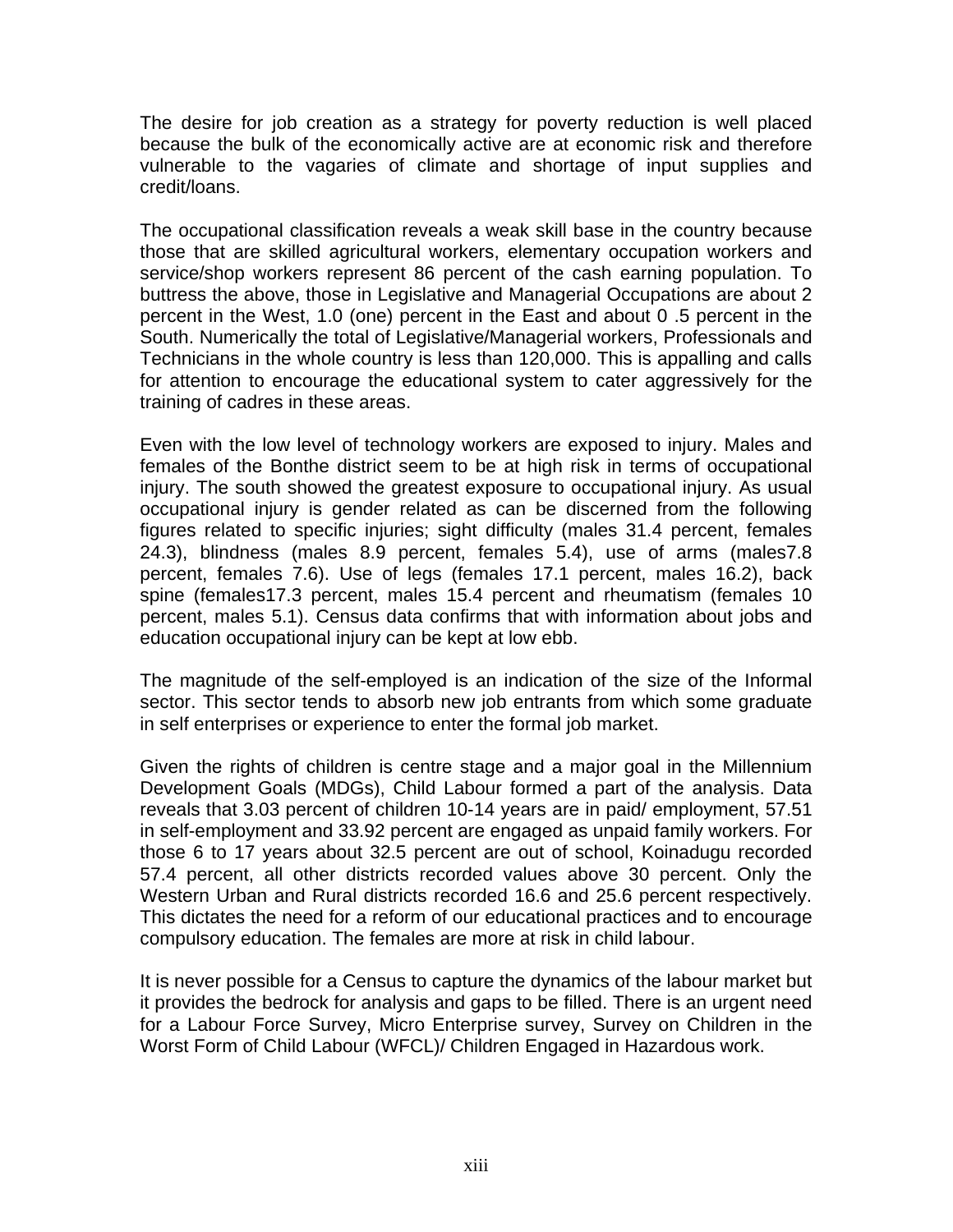The desire for job creation as a strategy for poverty reduction is well placed because the bulk of the economically active are at economic risk and therefore vulnerable to the vagaries of climate and shortage of input supplies and credit/loans.

The occupational classification reveals a weak skill base in the country because those that are skilled agricultural workers, elementary occupation workers and service/shop workers represent 86 percent of the cash earning population. To buttress the above, those in Legislative and Managerial Occupations are about 2 percent in the West, 1.0 (one) percent in the East and about 0 .5 percent in the South. Numerically the total of Legislative/Managerial workers, Professionals and Technicians in the whole country is less than 120,000. This is appalling and calls for attention to encourage the educational system to cater aggressively for the training of cadres in these areas.

Even with the low level of technology workers are exposed to injury. Males and females of the Bonthe district seem to be at high risk in terms of occupational injury. The south showed the greatest exposure to occupational injury. As usual occupational injury is gender related as can be discerned from the following figures related to specific injuries; sight difficulty (males 31.4 percent, females 24.3), blindness (males 8.9 percent, females 5.4), use of arms (males7.8 percent, females 7.6). Use of legs (females 17.1 percent, males 16.2), back spine (females17.3 percent, males 15.4 percent and rheumatism (females 10 percent, males 5.1). Census data confirms that with information about jobs and education occupational injury can be kept at low ebb.

The magnitude of the self-employed is an indication of the size of the Informal sector. This sector tends to absorb new job entrants from which some graduate in self enterprises or experience to enter the formal job market.

Given the rights of children is centre stage and a major goal in the Millennium Development Goals (MDGs), Child Labour formed a part of the analysis. Data reveals that 3.03 percent of children 10-14 years are in paid/ employment, 57.51 in self-employment and 33.92 percent are engaged as unpaid family workers. For those 6 to 17 years about 32.5 percent are out of school, Koinadugu recorded 57.4 percent, all other districts recorded values above 30 percent. Only the Western Urban and Rural districts recorded 16.6 and 25.6 percent respectively. This dictates the need for a reform of our educational practices and to encourage compulsory education. The females are more at risk in child labour.

It is never possible for a Census to capture the dynamics of the labour market but it provides the bedrock for analysis and gaps to be filled. There is an urgent need for a Labour Force Survey, Micro Enterprise survey, Survey on Children in the Worst Form of Child Labour (WFCL)/ Children Engaged in Hazardous work.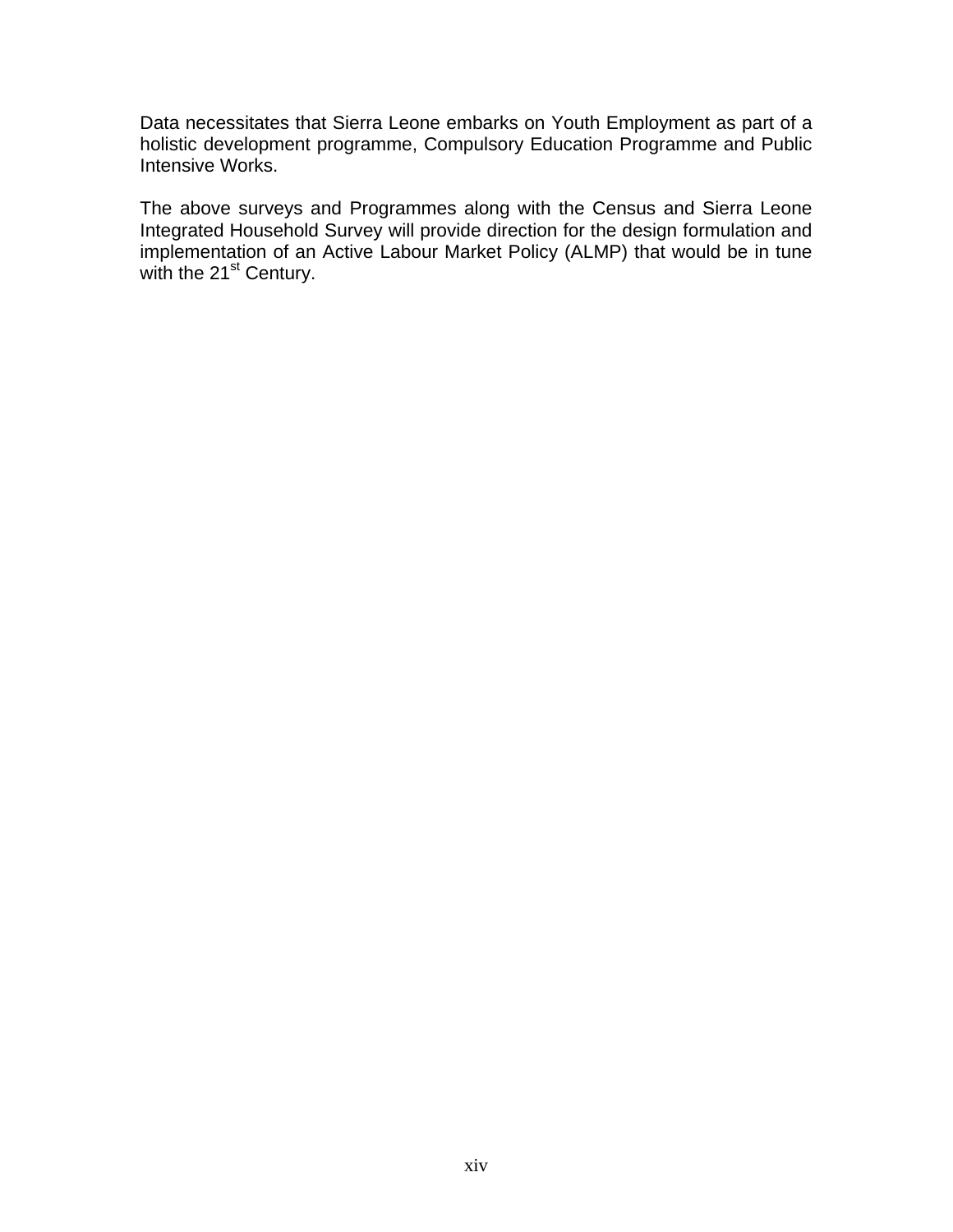Data necessitates that Sierra Leone embarks on Youth Employment as part of a holistic development programme, Compulsory Education Programme and Public Intensive Works.

The above surveys and Programmes along with the Census and Sierra Leone Integrated Household Survey will provide direction for the design formulation and implementation of an Active Labour Market Policy (ALMP) that would be in tune with the 21st Century.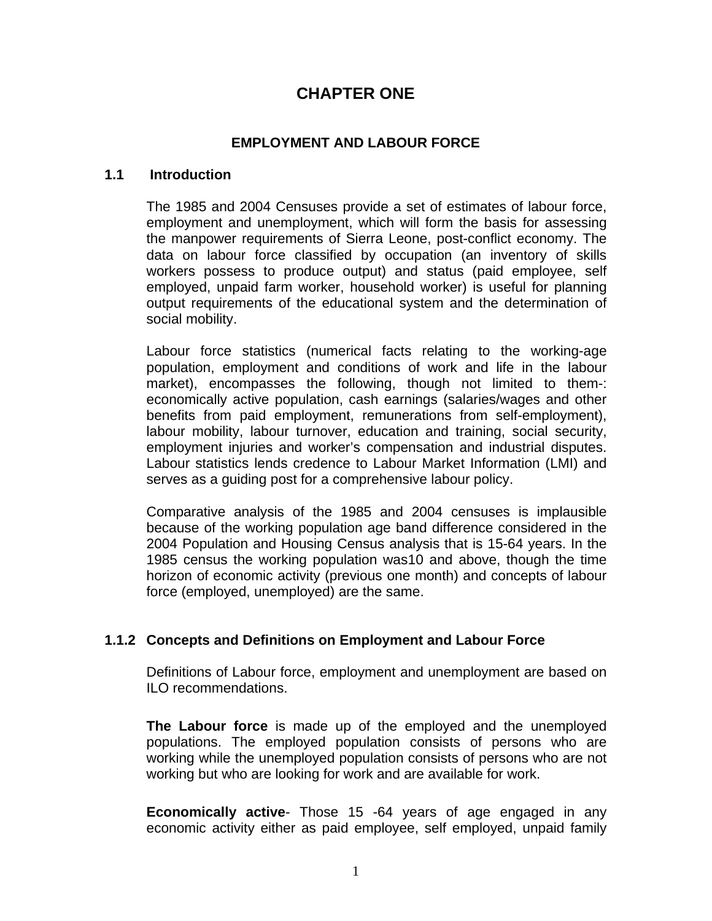# CHAPTER ONE

## EMPLOYMENT AND LABOUR FORCE

### 1.1 Introduction

The 1985 and 2004 Censuses provide a set of estimates of labour force, employment and unemployment, which will form the basis for assessing the manpower requirements of Sierra Leone, post-conflict economy. The data on labour force classified by occupation (an inventory of skills workers possess to produce output) and status (paid employee, self employed, unpaid farm worker, household worker) is useful for planning output requirements of the educational system and the determination of social mobility.

Labour force statistics (numerical facts relating to the working-age population, employment and conditions of work and life in the labour market), encompasses the following, though not limited to them-: economically active population, cash earnings (salaries/wages and other benefits from paid employment, remunerations from self-employment), labour mobility, labour turnover, education and training, social security, employment injuries and worker's compensation and industrial disputes. Labour statistics lends credence to Labour Market Information (LMI) and serves as a guiding post for a comprehensive labour policy.

Comparative analysis of the 1985 and 2004 censuses is implausible because of the working population age band difference considered in the 2004 Population and Housing Census analysis that is 15-64 years. In the 1985 census the working population was10 and above, though the time horizon of economic activity (previous one month) and concepts of labour force (employed, unemployed) are the same.

### 1.1.2 Concepts and Definitions on Employment and Labour Force

Definitions of Labour force, employment and unemployment are based on ILO recommendations.

**The Labour force** is made up of the employed and the unemployed populations. The employed population consists of persons who are working while the unemployed population consists of persons who are not working but who are looking for work and are available for work.

**Economically active**- Those 15 -64 years of age engaged in any economic activity either as paid employee, self employed, unpaid family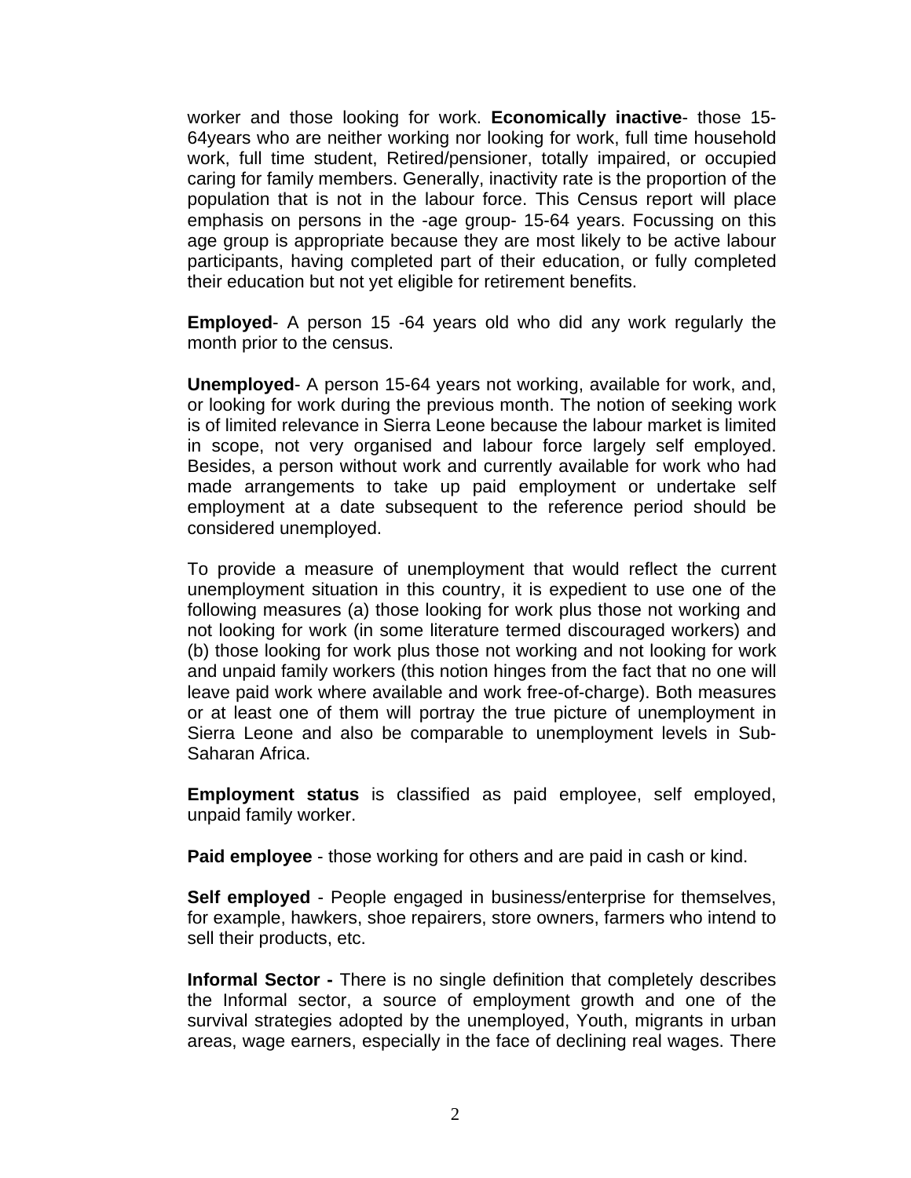worker and those looking for work. **Economically inactive**- those 15-64years who are neither working nor looking for work, full time household work, full time student, Retired/pensioner, totally impaired, or occupied caring for family members. Generally, inactivity rate is the proportion of the population that is not in the labour force. This Census report will place emphasis on persons in the -age group- 15-64 years. Focussing on this age group is appropriate because they are most likely to be active labour participants, having completed part of their education, or fully completed their education but not yet eligible for retirement benefits.

**Employed**- A person 15 -64 years old who did any work regularly the month prior to the census.

**Unemployed**- A person 15-64 years not working, available for work, and, or looking for work during the previous month. The notion of seeking work is of limited relevance in Sierra Leone because the labour market is limited in scope, not very organised and labour force largely self employed. Besides, a person without work and currently available for work who had made arrangements to take up paid employment or undertake self employment at a date subsequent to the reference period should be considered unemployed.

To provide a measure of unemployment that would reflect the current unemployment situation in this country, it is expedient to use one of the following measures (a) those looking for work plus those not working and not looking for work (in some literature termed discouraged workers) and (b) those looking for work plus those not working and not looking for work and unpaid family workers (this notion hinges from the fact that no one will leave paid work where available and work free-of-charge). Both measures or at least one of them will portray the true picture of unemployment in Sierra Leone and also be comparable to unemployment levels in Sub-Saharan Africa.

**Employment status** is classified as paid employee, self employed, unpaid family worker.

**Paid employee** - those working for others and are paid in cash or kind.

**Self employed** - People engaged in business/enterprise for themselves, for example, hawkers, shoe repairers, store owners, farmers who intend to sell their products, etc.

**Informal Sector -** There is no single definition that completely describes the Informal sector, a source of employment growth and one of the survival strategies adopted by the unemployed, Youth, migrants in urban areas, wage earners, especially in the face of declining real wages. There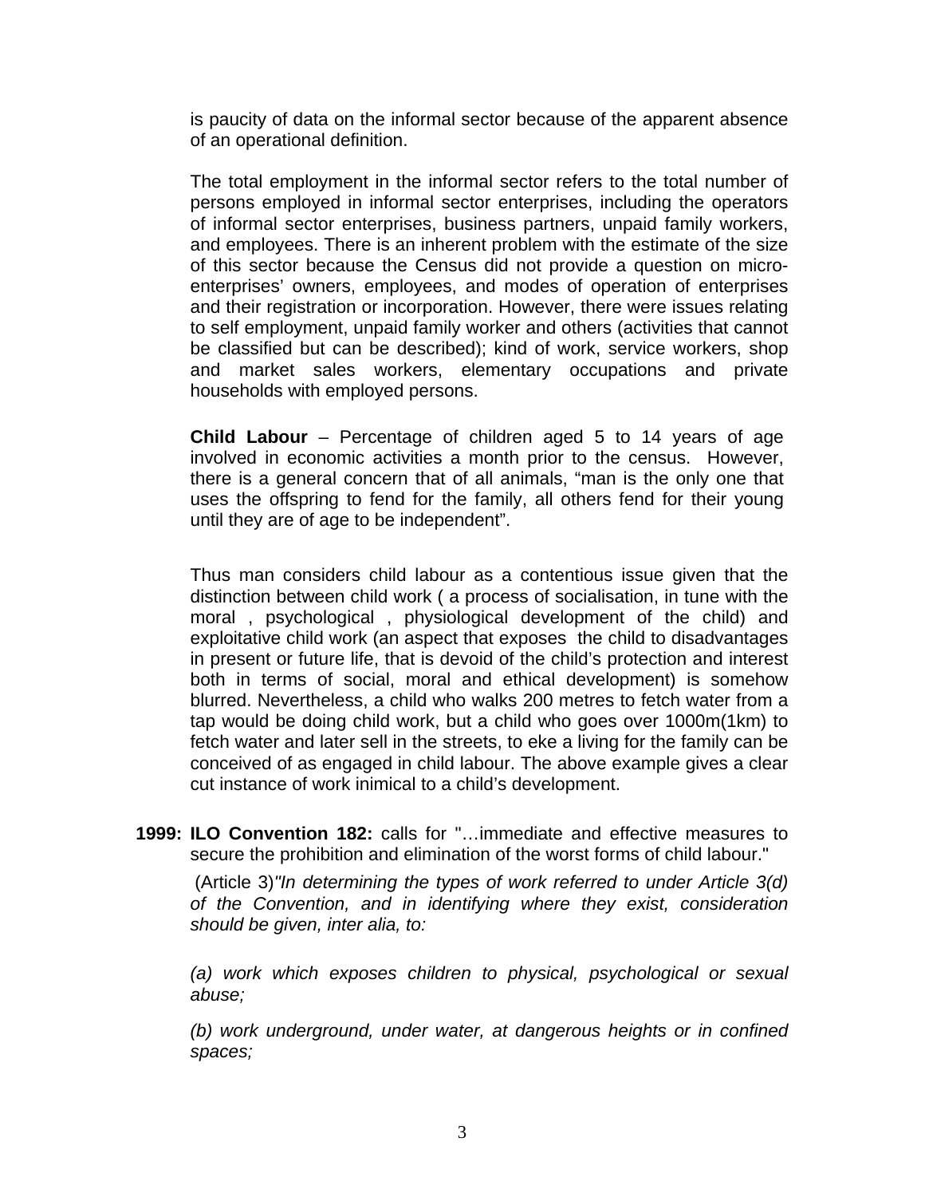is paucity of data on the informal sector because of the apparent absence of an operational definition.

The total employment in the informal sector refers to the total number of persons employed in informal sector enterprises, including the operators of informal sector enterprises, business partners, unpaid family workers, and employees. There is an inherent problem with the estimate of the size of this sector because the Census did not provide a question on micro-enterprises' owners, employees, and modes of operation of enterprises and their registration or incorporation. However, there were issues relating to self employment, unpaid family worker and others (activities that cannot be classified but can be described); kind of work, service workers, shop and market sales workers, elementary occupations and private households with employed persons.

**Child Labour** – Percentage of children aged 5 to 14 years of age involved in economic activities a month prior to the census. However, there is a general concern that of all animals, "man is the only one that uses the offspring to fend for the family, all others fend for their young until they are of age to be independent".

Thus man considers child labour as a contentious issue given that the distinction between child work ( a process of socialisation, in tune with the moral , psychological , physiological development of the child) and exploitative child work (an aspect that exposes the child to disadvantages in present or future life, that is devoid of the child's protection and interest both in terms of social, moral and ethical development) is somehow blurred. Nevertheless, a child who walks 200 metres to fetch water from a tap would be doing child work, but a child who goes over 1000m(1km) to fetch water and later sell in the streets, to eke a living for the family can be conceived of as engaged in child labour. The above example gives a clear cut instance of work inimical to a child's development.

**1999: ILO Convention 182:** calls for "…immediate and effective measures to secure the prohibition and elimination of the worst forms of child labour."

(Article 3)*"In determining the types of work referred to under Article 3(d) of the Convention, and in identifying where they exist, consideration should be given, inter alia, to:*

*(a) work which exposes children to physical, psychological or sexual abuse;*

*(b) work underground, under water, at dangerous heights or in confined spaces;*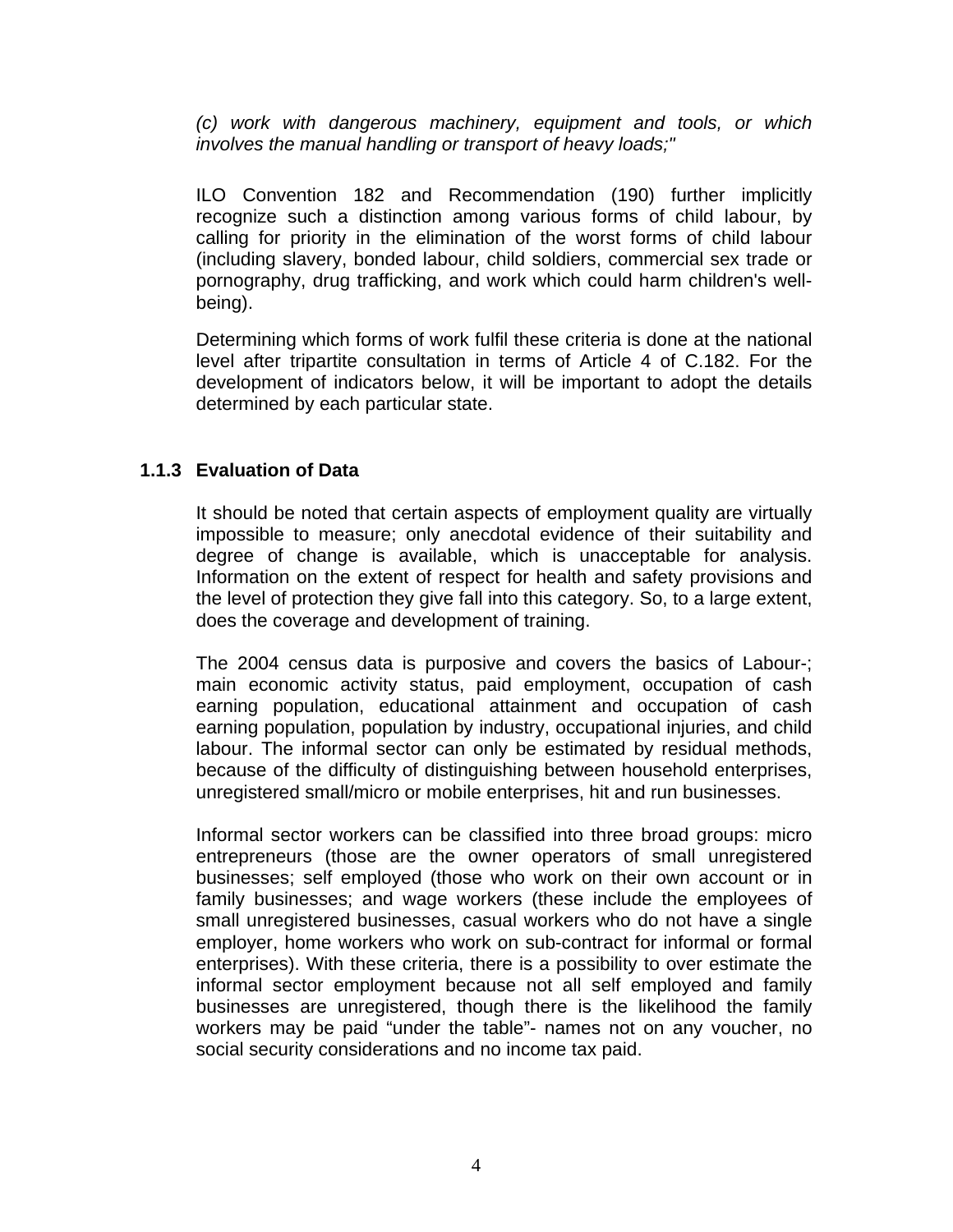*(c) work with dangerous machinery, equipment and tools, or which involves the manual handling or transport of heavy loads;"*

ILO Convention 182 and Recommendation (190) further implicitly recognize such a distinction among various forms of child labour, by calling for priority in the elimination of the worst forms of child labour (including slavery, bonded labour, child soldiers, commercial sex trade or pornography, drug trafficking, and work which could harm children's well-being).

Determining which forms of work fulfil these criteria is done at the national level after tripartite consultation in terms of Article 4 of C.182. For the development of indicators below, it will be important to adopt the details determined by each particular state.

### 1.1.3 Evaluation of Data

It should be noted that certain aspects of employment quality are virtually impossible to measure; only anecdotal evidence of their suitability and degree of change is available, which is unacceptable for analysis. Information on the extent of respect for health and safety provisions and the level of protection they give fall into this category. So, to a large extent, does the coverage and development of training.

The 2004 census data is purposive and covers the basics of Labour-; main economic activity status, paid employment, occupation of cash earning population, educational attainment and occupation of cash earning population, population by industry, occupational injuries, and child labour. The informal sector can only be estimated by residual methods, because of the difficulty of distinguishing between household enterprises, unregistered small/micro or mobile enterprises, hit and run businesses.

Informal sector workers can be classified into three broad groups: micro entrepreneurs (those are the owner operators of small unregistered businesses; self employed (those who work on their own account or in family businesses; and wage workers (these include the employees of small unregistered businesses, casual workers who do not have a single employer, home workers who work on sub-contract for informal or formal enterprises). With these criteria, there is a possibility to over estimate the informal sector employment because not all self employed and family businesses are unregistered, though there is the likelihood the family workers may be paid "under the table"- names not on any voucher, no social security considerations and no income tax paid.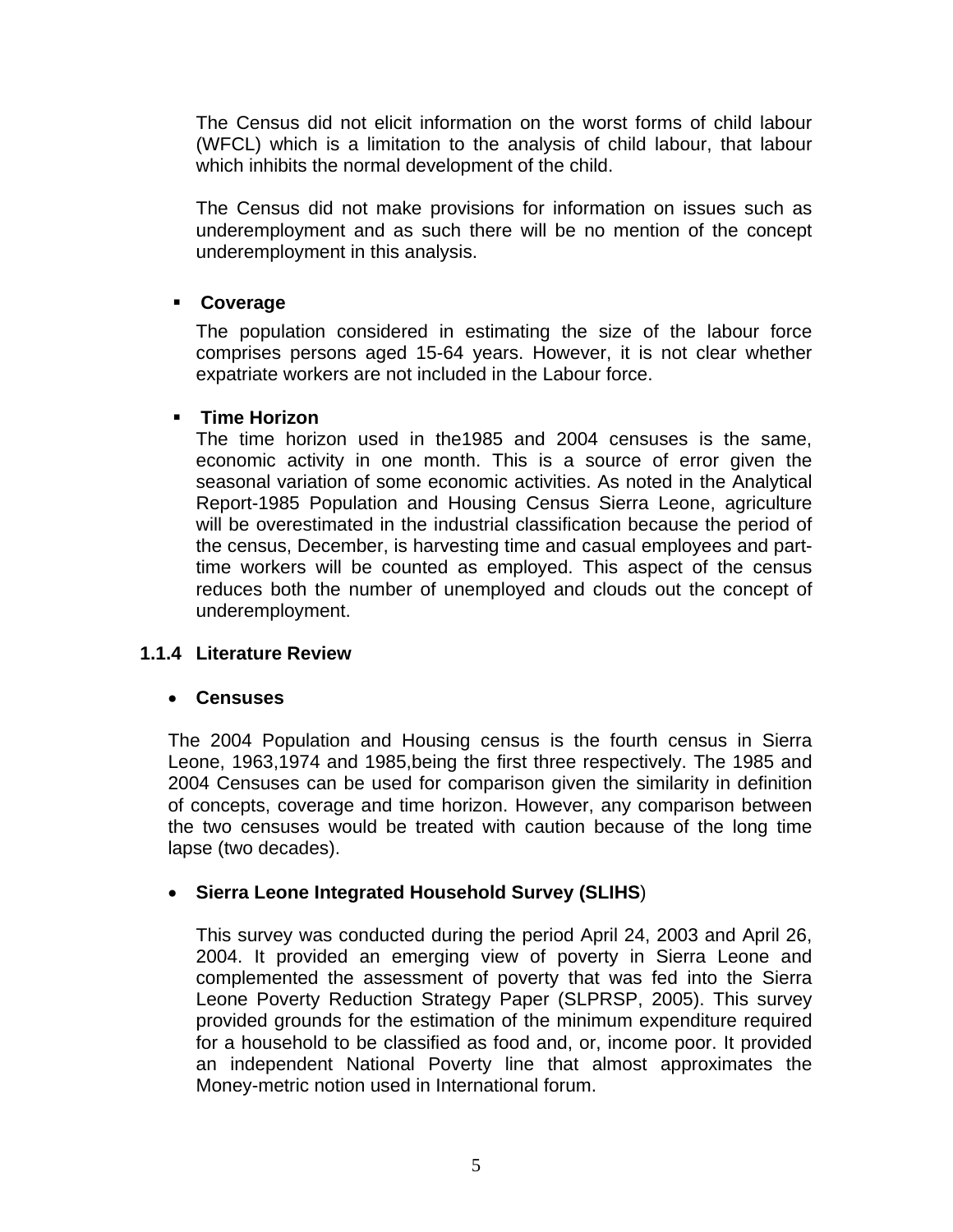The Census did not elicit information on the worst forms of child labour (WFCL) which is a limitation to the analysis of child labour, that labour which inhibits the normal development of the child.

The Census did not make provisions for information on issues such as underemployment and as such there will be no mention of the concept underemployment in this analysis.

- **Coverage**

The population considered in estimating the size of the labour force comprises persons aged 15-64 years. However, it is not clear whether expatriate workers are not included in the Labour force.

- **Time Horizon**

The time horizon used in the1985 and 2004 censuses is the same, economic activity in one month. This is a source of error given the seasonal variation of some economic activities. As noted in the Analytical Report-1985 Population and Housing Census Sierra Leone, agriculture will be overestimated in the industrial classification because the period of the census, December, is harvesting time and casual employees and part-time workers will be counted as employed. This aspect of the census reduces both the number of unemployed and clouds out the concept of underemployment.

### 1.1.4 Literature Review

- **Censuses**

The 2004 Population and Housing census is the fourth census in Sierra Leone, 1963,1974 and 1985,being the first three respectively. The 1985 and 2004 Censuses can be used for comparison given the similarity in definition of concepts, coverage and time horizon. However, any comparison between the two censuses would be treated with caution because of the long time lapse (two decades).

- **Sierra Leone Integrated Household Survey (SLIHS**)

This survey was conducted during the period April 24, 2003 and April 26, 2004. It provided an emerging view of poverty in Sierra Leone and complemented the assessment of poverty that was fed into the Sierra Leone Poverty Reduction Strategy Paper (SLPRSP, 2005). This survey provided grounds for the estimation of the minimum expenditure required for a household to be classified as food and, or, income poor. It provided an independent National Poverty line that almost approximates the Money-metric notion used in International forum.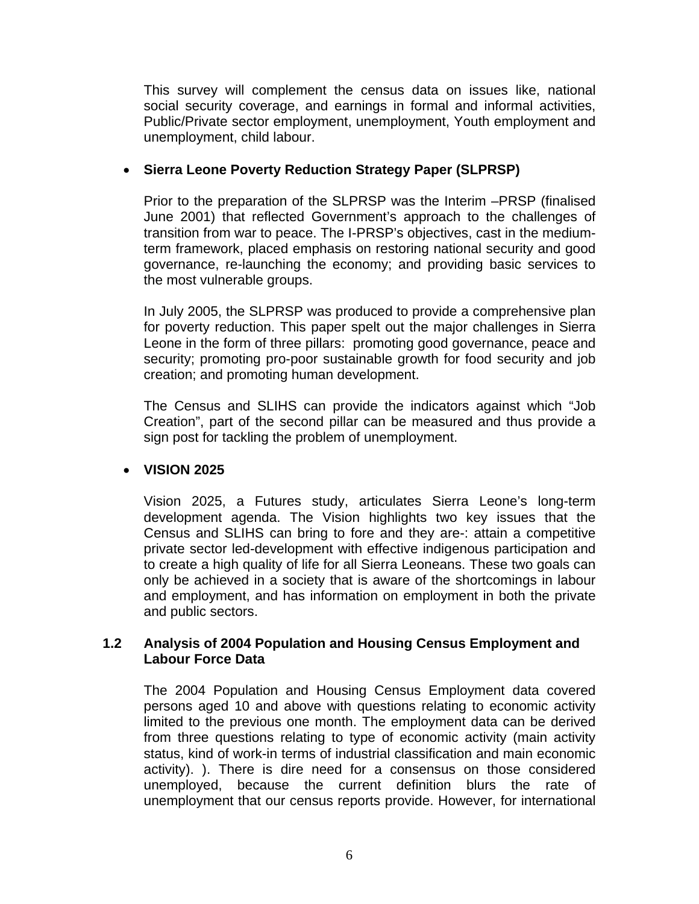This survey will complement the census data on issues like, national social security coverage, and earnings in formal and informal activities, Public/Private sector employment, unemployment, Youth employment and unemployment, child labour.

- **Sierra Leone Poverty Reduction Strategy Paper (SLPRSP)**

  Prior to the preparation of the SLPRSP was the Interim –PRSP (finalised June 2001) that reflected Government's approach to the challenges of transition from war to peace. The I-PRSP's objectives, cast in the medium-term framework, placed emphasis on restoring national security and good governance, re-launching the economy; and providing basic services to the most vulnerable groups.

  In July 2005, the SLPRSP was produced to provide a comprehensive plan for poverty reduction. This paper spelt out the major challenges in Sierra Leone in the form of three pillars: promoting good governance, peace and security; promoting pro-poor sustainable growth for food security and job creation; and promoting human development.

  The Census and SLIHS can provide the indicators against which "Job Creation", part of the second pillar can be measured and thus provide a sign post for tackling the problem of unemployment.

- **VISION 2025**

  Vision 2025, a Futures study, articulates Sierra Leone's long-term development agenda. The Vision highlights two key issues that the Census and SLIHS can bring to fore and they are-: attain a competitive private sector led-development with effective indigenous participation and to create a high quality of life for all Sierra Leoneans. These two goals can only be achieved in a society that is aware of the shortcomings in labour and employment, and has information on employment in both the private and public sectors.

## 1.2 Analysis of 2004 Population and Housing Census Employment and Labour Force Data

The 2004 Population and Housing Census Employment data covered persons aged 10 and above with questions relating to economic activity limited to the previous one month. The employment data can be derived from three questions relating to type of economic activity (main activity status, kind of work-in terms of industrial classification and main economic activity). ). There is dire need for a consensus on those considered unemployed, because the current definition blurs the rate of unemployment that our census reports provide. However, for international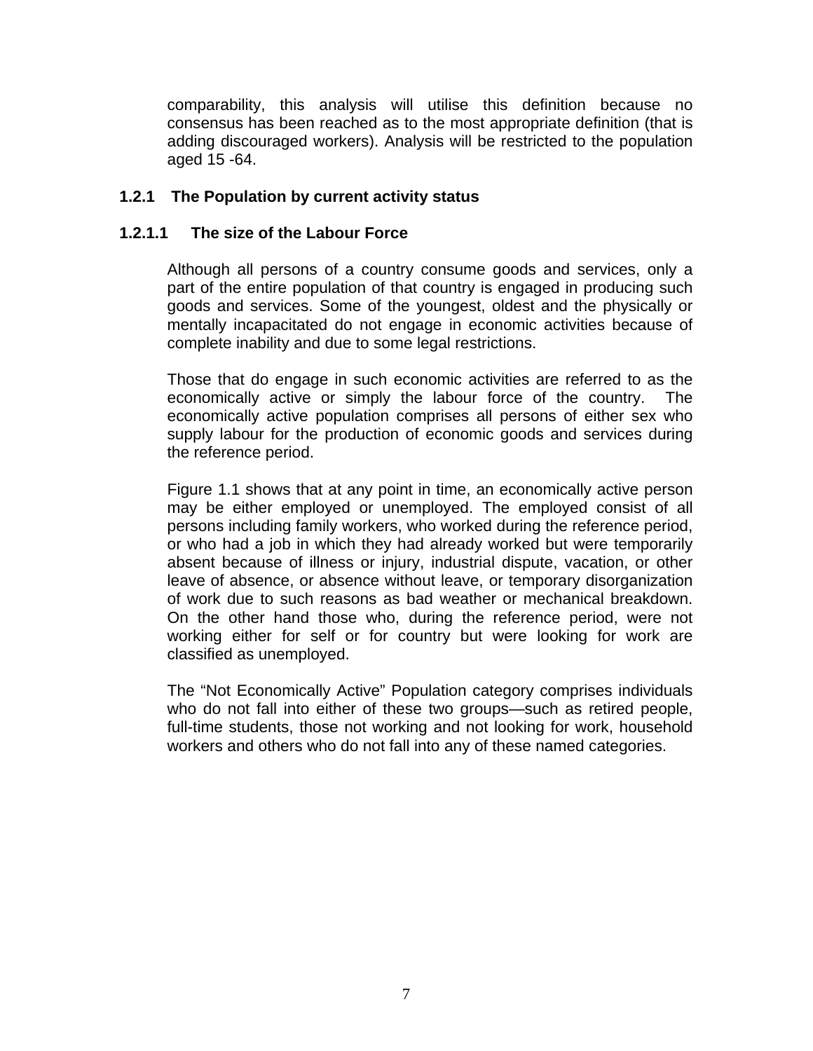comparability, this analysis will utilise this definition because no consensus has been reached as to the most appropriate definition (that is adding discouraged workers). Analysis will be restricted to the population aged 15 -64.

### 1.2.1 The Population by current activity status

#### 1.2.1.1 The size of the Labour Force

Although all persons of a country consume goods and services, only a part of the entire population of that country is engaged in producing such goods and services. Some of the youngest, oldest and the physically or mentally incapacitated do not engage in economic activities because of complete inability and due to some legal restrictions.

Those that do engage in such economic activities are referred to as the economically active or simply the labour force of the country. The economically active population comprises all persons of either sex who supply labour for the production of economic goods and services during the reference period.

Figure 1.1 shows that at any point in time, an economically active person may be either employed or unemployed. The employed consist of all persons including family workers, who worked during the reference period, or who had a job in which they had already worked but were temporarily absent because of illness or injury, industrial dispute, vacation, or other leave of absence, or absence without leave, or temporary disorganization of work due to such reasons as bad weather or mechanical breakdown. On the other hand those who, during the reference period, were not working either for self or for country but were looking for work are classified as unemployed.

The “Not Economically Active” Population category comprises individuals who do not fall into either of these two groups—such as retired people, full-time students, those not working and not looking for work, household workers and others who do not fall into any of these named categories.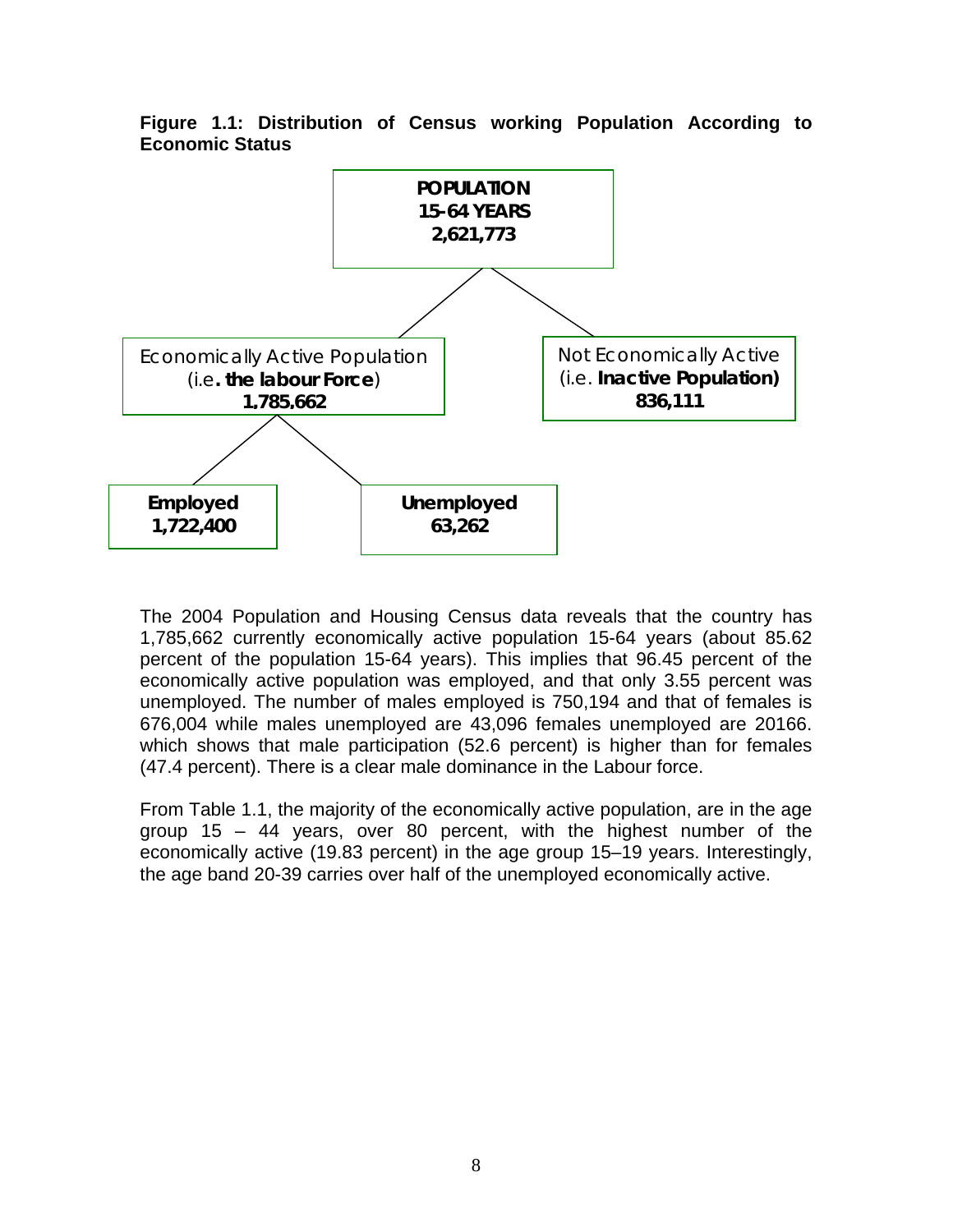**Figure 1.1: Distribution of Census working Population According to Economic Status**

**POPULATION 15-64 YEARS 2,621,773**

- Economically Active Population (i.e**. the labour Force**) **1,785,662**
  - **Employed 1,722,400**
  - **Unemployed 63,262**
- Not Economically Active (i.e. **Inactive Population) 836,111**

The 2004 Population and Housing Census data reveals that the country has 1,785,662 currently economically active population 15-64 years (about 85.62 percent of the population 15-64 years). This implies that 96.45 percent of the economically active population was employed, and that only 3.55 percent was unemployed. The number of males employed is 750,194 and that of females is 676,004 while males unemployed are 43,096 females unemployed are 20166. which shows that male participation (52.6 percent) is higher than for females (47.4 percent). There is a clear male dominance in the Labour force.

From Table 1.1, the majority of the economically active population, are in the age group 15 – 44 years, over 80 percent, with the highest number of the economically active (19.83 percent) in the age group 15–19 years. Interestingly, the age band 20-39 carries over half of the unemployed economically active.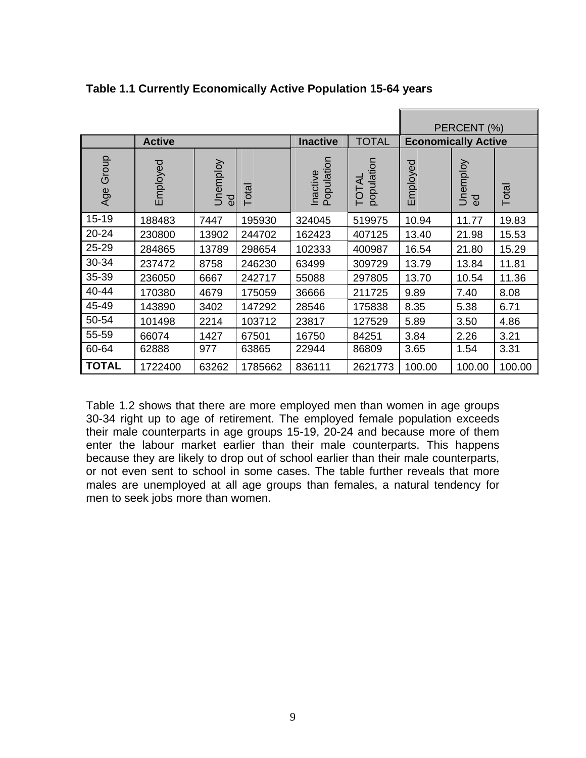**Table 1.1 Currently Economically Active Population 15-64 years**

| | Active | | | Inactive | TOTAL | PERCENT (%) Economically Active | | |
|---|---|---|---|---|---|---|---|---|
| Age Group | Employed | Unemployed | Total | Inactive Population | TOTAL population | Employed | Unemployed | Total |
| 15-19 | 188483 | 7447 | 195930 | 324045 | 519975 | 10.94 | 11.77 | 19.83 |
| 20-24 | 230800 | 13902 | 244702 | 162423 | 407125 | 13.40 | 21.98 | 15.53 |
| 25-29 | 284865 | 13789 | 298654 | 102333 | 400987 | 16.54 | 21.80 | 15.29 |
| 30-34 | 237472 | 8758 | 246230 | 63499 | 309729 | 13.79 | 13.84 | 11.81 |
| 35-39 | 236050 | 6667 | 242717 | 55088 | 297805 | 13.70 | 10.54 | 11.36 |
| 40-44 | 170380 | 4679 | 175059 | 36666 | 211725 | 9.89 | 7.40 | 8.08 |
| 45-49 | 143890 | 3402 | 147292 | 28546 | 175838 | 8.35 | 5.38 | 6.71 |
| 50-54 | 101498 | 2214 | 103712 | 23817 | 127529 | 5.89 | 3.50 | 4.86 |
| 55-59 | 66074 | 1427 | 67501 | 16750 | 84251 | 3.84 | 2.26 | 3.21 |
| 60-64 | 62888 | 977 | 63865 | 22944 | 86809 | 3.65 | 1.54 | 3.31 |
| **TOTAL** | 1722400 | 63262 | 1785662 | 836111 | 2621773 | 100.00 | 100.00 | 100.00 |

Table 1.2 shows that there are more employed men than women in age groups 30-34 right up to age of retirement. The employed female population exceeds their male counterparts in age groups 15-19, 20-24 and because more of them enter the labour market earlier than their male counterparts. This happens because they are likely to drop out of school earlier than their male counterparts, or not even sent to school in some cases. The table further reveals that more males are unemployed at all age groups than females, a natural tendency for men to seek jobs more than women.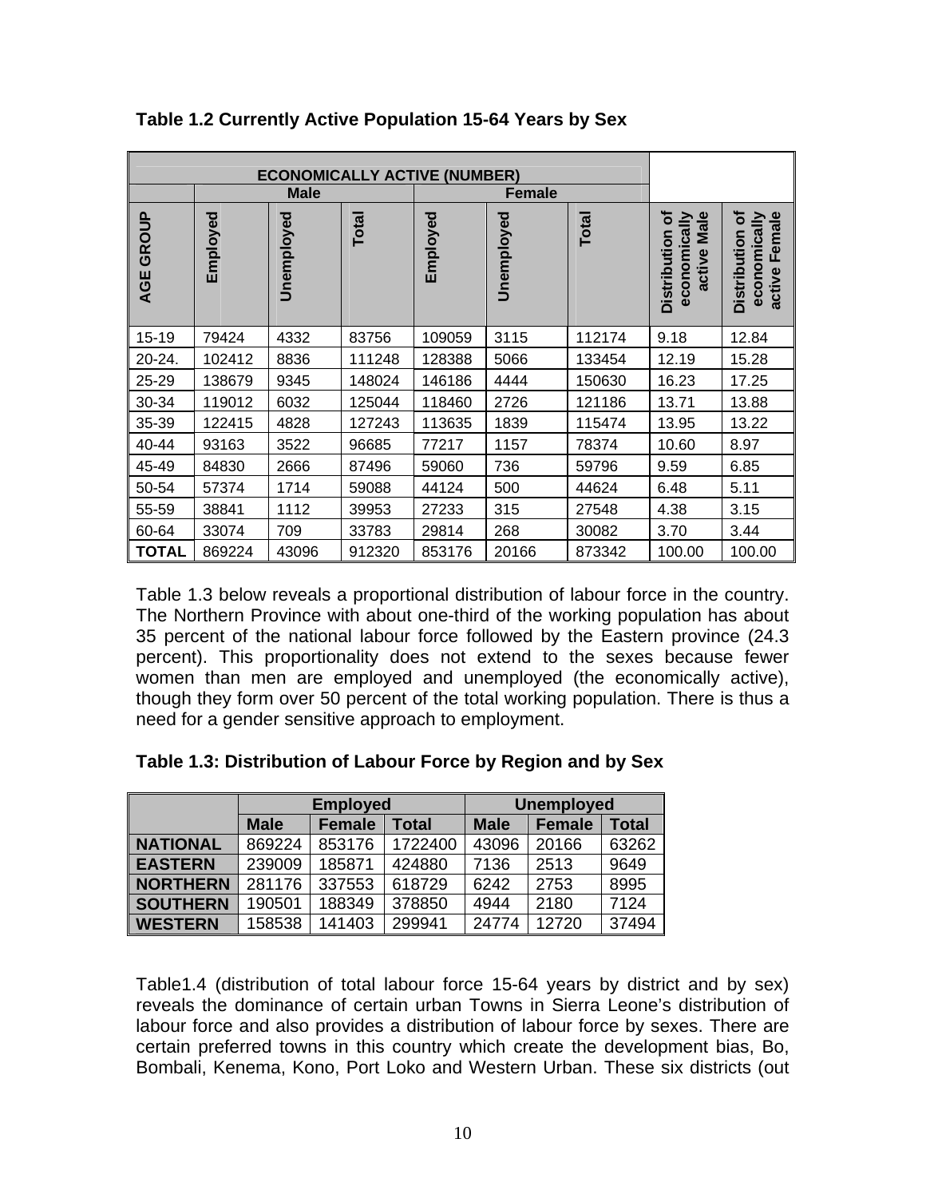**Table 1.2 Currently Active Population 15-64 Years by Sex**

| | ECONOMICALLY ACTIVE (NUMBER) | | | | | | | |
|---|---|---|---|---|---|---|---|---|
| | Male | | | Female | | | | |
| AGE GROUP | Employed | Unemployed | Total | Employed | Unemployed | Total | Distribution of economically active Male | Distribution of economically active Female |
| 15-19 | 79424 | 4332 | 83756 | 109059 | 3115 | 112174 | 9.18 | 12.84 |
| 20-24. | 102412 | 8836 | 111248 | 128388 | 5066 | 133454 | 12.19 | 15.28 |
| 25-29 | 138679 | 9345 | 148024 | 146186 | 4444 | 150630 | 16.23 | 17.25 |
| 30-34 | 119012 | 6032 | 125044 | 118460 | 2726 | 121186 | 13.71 | 13.88 |
| 35-39 | 122415 | 4828 | 127243 | 113635 | 1839 | 115474 | 13.95 | 13.22 |
| 40-44 | 93163 | 3522 | 96685 | 77217 | 1157 | 78374 | 10.60 | 8.97 |
| 45-49 | 84830 | 2666 | 87496 | 59060 | 736 | 59796 | 9.59 | 6.85 |
| 50-54 | 57374 | 1714 | 59088 | 44124 | 500 | 44624 | 6.48 | 5.11 |
| 55-59 | 38841 | 1112 | 39953 | 27233 | 315 | 27548 | 4.38 | 3.15 |
| 60-64 | 33074 | 709 | 33783 | 29814 | 268 | 30082 | 3.70 | 3.44 |
| **TOTAL** | 869224 | 43096 | 912320 | 853176 | 20166 | 873342 | 100.00 | 100.00 |

Table 1.3 below reveals a proportional distribution of labour force in the country. The Northern Province with about one-third of the working population has about 35 percent of the national labour force followed by the Eastern province (24.3 percent). This proportionality does not extend to the sexes because fewer women than men are employed and unemployed (the economically active), though they form over 50 percent of the total working population. There is thus a need for a gender sensitive approach to employment.

**Table 1.3: Distribution of Labour Force by Region and by Sex**

| | Employed | | | Unemployed | | |
|---|---|---|---|---|---|---|
| | **Male** | **Female** | **Total** | **Male** | **Female** | **Total** |
| **NATIONAL** | 869224 | 853176 | 1722400 | 43096 | 20166 | 63262 |
| **EASTERN** | 239009 | 185871 | 424880 | 7136 | 2513 | 9649 |
| **NORTHERN** | 281176 | 337553 | 618729 | 6242 | 2753 | 8995 |
| **SOUTHERN** | 190501 | 188349 | 378850 | 4944 | 2180 | 7124 |
| **WESTERN** | 158538 | 141403 | 299941 | 24774 | 12720 | 37494 |

Table1.4 (distribution of total labour force 15-64 years by district and by sex) reveals the dominance of certain urban Towns in Sierra Leone's distribution of labour force and also provides a distribution of labour force by sexes. There are certain preferred towns in this country which create the development bias, Bo, Bombali, Kenema, Kono, Port Loko and Western Urban. These six districts (out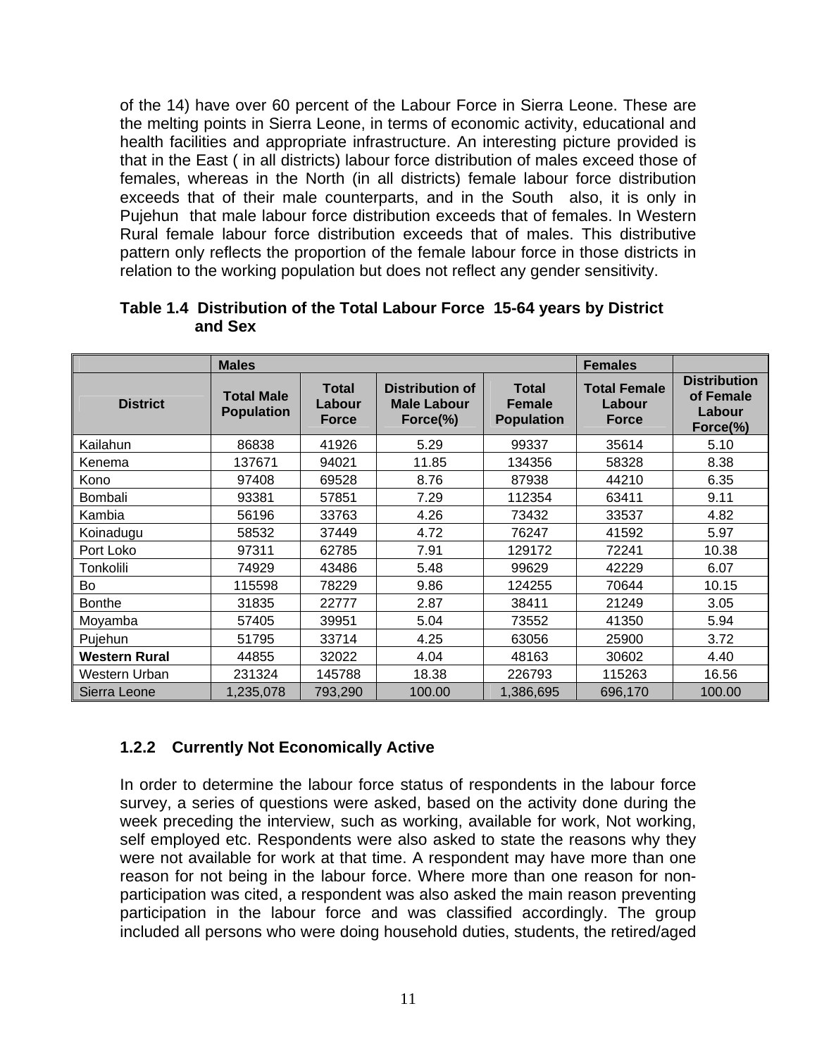of the 14) have over 60 percent of the Labour Force in Sierra Leone. These are the melting points in Sierra Leone, in terms of economic activity, educational and health facilities and appropriate infrastructure. An interesting picture provided is that in the East ( in all districts) labour force distribution of males exceed those of females, whereas in the North (in all districts) female labour force distribution exceeds that of their male counterparts, and in the South also, it is only in Pujehun that male labour force distribution exceeds that of females. In Western Rural female labour force distribution exceeds that of males. This distributive pattern only reflects the proportion of the female labour force in those districts in relation to the working population but does not reflect any gender sensitivity.

**Table 1.4 Distribution of the Total Labour Force 15-64 years by District and Sex**

| | Males | | | | Females | |
|---|---|---|---|---|---|---|
| **District** | **Total Male Population** | **Total Labour Force** | **Distribution of Male Labour Force(%)** | **Total Female Population** | **Total Female Labour Force** | **Distribution of Female Labour Force(%)** |
| Kailahun | 86838 | 41926 | 5.29 | 99337 | 35614 | 5.10 |
| Kenema | 137671 | 94021 | 11.85 | 134356 | 58328 | 8.38 |
| Kono | 97408 | 69528 | 8.76 | 87938 | 44210 | 6.35 |
| Bombali | 93381 | 57851 | 7.29 | 112354 | 63411 | 9.11 |
| Kambia | 56196 | 33763 | 4.26 | 73432 | 33537 | 4.82 |
| Koinadugu | 58532 | 37449 | 4.72 | 76247 | 41592 | 5.97 |
| Port Loko | 97311 | 62785 | 7.91 | 129172 | 72241 | 10.38 |
| Tonkolili | 74929 | 43486 | 5.48 | 99629 | 42229 | 6.07 |
| Bo | 115598 | 78229 | 9.86 | 124255 | 70644 | 10.15 |
| Bonthe | 31835 | 22777 | 2.87 | 38411 | 21249 | 3.05 |
| Moyamba | 57405 | 39951 | 5.04 | 73552 | 41350 | 5.94 |
| Pujehun | 51795 | 33714 | 4.25 | 63056 | 25900 | 3.72 |
| **Western Rural** | 44855 | 32022 | 4.04 | 48163 | 30602 | 4.40 |
| Western Urban | 231324 | 145788 | 18.38 | 226793 | 115263 | 16.56 |
| Sierra Leone | 1,235,078 | 793,290 | 100.00 | 1,386,695 | 696,170 | 100.00 |

### 1.2.2 Currently Not Economically Active

In order to determine the labour force status of respondents in the labour force survey, a series of questions were asked, based on the activity done during the week preceding the interview, such as working, available for work, Not working, self employed etc. Respondents were also asked to state the reasons why they were not available for work at that time. A respondent may have more than one reason for not being in the labour force. Where more than one reason for non-participation was cited, a respondent was also asked the main reason preventing participation in the labour force and was classified accordingly. The group included all persons who were doing household duties, students, the retired/aged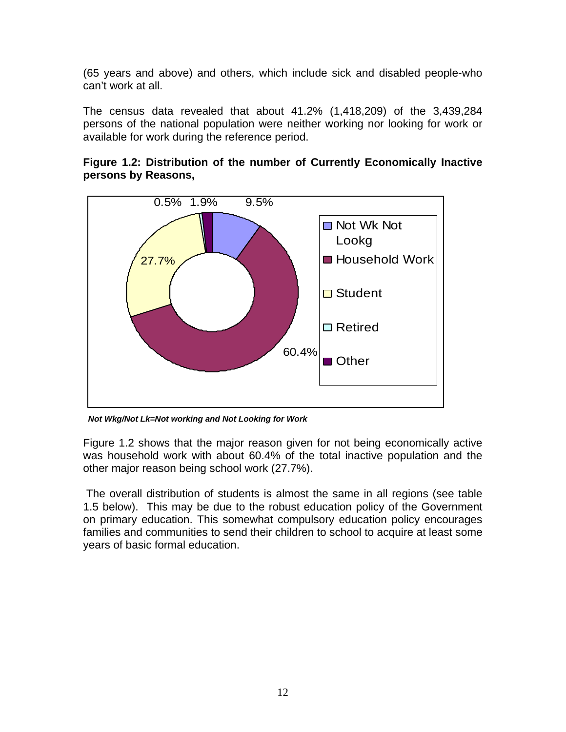(65 years and above) and others, which include sick and disabled people-who can't work at all.

The census data revealed that about 41.2% (1,418,209) of the 3,439,284 persons of the national population were neither working nor looking for work or available for work during the reference period.

**Figure 1.2: Distribution of the number of Currently Economically Inactive persons by Reasons,**

*Not Wkg/Not Lk=Not working and Not Looking for Work*

Figure 1.2 shows that the major reason given for not being economically active was household work with about 60.4% of the total inactive population and the other major reason being school work (27.7%).

The overall distribution of students is almost the same in all regions (see table 1.5 below). This may be due to the robust education policy of the Government on primary education. This somewhat compulsory education policy encourages families and communities to send their children to school to acquire at least some years of basic formal education.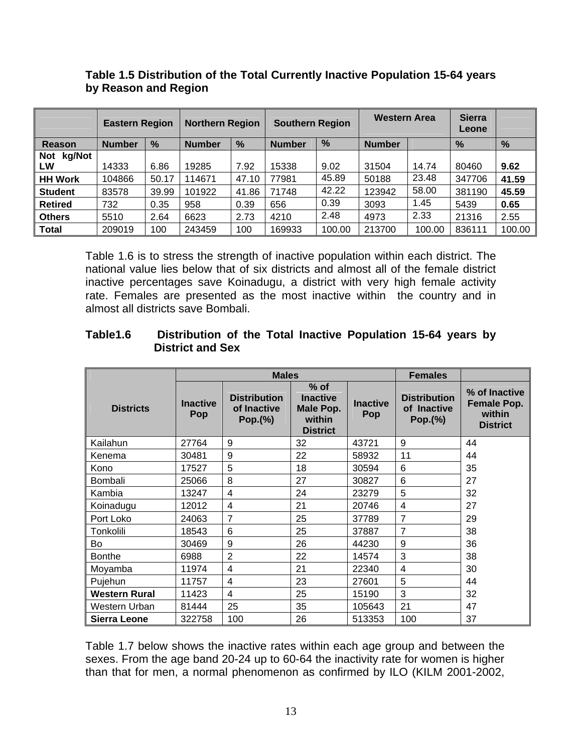**Table 1.5 Distribution of the Total Currently Inactive Population 15-64 years by Reason and Region**

| | Eastern Region | | Northern Region | | Southern Region | | Western Area | | Sierra Leone | |
|---|---|---|---|---|---|---|---|---|---|---|
| Reason | Number | % | Number | % | Number | % | Number | | % | % |
| Not kg/Not LW | 14333 | 6.86 | 19285 | 7.92 | 15338 | 9.02 | 31504 | 14.74 | 80460 | **9.62** |
| HH Work | 104866 | 50.17 | 114671 | 47.10 | 77981 | 45.89 | 50188 | 23.48 | 347706 | **41.59** |
| Student | 83578 | 39.99 | 101922 | 41.86 | 71748 | 42.22 | 123942 | 58.00 | 381190 | **45.59** |
| Retired | 732 | 0.35 | 958 | 0.39 | 656 | 0.39 | 3093 | 1.45 | 5439 | **0.65** |
| Others | 5510 | 2.64 | 6623 | 2.73 | 4210 | 2.48 | 4973 | 2.33 | 21316 | 2.55 |
| Total | 209019 | 100 | 243459 | 100 | 169933 | 100.00 | 213700 | 100.00 | 836111 | 100.00 |

Table 1.6 is to stress the strength of inactive population within each district. The national value lies below that of six districts and almost all of the female district inactive percentages save Koinadugu, a district with very high female activity rate. Females are presented as the most inactive within the country and in almost all districts save Bombali.

**Table1.6 Distribution of the Total Inactive Population 15-64 years by District and Sex**

| Districts | Males | | | Females | | |
|---|---|---|---|---|---|---|
| | Inactive Pop | Distribution of Inactive Pop.(%) | % of Inactive Male Pop. within District | Inactive Pop | Distribution of Inactive Pop.(%) | % of Inactive Female Pop. within District |
| Kailahun | 27764 | 9 | 32 | 43721 | 9 | 44 |
| Kenema | 30481 | 9 | 22 | 58932 | 11 | 44 |
| Kono | 17527 | 5 | 18 | 30594 | 6 | 35 |
| Bombali | 25066 | 8 | 27 | 30827 | 6 | 27 |
| Kambia | 13247 | 4 | 24 | 23279 | 5 | 32 |
| Koinadugu | 12012 | 4 | 21 | 20746 | 4 | 27 |
| Port Loko | 24063 | 7 | 25 | 37789 | 7 | 29 |
| Tonkolili | 18543 | 6 | 25 | 37887 | 7 | 38 |
| Bo | 30469 | 9 | 26 | 44230 | 9 | 36 |
| Bonthe | 6988 | 2 | 22 | 14574 | 3 | 38 |
| Moyamba | 11974 | 4 | 21 | 22340 | 4 | 30 |
| Pujehun | 11757 | 4 | 23 | 27601 | 5 | 44 |
| **Western Rural** | 11423 | 4 | 25 | 15190 | 3 | 32 |
| Western Urban | 81444 | 25 | 35 | 105643 | 21 | 47 |
| **Sierra Leone** | 322758 | 100 | 26 | 513353 | 100 | 37 |

Table 1.7 below shows the inactive rates within each age group and between the sexes. From the age band 20-24 up to 60-64 the inactivity rate for women is higher than that for men, a normal phenomenon as confirmed by ILO (KILM 2001-2002,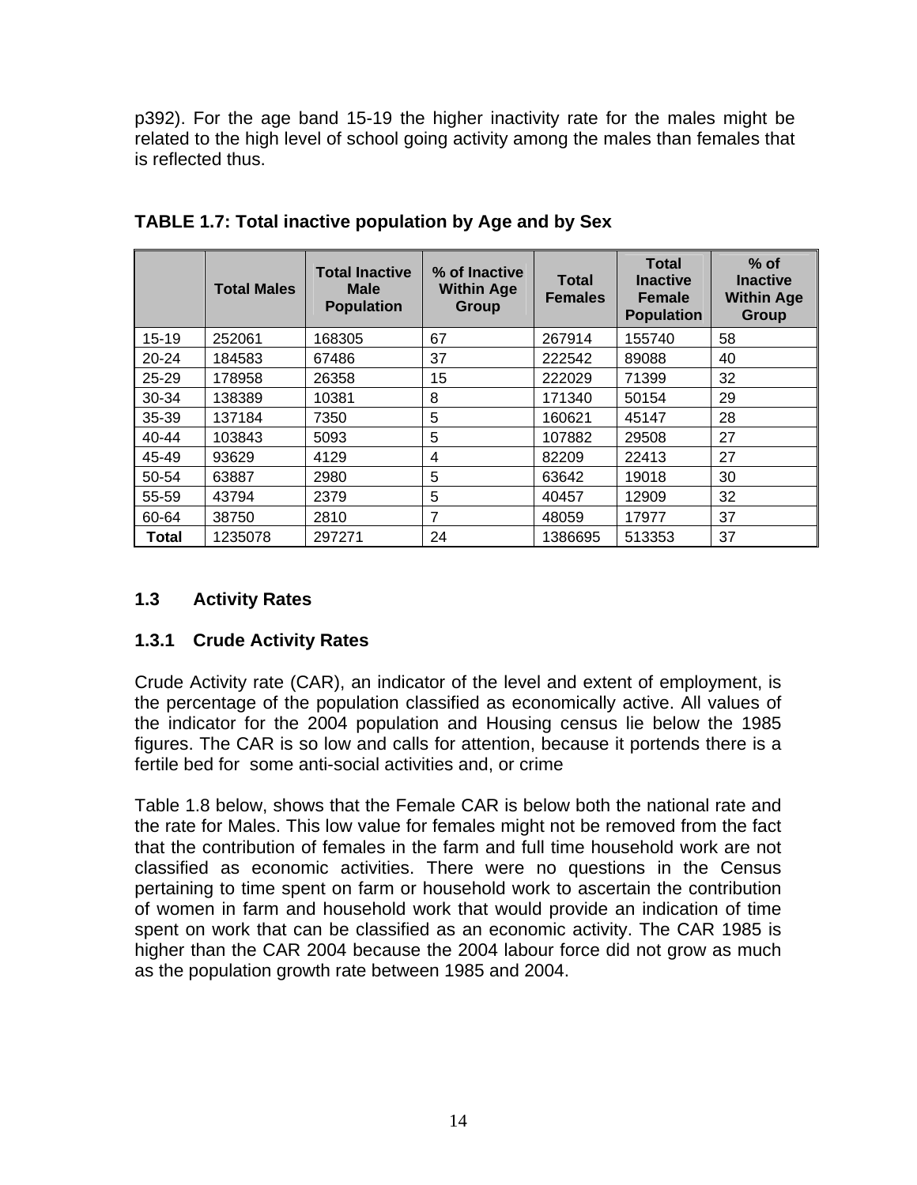p392). For the age band 15-19 the higher inactivity rate for the males might be related to the high level of school going activity among the males than females that is reflected thus.

**TABLE 1.7: Total inactive population by Age and by Sex**

| | Total Males | Total Inactive Male Population | % of Inactive Within Age Group | Total Females | Total Inactive Female Population | % of Inactive Within Age Group |
|---|---|---|---|---|---|---|
| 15-19 | 252061 | 168305 | 67 | 267914 | 155740 | 58 |
| 20-24 | 184583 | 67486 | 37 | 222542 | 89088 | 40 |
| 25-29 | 178958 | 26358 | 15 | 222029 | 71399 | 32 |
| 30-34 | 138389 | 10381 | 8 | 171340 | 50154 | 29 |
| 35-39 | 137184 | 7350 | 5 | 160621 | 45147 | 28 |
| 40-44 | 103843 | 5093 | 5 | 107882 | 29508 | 27 |
| 45-49 | 93629 | 4129 | 4 | 82209 | 22413 | 27 |
| 50-54 | 63887 | 2980 | 5 | 63642 | 19018 | 30 |
| 55-59 | 43794 | 2379 | 5 | 40457 | 12909 | 32 |
| 60-64 | 38750 | 2810 | 7 | 48059 | 17977 | 37 |
| **Total** | 1235078 | 297271 | 24 | 1386695 | 513353 | 37 |

## 1.3 Activity Rates

### 1.3.1 Crude Activity Rates

Crude Activity rate (CAR), an indicator of the level and extent of employment, is the percentage of the population classified as economically active. All values of the indicator for the 2004 population and Housing census lie below the 1985 figures. The CAR is so low and calls for attention, because it portends there is a fertile bed for some anti-social activities and, or crime

Table 1.8 below, shows that the Female CAR is below both the national rate and the rate for Males. This low value for females might not be removed from the fact that the contribution of females in the farm and full time household work are not classified as economic activities. There were no questions in the Census pertaining to time spent on farm or household work to ascertain the contribution of women in farm and household work that would provide an indication of time spent on work that can be classified as an economic activity. The CAR 1985 is higher than the CAR 2004 because the 2004 labour force did not grow as much as the population growth rate between 1985 and 2004.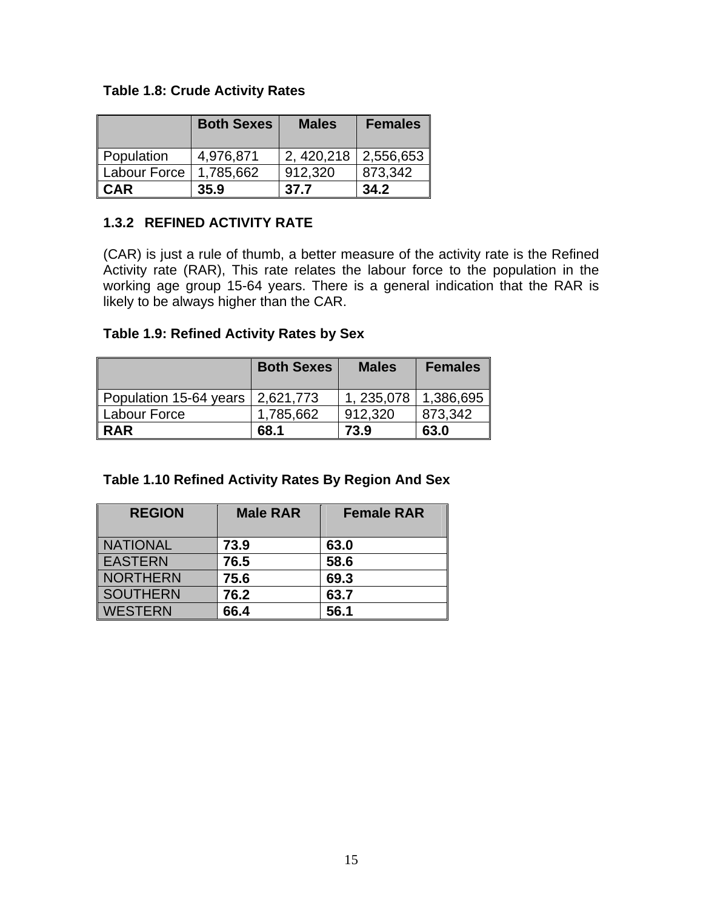**Table 1.8: Crude Activity Rates**

| | Both Sexes | Males | Females |
|---|---|---|---|
| Population | 4,976,871 | 2, 420,218 | 2,556,653 |
| Labour Force | 1,785,662 | 912,320 | 873,342 |
| **CAR** | **35.9** | **37.7** | **34.2** |

### 1.3.2 REFINED ACTIVITY RATE

(CAR) is just a rule of thumb, a better measure of the activity rate is the Refined Activity rate (RAR), This rate relates the labour force to the population in the working age group 15-64 years. There is a general indication that the RAR is likely to be always higher than the CAR.

**Table 1.9: Refined Activity Rates by Sex**

| | Both Sexes | Males | Females |
|---|---|---|---|
| Population 15-64 years | 2,621,773 | 1, 235,078 | 1,386,695 |
| Labour Force | 1,785,662 | 912,320 | 873,342 |
| **RAR** | **68.1** | **73.9** | **63.0** |

**Table 1.10 Refined Activity Rates By Region And Sex**

| REGION | Male RAR | Female RAR |
|---|---|---|
| NATIONAL | **73.9** | **63.0** |
| EASTERN | **76.5** | **58.6** |
| NORTHERN | **75.6** | **69.3** |
| SOUTHERN | **76.2** | **63.7** |
| WESTERN | **66.4** | **56.1** |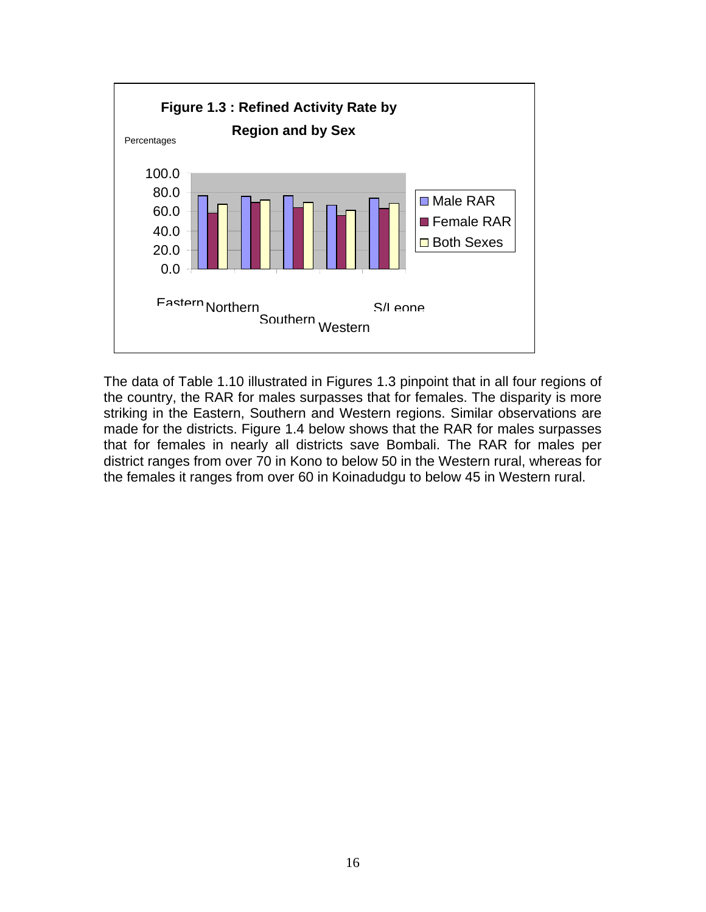**Figure 1.3 : Refined Activity Rate by Region and by Sex**

Percentages

| Region | Male RAR | Female RAR | Both Sexes |
|---|---|---|---|
| Eastern | | | |
| Northern | | | |
| Southern | | | |
| Western | | | |
| S/Leone | | | |

The data of Table 1.10 illustrated in Figures 1.3 pinpoint that in all four regions of the country, the RAR for males surpasses that for females. The disparity is more striking in the Eastern, Southern and Western regions. Similar observations are made for the districts. Figure 1.4 below shows that the RAR for males surpasses that for females in nearly all districts save Bombali. The RAR for males per district ranges from over 70 in Kono to below 50 in the Western rural, whereas for the females it ranges from over 60 in Koinadudgu to below 45 in Western rural.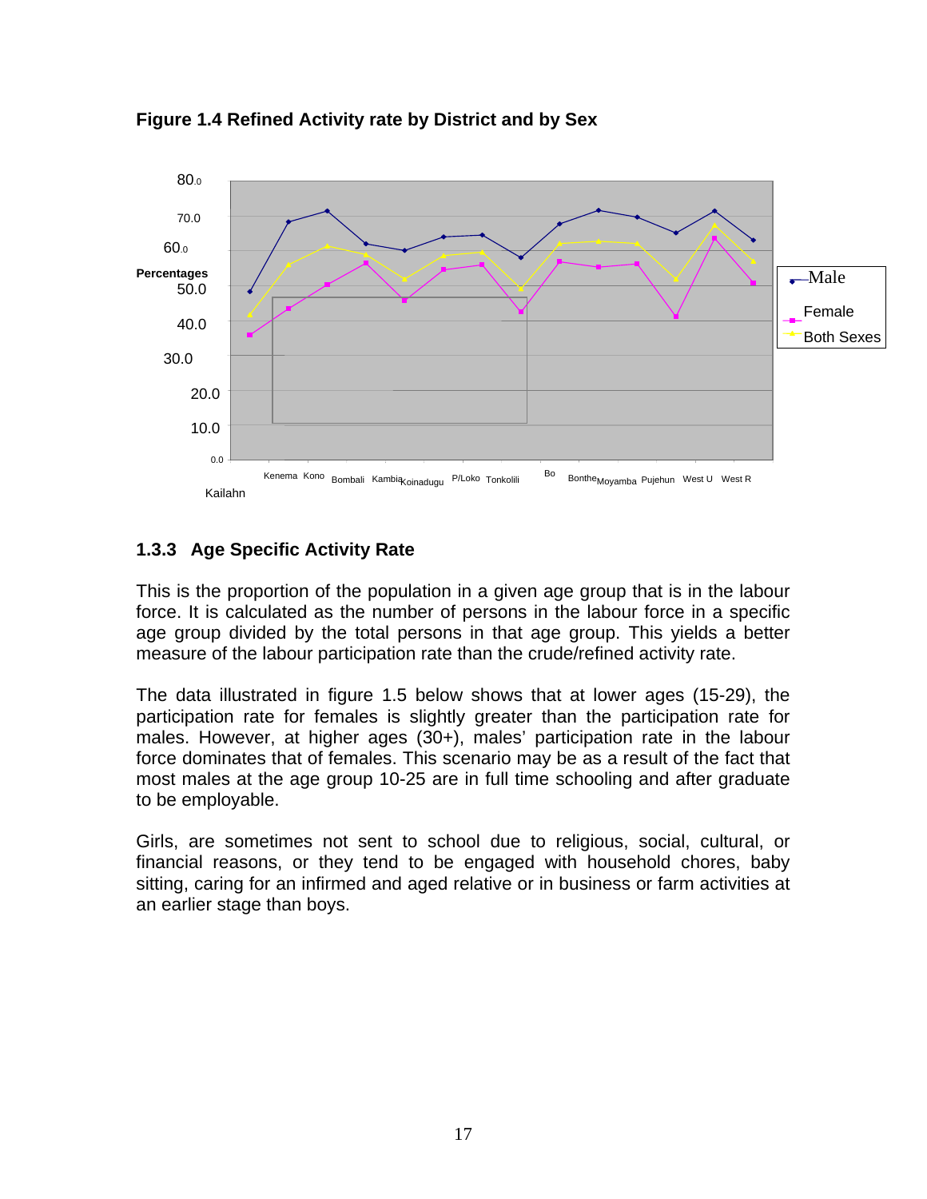**Figure 1.4 Refined Activity rate by District and by Sex**

80.0

70.0

60.0

Percentages

50.0

40.0

30.0

20.0

10.0

0.0

Kailahn Kenema Kono Bombali Kambia Koinadugu P/Loko Tonkolili Bo Bonthe Moyamba Pujehun West U West R

Male

Female

Both Sexes

### 1.3.3 Age Specific Activity Rate

This is the proportion of the population in a given age group that is in the labour force. It is calculated as the number of persons in the labour force in a specific age group divided by the total persons in that age group. This yields a better measure of the labour participation rate than the crude/refined activity rate.

The data illustrated in figure 1.5 below shows that at lower ages (15-29), the participation rate for females is slightly greater than the participation rate for males. However, at higher ages (30+), males' participation rate in the labour force dominates that of females. This scenario may be as a result of the fact that most males at the age group 10-25 are in full time schooling and after graduate to be employable.

Girls, are sometimes not sent to school due to religious, social, cultural, or financial reasons, or they tend to be engaged with household chores, baby sitting, caring for an infirmed and aged relative or in business or farm activities at an earlier stage than boys.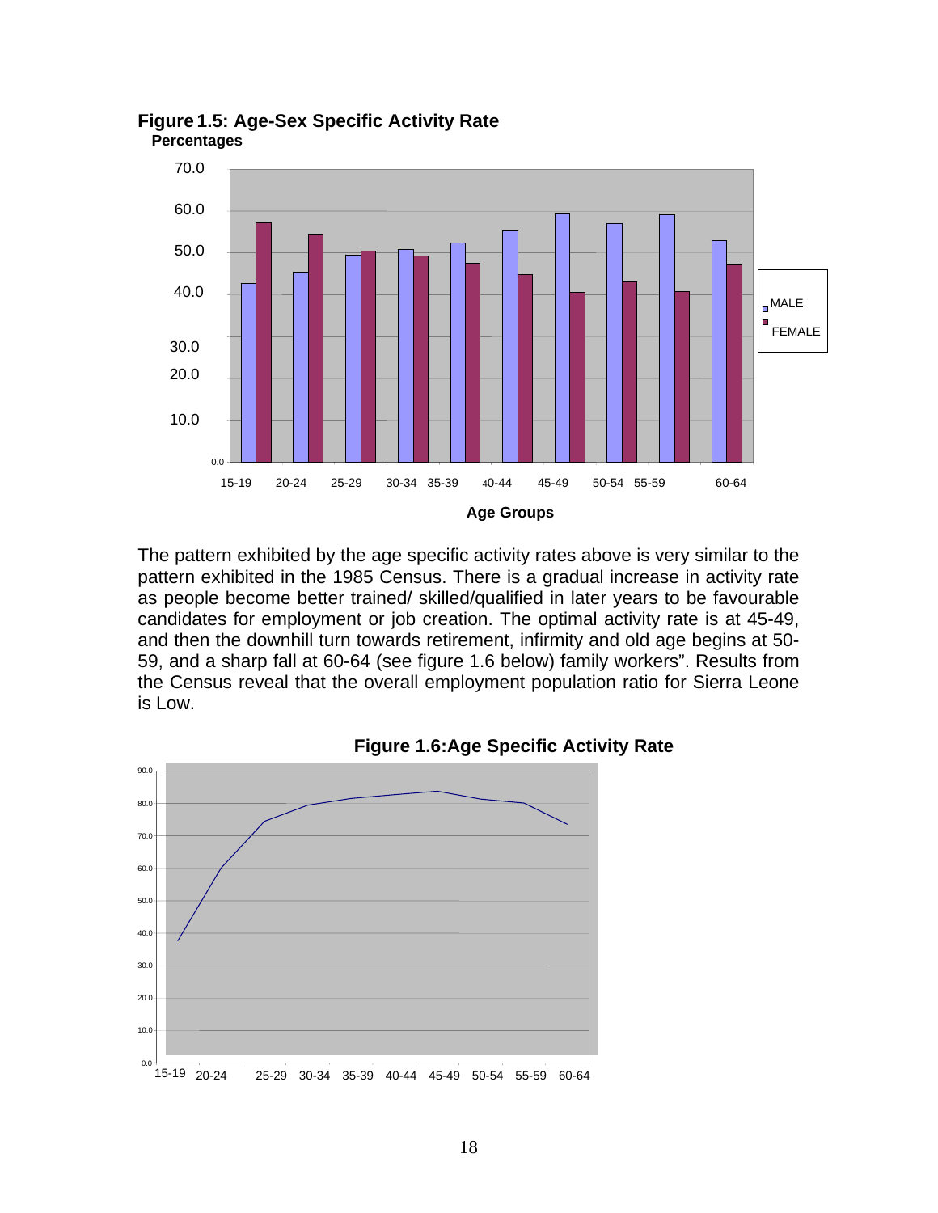**Figure 1.5: Age-Sex Specific Activity Rate**

**Percentages**

The pattern exhibited by the age specific activity rates above is very similar to the pattern exhibited in the 1985 Census. There is a gradual increase in activity rate as people become better trained/ skilled/qualified in later years to be favourable candidates for employment or job creation. The optimal activity rate is at 45-49, and then the downhill turn towards retirement, infirmity and old age begins at 50-59, and a sharp fall at 60-64 (see figure 1.6 below) family workers". Results from the Census reveal that the overall employment population ratio for Sierra Leone is Low.

**Figure 1.6:Age Specific Activity Rate**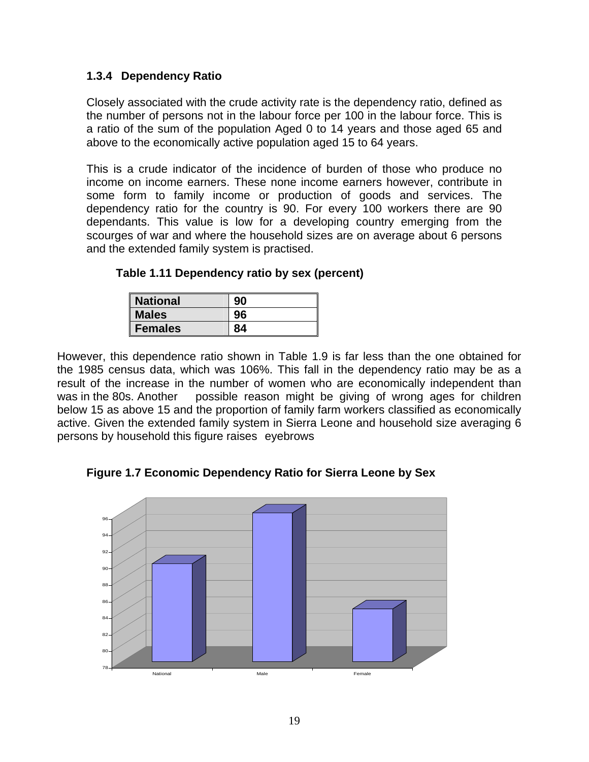### 1.3.4 Dependency Ratio

Closely associated with the crude activity rate is the dependency ratio, defined as the number of persons not in the labour force per 100 in the labour force. This is a ratio of the sum of the population Aged 0 to 14 years and those aged 65 and above to the economically active population aged 15 to 64 years.

This is a crude indicator of the incidence of burden of those who produce no income on income earners. These none income earners however, contribute in some form to family income or production of goods and services. The dependency ratio for the country is 90. For every 100 workers there are 90 dependants. This value is low for a developing country emerging from the scourges of war and where the household sizes are on average about 6 persons and the extended family system is practised.

**Table 1.11 Dependency ratio by sex (percent)**

| | |
|---|---|
| **National** | **90** |
| **Males** | **96** |
| **Females** | **84** |

However, this dependence ratio shown in Table 1.9 is far less than the one obtained for the 1985 census data, which was 106%. This fall in the dependency ratio may be as a result of the increase in the number of women who are economically independent than was in the 80s. Another possible reason might be giving of wrong ages for children below 15 as above 15 and the proportion of family farm workers classified as economically active. Given the extended family system in Sierra Leone and household size averaging 6 persons by household this figure raises eyebrows

**Figure 1.7 Economic Dependency Ratio for Sierra Leone by Sex**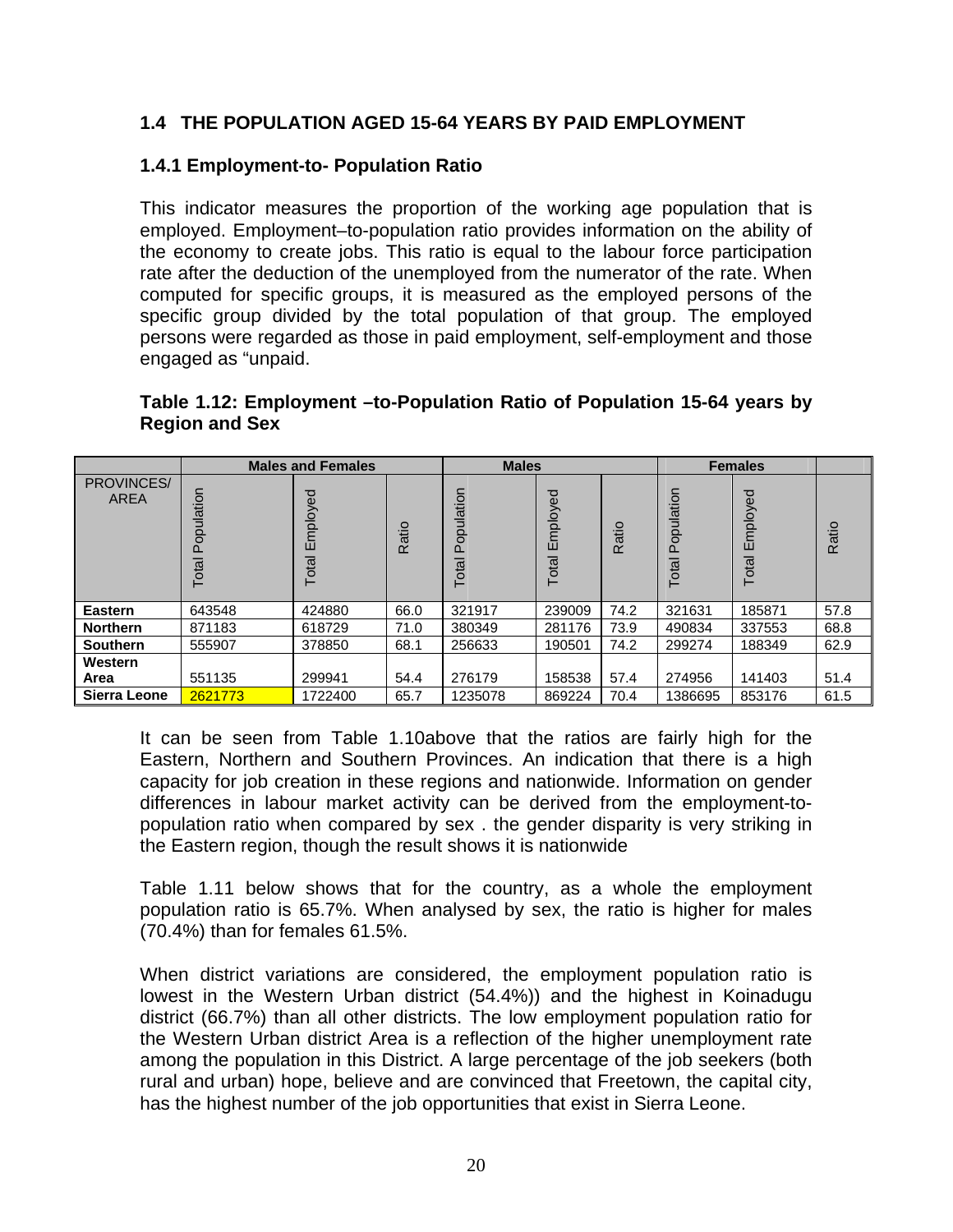## 1.4 THE POPULATION AGED 15-64 YEARS BY PAID EMPLOYMENT

### 1.4.1 Employment-to- Population Ratio

This indicator measures the proportion of the working age population that is employed. Employment–to-population ratio provides information on the ability of the economy to create jobs. This ratio is equal to the labour force participation rate after the deduction of the unemployed from the numerator of the rate. When computed for specific groups, it is measured as the employed persons of the specific group divided by the total population of that group. The employed persons were regarded as those in paid employment, self-employment and those engaged as "unpaid.

**Table 1.12: Employment –to-Population Ratio of Population 15-64 years by Region and Sex**

| | Males and Females | | | Males | | | Females | | |
|---|---|---|---|---|---|---|---|---|---|
| PROVINCES/ AREA | Total Population | Total Employed | Ratio | Total Population | Total Employed | Ratio | Total Population | Total Employed | Ratio |
| **Eastern** | 643548 | 424880 | 66.0 | 321917 | 239009 | 74.2 | 321631 | 185871 | 57.8 |
| **Northern** | 871183 | 618729 | 71.0 | 380349 | 281176 | 73.9 | 490834 | 337553 | 68.8 |
| **Southern** | 555907 | 378850 | 68.1 | 256633 | 190501 | 74.2 | 299274 | 188349 | 62.9 |
| **Western Area** | 551135 | 299941 | 54.4 | 276179 | 158538 | 57.4 | 274956 | 141403 | 51.4 |
| **Sierra Leone** | 2621773 | 1722400 | 65.7 | 1235078 | 869224 | 70.4 | 1386695 | 853176 | 61.5 |

It can be seen from Table 1.10above that the ratios are fairly high for the Eastern, Northern and Southern Provinces. An indication that there is a high capacity for job creation in these regions and nationwide. Information on gender differences in labour market activity can be derived from the employment-to-population ratio when compared by sex . the gender disparity is very striking in the Eastern region, though the result shows it is nationwide

Table 1.11 below shows that for the country, as a whole the employment population ratio is 65.7%. When analysed by sex, the ratio is higher for males (70.4%) than for females 61.5%.

When district variations are considered, the employment population ratio is lowest in the Western Urban district (54.4%)) and the highest in Koinadugu district (66.7%) than all other districts. The low employment population ratio for the Western Urban district Area is a reflection of the higher unemployment rate among the population in this District. A large percentage of the job seekers (both rural and urban) hope, believe and are convinced that Freetown, the capital city, has the highest number of the job opportunities that exist in Sierra Leone.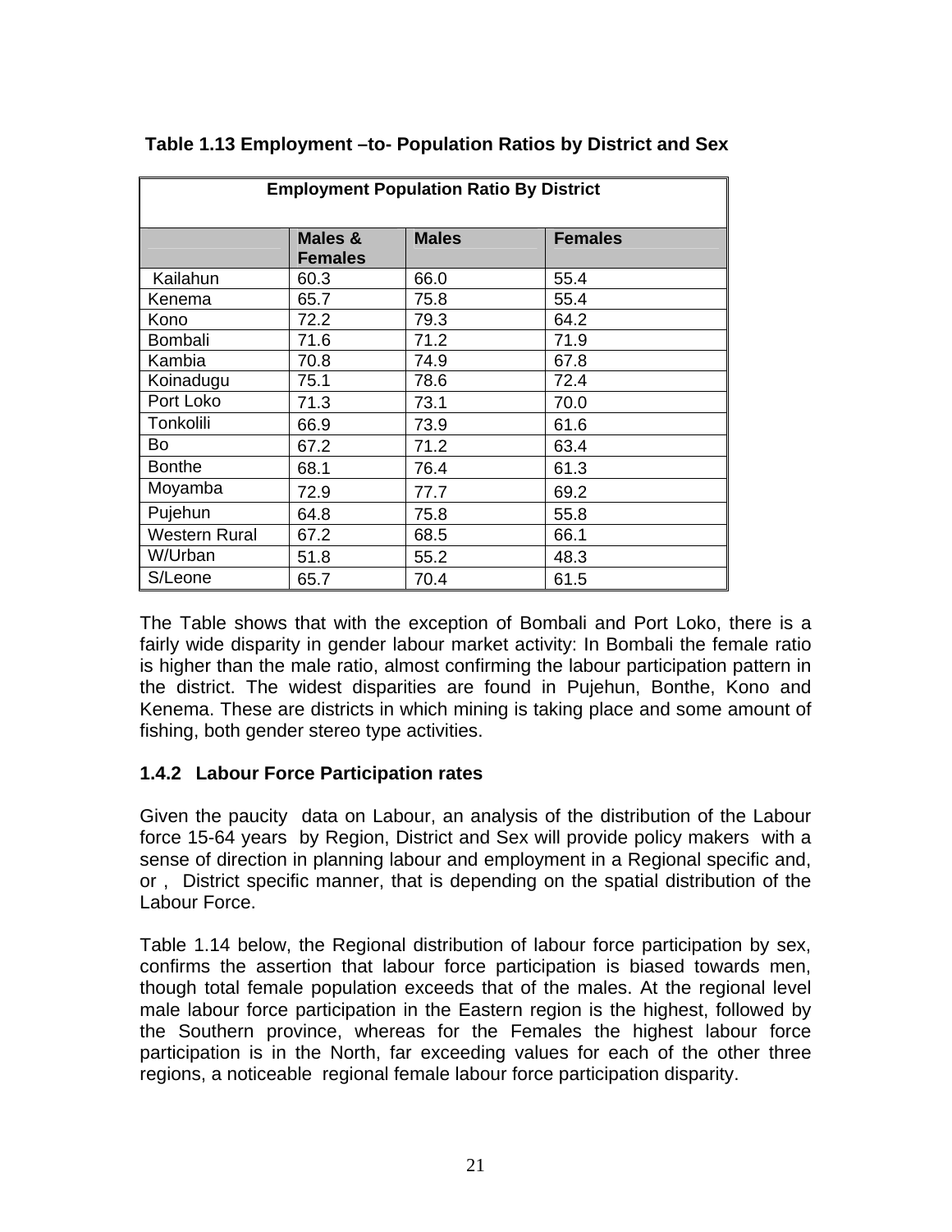**Table 1.13 Employment –to- Population Ratios by District and Sex**

| Employment Population Ratio By District | | | |
|---|---|---|---|
| | **Males & Females** | **Males** | **Females** |
| Kailahun | 60.3 | 66.0 | 55.4 |
| Kenema | 65.7 | 75.8 | 55.4 |
| Kono | 72.2 | 79.3 | 64.2 |
| Bombali | 71.6 | 71.2 | 71.9 |
| Kambia | 70.8 | 74.9 | 67.8 |
| Koinadugu | 75.1 | 78.6 | 72.4 |
| Port Loko | 71.3 | 73.1 | 70.0 |
| Tonkolili | 66.9 | 73.9 | 61.6 |
| Bo | 67.2 | 71.2 | 63.4 |
| Bonthe | 68.1 | 76.4 | 61.3 |
| Moyamba | 72.9 | 77.7 | 69.2 |
| Pujehun | 64.8 | 75.8 | 55.8 |
| Western Rural | 67.2 | 68.5 | 66.1 |
| W/Urban | 51.8 | 55.2 | 48.3 |
| S/Leone | 65.7 | 70.4 | 61.5 |

The Table shows that with the exception of Bombali and Port Loko, there is a fairly wide disparity in gender labour market activity: In Bombali the female ratio is higher than the male ratio, almost confirming the labour participation pattern in the district. The widest disparities are found in Pujehun, Bonthe, Kono and Kenema. These are districts in which mining is taking place and some amount of fishing, both gender stereo type activities.

### 1.4.2 Labour Force Participation rates

Given the paucity data on Labour, an analysis of the distribution of the Labour force 15-64 years by Region, District and Sex will provide policy makers with a sense of direction in planning labour and employment in a Regional specific and, or , District specific manner, that is depending on the spatial distribution of the Labour Force.

Table 1.14 below, the Regional distribution of labour force participation by sex, confirms the assertion that labour force participation is biased towards men, though total female population exceeds that of the males. At the regional level male labour force participation in the Eastern region is the highest, followed by the Southern province, whereas for the Females the highest labour force participation is in the North, far exceeding values for each of the other three regions, a noticeable regional female labour force participation disparity.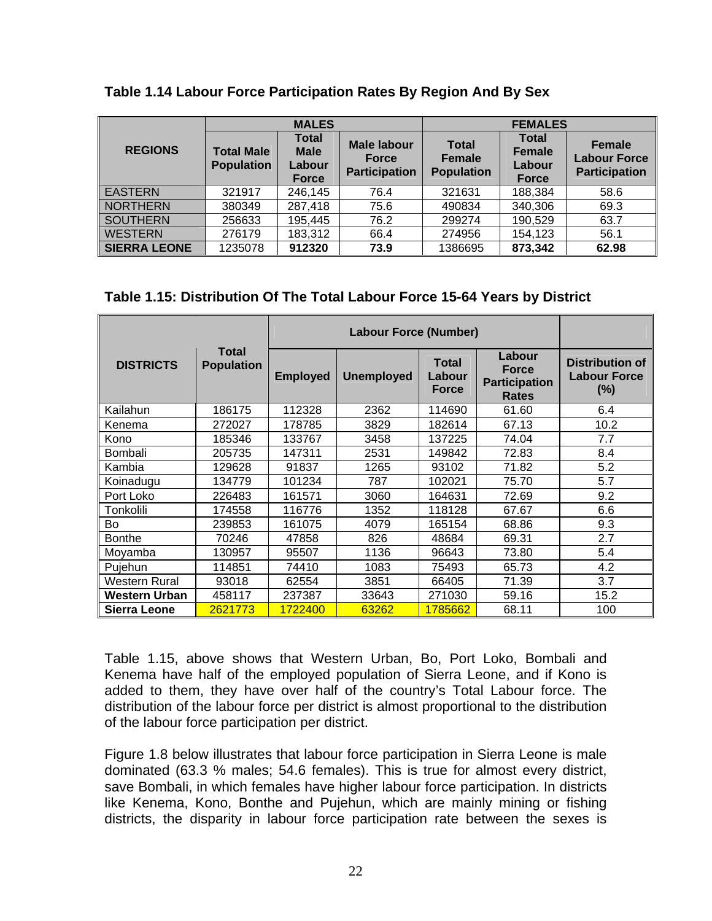**Table 1.14 Labour Force Participation Rates By Region And By Sex**

| REGIONS | MALES | | | FEMALES | | |
|---|---|---|---|---|---|---|
| | Total Male Population | Total Male Labour Force | Male labour Force Participation | Total Female Population | Total Female Labour Force | Female Labour Force Participation |
| EASTERN | 321917 | 246,145 | 76.4 | 321631 | 188,384 | 58.6 |
| NORTHERN | 380349 | 287,418 | 75.6 | 490834 | 340,306 | 69.3 |
| SOUTHERN | 256633 | 195,445 | 76.2 | 299274 | 190,529 | 63.7 |
| WESTERN | 276179 | 183,312 | 66.4 | 274956 | 154,123 | 56.1 |
| **SIERRA LEONE** | 1235078 | **912320** | **73.9** | 1386695 | **873,342** | **62.98** |

**Table 1.15: Distribution Of The Total Labour Force 15-64 Years by District**

| DISTRICTS | Total Population | Labour Force (Number) | | | | |
|---|---|---|---|---|---|---|
| | | Employed | Unemployed | Total Labour Force | Labour Force Participation Rates | Distribution of Labour Force (%) |
| Kailahun | 186175 | 112328 | 2362 | 114690 | 61.60 | 6.4 |
| Kenema | 272027 | 178785 | 3829 | 182614 | 67.13 | 10.2 |
| Kono | 185346 | 133767 | 3458 | 137225 | 74.04 | 7.7 |
| Bombali | 205735 | 147311 | 2531 | 149842 | 72.83 | 8.4 |
| Kambia | 129628 | 91837 | 1265 | 93102 | 71.82 | 5.2 |
| Koinadugu | 134779 | 101234 | 787 | 102021 | 75.70 | 5.7 |
| Port Loko | 226483 | 161571 | 3060 | 164631 | 72.69 | 9.2 |
| Tonkolili | 174558 | 116776 | 1352 | 118128 | 67.67 | 6.6 |
| Bo | 239853 | 161075 | 4079 | 165154 | 68.86 | 9.3 |
| Bonthe | 70246 | 47858 | 826 | 48684 | 69.31 | 2.7 |
| Moyamba | 130957 | 95507 | 1136 | 96643 | 73.80 | 5.4 |
| Pujehun | 114851 | 74410 | 1083 | 75493 | 65.73 | 4.2 |
| Western Rural | 93018 | 62554 | 3851 | 66405 | 71.39 | 3.7 |
| **Western Urban** | 458117 | 237387 | 33643 | 271030 | 59.16 | 15.2 |
| **Sierra Leone** | 2621773 | 1722400 | 63262 | 1785662 | 68.11 | 100 |

Table 1.15, above shows that Western Urban, Bo, Port Loko, Bombali and Kenema have half of the employed population of Sierra Leone, and if Kono is added to them, they have over half of the country's Total Labour force. The distribution of the labour force per district is almost proportional to the distribution of the labour force participation per district.

Figure 1.8 below illustrates that labour force participation in Sierra Leone is male dominated (63.3 % males; 54.6 females). This is true for almost every district, save Bombali, in which females have higher labour force participation. In districts like Kenema, Kono, Bonthe and Pujehun, which are mainly mining or fishing districts, the disparity in labour force participation rate between the sexes is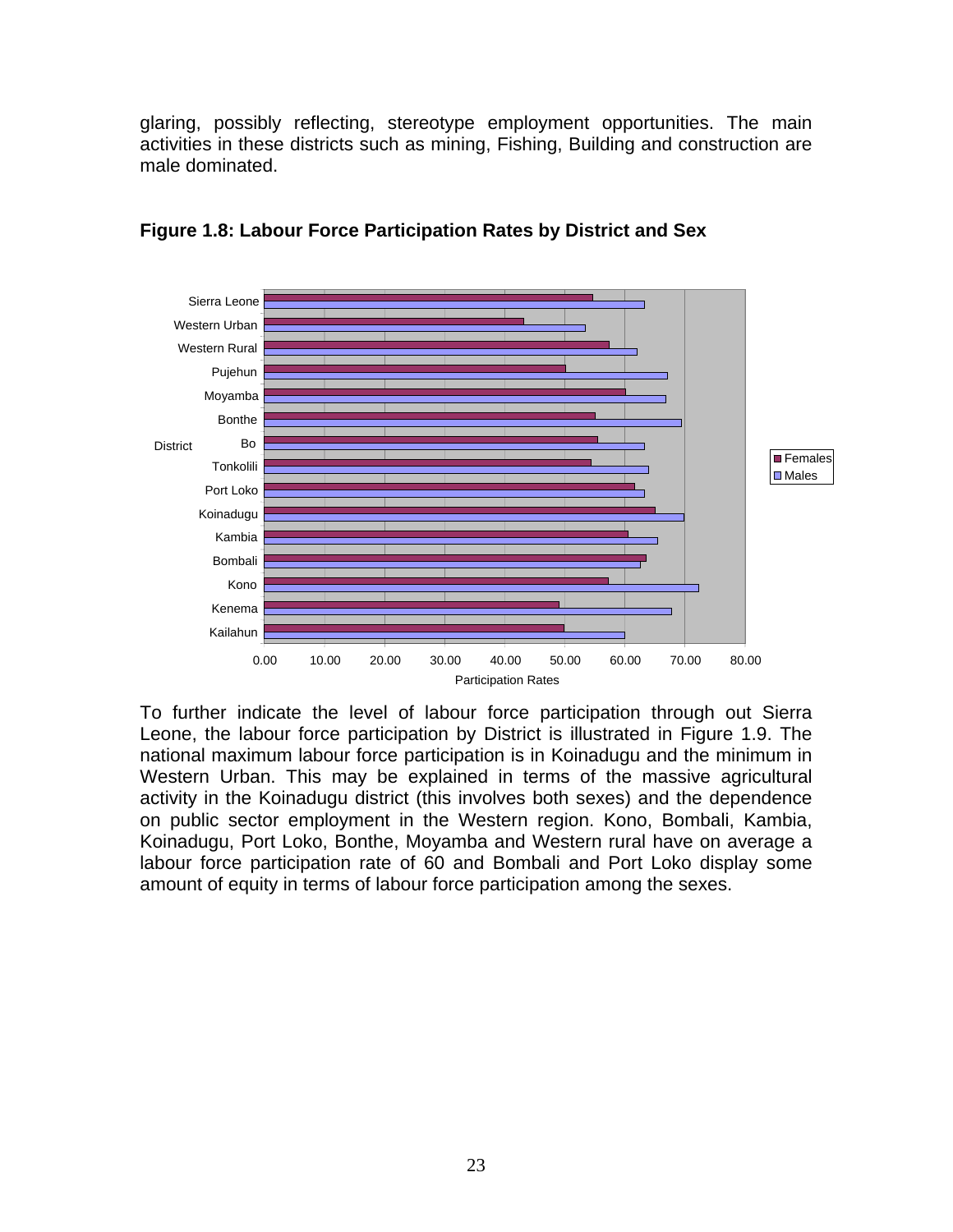glaring, possibly reflecting, stereotype employment opportunities. The main activities in these districts such as mining, Fishing, Building and construction are male dominated.

**Figure 1.8: Labour Force Participation Rates by District and Sex**

To further indicate the level of labour force participation through out Sierra Leone, the labour force participation by District is illustrated in Figure 1.9. The national maximum labour force participation is in Koinadugu and the minimum in Western Urban. This may be explained in terms of the massive agricultural activity in the Koinadugu district (this involves both sexes) and the dependence on public sector employment in the Western region. Kono, Bombali, Kambia, Koinadugu, Port Loko, Bonthe, Moyamba and Western rural have on average a labour force participation rate of 60 and Bombali and Port Loko display some amount of equity in terms of labour force participation among the sexes.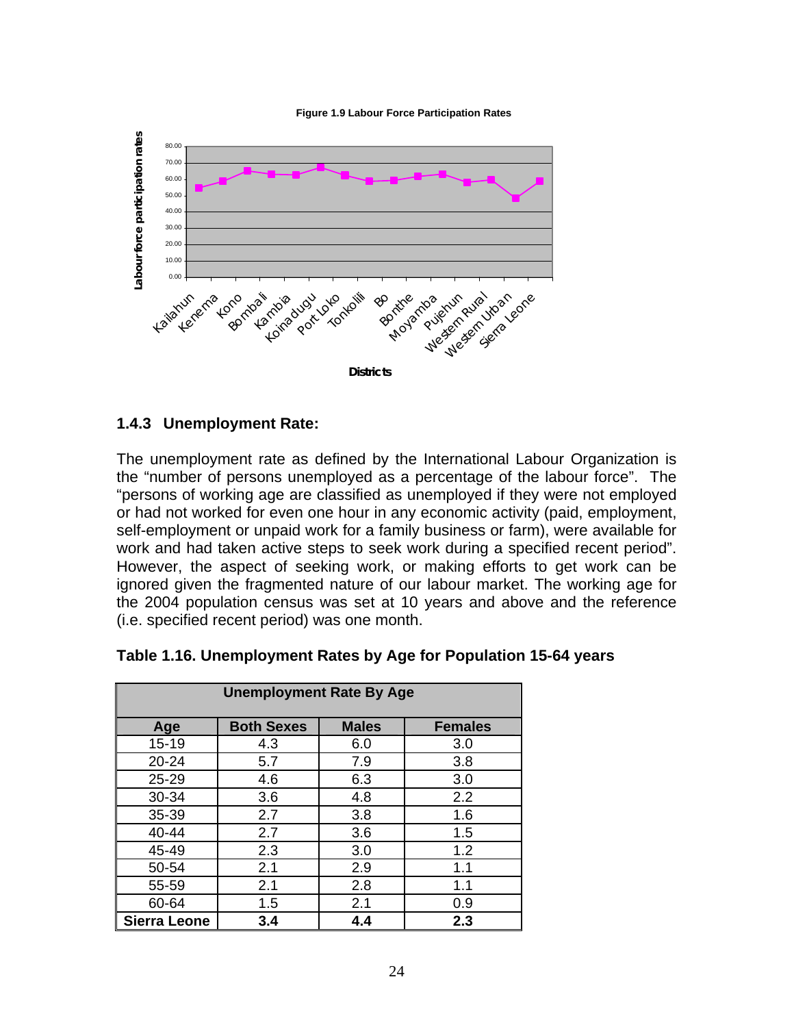**Figure 1.9 Labour Force Participation Rates**

### 1.4.3 Unemployment Rate:

The unemployment rate as defined by the International Labour Organization is the "number of persons unemployed as a percentage of the labour force". The "persons of working age are classified as unemployed if they were not employed or had not worked for even one hour in any economic activity (paid, employment, self-employment or unpaid work for a family business or farm), were available for work and had taken active steps to seek work during a specified recent period". However, the aspect of seeking work, or making efforts to get work can be ignored given the fragmented nature of our labour market. The working age for the 2004 population census was set at 10 years and above and the reference (i.e. specified recent period) was one month.

**Table 1.16. Unemployment Rates by Age for Population 15-64 years**

| Unemployment Rate By Age | | | |
|---|---|---|---|
| **Age** | **Both Sexes** | **Males** | **Females** |
| 15-19 | 4.3 | 6.0 | 3.0 |
| 20-24 | 5.7 | 7.9 | 3.8 |
| 25-29 | 4.6 | 6.3 | 3.0 |
| 30-34 | 3.6 | 4.8 | 2.2 |
| 35-39 | 2.7 | 3.8 | 1.6 |
| 40-44 | 2.7 | 3.6 | 1.5 |
| 45-49 | 2.3 | 3.0 | 1.2 |
| 50-54 | 2.1 | 2.9 | 1.1 |
| 55-59 | 2.1 | 2.8 | 1.1 |
| 60-64 | 1.5 | 2.1 | 0.9 |
| **Sierra Leone** | **3.4** | **4.4** | **2.3** |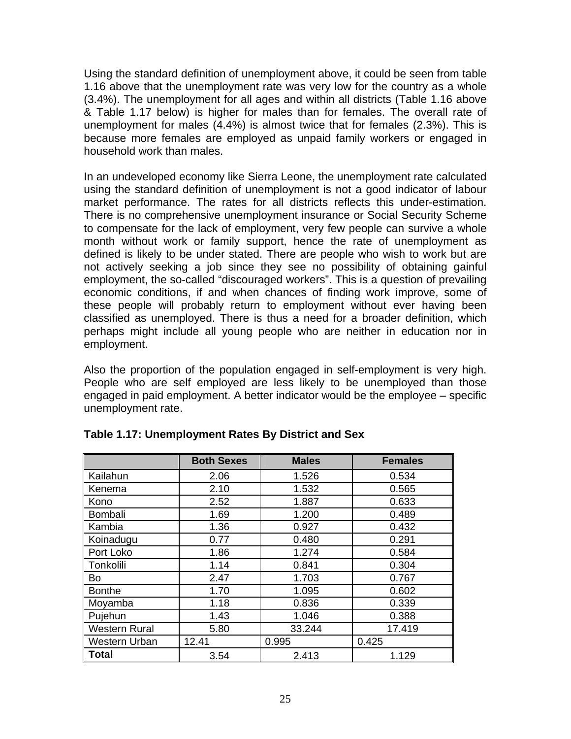Using the standard definition of unemployment above, it could be seen from table 1.16 above that the unemployment rate was very low for the country as a whole (3.4%). The unemployment for all ages and within all districts (Table 1.16 above & Table 1.17 below) is higher for males than for females. The overall rate of unemployment for males (4.4%) is almost twice that for females (2.3%). This is because more females are employed as unpaid family workers or engaged in household work than males.

In an undeveloped economy like Sierra Leone, the unemployment rate calculated using the standard definition of unemployment is not a good indicator of labour market performance. The rates for all districts reflects this under-estimation. There is no comprehensive unemployment insurance or Social Security Scheme to compensate for the lack of employment, very few people can survive a whole month without work or family support, hence the rate of unemployment as defined is likely to be under stated. There are people who wish to work but are not actively seeking a job since they see no possibility of obtaining gainful employment, the so-called "discouraged workers". This is a question of prevailing economic conditions, if and when chances of finding work improve, some of these people will probably return to employment without ever having been classified as unemployed. There is thus a need for a broader definition, which perhaps might include all young people who are neither in education nor in employment.

Also the proportion of the population engaged in self-employment is very high. People who are self employed are less likely to be unemployed than those engaged in paid employment. A better indicator would be the employee – specific unemployment rate.

**Table 1.17: Unemployment Rates By District and Sex**

| | Both Sexes | Males | Females |
|---|---|---|---|
| Kailahun | 2.06 | 1.526 | 0.534 |
| Kenema | 2.10 | 1.532 | 0.565 |
| Kono | 2.52 | 1.887 | 0.633 |
| Bombali | 1.69 | 1.200 | 0.489 |
| Kambia | 1.36 | 0.927 | 0.432 |
| Koinadugu | 0.77 | 0.480 | 0.291 |
| Port Loko | 1.86 | 1.274 | 0.584 |
| Tonkolili | 1.14 | 0.841 | 0.304 |
| Bo | 2.47 | 1.703 | 0.767 |
| Bonthe | 1.70 | 1.095 | 0.602 |
| Moyamba | 1.18 | 0.836 | 0.339 |
| Pujehun | 1.43 | 1.046 | 0.388 |
| Western Rural | 5.80 | 33.244 | 17.419 |
| Western Urban | 12.41 | 0.995 | 0.425 |
| **Total** | 3.54 | 2.413 | 1.129 |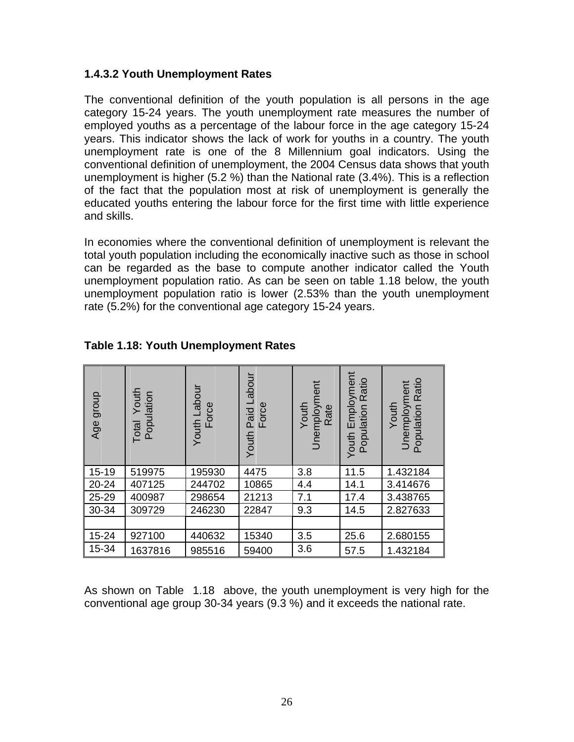### 1.4.3.2 Youth Unemployment Rates

The conventional definition of the youth population is all persons in the age category 15-24 years. The youth unemployment rate measures the number of employed youths as a percentage of the labour force in the age category 15-24 years. This indicator shows the lack of work for youths in a country. The youth unemployment rate is one of the 8 Millennium goal indicators. Using the conventional definition of unemployment, the 2004 Census data shows that youth unemployment is higher (5.2 %) than the National rate (3.4%). This is a reflection of the fact that the population most at risk of unemployment is generally the educated youths entering the labour force for the first time with little experience and skills.

In economies where the conventional definition of unemployment is relevant the total youth population including the economically inactive such as those in school can be regarded as the base to compute another indicator called the Youth unemployment population ratio. As can be seen on table 1.18 below, the youth unemployment population ratio is lower (2.53% than the youth unemployment rate (5.2%) for the conventional age category 15-24 years.

**Table 1.18: Youth Unemployment Rates**

| Age group | Total Youth Population | Youth Labour Force | Youth Paid Labour Force | Youth Unemployment Rate | Youth Employment Population Ratio | Youth Unemployment Population Ratio |
|---|---|---|---|---|---|---|
| 15-19 | 519975 | 195930 | 4475 | 3.8 | 11.5 | 1.432184 |
| 20-24 | 407125 | 244702 | 10865 | 4.4 | 14.1 | 3.414676 |
| 25-29 | 400987 | 298654 | 21213 | 7.1 | 17.4 | 3.438765 |
| 30-34 | 309729 | 246230 | 22847 | 9.3 | 14.5 | 2.827633 |
| | | | | | | |
| 15-24 | 927100 | 440632 | 15340 | 3.5 | 25.6 | 2.680155 |
| 15-34 | 1637816 | 985516 | 59400 | 3.6 | 57.5 | 1.432184 |

As shown on Table 1.18 above, the youth unemployment is very high for the conventional age group 30-34 years (9.3 %) and it exceeds the national rate.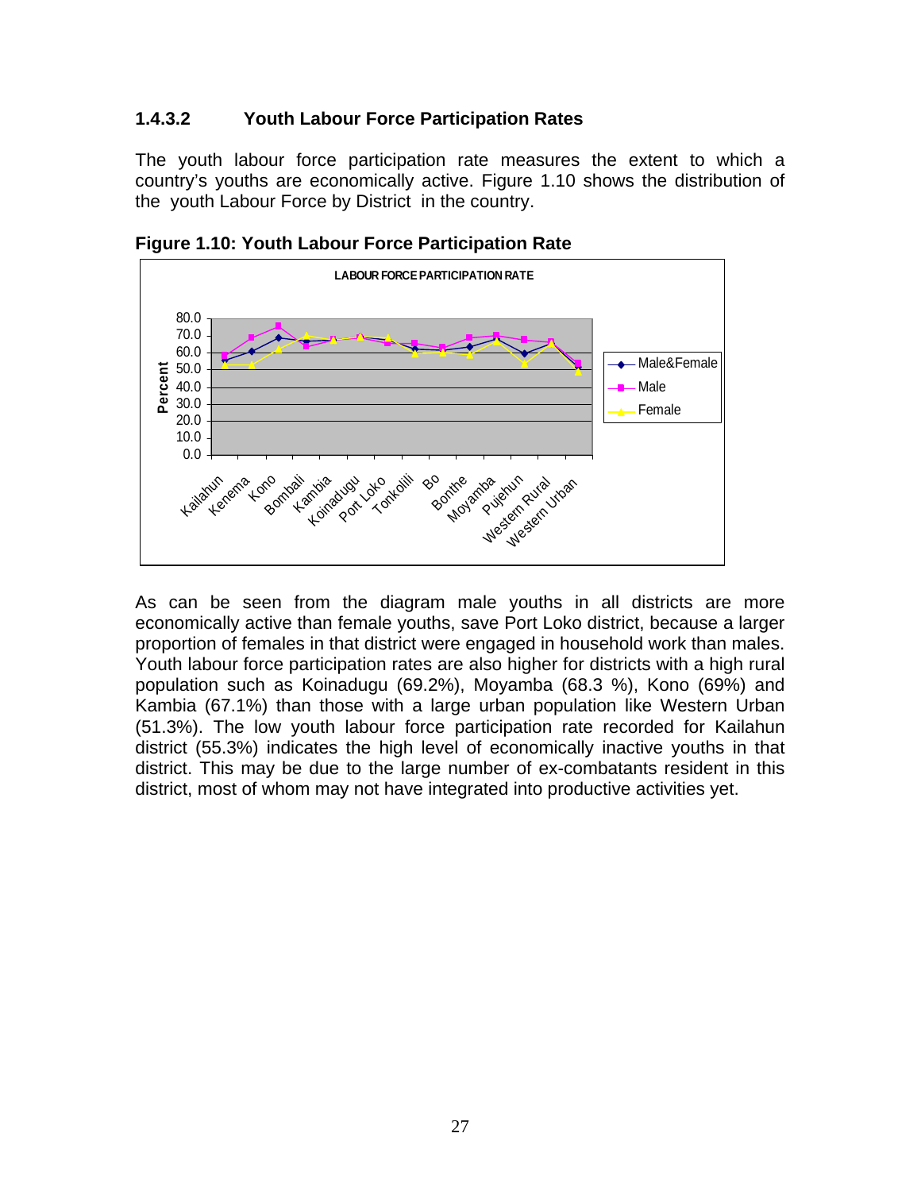### 1.4.3.2 Youth Labour Force Participation Rates

The youth labour force participation rate measures the extent to which a country's youths are economically active. Figure 1.10 shows the distribution of the youth Labour Force by District in the country.

**Figure 1.10: Youth Labour Force Participation Rate**

As can be seen from the diagram male youths in all districts are more economically active than female youths, save Port Loko district, because a larger proportion of females in that district were engaged in household work than males. Youth labour force participation rates are also higher for districts with a high rural population such as Koinadugu (69.2%), Moyamba (68.3 %), Kono (69%) and Kambia (67.1%) than those with a large urban population like Western Urban (51.3%). The low youth labour force participation rate recorded for Kailahun district (55.3%) indicates the high level of economically inactive youths in that district. This may be due to the large number of ex-combatants resident in this district, most of whom may not have integrated into productive activities yet.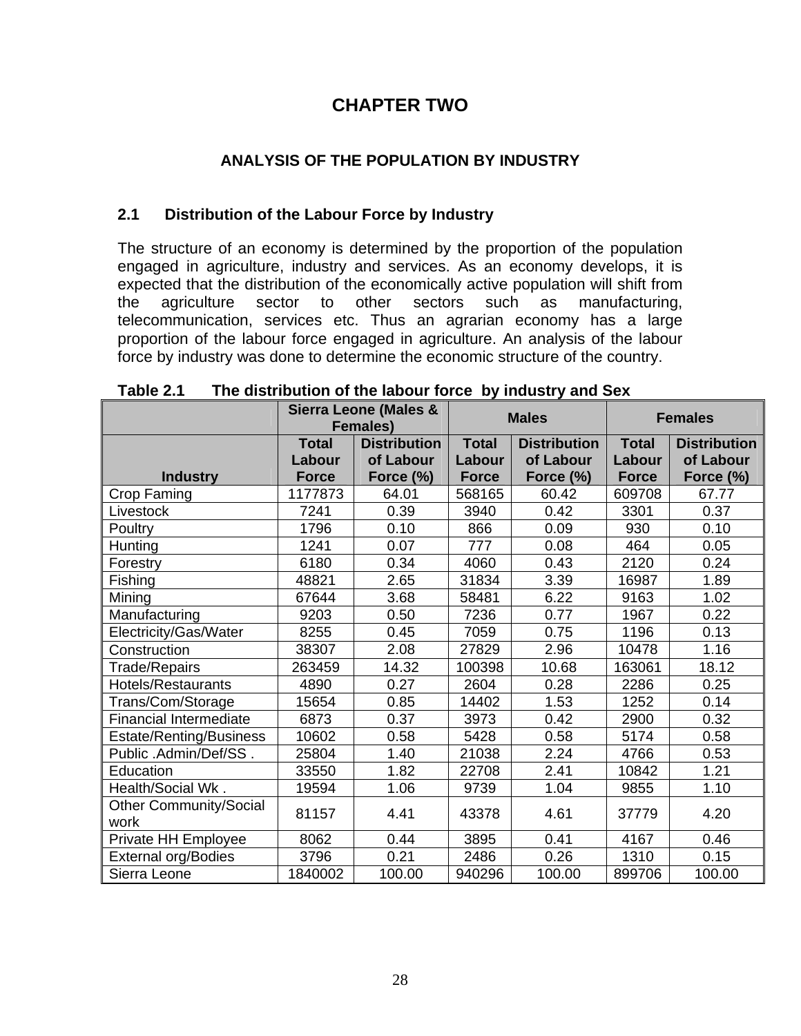# CHAPTER TWO

## ANALYSIS OF THE POPULATION BY INDUSTRY

### 2.1 Distribution of the Labour Force by Industry

The structure of an economy is determined by the proportion of the population engaged in agriculture, industry and services. As an economy develops, it is expected that the distribution of the economically active population will shift from the agriculture sector to other sectors such as manufacturing, telecommunication, services etc. Thus an agrarian economy has a large proportion of the labour force engaged in agriculture. An analysis of the labour force by industry was done to determine the economic structure of the country.

**Table 2.1 The distribution of the labour force by industry and Sex**

| | Sierra Leone (Males & Females) | | Males | | Females | |
|---|---|---|---|---|---|---|
| **Industry** | **Total Labour Force** | **Distribution of Labour Force (%)** | **Total Labour Force** | **Distribution of Labour Force (%)** | **Total Labour Force** | **Distribution of Labour Force (%)** |
| Crop Faming | 1177873 | 64.01 | 568165 | 60.42 | 609708 | 67.77 |
| Livestock | 7241 | 0.39 | 3940 | 0.42 | 3301 | 0.37 |
| Poultry | 1796 | 0.10 | 866 | 0.09 | 930 | 0.10 |
| Hunting | 1241 | 0.07 | 777 | 0.08 | 464 | 0.05 |
| Forestry | 6180 | 0.34 | 4060 | 0.43 | 2120 | 0.24 |
| Fishing | 48821 | 2.65 | 31834 | 3.39 | 16987 | 1.89 |
| Mining | 67644 | 3.68 | 58481 | 6.22 | 9163 | 1.02 |
| Manufacturing | 9203 | 0.50 | 7236 | 0.77 | 1967 | 0.22 |
| Electricity/Gas/Water | 8255 | 0.45 | 7059 | 0.75 | 1196 | 0.13 |
| Construction | 38307 | 2.08 | 27829 | 2.96 | 10478 | 1.16 |
| Trade/Repairs | 263459 | 14.32 | 100398 | 10.68 | 163061 | 18.12 |
| Hotels/Restaurants | 4890 | 0.27 | 2604 | 0.28 | 2286 | 0.25 |
| Trans/Com/Storage | 15654 | 0.85 | 14402 | 1.53 | 1252 | 0.14 |
| Financial Intermediate | 6873 | 0.37 | 3973 | 0.42 | 2900 | 0.32 |
| Estate/Renting/Business | 10602 | 0.58 | 5428 | 0.58 | 5174 | 0.58 |
| Public .Admin/Def/SS . | 25804 | 1.40 | 21038 | 2.24 | 4766 | 0.53 |
| Education | 33550 | 1.82 | 22708 | 2.41 | 10842 | 1.21 |
| Health/Social Wk . | 19594 | 1.06 | 9739 | 1.04 | 9855 | 1.10 |
| Other Community/Social work | 81157 | 4.41 | 43378 | 4.61 | 37779 | 4.20 |
| Private HH Employee | 8062 | 0.44 | 3895 | 0.41 | 4167 | 0.46 |
| External org/Bodies | 3796 | 0.21 | 2486 | 0.26 | 1310 | 0.15 |
| Sierra Leone | 1840002 | 100.00 | 940296 | 100.00 | 899706 | 100.00 |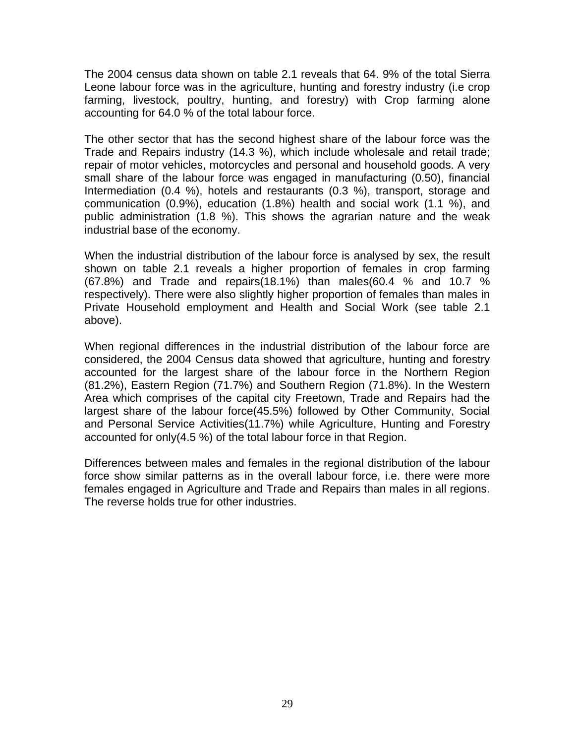The 2004 census data shown on table 2.1 reveals that 64. 9% of the total Sierra Leone labour force was in the agriculture, hunting and forestry industry (i.e crop farming, livestock, poultry, hunting, and forestry) with Crop farming alone accounting for 64.0 % of the total labour force.

The other sector that has the second highest share of the labour force was the Trade and Repairs industry (14.3 %), which include wholesale and retail trade; repair of motor vehicles, motorcycles and personal and household goods. A very small share of the labour force was engaged in manufacturing (0.50), financial Intermediation (0.4 %), hotels and restaurants (0.3 %), transport, storage and communication (0.9%), education (1.8%) health and social work (1.1 %), and public administration (1.8 %). This shows the agrarian nature and the weak industrial base of the economy.

When the industrial distribution of the labour force is analysed by sex, the result shown on table 2.1 reveals a higher proportion of females in crop farming (67.8%) and Trade and repairs(18.1%) than males(60.4 % and 10.7 % respectively). There were also slightly higher proportion of females than males in Private Household employment and Health and Social Work (see table 2.1 above).

When regional differences in the industrial distribution of the labour force are considered, the 2004 Census data showed that agriculture, hunting and forestry accounted for the largest share of the labour force in the Northern Region (81.2%), Eastern Region (71.7%) and Southern Region (71.8%). In the Western Area which comprises of the capital city Freetown, Trade and Repairs had the largest share of the labour force(45.5%) followed by Other Community, Social and Personal Service Activities(11.7%) while Agriculture, Hunting and Forestry accounted for only(4.5 %) of the total labour force in that Region.

Differences between males and females in the regional distribution of the labour force show similar patterns as in the overall labour force, i.e. there were more females engaged in Agriculture and Trade and Repairs than males in all regions. The reverse holds true for other industries.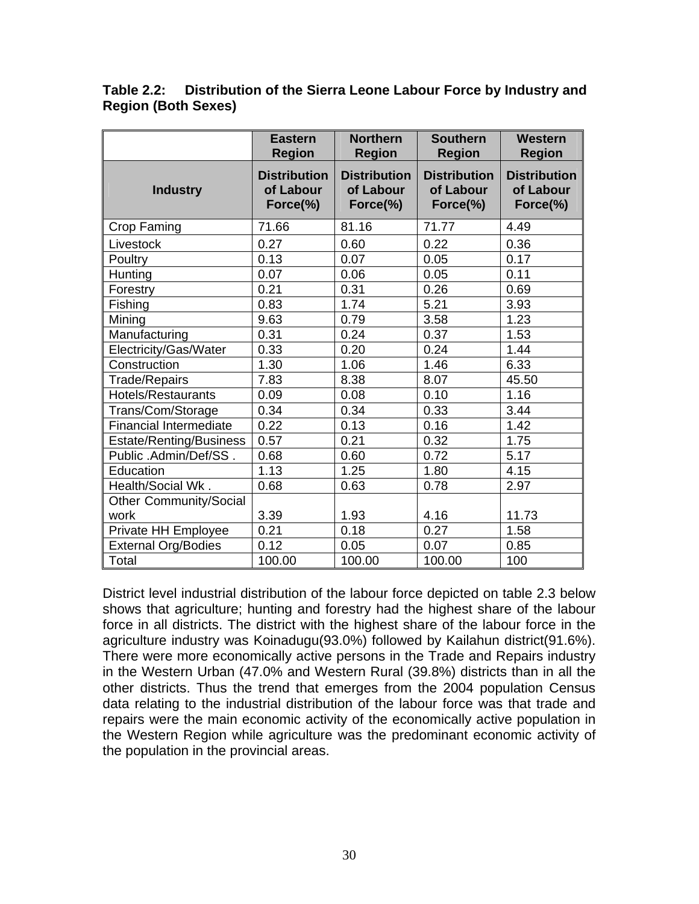**Table 2.2: Distribution of the Sierra Leone Labour Force by Industry and Region (Both Sexes)**

| | Eastern Region | Northern Region | Southern Region | Western Region |
|---|---|---|---|---|
| **Industry** | **Distribution of Labour Force(%)** | **Distribution of Labour Force(%)** | **Distribution of Labour Force(%)** | **Distribution of Labour Force(%)** |
| Crop Faming | 71.66 | 81.16 | 71.77 | 4.49 |
| Livestock | 0.27 | 0.60 | 0.22 | 0.36 |
| Poultry | 0.13 | 0.07 | 0.05 | 0.17 |
| Hunting | 0.07 | 0.06 | 0.05 | 0.11 |
| Forestry | 0.21 | 0.31 | 0.26 | 0.69 |
| Fishing | 0.83 | 1.74 | 5.21 | 3.93 |
| Mining | 9.63 | 0.79 | 3.58 | 1.23 |
| Manufacturing | 0.31 | 0.24 | 0.37 | 1.53 |
| Electricity/Gas/Water | 0.33 | 0.20 | 0.24 | 1.44 |
| Construction | 1.30 | 1.06 | 1.46 | 6.33 |
| Trade/Repairs | 7.83 | 8.38 | 8.07 | 45.50 |
| Hotels/Restaurants | 0.09 | 0.08 | 0.10 | 1.16 |
| Trans/Com/Storage | 0.34 | 0.34 | 0.33 | 3.44 |
| Financial Intermediate | 0.22 | 0.13 | 0.16 | 1.42 |
| Estate/Renting/Business | 0.57 | 0.21 | 0.32 | 1.75 |
| Public .Admin/Def/SS . | 0.68 | 0.60 | 0.72 | 5.17 |
| Education | 1.13 | 1.25 | 1.80 | 4.15 |
| Health/Social Wk . | 0.68 | 0.63 | 0.78 | 2.97 |
| Other Community/Social work | 3.39 | 1.93 | 4.16 | 11.73 |
| Private HH Employee | 0.21 | 0.18 | 0.27 | 1.58 |
| External Org/Bodies | 0.12 | 0.05 | 0.07 | 0.85 |
| Total | 100.00 | 100.00 | 100.00 | 100 |

District level industrial distribution of the labour force depicted on table 2.3 below shows that agriculture; hunting and forestry had the highest share of the labour force in all districts. The district with the highest share of the labour force in the agriculture industry was Koinadugu(93.0%) followed by Kailahun district(91.6%). There were more economically active persons in the Trade and Repairs industry in the Western Urban (47.0% and Western Rural (39.8%) districts than in all the other districts. Thus the trend that emerges from the 2004 population Census data relating to the industrial distribution of the labour force was that trade and repairs were the main economic activity of the economically active population in the Western Region while agriculture was the predominant economic activity of the population in the provincial areas.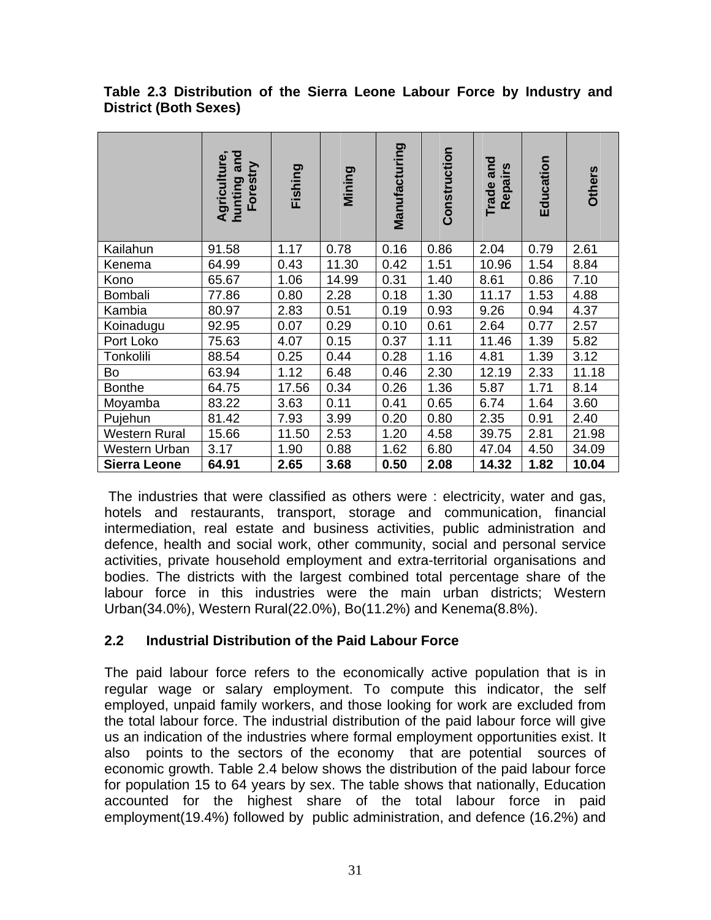**Table 2.3 Distribution of the Sierra Leone Labour Force by Industry and District (Both Sexes)**

| | Agriculture, hunting and Forestry | Fishing | Mining | Manufacturing | Construction | Trade and Repairs | Education | Others |
|---|---|---|---|---|---|---|---|---|
| Kailahun | 91.58 | 1.17 | 0.78 | 0.16 | 0.86 | 2.04 | 0.79 | 2.61 |
| Kenema | 64.99 | 0.43 | 11.30 | 0.42 | 1.51 | 10.96 | 1.54 | 8.84 |
| Kono | 65.67 | 1.06 | 14.99 | 0.31 | 1.40 | 8.61 | 0.86 | 7.10 |
| Bombali | 77.86 | 0.80 | 2.28 | 0.18 | 1.30 | 11.17 | 1.53 | 4.88 |
| Kambia | 80.97 | 2.83 | 0.51 | 0.19 | 0.93 | 9.26 | 0.94 | 4.37 |
| Koinadugu | 92.95 | 0.07 | 0.29 | 0.10 | 0.61 | 2.64 | 0.77 | 2.57 |
| Port Loko | 75.63 | 4.07 | 0.15 | 0.37 | 1.11 | 11.46 | 1.39 | 5.82 |
| Tonkolili | 88.54 | 0.25 | 0.44 | 0.28 | 1.16 | 4.81 | 1.39 | 3.12 |
| Bo | 63.94 | 1.12 | 6.48 | 0.46 | 2.30 | 12.19 | 2.33 | 11.18 |
| Bonthe | 64.75 | 17.56 | 0.34 | 0.26 | 1.36 | 5.87 | 1.71 | 8.14 |
| Moyamba | 83.22 | 3.63 | 0.11 | 0.41 | 0.65 | 6.74 | 1.64 | 3.60 |
| Pujehun | 81.42 | 7.93 | 3.99 | 0.20 | 0.80 | 2.35 | 0.91 | 2.40 |
| Western Rural | 15.66 | 11.50 | 2.53 | 1.20 | 4.58 | 39.75 | 2.81 | 21.98 |
| Western Urban | 3.17 | 1.90 | 0.88 | 1.62 | 6.80 | 47.04 | 4.50 | 34.09 |
| **Sierra Leone** | **64.91** | **2.65** | **3.68** | **0.50** | **2.08** | **14.32** | **1.82** | **10.04** |

The industries that were classified as others were : electricity, water and gas, hotels and restaurants, transport, storage and communication, financial intermediation, real estate and business activities, public administration and defence, health and social work, other community, social and personal service activities, private household employment and extra-territorial organisations and bodies. The districts with the largest combined total percentage share of the labour force in this industries were the main urban districts; Western Urban(34.0%), Western Rural(22.0%), Bo(11.2%) and Kenema(8.8%).

## 2.2 Industrial Distribution of the Paid Labour Force

The paid labour force refers to the economically active population that is in regular wage or salary employment. To compute this indicator, the self employed, unpaid family workers, and those looking for work are excluded from the total labour force. The industrial distribution of the paid labour force will give us an indication of the industries where formal employment opportunities exist. It also points to the sectors of the economy that are potential sources of economic growth. Table 2.4 below shows the distribution of the paid labour force for population 15 to 64 years by sex. The table shows that nationally, Education accounted for the highest share of the total labour force in paid employment(19.4%) followed by public administration, and defence (16.2%) and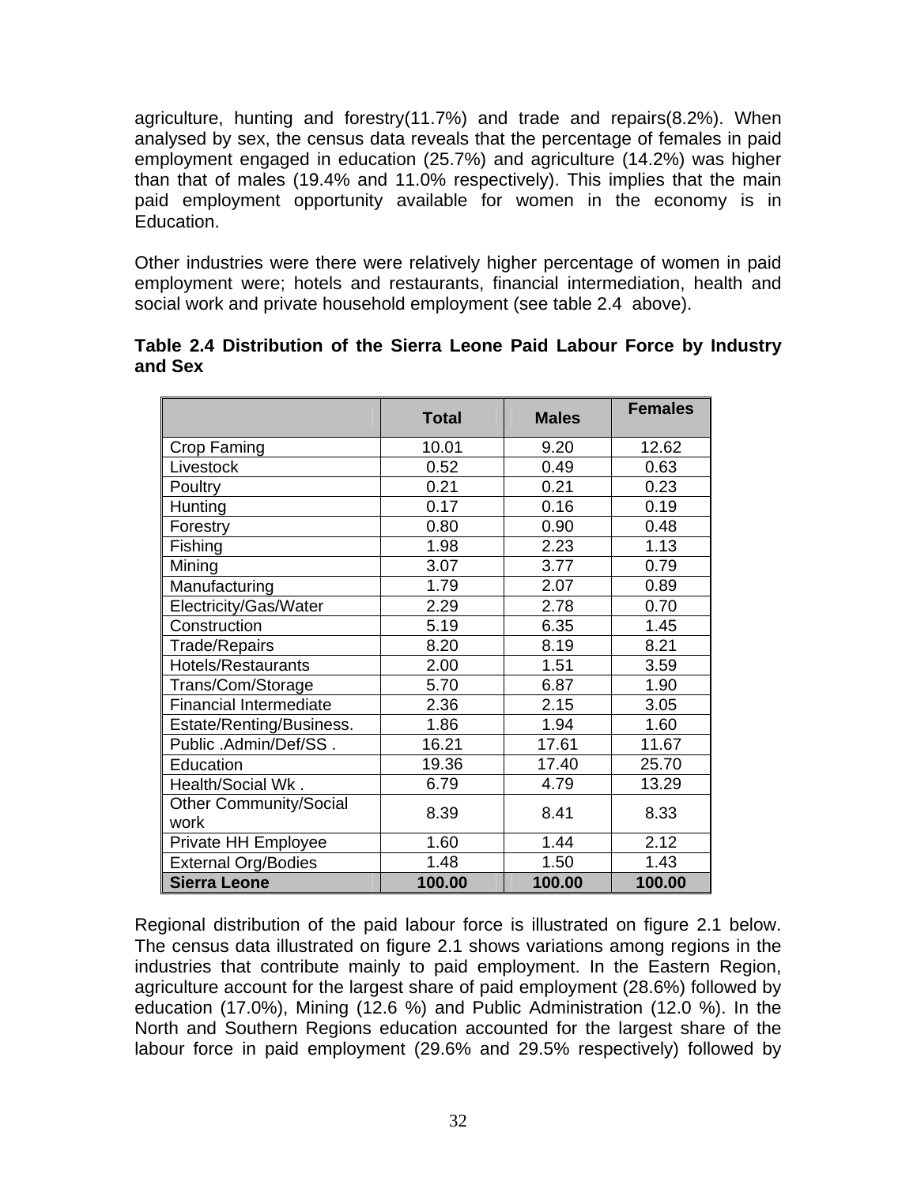agriculture, hunting and forestry(11.7%) and trade and repairs(8.2%). When analysed by sex, the census data reveals that the percentage of females in paid employment engaged in education (25.7%) and agriculture (14.2%) was higher than that of males (19.4% and 11.0% respectively). This implies that the main paid employment opportunity available for women in the economy is in Education.

Other industries were there were relatively higher percentage of women in paid employment were; hotels and restaurants, financial intermediation, health and social work and private household employment (see table 2.4 above).

**Table 2.4 Distribution of the Sierra Leone Paid Labour Force by Industry and Sex**

| | Total | Males | Females |
|---|---|---|---|
| Crop Faming | 10.01 | 9.20 | 12.62 |
| Livestock | 0.52 | 0.49 | 0.63 |
| Poultry | 0.21 | 0.21 | 0.23 |
| Hunting | 0.17 | 0.16 | 0.19 |
| Forestry | 0.80 | 0.90 | 0.48 |
| Fishing | 1.98 | 2.23 | 1.13 |
| Mining | 3.07 | 3.77 | 0.79 |
| Manufacturing | 1.79 | 2.07 | 0.89 |
| Electricity/Gas/Water | 2.29 | 2.78 | 0.70 |
| Construction | 5.19 | 6.35 | 1.45 |
| Trade/Repairs | 8.20 | 8.19 | 8.21 |
| Hotels/Restaurants | 2.00 | 1.51 | 3.59 |
| Trans/Com/Storage | 5.70 | 6.87 | 1.90 |
| Financial Intermediate | 2.36 | 2.15 | 3.05 |
| Estate/Renting/Business. | 1.86 | 1.94 | 1.60 |
| Public .Admin/Def/SS . | 16.21 | 17.61 | 11.67 |
| Education | 19.36 | 17.40 | 25.70 |
| Health/Social Wk . | 6.79 | 4.79 | 13.29 |
| Other Community/Social work | 8.39 | 8.41 | 8.33 |
| Private HH Employee | 1.60 | 1.44 | 2.12 |
| External Org/Bodies | 1.48 | 1.50 | 1.43 |
| **Sierra Leone** | **100.00** | **100.00** | **100.00** |

Regional distribution of the paid labour force is illustrated on figure 2.1 below. The census data illustrated on figure 2.1 shows variations among regions in the industries that contribute mainly to paid employment. In the Eastern Region, agriculture account for the largest share of paid employment (28.6%) followed by education (17.0%), Mining (12.6 %) and Public Administration (12.0 %). In the North and Southern Regions education accounted for the largest share of the labour force in paid employment (29.6% and 29.5% respectively) followed by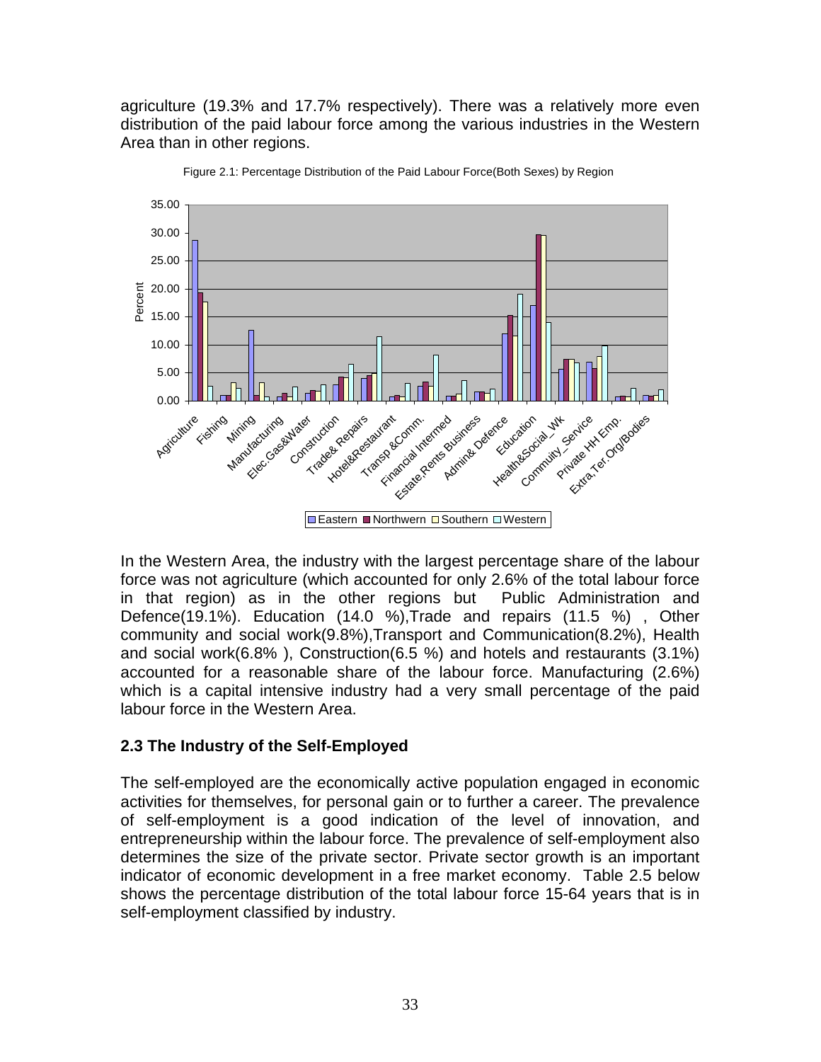agriculture (19.3% and 17.7% respectively). There was a relatively more even distribution of the paid labour force among the various industries in the Western Area than in other regions.

Figure 2.1: Percentage Distribution of the Paid Labour Force(Both Sexes) by Region

In the Western Area, the industry with the largest percentage share of the labour force was not agriculture (which accounted for only 2.6% of the total labour force in that region) as in the other regions but Public Administration and Defence(19.1%). Education (14.0 %),Trade and repairs (11.5 %) , Other community and social work(9.8%),Transport and Communication(8.2%), Health and social work(6.8% ), Construction(6.5 %) and hotels and restaurants (3.1%) accounted for a reasonable share of the labour force. Manufacturing (2.6%) which is a capital intensive industry had a very small percentage of the paid labour force in the Western Area.

## 2.3 The Industry of the Self-Employed

The self-employed are the economically active population engaged in economic activities for themselves, for personal gain or to further a career. The prevalence of self-employment is a good indication of the level of innovation, and entrepreneurship within the labour force. The prevalence of self-employment also determines the size of the private sector. Private sector growth is an important indicator of economic development in a free market economy. Table 2.5 below shows the percentage distribution of the total labour force 15-64 years that is in self-employment classified by industry.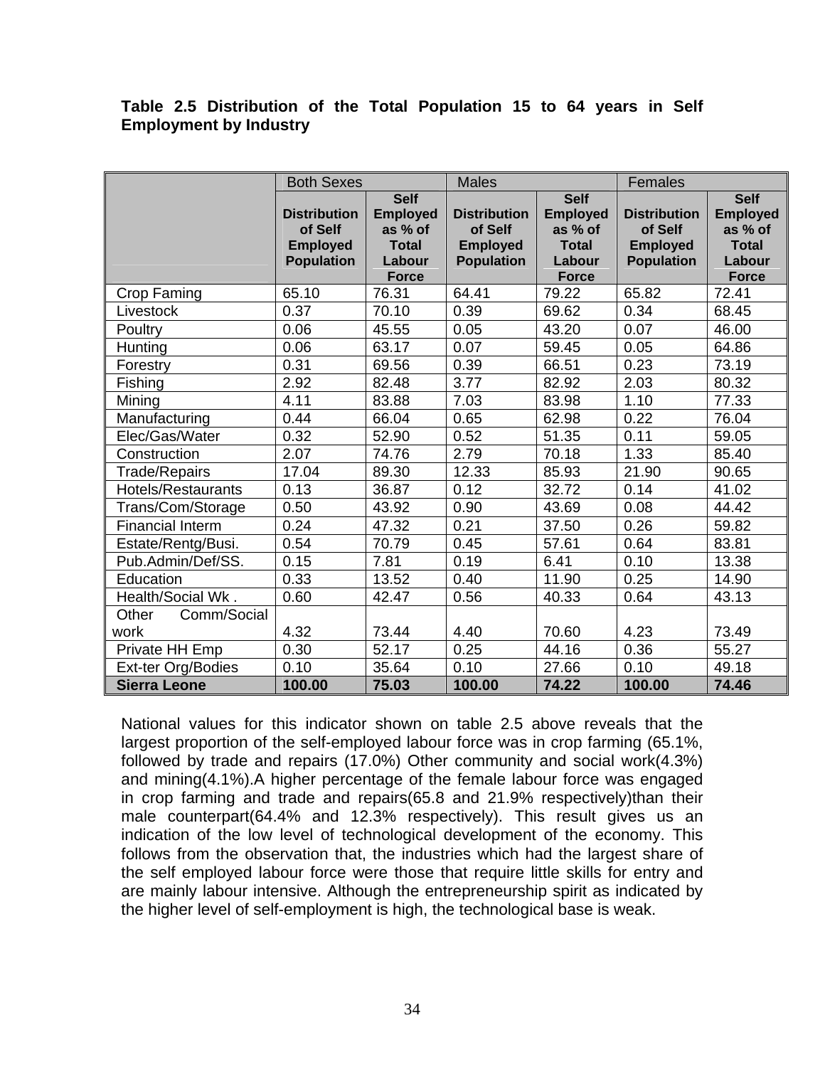**Table 2.5 Distribution of the Total Population 15 to 64 years in Self Employment by Industry**

| | Both Sexes | | Males | | Females | |
|---|---|---|---|---|---|---|
| | Distribution of Self Employed Population | Self Employed as % of Total Labour Force | Distribution of Self Employed Population | Self Employed as % of Total Labour Force | Distribution of Self Employed Population | Self Employed as % of Total Labour Force |
| Crop Faming | 65.10 | 76.31 | 64.41 | 79.22 | 65.82 | 72.41 |
| Livestock | 0.37 | 70.10 | 0.39 | 69.62 | 0.34 | 68.45 |
| Poultry | 0.06 | 45.55 | 0.05 | 43.20 | 0.07 | 46.00 |
| Hunting | 0.06 | 63.17 | 0.07 | 59.45 | 0.05 | 64.86 |
| Forestry | 0.31 | 69.56 | 0.39 | 66.51 | 0.23 | 73.19 |
| Fishing | 2.92 | 82.48 | 3.77 | 82.92 | 2.03 | 80.32 |
| Mining | 4.11 | 83.88 | 7.03 | 83.98 | 1.10 | 77.33 |
| Manufacturing | 0.44 | 66.04 | 0.65 | 62.98 | 0.22 | 76.04 |
| Elec/Gas/Water | 0.32 | 52.90 | 0.52 | 51.35 | 0.11 | 59.05 |
| Construction | 2.07 | 74.76 | 2.79 | 70.18 | 1.33 | 85.40 |
| Trade/Repairs | 17.04 | 89.30 | 12.33 | 85.93 | 21.90 | 90.65 |
| Hotels/Restaurants | 0.13 | 36.87 | 0.12 | 32.72 | 0.14 | 41.02 |
| Trans/Com/Storage | 0.50 | 43.92 | 0.90 | 43.69 | 0.08 | 44.42 |
| Financial Interm | 0.24 | 47.32 | 0.21 | 37.50 | 0.26 | 59.82 |
| Estate/Rentg/Busi. | 0.54 | 70.79 | 0.45 | 57.61 | 0.64 | 83.81 |
| Pub.Admin/Def/SS. | 0.15 | 7.81 | 0.19 | 6.41 | 0.10 | 13.38 |
| Education | 0.33 | 13.52 | 0.40 | 11.90 | 0.25 | 14.90 |
| Health/Social Wk . | 0.60 | 42.47 | 0.56 | 40.33 | 0.64 | 43.13 |
| Other Comm/Social work | 4.32 | 73.44 | 4.40 | 70.60 | 4.23 | 73.49 |
| Private HH Emp | 0.30 | 52.17 | 0.25 | 44.16 | 0.36 | 55.27 |
| Ext-ter Org/Bodies | 0.10 | 35.64 | 0.10 | 27.66 | 0.10 | 49.18 |
| **Sierra Leone** | **100.00** | **75.03** | **100.00** | **74.22** | **100.00** | **74.46** |

National values for this indicator shown on table 2.5 above reveals that the largest proportion of the self-employed labour force was in crop farming (65.1%, followed by trade and repairs (17.0%) Other community and social work(4.3%) and mining(4.1%).A higher percentage of the female labour force was engaged in crop farming and trade and repairs(65.8 and 21.9% respectively)than their male counterpart(64.4% and 12.3% respectively). This result gives us an indication of the low level of technological development of the economy. This follows from the observation that, the industries which had the largest share of the self employed labour force were those that require little skills for entry and are mainly labour intensive. Although the entrepreneurship spirit as indicated by the higher level of self-employment is high, the technological base is weak.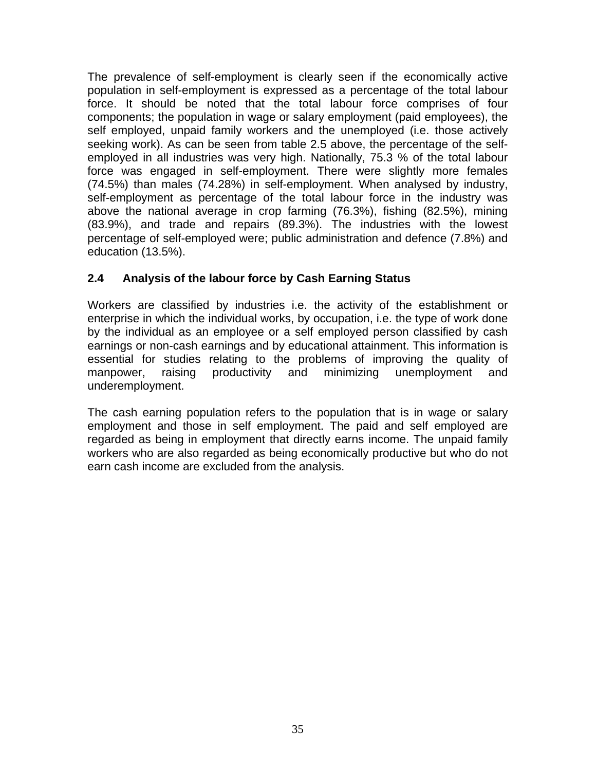The prevalence of self-employment is clearly seen if the economically active population in self-employment is expressed as a percentage of the total labour force. It should be noted that the total labour force comprises of four components; the population in wage or salary employment (paid employees), the self employed, unpaid family workers and the unemployed (i.e. those actively seeking work). As can be seen from table 2.5 above, the percentage of the self-employed in all industries was very high. Nationally, 75.3 % of the total labour force was engaged in self-employment. There were slightly more females (74.5%) than males (74.28%) in self-employment. When analysed by industry, self-employment as percentage of the total labour force in the industry was above the national average in crop farming (76.3%), fishing (82.5%), mining (83.9%), and trade and repairs (89.3%). The industries with the lowest percentage of self-employed were; public administration and defence (7.8%) and education (13.5%).

### 2.4 Analysis of the labour force by Cash Earning Status

Workers are classified by industries i.e. the activity of the establishment or enterprise in which the individual works, by occupation, i.e. the type of work done by the individual as an employee or a self employed person classified by cash earnings or non-cash earnings and by educational attainment. This information is essential for studies relating to the problems of improving the quality of manpower, raising productivity and minimizing unemployment and underemployment.

The cash earning population refers to the population that is in wage or salary employment and those in self employment. The paid and self employed are regarded as being in employment that directly earns income. The unpaid family workers who are also regarded as being economically productive but who do not earn cash income are excluded from the analysis.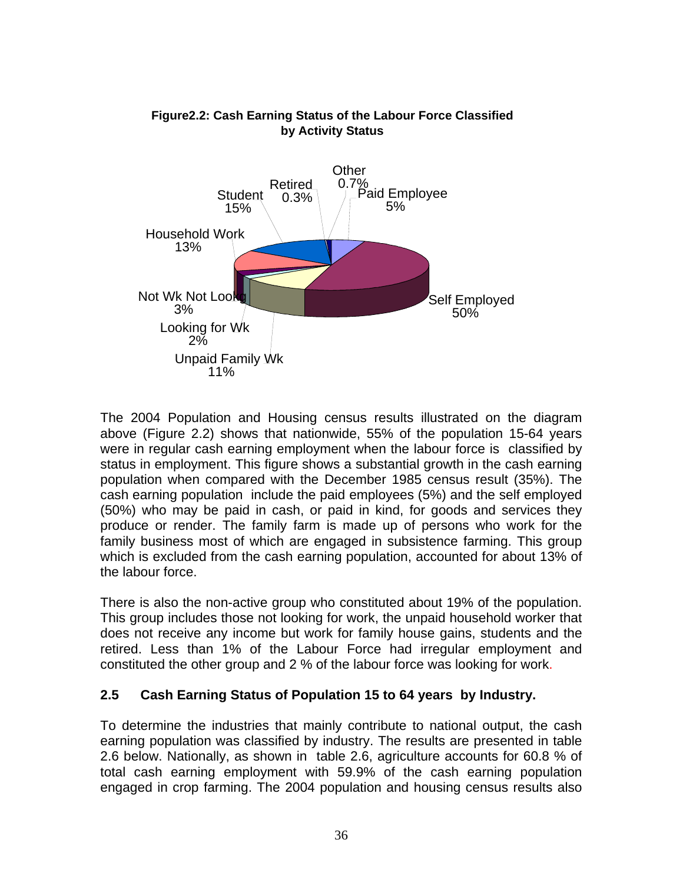**Figure2.2: Cash Earning Status of the Labour Force Classified by Activity Status**

Other 0.7%
Retired 0.3%
Paid Employee 5%
Student 15%
Household Work 13%
Not Wk Not Lookg 3%
Looking for Wk 2%
Unpaid Family Wk 11%
Self Employed 50%

The 2004 Population and Housing census results illustrated on the diagram above (Figure 2.2) shows that nationwide, 55% of the population 15-64 years were in regular cash earning employment when the labour force is classified by status in employment. This figure shows a substantial growth in the cash earning population when compared with the December 1985 census result (35%). The cash earning population include the paid employees (5%) and the self employed (50%) who may be paid in cash, or paid in kind, for goods and services they produce or render. The family farm is made up of persons who work for the family business most of which are engaged in subsistence farming. This group which is excluded from the cash earning population, accounted for about 13% of the labour force.

There is also the non-active group who constituted about 19% of the population. This group includes those not looking for work, the unpaid household worker that does not receive any income but work for family house gains, students and the retired. Less than 1% of the Labour Force had irregular employment and constituted the other group and 2 % of the labour force was looking for work.

### 2.5 Cash Earning Status of Population 15 to 64 years by Industry.

To determine the industries that mainly contribute to national output, the cash earning population was classified by industry. The results are presented in table 2.6 below. Nationally, as shown in table 2.6, agriculture accounts for 60.8 % of total cash earning employment with 59.9% of the cash earning population engaged in crop farming. The 2004 population and housing census results also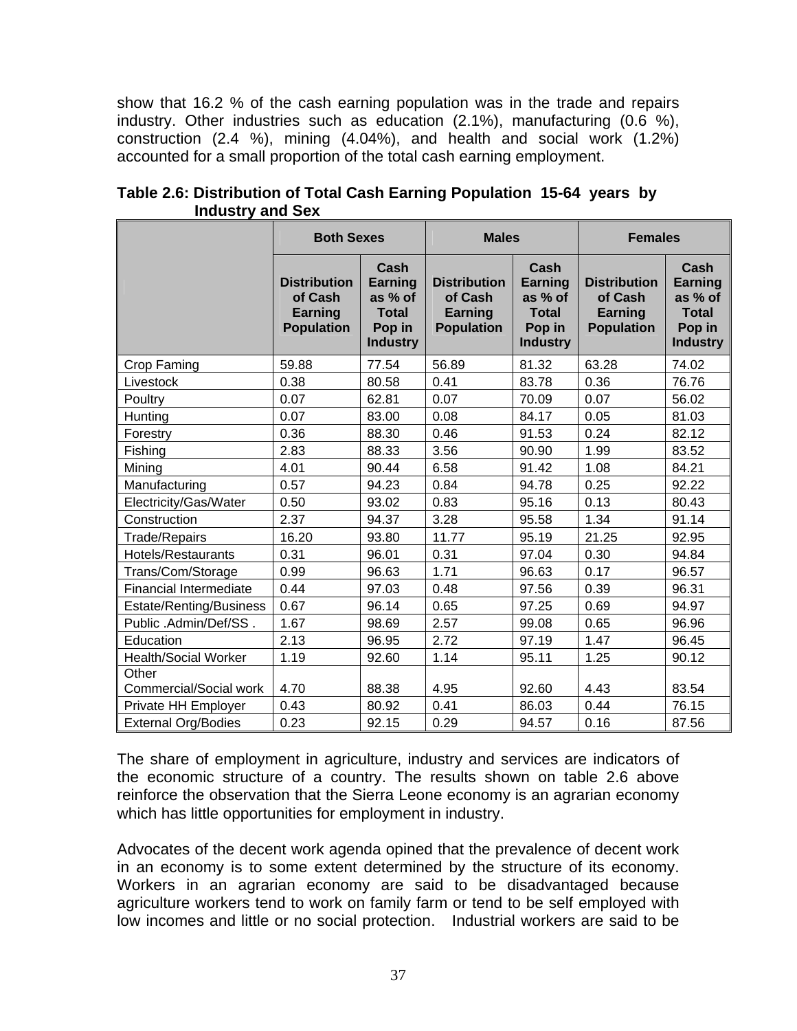show that 16.2 % of the cash earning population was in the trade and repairs industry. Other industries such as education (2.1%), manufacturing (0.6 %), construction (2.4 %), mining (4.04%), and health and social work (1.2%) accounted for a small proportion of the total cash earning employment.

**Table 2.6: Distribution of Total Cash Earning Population 15-64 years by Industry and Sex**

| | Both Sexes | | Males | | Females | |
|---|---|---|---|---|---|---|
| | Distribution of Cash Earning Population | Cash Earning as % of Total Pop in Industry | Distribution of Cash Earning Population | Cash Earning as % of Total Pop in Industry | Distribution of Cash Earning Population | Cash Earning as % of Total Pop in Industry |
| Crop Faming | 59.88 | 77.54 | 56.89 | 81.32 | 63.28 | 74.02 |
| Livestock | 0.38 | 80.58 | 0.41 | 83.78 | 0.36 | 76.76 |
| Poultry | 0.07 | 62.81 | 0.07 | 70.09 | 0.07 | 56.02 |
| Hunting | 0.07 | 83.00 | 0.08 | 84.17 | 0.05 | 81.03 |
| Forestry | 0.36 | 88.30 | 0.46 | 91.53 | 0.24 | 82.12 |
| Fishing | 2.83 | 88.33 | 3.56 | 90.90 | 1.99 | 83.52 |
| Mining | 4.01 | 90.44 | 6.58 | 91.42 | 1.08 | 84.21 |
| Manufacturing | 0.57 | 94.23 | 0.84 | 94.78 | 0.25 | 92.22 |
| Electricity/Gas/Water | 0.50 | 93.02 | 0.83 | 95.16 | 0.13 | 80.43 |
| Construction | 2.37 | 94.37 | 3.28 | 95.58 | 1.34 | 91.14 |
| Trade/Repairs | 16.20 | 93.80 | 11.77 | 95.19 | 21.25 | 92.95 |
| Hotels/Restaurants | 0.31 | 96.01 | 0.31 | 97.04 | 0.30 | 94.84 |
| Trans/Com/Storage | 0.99 | 96.63 | 1.71 | 96.63 | 0.17 | 96.57 |
| Financial Intermediate | 0.44 | 97.03 | 0.48 | 97.56 | 0.39 | 96.31 |
| Estate/Renting/Business | 0.67 | 96.14 | 0.65 | 97.25 | 0.69 | 94.97 |
| Public .Admin/Def/SS . | 1.67 | 98.69 | 2.57 | 99.08 | 0.65 | 96.96 |
| Education | 2.13 | 96.95 | 2.72 | 97.19 | 1.47 | 96.45 |
| Health/Social Worker | 1.19 | 92.60 | 1.14 | 95.11 | 1.25 | 90.12 |
| Other Commercial/Social work | 4.70 | 88.38 | 4.95 | 92.60 | 4.43 | 83.54 |
| Private HH Employer | 0.43 | 80.92 | 0.41 | 86.03 | 0.44 | 76.15 |
| External Org/Bodies | 0.23 | 92.15 | 0.29 | 94.57 | 0.16 | 87.56 |

The share of employment in agriculture, industry and services are indicators of the economic structure of a country. The results shown on table 2.6 above reinforce the observation that the Sierra Leone economy is an agrarian economy which has little opportunities for employment in industry.

Advocates of the decent work agenda opined that the prevalence of decent work in an economy is to some extent determined by the structure of its economy. Workers in an agrarian economy are said to be disadvantaged because agriculture workers tend to work on family farm or tend to be self employed with low incomes and little or no social protection. Industrial workers are said to be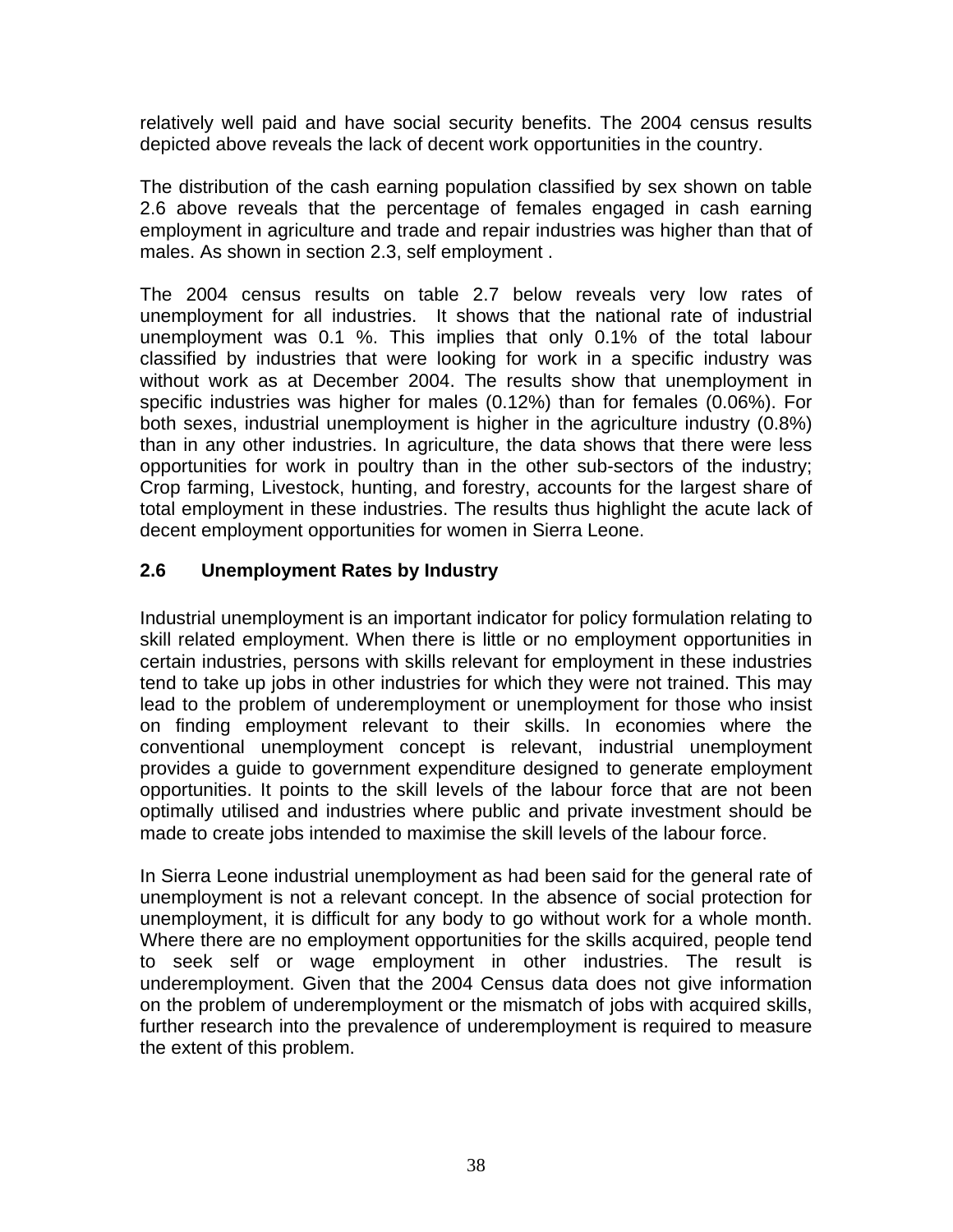relatively well paid and have social security benefits. The 2004 census results depicted above reveals the lack of decent work opportunities in the country.

The distribution of the cash earning population classified by sex shown on table 2.6 above reveals that the percentage of females engaged in cash earning employment in agriculture and trade and repair industries was higher than that of males. As shown in section 2.3, self employment .

The 2004 census results on table 2.7 below reveals very low rates of unemployment for all industries. It shows that the national rate of industrial unemployment was 0.1 %. This implies that only 0.1% of the total labour classified by industries that were looking for work in a specific industry was without work as at December 2004. The results show that unemployment in specific industries was higher for males (0.12%) than for females (0.06%). For both sexes, industrial unemployment is higher in the agriculture industry (0.8%) than in any other industries. In agriculture, the data shows that there were less opportunities for work in poultry than in the other sub-sectors of the industry; Crop farming, Livestock, hunting, and forestry, accounts for the largest share of total employment in these industries. The results thus highlight the acute lack of decent employment opportunities for women in Sierra Leone.

## 2.6 Unemployment Rates by Industry

Industrial unemployment is an important indicator for policy formulation relating to skill related employment. When there is little or no employment opportunities in certain industries, persons with skills relevant for employment in these industries tend to take up jobs in other industries for which they were not trained. This may lead to the problem of underemployment or unemployment for those who insist on finding employment relevant to their skills. In economies where the conventional unemployment concept is relevant, industrial unemployment provides a guide to government expenditure designed to generate employment opportunities. It points to the skill levels of the labour force that are not been optimally utilised and industries where public and private investment should be made to create jobs intended to maximise the skill levels of the labour force.

In Sierra Leone industrial unemployment as had been said for the general rate of unemployment is not a relevant concept. In the absence of social protection for unemployment, it is difficult for any body to go without work for a whole month. Where there are no employment opportunities for the skills acquired, people tend to seek self or wage employment in other industries. The result is underemployment. Given that the 2004 Census data does not give information on the problem of underemployment or the mismatch of jobs with acquired skills, further research into the prevalence of underemployment is required to measure the extent of this problem.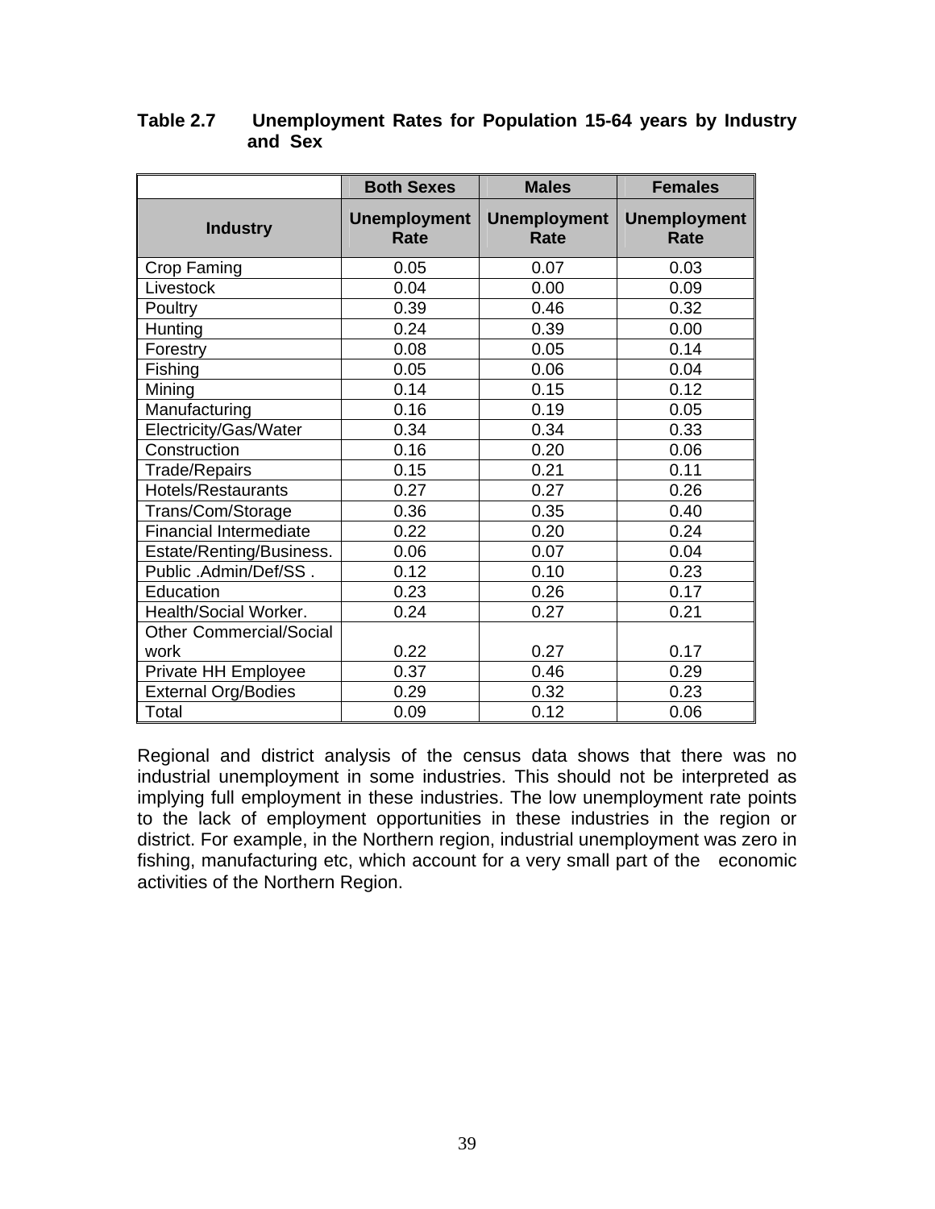**Table 2.7 Unemployment Rates for Population 15-64 years by Industry and Sex**

| | Both Sexes | Males | Females |
|---|---|---|---|
| Industry | Unemployment Rate | Unemployment Rate | Unemployment Rate |
| Crop Faming | 0.05 | 0.07 | 0.03 |
| Livestock | 0.04 | 0.00 | 0.09 |
| Poultry | 0.39 | 0.46 | 0.32 |
| Hunting | 0.24 | 0.39 | 0.00 |
| Forestry | 0.08 | 0.05 | 0.14 |
| Fishing | 0.05 | 0.06 | 0.04 |
| Mining | 0.14 | 0.15 | 0.12 |
| Manufacturing | 0.16 | 0.19 | 0.05 |
| Electricity/Gas/Water | 0.34 | 0.34 | 0.33 |
| Construction | 0.16 | 0.20 | 0.06 |
| Trade/Repairs | 0.15 | 0.21 | 0.11 |
| Hotels/Restaurants | 0.27 | 0.27 | 0.26 |
| Trans/Com/Storage | 0.36 | 0.35 | 0.40 |
| Financial Intermediate | 0.22 | 0.20 | 0.24 |
| Estate/Renting/Business. | 0.06 | 0.07 | 0.04 |
| Public .Admin/Def/SS . | 0.12 | 0.10 | 0.23 |
| Education | 0.23 | 0.26 | 0.17 |
| Health/Social Worker. | 0.24 | 0.27 | 0.21 |
| Other Commercial/Social work | 0.22 | 0.27 | 0.17 |
| Private HH Employee | 0.37 | 0.46 | 0.29 |
| External Org/Bodies | 0.29 | 0.32 | 0.23 |
| Total | 0.09 | 0.12 | 0.06 |

Regional and district analysis of the census data shows that there was no industrial unemployment in some industries. This should not be interpreted as implying full employment in these industries. The low unemployment rate points to the lack of employment opportunities in these industries in the region or district. For example, in the Northern region, industrial unemployment was zero in fishing, manufacturing etc, which account for a very small part of the economic activities of the Northern Region.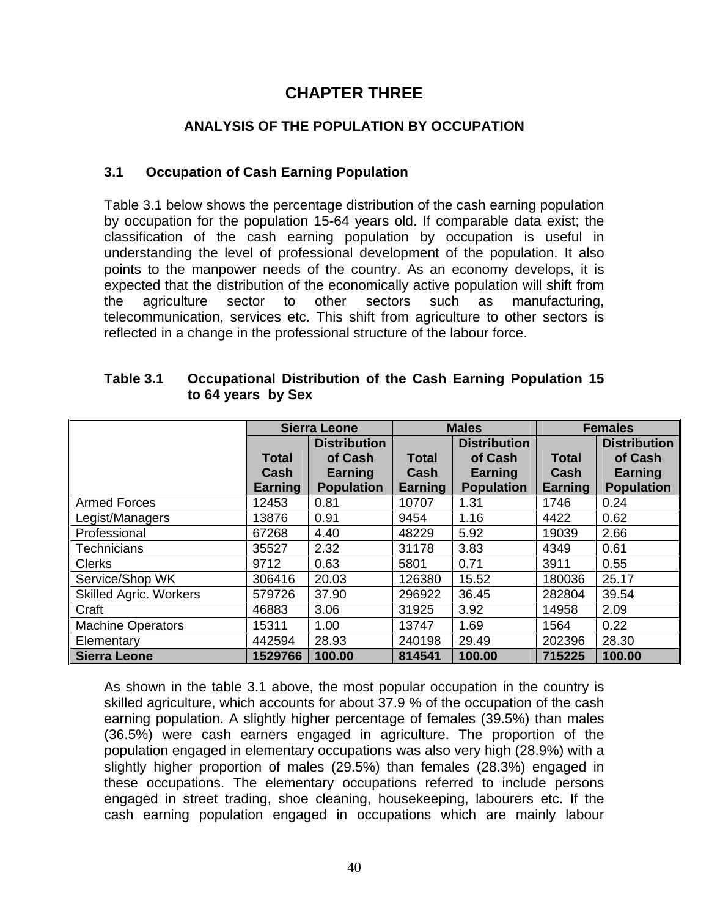# CHAPTER THREE

## ANALYSIS OF THE POPULATION BY OCCUPATION

### 3.1 Occupation of Cash Earning Population

Table 3.1 below shows the percentage distribution of the cash earning population by occupation for the population 15-64 years old. If comparable data exist; the classification of the cash earning population by occupation is useful in understanding the level of professional development of the population. It also points to the manpower needs of the country. As an economy develops, it is expected that the distribution of the economically active population will shift from the agriculture sector to other sectors such as manufacturing, telecommunication, services etc. This shift from agriculture to other sectors is reflected in a change in the professional structure of the labour force.

**Table 3.1 Occupational Distribution of the Cash Earning Population 15 to 64 years by Sex**

| | Sierra Leone | | Males | | Females | |
|---|---|---|---|---|---|---|
| | Total Cash Earning | Distribution of Cash Earning Population | Total Cash Earning | Distribution of Cash Earning Population | Total Cash Earning | Distribution of Cash Earning Population |
| Armed Forces | 12453 | 0.81 | 10707 | 1.31 | 1746 | 0.24 |
| Legist/Managers | 13876 | 0.91 | 9454 | 1.16 | 4422 | 0.62 |
| Professional | 67268 | 4.40 | 48229 | 5.92 | 19039 | 2.66 |
| Technicians | 35527 | 2.32 | 31178 | 3.83 | 4349 | 0.61 |
| Clerks | 9712 | 0.63 | 5801 | 0.71 | 3911 | 0.55 |
| Service/Shop WK | 306416 | 20.03 | 126380 | 15.52 | 180036 | 25.17 |
| Skilled Agric. Workers | 579726 | 37.90 | 296922 | 36.45 | 282804 | 39.54 |
| Craft | 46883 | 3.06 | 31925 | 3.92 | 14958 | 2.09 |
| Machine Operators | 15311 | 1.00 | 13747 | 1.69 | 1564 | 0.22 |
| Elementary | 442594 | 28.93 | 240198 | 29.49 | 202396 | 28.30 |
| **Sierra Leone** | **1529766** | **100.00** | **814541** | **100.00** | **715225** | **100.00** |

As shown in the table 3.1 above, the most popular occupation in the country is skilled agriculture, which accounts for about 37.9 % of the occupation of the cash earning population. A slightly higher percentage of females (39.5%) than males (36.5%) were cash earners engaged in agriculture. The proportion of the population engaged in elementary occupations was also very high (28.9%) with a slightly higher proportion of males (29.5%) than females (28.3%) engaged in these occupations. The elementary occupations referred to include persons engaged in street trading, shoe cleaning, housekeeping, labourers etc. If the cash earning population engaged in occupations which are mainly labour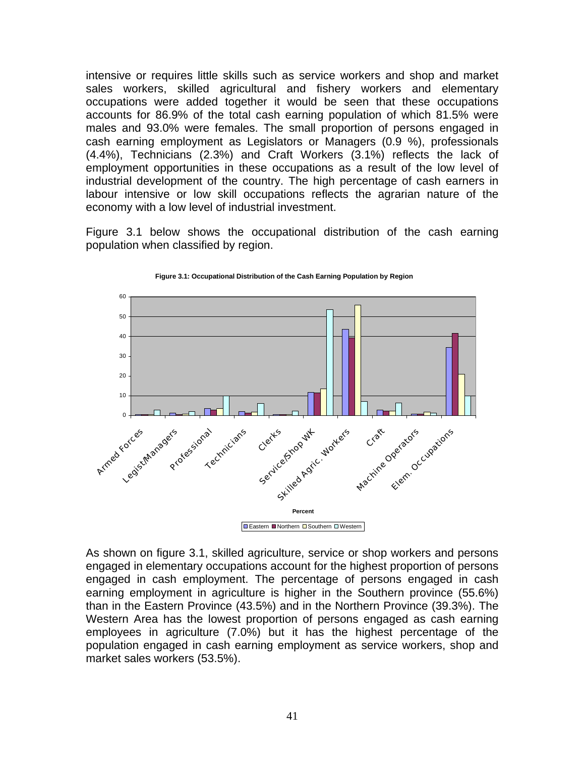intensive or requires little skills such as service workers and shop and market sales workers, skilled agricultural and fishery workers and elementary occupations were added together it would be seen that these occupations accounts for 86.9% of the total cash earning population of which 81.5% were males and 93.0% were females. The small proportion of persons engaged in cash earning employment as Legislators or Managers (0.9 %), professionals (4.4%), Technicians (2.3%) and Craft Workers (3.1%) reflects the lack of employment opportunities in these occupations as a result of the low level of industrial development of the country. The high percentage of cash earners in labour intensive or low skill occupations reflects the agrarian nature of the economy with a low level of industrial investment.

Figure 3.1 below shows the occupational distribution of the cash earning population when classified by region.

**Figure 3.1: Occupational Distribution of the Cash Earning Population by Region**

As shown on figure 3.1, skilled agriculture, service or shop workers and persons engaged in elementary occupations account for the highest proportion of persons engaged in cash employment. The percentage of persons engaged in cash earning employment in agriculture is higher in the Southern province (55.6%) than in the Eastern Province (43.5%) and in the Northern Province (39.3%). The Western Area has the lowest proportion of persons engaged as cash earning employees in agriculture (7.0%) but it has the highest percentage of the population engaged in cash earning employment as service workers, shop and market sales workers (53.5%).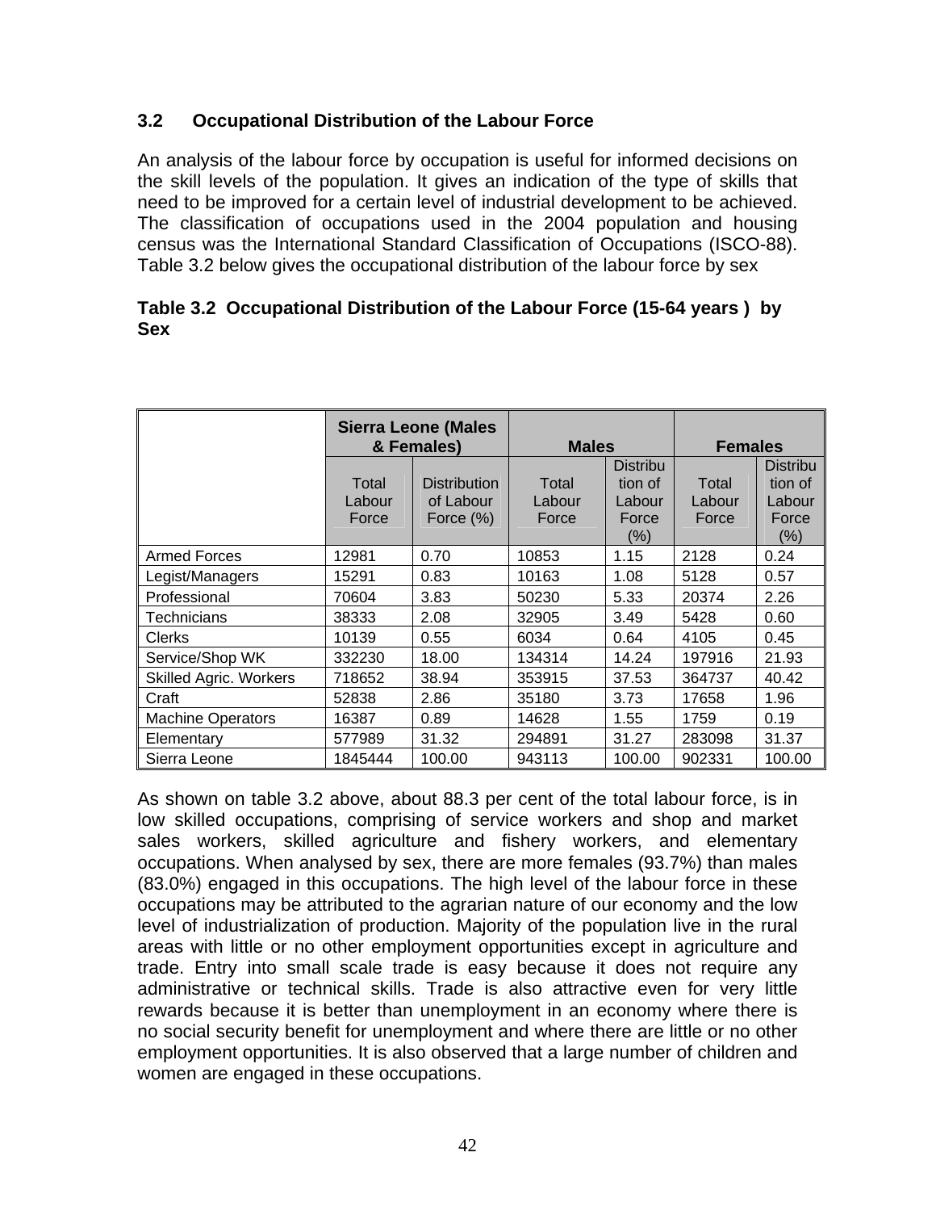### 3.2 Occupational Distribution of the Labour Force

An analysis of the labour force by occupation is useful for informed decisions on the skill levels of the population. It gives an indication of the type of skills that need to be improved for a certain level of industrial development to be achieved. The classification of occupations used in the 2004 population and housing census was the International Standard Classification of Occupations (ISCO-88). Table 3.2 below gives the occupational distribution of the labour force by sex

**Table 3.2 Occupational Distribution of the Labour Force (15-64 years ) by Sex**

| | **Sierra Leone (Males & Females)** | | **Males** | | **Females** | |
|---|---|---|---|---|---|---|
| | Total Labour Force | Distribution of Labour Force (%) | Total Labour Force | Distribution of Labour Force (%) | Total Labour Force | Distribution of Labour Force (%) |
| Armed Forces | 12981 | 0.70 | 10853 | 1.15 | 2128 | 0.24 |
| Legist/Managers | 15291 | 0.83 | 10163 | 1.08 | 5128 | 0.57 |
| Professional | 70604 | 3.83 | 50230 | 5.33 | 20374 | 2.26 |
| Technicians | 38333 | 2.08 | 32905 | 3.49 | 5428 | 0.60 |
| Clerks | 10139 | 0.55 | 6034 | 0.64 | 4105 | 0.45 |
| Service/Shop WK | 332230 | 18.00 | 134314 | 14.24 | 197916 | 21.93 |
| Skilled Agric. Workers | 718652 | 38.94 | 353915 | 37.53 | 364737 | 40.42 |
| Craft | 52838 | 2.86 | 35180 | 3.73 | 17658 | 1.96 |
| Machine Operators | 16387 | 0.89 | 14628 | 1.55 | 1759 | 0.19 |
| Elementary | 577989 | 31.32 | 294891 | 31.27 | 283098 | 31.37 |
| Sierra Leone | 1845444 | 100.00 | 943113 | 100.00 | 902331 | 100.00 |

As shown on table 3.2 above, about 88.3 per cent of the total labour force, is in low skilled occupations, comprising of service workers and shop and market sales workers, skilled agriculture and fishery workers, and elementary occupations. When analysed by sex, there are more females (93.7%) than males (83.0%) engaged in this occupations. The high level of the labour force in these occupations may be attributed to the agrarian nature of our economy and the low level of industrialization of production. Majority of the population live in the rural areas with little or no other employment opportunities except in agriculture and trade. Entry into small scale trade is easy because it does not require any administrative or technical skills. Trade is also attractive even for very little rewards because it is better than unemployment in an economy where there is no social security benefit for unemployment and where there are little or no other employment opportunities. It is also observed that a large number of children and women are engaged in these occupations.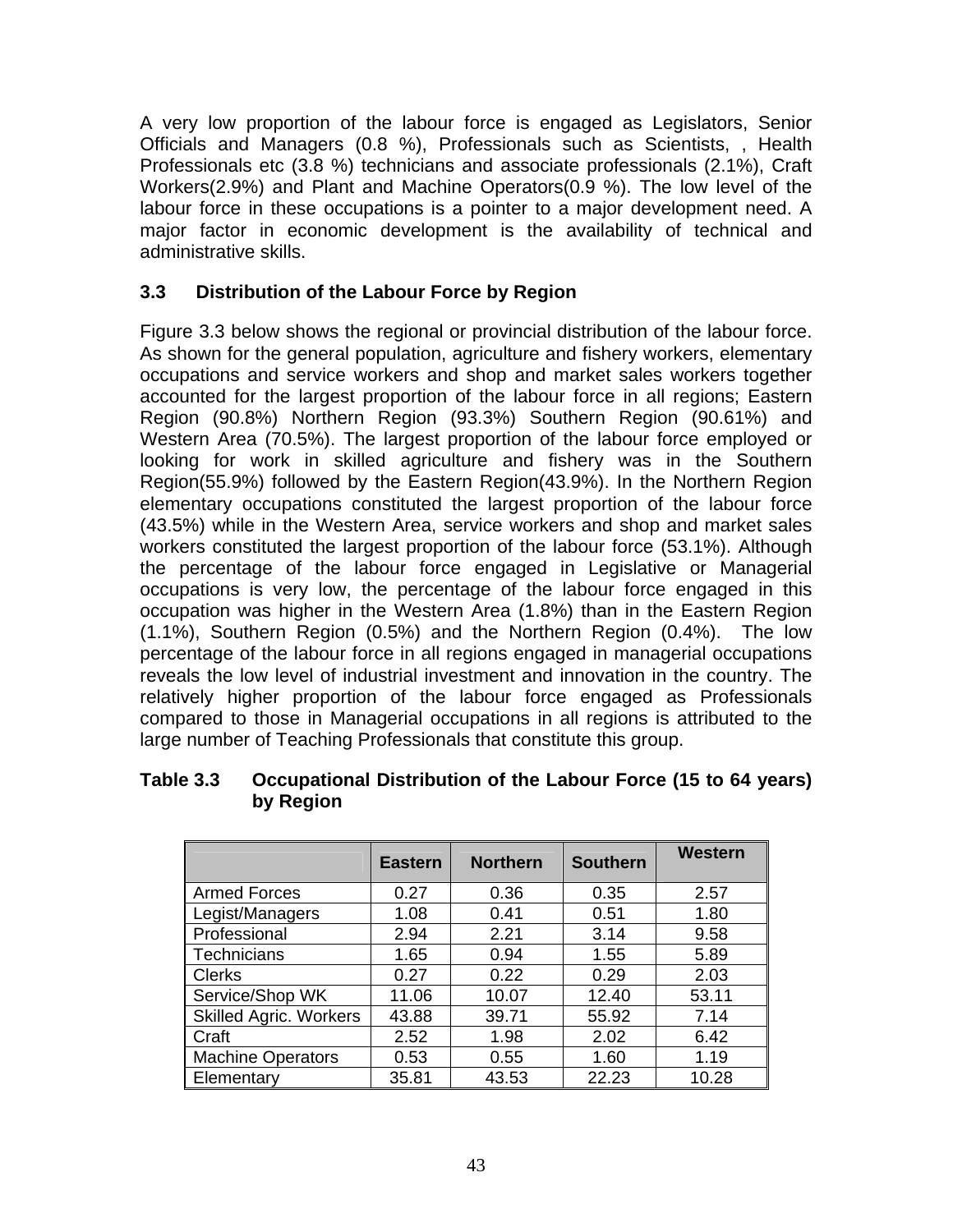A very low proportion of the labour force is engaged as Legislators, Senior Officials and Managers (0.8 %), Professionals such as Scientists, , Health Professionals etc (3.8 %) technicians and associate professionals (2.1%), Craft Workers(2.9%) and Plant and Machine Operators(0.9 %). The low level of the labour force in these occupations is a pointer to a major development need. A major factor in economic development is the availability of technical and administrative skills.

### 3.3 Distribution of the Labour Force by Region

Figure 3.3 below shows the regional or provincial distribution of the labour force. As shown for the general population, agriculture and fishery workers, elementary occupations and service workers and shop and market sales workers together accounted for the largest proportion of the labour force in all regions; Eastern Region (90.8%) Northern Region (93.3%) Southern Region (90.61%) and Western Area (70.5%). The largest proportion of the labour force employed or looking for work in skilled agriculture and fishery was in the Southern Region(55.9%) followed by the Eastern Region(43.9%). In the Northern Region elementary occupations constituted the largest proportion of the labour force (43.5%) while in the Western Area, service workers and shop and market sales workers constituted the largest proportion of the labour force (53.1%). Although the percentage of the labour force engaged in Legislative or Managerial occupations is very low, the percentage of the labour force engaged in this occupation was higher in the Western Area (1.8%) than in the Eastern Region (1.1%), Southern Region (0.5%) and the Northern Region (0.4%). The low percentage of the labour force in all regions engaged in managerial occupations reveals the low level of industrial investment and innovation in the country. The relatively higher proportion of the labour force engaged as Professionals compared to those in Managerial occupations in all regions is attributed to the large number of Teaching Professionals that constitute this group.

**Table 3.3 Occupational Distribution of the Labour Force (15 to 64 years) by Region**

| | Eastern | Northern | Southern | Western |
|---|---|---|---|---|
| Armed Forces | 0.27 | 0.36 | 0.35 | 2.57 |
| Legist/Managers | 1.08 | 0.41 | 0.51 | 1.80 |
| Professional | 2.94 | 2.21 | 3.14 | 9.58 |
| Technicians | 1.65 | 0.94 | 1.55 | 5.89 |
| Clerks | 0.27 | 0.22 | 0.29 | 2.03 |
| Service/Shop WK | 11.06 | 10.07 | 12.40 | 53.11 |
| Skilled Agric. Workers | 43.88 | 39.71 | 55.92 | 7.14 |
| Craft | 2.52 | 1.98 | 2.02 | 6.42 |
| Machine Operators | 0.53 | 0.55 | 1.60 | 1.19 |
| Elementary | 35.81 | 43.53 | 22.23 | 10.28 |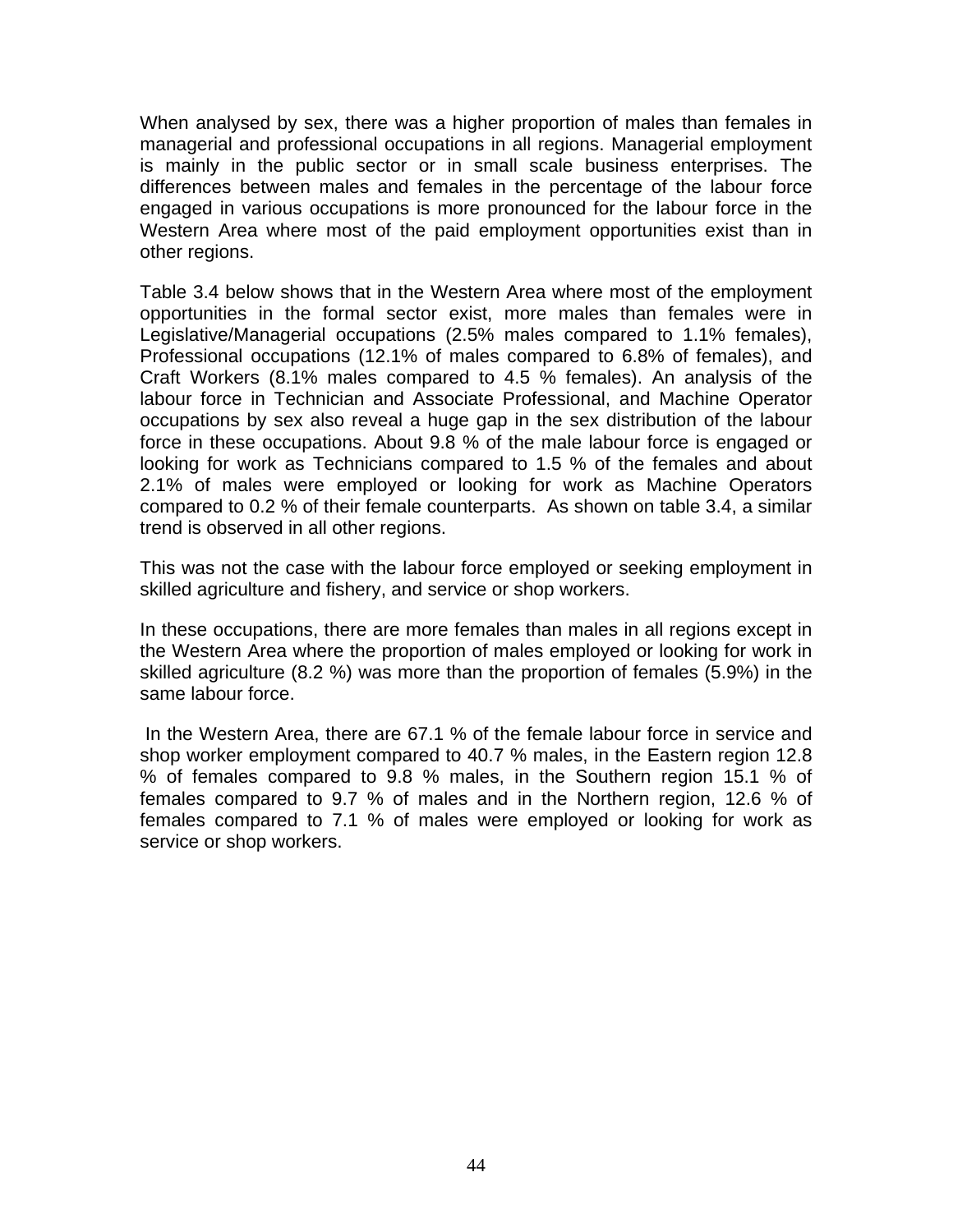When analysed by sex, there was a higher proportion of males than females in managerial and professional occupations in all regions. Managerial employment is mainly in the public sector or in small scale business enterprises. The differences between males and females in the percentage of the labour force engaged in various occupations is more pronounced for the labour force in the Western Area where most of the paid employment opportunities exist than in other regions.

Table 3.4 below shows that in the Western Area where most of the employment opportunities in the formal sector exist, more males than females were in Legislative/Managerial occupations (2.5% males compared to 1.1% females), Professional occupations (12.1% of males compared to 6.8% of females), and Craft Workers (8.1% males compared to 4.5 % females). An analysis of the labour force in Technician and Associate Professional, and Machine Operator occupations by sex also reveal a huge gap in the sex distribution of the labour force in these occupations. About 9.8 % of the male labour force is engaged or looking for work as Technicians compared to 1.5 % of the females and about 2.1% of males were employed or looking for work as Machine Operators compared to 0.2 % of their female counterparts. As shown on table 3.4, a similar trend is observed in all other regions.

This was not the case with the labour force employed or seeking employment in skilled agriculture and fishery, and service or shop workers.

In these occupations, there are more females than males in all regions except in the Western Area where the proportion of males employed or looking for work in skilled agriculture (8.2 %) was more than the proportion of females (5.9%) in the same labour force.

In the Western Area, there are 67.1 % of the female labour force in service and shop worker employment compared to 40.7 % males, in the Eastern region 12.8 % of females compared to 9.8 % males, in the Southern region 15.1 % of females compared to 9.7 % of males and in the Northern region, 12.6 % of females compared to 7.1 % of males were employed or looking for work as service or shop workers.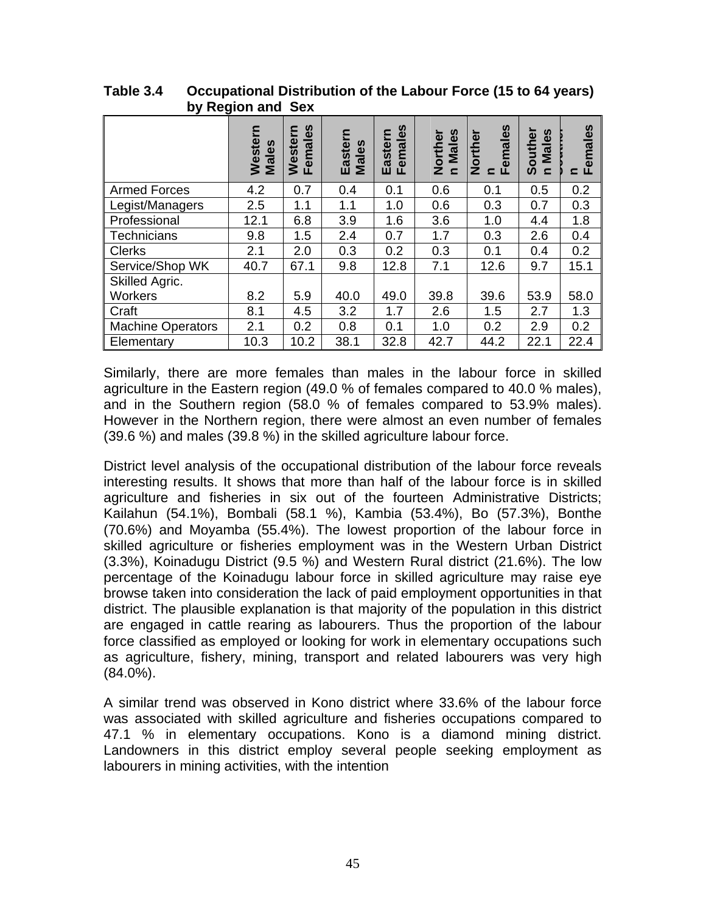**Table 3.4 Occupational Distribution of the Labour Force (15 to 64 years) by Region and Sex**

| | Western Males | Western Females | Eastern Males | Eastern Females | Northern Males | Northern Females | Southern Males | Southern Females |
|---|---|---|---|---|---|---|---|---|
| Armed Forces | 4.2 | 0.7 | 0.4 | 0.1 | 0.6 | 0.1 | 0.5 | 0.2 |
| Legist/Managers | 2.5 | 1.1 | 1.1 | 1.0 | 0.6 | 0.3 | 0.7 | 0.3 |
| Professional | 12.1 | 6.8 | 3.9 | 1.6 | 3.6 | 1.0 | 4.4 | 1.8 |
| Technicians | 9.8 | 1.5 | 2.4 | 0.7 | 1.7 | 0.3 | 2.6 | 0.4 |
| Clerks | 2.1 | 2.0 | 0.3 | 0.2 | 0.3 | 0.1 | 0.4 | 0.2 |
| Service/Shop WK | 40.7 | 67.1 | 9.8 | 12.8 | 7.1 | 12.6 | 9.7 | 15.1 |
| Skilled Agric. Workers | 8.2 | 5.9 | 40.0 | 49.0 | 39.8 | 39.6 | 53.9 | 58.0 |
| Craft | 8.1 | 4.5 | 3.2 | 1.7 | 2.6 | 1.5 | 2.7 | 1.3 |
| Machine Operators | 2.1 | 0.2 | 0.8 | 0.1 | 1.0 | 0.2 | 2.9 | 0.2 |
| Elementary | 10.3 | 10.2 | 38.1 | 32.8 | 42.7 | 44.2 | 22.1 | 22.4 |

Similarly, there are more females than males in the labour force in skilled agriculture in the Eastern region (49.0 % of females compared to 40.0 % males), and in the Southern region (58.0 % of females compared to 53.9% males). However in the Northern region, there were almost an even number of females (39.6 %) and males (39.8 %) in the skilled agriculture labour force.

District level analysis of the occupational distribution of the labour force reveals interesting results. It shows that more than half of the labour force is in skilled agriculture and fisheries in six out of the fourteen Administrative Districts; Kailahun (54.1%), Bombali (58.1 %), Kambia (53.4%), Bo (57.3%), Bonthe (70.6%) and Moyamba (55.4%). The lowest proportion of the labour force in skilled agriculture or fisheries employment was in the Western Urban District (3.3%), Koinadugu District (9.5 %) and Western Rural district (21.6%). The low percentage of the Koinadugu labour force in skilled agriculture may raise eye browse taken into consideration the lack of paid employment opportunities in that district. The plausible explanation is that majority of the population in this district are engaged in cattle rearing as labourers. Thus the proportion of the labour force classified as employed or looking for work in elementary occupations such as agriculture, fishery, mining, transport and related labourers was very high (84.0%).

A similar trend was observed in Kono district where 33.6% of the labour force was associated with skilled agriculture and fisheries occupations compared to 47.1 % in elementary occupations. Kono is a diamond mining district. Landowners in this district employ several people seeking employment as labourers in mining activities, with the intention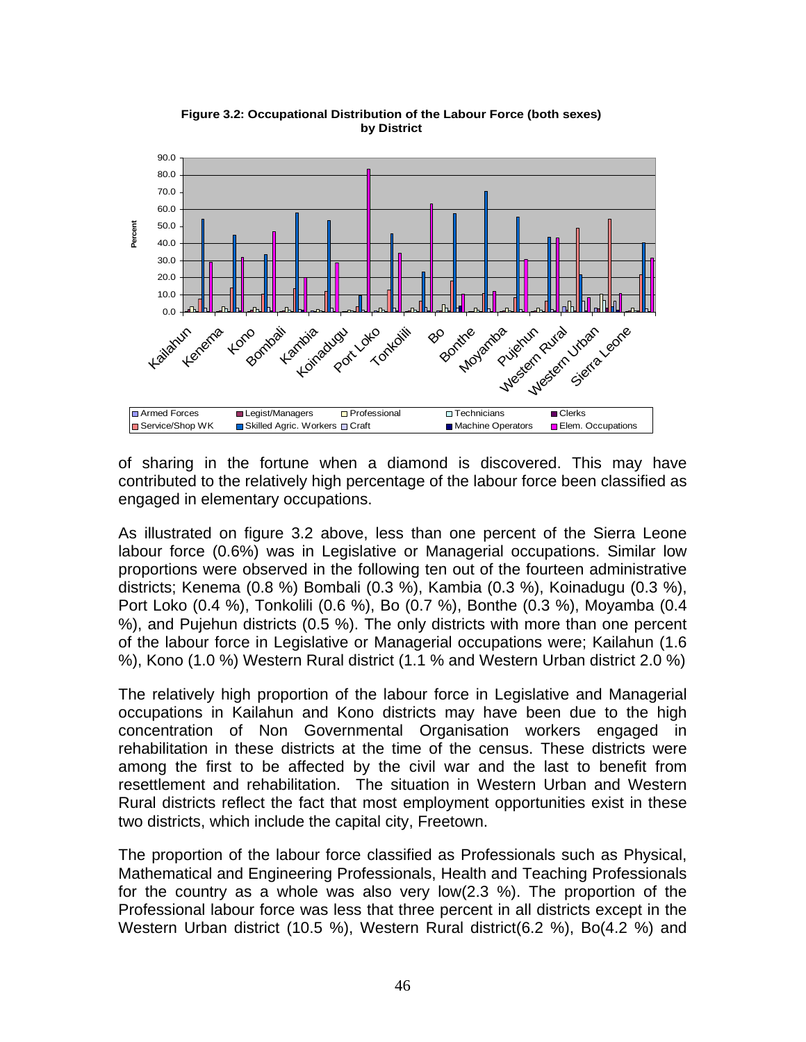**Figure 3.2: Occupational Distribution of the Labour Force (both sexes) by District**

of sharing in the fortune when a diamond is discovered. This may have contributed to the relatively high percentage of the labour force been classified as engaged in elementary occupations.

As illustrated on figure 3.2 above, less than one percent of the Sierra Leone labour force (0.6%) was in Legislative or Managerial occupations. Similar low proportions were observed in the following ten out of the fourteen administrative districts; Kenema (0.8 %) Bombali (0.3 %), Kambia (0.3 %), Koinadugu (0.3 %), Port Loko (0.4 %), Tonkolili (0.6 %), Bo (0.7 %), Bonthe (0.3 %), Moyamba (0.4 %), and Pujehun districts (0.5 %). The only districts with more than one percent of the labour force in Legislative or Managerial occupations were; Kailahun (1.6 %), Kono (1.0 %) Western Rural district (1.1 % and Western Urban district 2.0 %)

The relatively high proportion of the labour force in Legislative and Managerial occupations in Kailahun and Kono districts may have been due to the high concentration of Non Governmental Organisation workers engaged in rehabilitation in these districts at the time of the census. These districts were among the first to be affected by the civil war and the last to benefit from resettlement and rehabilitation. The situation in Western Urban and Western Rural districts reflect the fact that most employment opportunities exist in these two districts, which include the capital city, Freetown.

The proportion of the labour force classified as Professionals such as Physical, Mathematical and Engineering Professionals, Health and Teaching Professionals for the country as a whole was also very low(2.3 %). The proportion of the Professional labour force was less that three percent in all districts except in the Western Urban district (10.5 %), Western Rural district(6.2 %), Bo(4.2 %) and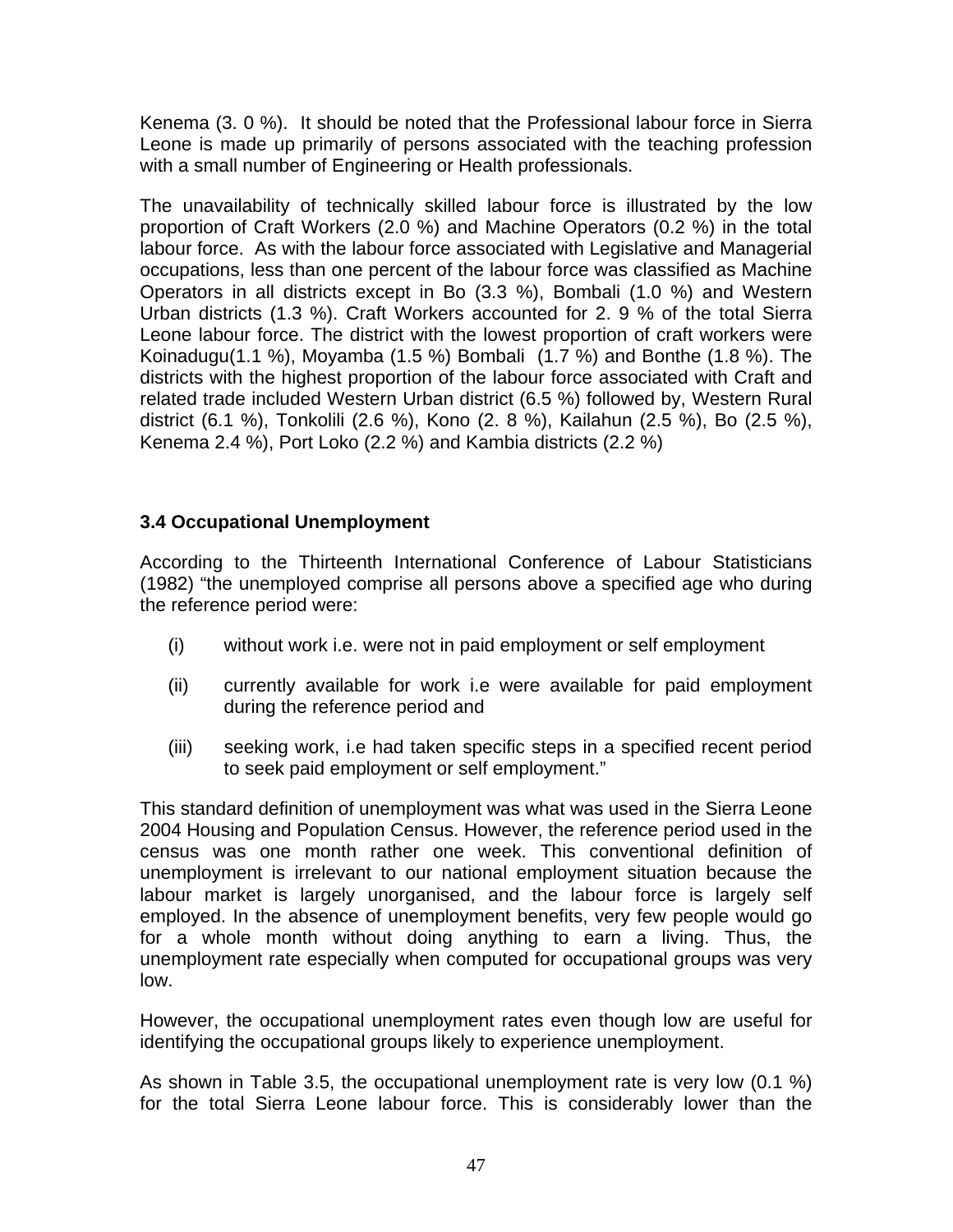Kenema (3. 0 %). It should be noted that the Professional labour force in Sierra Leone is made up primarily of persons associated with the teaching profession with a small number of Engineering or Health professionals.

The unavailability of technically skilled labour force is illustrated by the low proportion of Craft Workers (2.0 %) and Machine Operators (0.2 %) in the total labour force. As with the labour force associated with Legislative and Managerial occupations, less than one percent of the labour force was classified as Machine Operators in all districts except in Bo (3.3 %), Bombali (1.0 %) and Western Urban districts (1.3 %). Craft Workers accounted for 2. 9 % of the total Sierra Leone labour force. The district with the lowest proportion of craft workers were Koinadugu(1.1 %), Moyamba (1.5 %) Bombali (1.7 %) and Bonthe (1.8 %). The districts with the highest proportion of the labour force associated with Craft and related trade included Western Urban district (6.5 %) followed by, Western Rural district (6.1 %), Tonkolili (2.6 %), Kono (2. 8 %), Kailahun (2.5 %), Bo (2.5 %), Kenema 2.4 %), Port Loko (2.2 %) and Kambia districts (2.2 %)

### 3.4 Occupational Unemployment

According to the Thirteenth International Conference of Labour Statisticians (1982) "the unemployed comprise all persons above a specified age who during the reference period were:

(i) without work i.e. were not in paid employment or self employment

(ii) currently available for work i.e were available for paid employment during the reference period and

(iii) seeking work, i.e had taken specific steps in a specified recent period to seek paid employment or self employment."

This standard definition of unemployment was what was used in the Sierra Leone 2004 Housing and Population Census. However, the reference period used in the census was one month rather one week. This conventional definition of unemployment is irrelevant to our national employment situation because the labour market is largely unorganised, and the labour force is largely self employed. In the absence of unemployment benefits, very few people would go for a whole month without doing anything to earn a living. Thus, the unemployment rate especially when computed for occupational groups was very low.

However, the occupational unemployment rates even though low are useful for identifying the occupational groups likely to experience unemployment.

As shown in Table 3.5, the occupational unemployment rate is very low (0.1 %) for the total Sierra Leone labour force. This is considerably lower than the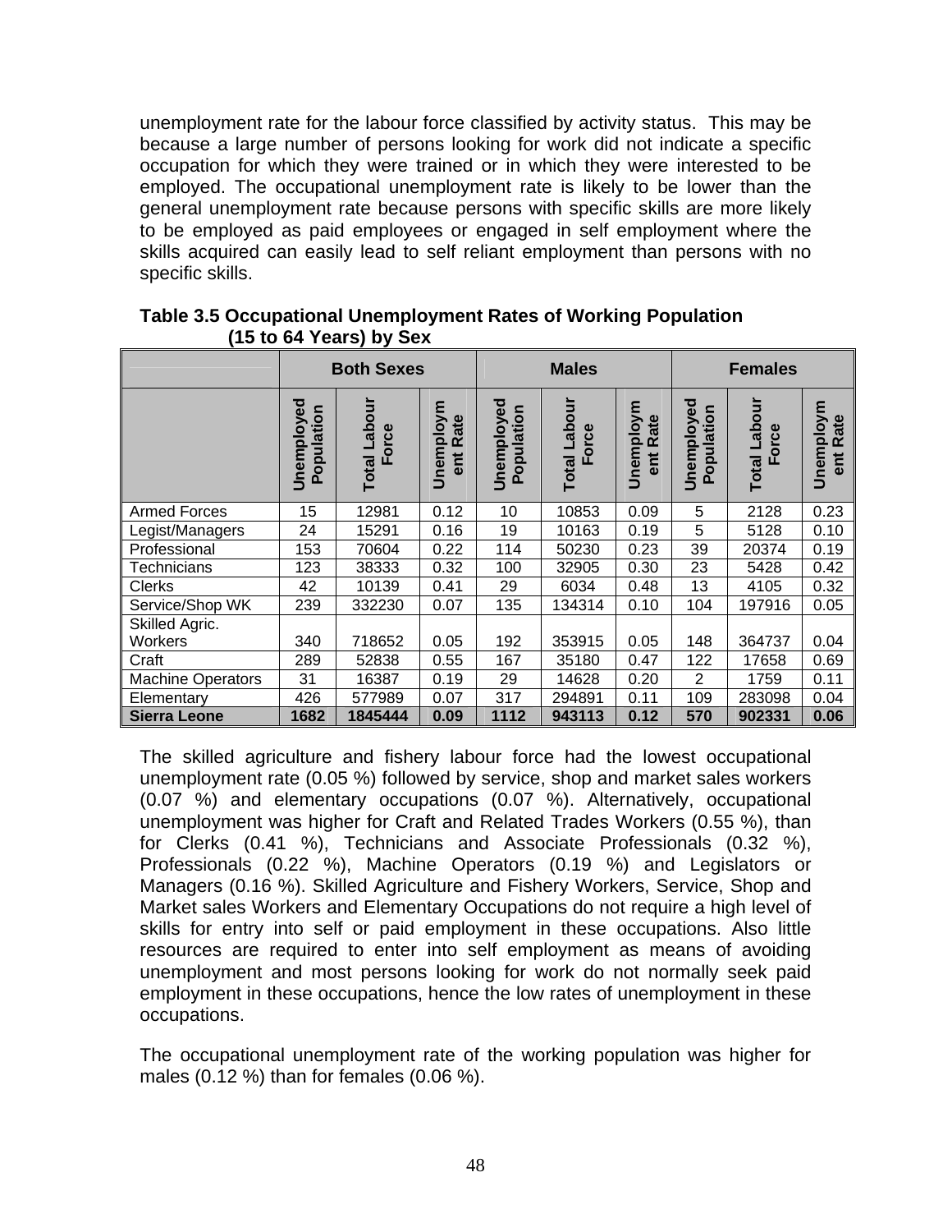unemployment rate for the labour force classified by activity status. This may be because a large number of persons looking for work did not indicate a specific occupation for which they were trained or in which they were interested to be employed. The occupational unemployment rate is likely to be lower than the general unemployment rate because persons with specific skills are more likely to be employed as paid employees or engaged in self employment where the skills acquired can easily lead to self reliant employment than persons with no specific skills.

**Table 3.5 Occupational Unemployment Rates of Working Population (15 to 64 Years) by Sex**

| | Both Sexes | | | Males | | | Females | | |
|---|---|---|---|---|---|---|---|---|---|
| | Unemployed Population | Total Labour Force | Unemployment Rate | Unemployed Population | Total Labour Force | Unemployment Rate | Unemployed Population | Total Labour Force | Unemployment Rate |
| Armed Forces | 15 | 12981 | 0.12 | 10 | 10853 | 0.09 | 5 | 2128 | 0.23 |
| Legist/Managers | 24 | 15291 | 0.16 | 19 | 10163 | 0.19 | 5 | 5128 | 0.10 |
| Professional | 153 | 70604 | 0.22 | 114 | 50230 | 0.23 | 39 | 20374 | 0.19 |
| Technicians | 123 | 38333 | 0.32 | 100 | 32905 | 0.30 | 23 | 5428 | 0.42 |
| Clerks | 42 | 10139 | 0.41 | 29 | 6034 | 0.48 | 13 | 4105 | 0.32 |
| Service/Shop WK | 239 | 332230 | 0.07 | 135 | 134314 | 0.10 | 104 | 197916 | 0.05 |
| Skilled Agric. Workers | 340 | 718652 | 0.05 | 192 | 353915 | 0.05 | 148 | 364737 | 0.04 |
| Craft | 289 | 52838 | 0.55 | 167 | 35180 | 0.47 | 122 | 17658 | 0.69 |
| Machine Operators | 31 | 16387 | 0.19 | 29 | 14628 | 0.20 | 2 | 1759 | 0.11 |
| Elementary | 426 | 577989 | 0.07 | 317 | 294891 | 0.11 | 109 | 283098 | 0.04 |
| **Sierra Leone** | **1682** | **1845444** | **0.09** | **1112** | **943113** | **0.12** | **570** | **902331** | **0.06** |

The skilled agriculture and fishery labour force had the lowest occupational unemployment rate (0.05 %) followed by service, shop and market sales workers (0.07 %) and elementary occupations (0.07 %). Alternatively, occupational unemployment was higher for Craft and Related Trades Workers (0.55 %), than for Clerks (0.41 %), Technicians and Associate Professionals (0.32 %), Professionals (0.22 %), Machine Operators (0.19 %) and Legislators or Managers (0.16 %). Skilled Agriculture and Fishery Workers, Service, Shop and Market sales Workers and Elementary Occupations do not require a high level of skills for entry into self or paid employment in these occupations. Also little resources are required to enter into self employment as means of avoiding unemployment and most persons looking for work do not normally seek paid employment in these occupations, hence the low rates of unemployment in these occupations.

The occupational unemployment rate of the working population was higher for males (0.12 %) than for females (0.06 %).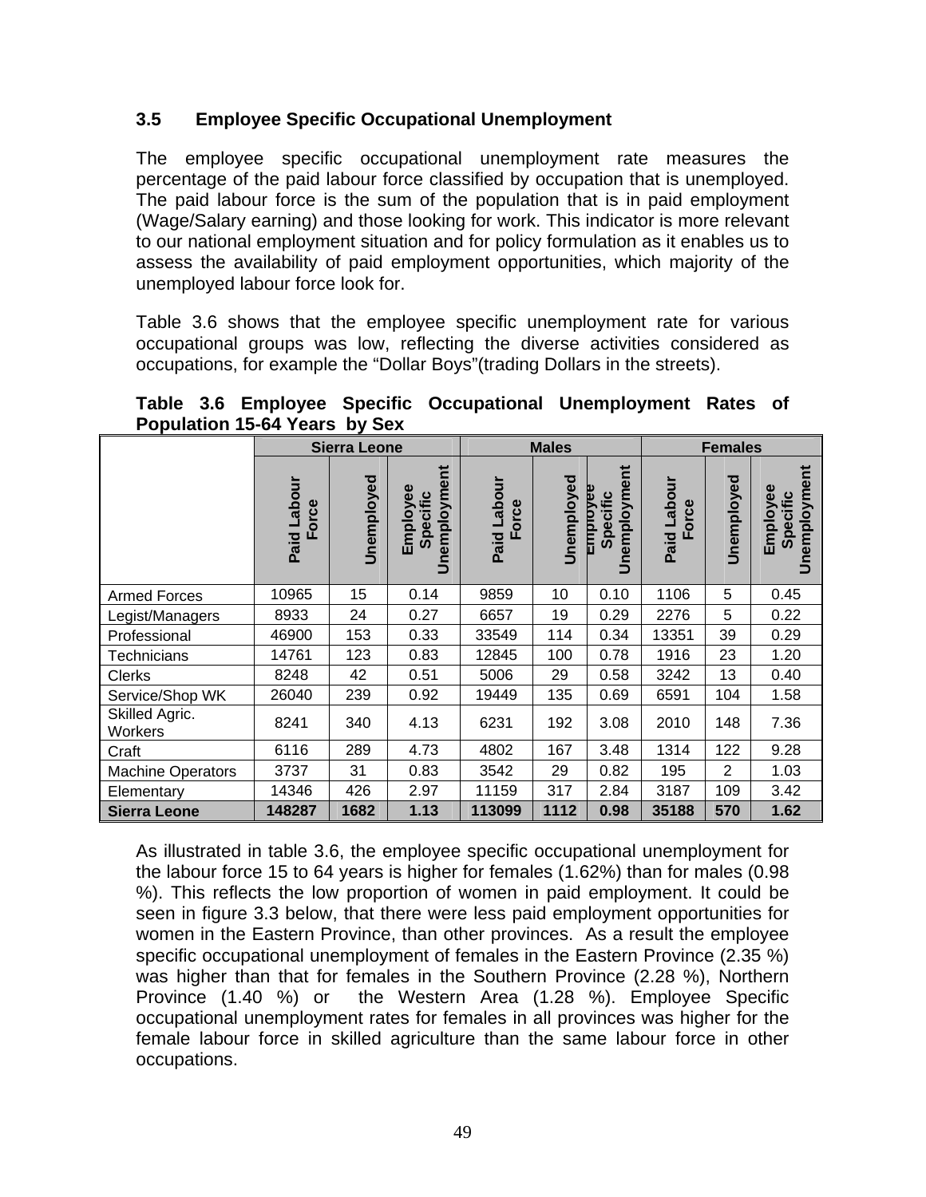### 3.5 Employee Specific Occupational Unemployment

The employee specific occupational unemployment rate measures the percentage of the paid labour force classified by occupation that is unemployed. The paid labour force is the sum of the population that is in paid employment (Wage/Salary earning) and those looking for work. This indicator is more relevant to our national employment situation and for policy formulation as it enables us to assess the availability of paid employment opportunities, which majority of the unemployed labour force look for.

Table 3.6 shows that the employee specific unemployment rate for various occupational groups was low, reflecting the diverse activities considered as occupations, for example the "Dollar Boys"(trading Dollars in the streets).

**Table 3.6 Employee Specific Occupational Unemployment Rates of Population 15-64 Years by Sex**

| | Sierra Leone | | | Males | | | Females | | |
|---|---|---|---|---|---|---|---|---|---|
| | Paid Labour Force | Unemployed | Employee Specific Unemployment | Paid Labour Force | Unemployed | Employee Specific Unemployment | Paid Labour Force | Unemployed | Employee Specific Unemployment |
| Armed Forces | 10965 | 15 | 0.14 | 9859 | 10 | 0.10 | 1106 | 5 | 0.45 |
| Legist/Managers | 8933 | 24 | 0.27 | 6657 | 19 | 0.29 | 2276 | 5 | 0.22 |
| Professional | 46900 | 153 | 0.33 | 33549 | 114 | 0.34 | 13351 | 39 | 0.29 |
| Technicians | 14761 | 123 | 0.83 | 12845 | 100 | 0.78 | 1916 | 23 | 1.20 |
| Clerks | 8248 | 42 | 0.51 | 5006 | 29 | 0.58 | 3242 | 13 | 0.40 |
| Service/Shop WK | 26040 | 239 | 0.92 | 19449 | 135 | 0.69 | 6591 | 104 | 1.58 |
| Skilled Agric. Workers | 8241 | 340 | 4.13 | 6231 | 192 | 3.08 | 2010 | 148 | 7.36 |
| Craft | 6116 | 289 | 4.73 | 4802 | 167 | 3.48 | 1314 | 122 | 9.28 |
| Machine Operators | 3737 | 31 | 0.83 | 3542 | 29 | 0.82 | 195 | 2 | 1.03 |
| Elementary | 14346 | 426 | 2.97 | 11159 | 317 | 2.84 | 3187 | 109 | 3.42 |
| **Sierra Leone** | **148287** | **1682** | **1.13** | **113099** | **1112** | **0.98** | **35188** | **570** | **1.62** |

As illustrated in table 3.6, the employee specific occupational unemployment for the labour force 15 to 64 years is higher for females (1.62%) than for males (0.98 %). This reflects the low proportion of women in paid employment. It could be seen in figure 3.3 below, that there were less paid employment opportunities for women in the Eastern Province, than other provinces. As a result the employee specific occupational unemployment of females in the Eastern Province (2.35 %) was higher than that for females in the Southern Province (2.28 %), Northern Province (1.40 %) or the Western Area (1.28 %). Employee Specific occupational unemployment rates for females in all provinces was higher for the female labour force in skilled agriculture than the same labour force in other occupations.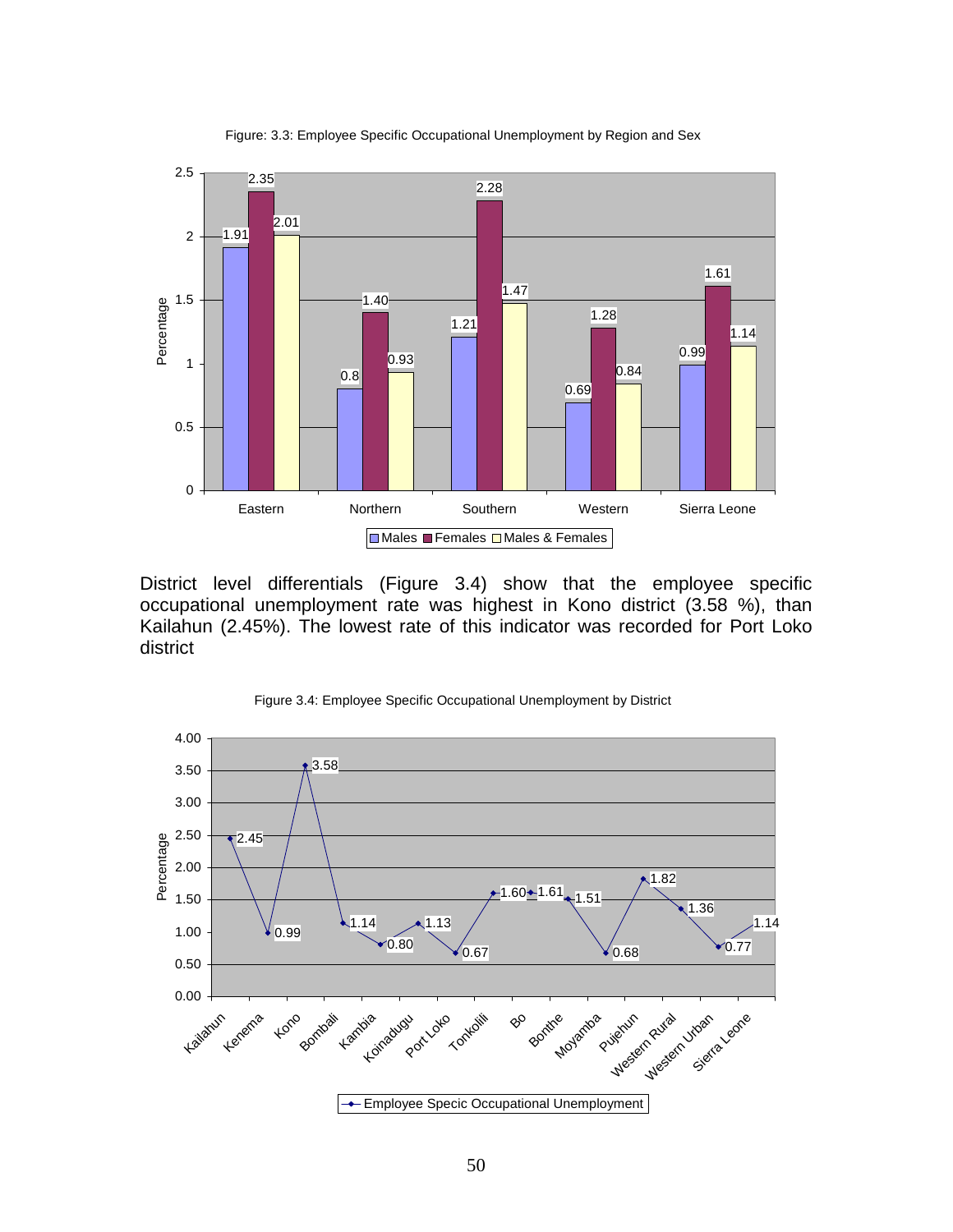Figure: 3.3: Employee Specific Occupational Unemployment by Region and Sex

| Region | Males | Females | Males & Females |
|---|---|---|---|
| Eastern | 1.91 | 2.35 | 2.01 |
| Northern | 0.8 | 1.40 | 0.93 |
| Southern | 1.21 | 2.28 | 1.47 |
| Western | 0.69 | 1.28 | 0.84 |
| Sierra Leone | 0.99 | 1.61 | 1.14 |

District level differentials (Figure 3.4) show that the employee specific occupational unemployment rate was highest in Kono district (3.58 %), than Kailahun (2.45%). The lowest rate of this indicator was recorded for Port Loko district

Figure 3.4: Employee Specific Occupational Unemployment by District

| District | Employee Specic Occupational Unemployment |
|---|---|
| Kailahun | 2.45 |
| Kenema | 0.99 |
| Kono | 3.58 |
| Bombali | 1.14 |
| Kambia | 0.80 |
| Koinadugu | 1.13 |
| Port Loko | 0.67 |
| Tonkolili | 1.60 |
| Bo | 1.61 |
| Bonthe | 1.51 |
| Moyamba | 0.68 |
| Pujehun | 1.82 |
| Western Rural | 1.36 |
| Western Urban | 0.77 |
| Sierra Leone | 1.14 |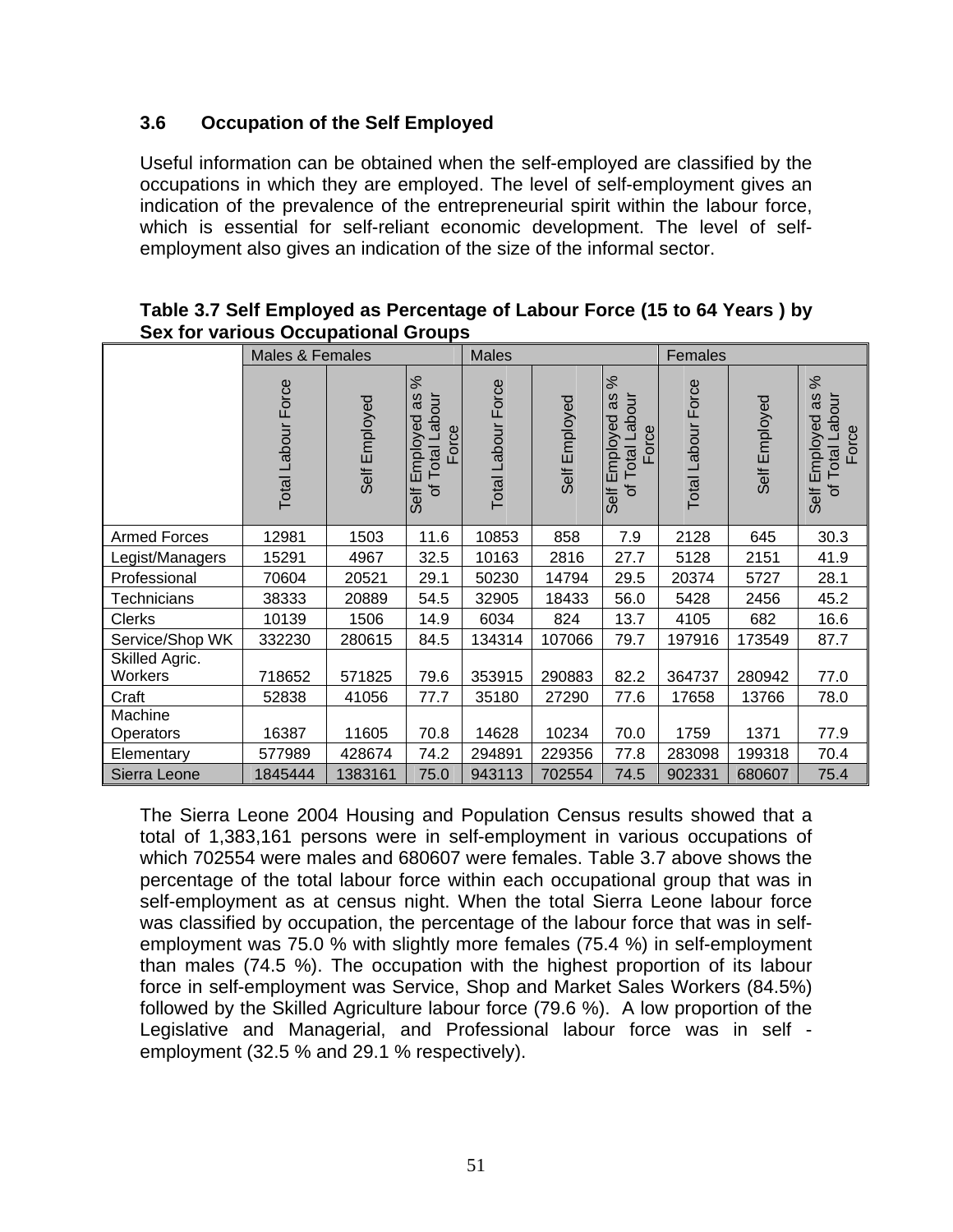### 3.6 Occupation of the Self Employed

Useful information can be obtained when the self-employed are classified by the occupations in which they are employed. The level of self-employment gives an indication of the prevalence of the entrepreneurial spirit within the labour force, which is essential for self-reliant economic development. The level of self-employment also gives an indication of the size of the informal sector.

**Table 3.7 Self Employed as Percentage of Labour Force (15 to 64 Years ) by Sex for various Occupational Groups**

| | Males & Females | | | Males | | | Females | | |
|---|---|---|---|---|---|---|---|---|---|
| | Total Labour Force | Self Employed | Self Employed as % of Total Labour Force | Total Labour Force | Self Employed | Self Employed as % of Total Labour Force | Total Labour Force | Self Employed | Self Employed as % of Total Labour Force |
| Armed Forces | 12981 | 1503 | 11.6 | 10853 | 858 | 7.9 | 2128 | 645 | 30.3 |
| Legist/Managers | 15291 | 4967 | 32.5 | 10163 | 2816 | 27.7 | 5128 | 2151 | 41.9 |
| Professional | 70604 | 20521 | 29.1 | 50230 | 14794 | 29.5 | 20374 | 5727 | 28.1 |
| Technicians | 38333 | 20889 | 54.5 | 32905 | 18433 | 56.0 | 5428 | 2456 | 45.2 |
| Clerks | 10139 | 1506 | 14.9 | 6034 | 824 | 13.7 | 4105 | 682 | 16.6 |
| Service/Shop WK | 332230 | 280615 | 84.5 | 134314 | 107066 | 79.7 | 197916 | 173549 | 87.7 |
| Skilled Agric. Workers | 718652 | 571825 | 79.6 | 353915 | 290883 | 82.2 | 364737 | 280942 | 77.0 |
| Craft | 52838 | 41056 | 77.7 | 35180 | 27290 | 77.6 | 17658 | 13766 | 78.0 |
| Machine Operators | 16387 | 11605 | 70.8 | 14628 | 10234 | 70.0 | 1759 | 1371 | 77.9 |
| Elementary | 577989 | 428674 | 74.2 | 294891 | 229356 | 77.8 | 283098 | 199318 | 70.4 |
| Sierra Leone | 1845444 | 1383161 | 75.0 | 943113 | 702554 | 74.5 | 902331 | 680607 | 75.4 |

The Sierra Leone 2004 Housing and Population Census results showed that a total of 1,383,161 persons were in self-employment in various occupations of which 702554 were males and 680607 were females. Table 3.7 above shows the percentage of the total labour force within each occupational group that was in self-employment as at census night. When the total Sierra Leone labour force was classified by occupation, the percentage of the labour force that was in self-employment was 75.0 % with slightly more females (75.4 %) in self-employment than males (74.5 %). The occupation with the highest proportion of its labour force in self-employment was Service, Shop and Market Sales Workers (84.5%) followed by the Skilled Agriculture labour force (79.6 %). A low proportion of the Legislative and Managerial, and Professional labour force was in self - employment (32.5 % and 29.1 % respectively).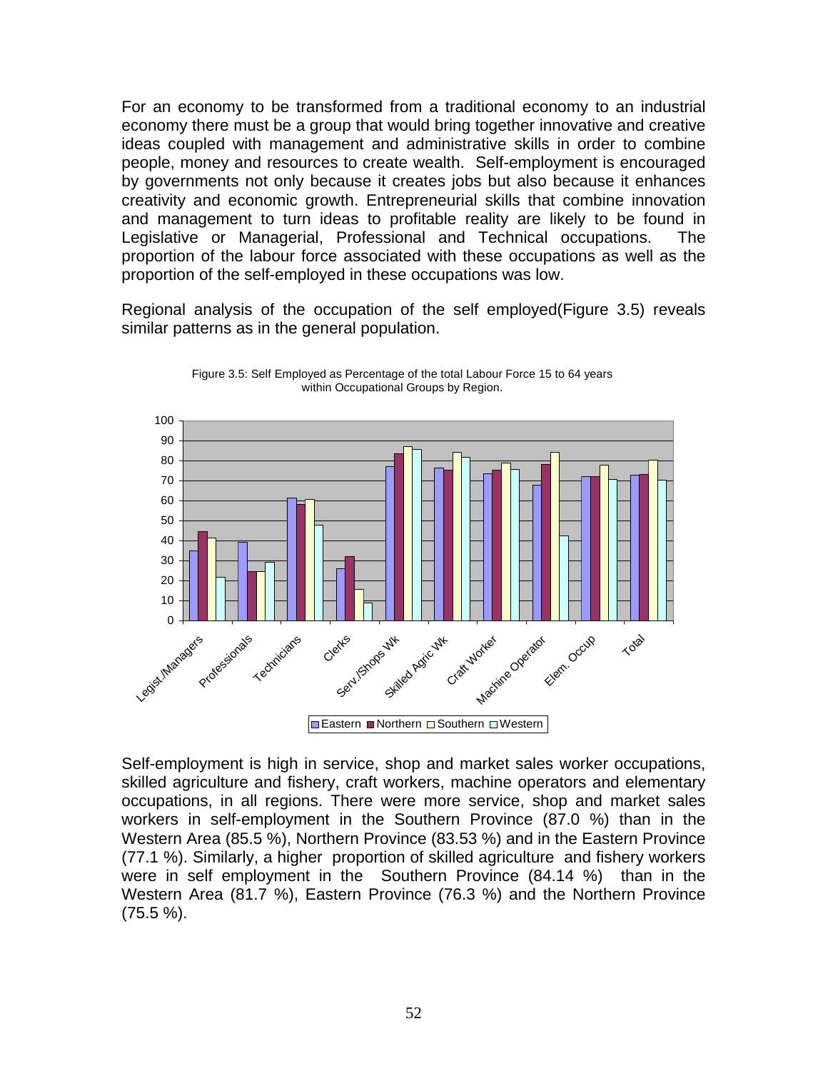For an economy to be transformed from a traditional economy to an industrial economy there must be a group that would bring together innovative and creative ideas coupled with management and administrative skills in order to combine people, money and resources to create wealth. Self-employment is encouraged by governments not only because it creates jobs but also because it enhances creativity and economic growth. Entrepreneurial skills that combine innovation and management to turn ideas to profitable reality are likely to be found in Legislative or Managerial, Professional and Technical occupations. The proportion of the labour force associated with these occupations as well as the proportion of the self-employed in these occupations was low.

Regional analysis of the occupation of the self employed(Figure 3.5) reveals similar patterns as in the general population.

Figure 3.5: Self Employed as Percentage of the total Labour Force 15 to 64 years within Occupational Groups by Region.

Self-employment is high in service, shop and market sales worker occupations, skilled agriculture and fishery, craft workers, machine operators and elementary occupations, in all regions. There were more service, shop and market sales workers in self-employment in the Southern Province (87.0 %) than in the Western Area (85.5 %), Northern Province (83.53 %) and in the Eastern Province (77.1 %). Similarly, a higher proportion of skilled agriculture and fishery workers were in self employment in the Southern Province (84.14 %) than in the Western Area (81.7 %), Eastern Province (76.3 %) and the Northern Province (75.5 %).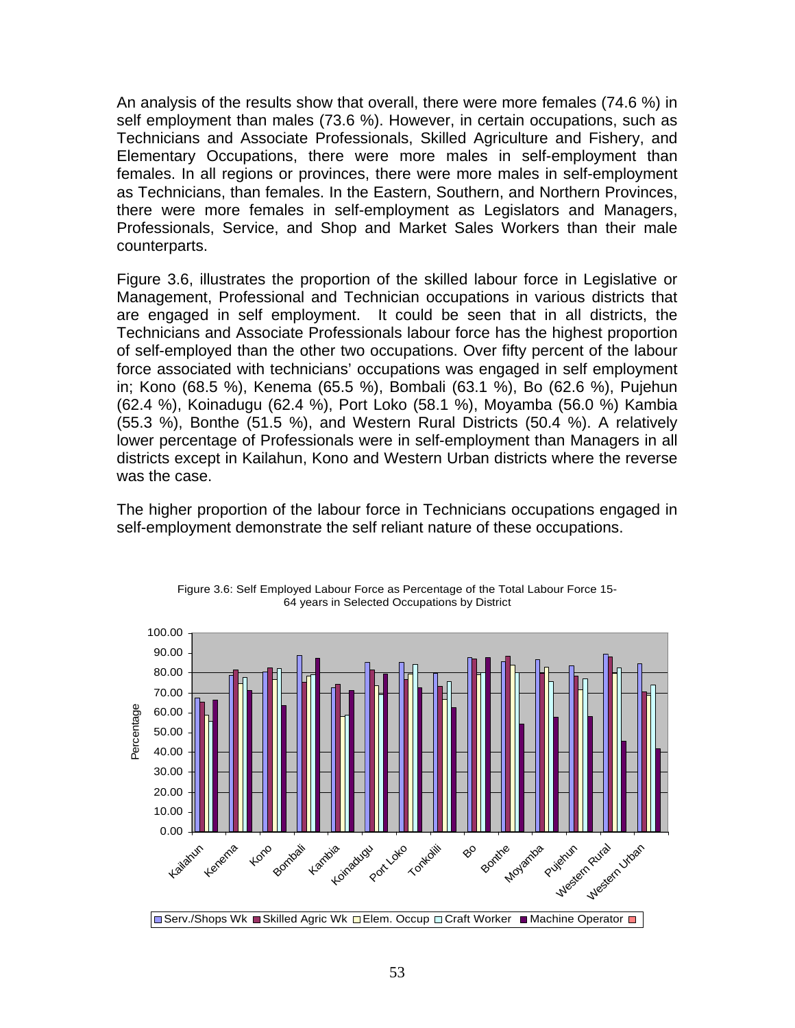An analysis of the results show that overall, there were more females (74.6 %) in self employment than males (73.6 %). However, in certain occupations, such as Technicians and Associate Professionals, Skilled Agriculture and Fishery, and Elementary Occupations, there were more males in self-employment than females. In all regions or provinces, there were more males in self-employment as Technicians, than females. In the Eastern, Southern, and Northern Provinces, there were more females in self-employment as Legislators and Managers, Professionals, Service, and Shop and Market Sales Workers than their male counterparts.

Figure 3.6, illustrates the proportion of the skilled labour force in Legislative or Management, Professional and Technician occupations in various districts that are engaged in self employment. It could be seen that in all districts, the Technicians and Associate Professionals labour force has the highest proportion of self-employed than the other two occupations. Over fifty percent of the labour force associated with technicians' occupations was engaged in self employment in; Kono (68.5 %), Kenema (65.5 %), Bombali (63.1 %), Bo (62.6 %), Pujehun (62.4 %), Koinadugu (62.4 %), Port Loko (58.1 %), Moyamba (56.0 %) Kambia (55.3 %), Bonthe (51.5 %), and Western Rural Districts (50.4 %). A relatively lower percentage of Professionals were in self-employment than Managers in all districts except in Kailahun, Kono and Western Urban districts where the reverse was the case.

The higher proportion of the labour force in Technicians occupations engaged in self-employment demonstrate the self reliant nature of these occupations.

Figure 3.6: Self Employed Labour Force as Percentage of the Total Labour Force 15-64 years in Selected Occupations by District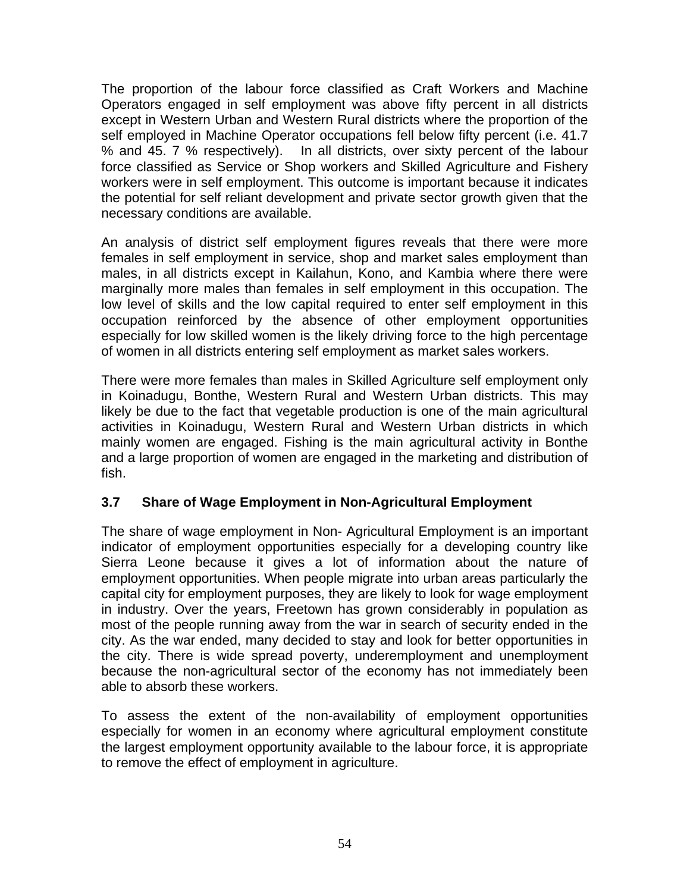The proportion of the labour force classified as Craft Workers and Machine Operators engaged in self employment was above fifty percent in all districts except in Western Urban and Western Rural districts where the proportion of the self employed in Machine Operator occupations fell below fifty percent (i.e. 41.7 % and 45. 7 % respectively). In all districts, over sixty percent of the labour force classified as Service or Shop workers and Skilled Agriculture and Fishery workers were in self employment. This outcome is important because it indicates the potential for self reliant development and private sector growth given that the necessary conditions are available.

An analysis of district self employment figures reveals that there were more females in self employment in service, shop and market sales employment than males, in all districts except in Kailahun, Kono, and Kambia where there were marginally more males than females in self employment in this occupation. The low level of skills and the low capital required to enter self employment in this occupation reinforced by the absence of other employment opportunities especially for low skilled women is the likely driving force to the high percentage of women in all districts entering self employment as market sales workers.

There were more females than males in Skilled Agriculture self employment only in Koinadugu, Bonthe, Western Rural and Western Urban districts. This may likely be due to the fact that vegetable production is one of the main agricultural activities in Koinadugu, Western Rural and Western Urban districts in which mainly women are engaged. Fishing is the main agricultural activity in Bonthe and a large proportion of women are engaged in the marketing and distribution of fish.

### 3.7 Share of Wage Employment in Non-Agricultural Employment

The share of wage employment in Non- Agricultural Employment is an important indicator of employment opportunities especially for a developing country like Sierra Leone because it gives a lot of information about the nature of employment opportunities. When people migrate into urban areas particularly the capital city for employment purposes, they are likely to look for wage employment in industry. Over the years, Freetown has grown considerably in population as most of the people running away from the war in search of security ended in the city. As the war ended, many decided to stay and look for better opportunities in the city. There is wide spread poverty, underemployment and unemployment because the non-agricultural sector of the economy has not immediately been able to absorb these workers.

To assess the extent of the non-availability of employment opportunities especially for women in an economy where agricultural employment constitute the largest employment opportunity available to the labour force, it is appropriate to remove the effect of employment in agriculture.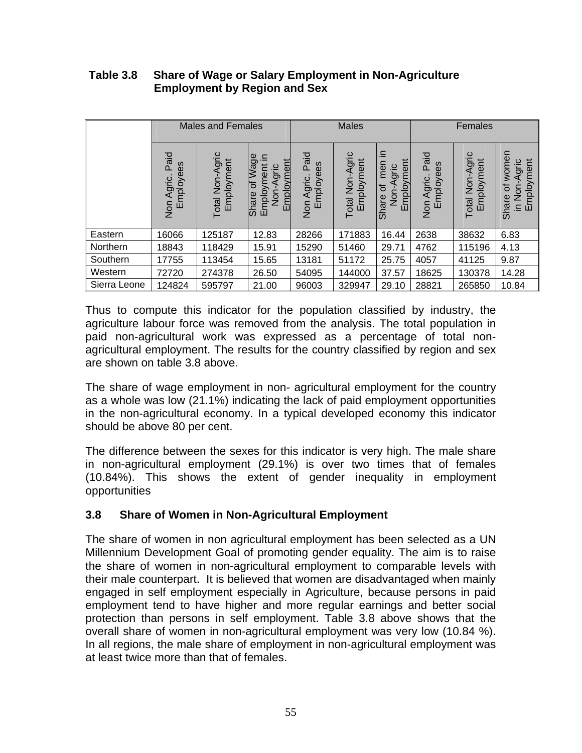**Table 3.8 Share of Wage or Salary Employment in Non-Agriculture Employment by Region and Sex**

| | Males and Females | | | Males | | | Females | | |
|---|---|---|---|---|---|---|---|---|---|
| | Non Agric. Paid Employees | Total Non-Agric Employment | Share of Wage Employment in Non-Agric Employment | Non Agric. Paid Employees | Total Non-Agric Employment | Share of men in Non-Agric Employment | Non Agric. Paid Employees | Total Non-Agric Employment | Share of women in Non-Agric Employment |
| Eastern | 16066 | 125187 | 12.83 | 28266 | 171883 | 16.44 | 2638 | 38632 | 6.83 |
| Northern | 18843 | 118429 | 15.91 | 15290 | 51460 | 29.71 | 4762 | 115196 | 4.13 |
| Southern | 17755 | 113454 | 15.65 | 13181 | 51172 | 25.75 | 4057 | 41125 | 9.87 |
| Western | 72720 | 274378 | 26.50 | 54095 | 144000 | 37.57 | 18625 | 130378 | 14.28 |
| Sierra Leone | 124824 | 595797 | 21.00 | 96003 | 329947 | 29.10 | 28821 | 265850 | 10.84 |

Thus to compute this indicator for the population classified by industry, the agriculture labour force was removed from the analysis. The total population in paid non-agricultural work was expressed as a percentage of total non-agricultural employment. The results for the country classified by region and sex are shown on table 3.8 above.

The share of wage employment in non- agricultural employment for the country as a whole was low (21.1%) indicating the lack of paid employment opportunities in the non-agricultural economy. In a typical developed economy this indicator should be above 80 per cent.

The difference between the sexes for this indicator is very high. The male share in non-agricultural employment (29.1%) is over two times that of females (10.84%). This shows the extent of gender inequality in employment opportunities

### 3.8 Share of Women in Non-Agricultural Employment

The share of women in non agricultural employment has been selected as a UN Millennium Development Goal of promoting gender equality. The aim is to raise the share of women in non-agricultural employment to comparable levels with their male counterpart. It is believed that women are disadvantaged when mainly engaged in self employment especially in Agriculture, because persons in paid employment tend to have higher and more regular earnings and better social protection than persons in self employment. Table 3.8 above shows that the overall share of women in non-agricultural employment was very low (10.84 %). In all regions, the male share of employment in non-agricultural employment was at least twice more than that of females.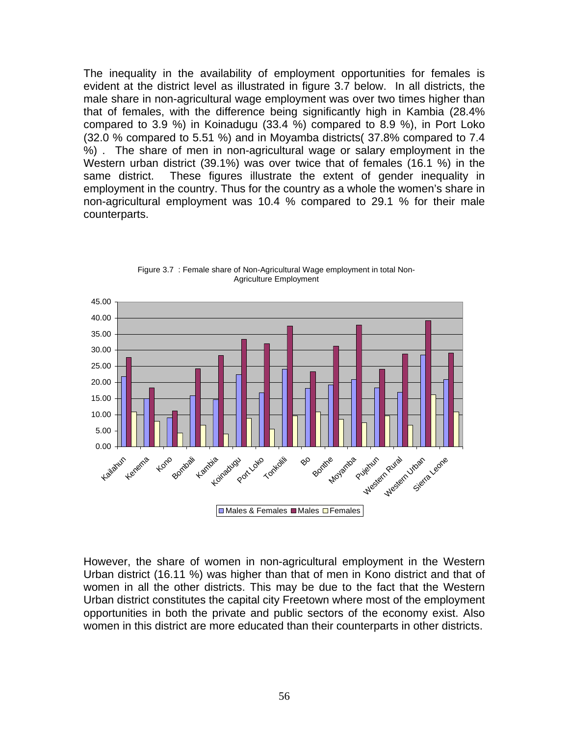The inequality in the availability of employment opportunities for females is evident at the district level as illustrated in figure 3.7 below. In all districts, the male share in non-agricultural wage employment was over two times higher than that of females, with the difference being significantly high in Kambia (28.4% compared to 3.9 %) in Koinadugu (33.4 %) compared to 8.9 %), in Port Loko (32.0 % compared to 5.51 %) and in Moyamba districts( 37.8% compared to 7.4 %) . The share of men in non-agricultural wage or salary employment in the Western urban district (39.1%) was over twice that of females (16.1 %) in the same district. These figures illustrate the extent of gender inequality in employment in the country. Thus for the country as a whole the women's share in non-agricultural employment was 10.4 % compared to 29.1 % for their male counterparts.

Figure 3.7 : Female share of Non-Agricultural Wage employment in total Non-Agriculture Employment

However, the share of women in non-agricultural employment in the Western Urban district (16.11 %) was higher than that of men in Kono district and that of women in all the other districts. This may be due to the fact that the Western Urban district constitutes the capital city Freetown where most of the employment opportunities in both the private and public sectors of the economy exist. Also women in this district are more educated than their counterparts in other districts.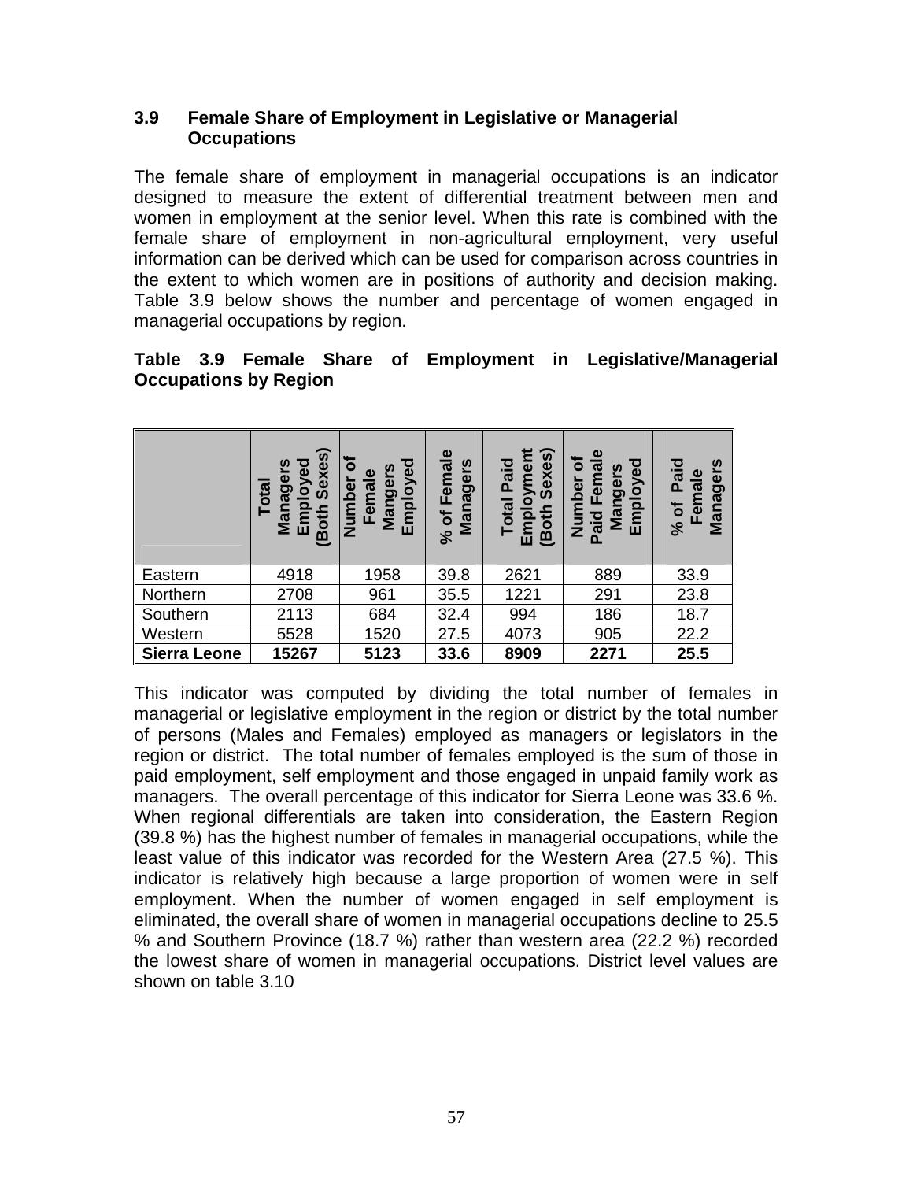### 3.9 Female Share of Employment in Legislative or Managerial Occupations

The female share of employment in managerial occupations is an indicator designed to measure the extent of differential treatment between men and women in employment at the senior level. When this rate is combined with the female share of employment in non-agricultural employment, very useful information can be derived which can be used for comparison across countries in the extent to which women are in positions of authority and decision making. Table 3.9 below shows the number and percentage of women engaged in managerial occupations by region.

**Table 3.9 Female Share of Employment in Legislative/Managerial Occupations by Region**

| | Total Managers Employed (Both Sexes) | Number of Female Mangers Employed | % of Female Managers | Total Paid Employment (Both Sexes) | Number of Paid Female Mangers Employed | % of Paid Female Managers |
|---|---|---|---|---|---|---|
| Eastern | 4918 | 1958 | 39.8 | 2621 | 889 | 33.9 |
| Northern | 2708 | 961 | 35.5 | 1221 | 291 | 23.8 |
| Southern | 2113 | 684 | 32.4 | 994 | 186 | 18.7 |
| Western | 5528 | 1520 | 27.5 | 4073 | 905 | 22.2 |
| **Sierra Leone** | **15267** | **5123** | **33.6** | **8909** | **2271** | **25.5** |

This indicator was computed by dividing the total number of females in managerial or legislative employment in the region or district by the total number of persons (Males and Females) employed as managers or legislators in the region or district. The total number of females employed is the sum of those in paid employment, self employment and those engaged in unpaid family work as managers. The overall percentage of this indicator for Sierra Leone was 33.6 %. When regional differentials are taken into consideration, the Eastern Region (39.8 %) has the highest number of females in managerial occupations, while the least value of this indicator was recorded for the Western Area (27.5 %). This indicator is relatively high because a large proportion of women were in self employment. When the number of women engaged in self employment is eliminated, the overall share of women in managerial occupations decline to 25.5 % and Southern Province (18.7 %) rather than western area (22.2 %) recorded the lowest share of women in managerial occupations. District level values are shown on table 3.10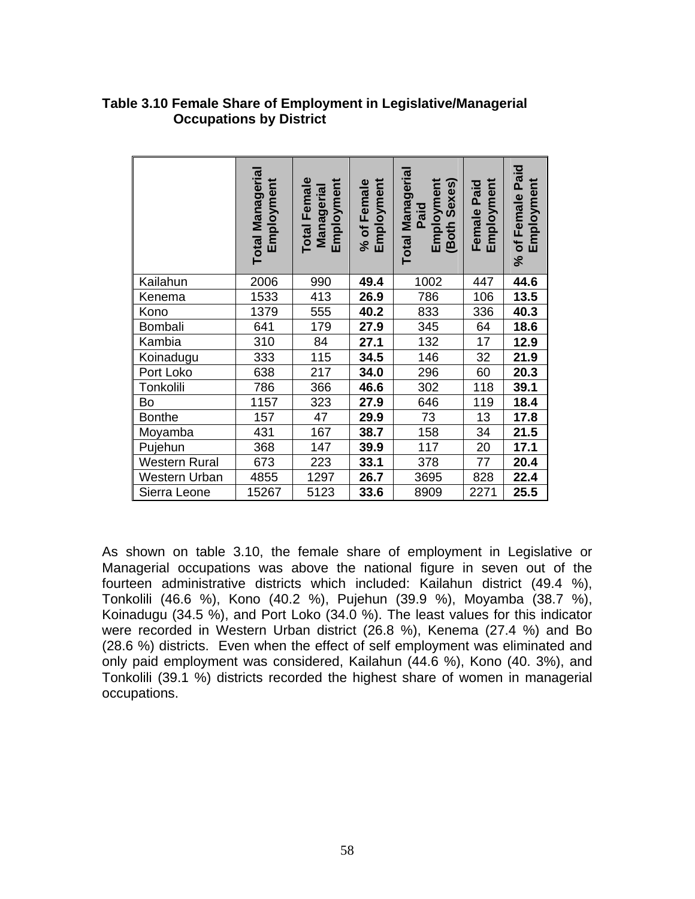**Table 3.10 Female Share of Employment in Legislative/Managerial Occupations by District**

| | Total Managerial Employment | Total Female Managerial Employment | % of Female Employment | Total Managerial Paid Employment (Both Sexes) | Female Paid Employment | % of Female Paid Employment |
|---|---|---|---|---|---|---|
| Kailahun | 2006 | 990 | **49.4** | 1002 | 447 | **44.6** |
| Kenema | 1533 | 413 | **26.9** | 786 | 106 | **13.5** |
| Kono | 1379 | 555 | **40.2** | 833 | 336 | **40.3** |
| Bombali | 641 | 179 | **27.9** | 345 | 64 | **18.6** |
| Kambia | 310 | 84 | **27.1** | 132 | 17 | **12.9** |
| Koinadugu | 333 | 115 | **34.5** | 146 | 32 | **21.9** |
| Port Loko | 638 | 217 | **34.0** | 296 | 60 | **20.3** |
| Tonkolili | 786 | 366 | **46.6** | 302 | 118 | **39.1** |
| Bo | 1157 | 323 | **27.9** | 646 | 119 | **18.4** |
| Bonthe | 157 | 47 | **29.9** | 73 | 13 | **17.8** |
| Moyamba | 431 | 167 | **38.7** | 158 | 34 | **21.5** |
| Pujehun | 368 | 147 | **39.9** | 117 | 20 | **17.1** |
| Western Rural | 673 | 223 | **33.1** | 378 | 77 | **20.4** |
| Western Urban | 4855 | 1297 | **26.7** | 3695 | 828 | **22.4** |
| Sierra Leone | 15267 | 5123 | **33.6** | 8909 | 2271 | **25.5** |

As shown on table 3.10, the female share of employment in Legislative or Managerial occupations was above the national figure in seven out of the fourteen administrative districts which included: Kailahun district (49.4 %), Tonkolili (46.6 %), Kono (40.2 %), Pujehun (39.9 %), Moyamba (38.7 %), Koinadugu (34.5 %), and Port Loko (34.0 %). The least values for this indicator were recorded in Western Urban district (26.8 %), Kenema (27.4 %) and Bo (28.6 %) districts. Even when the effect of self employment was eliminated and only paid employment was considered, Kailahun (44.6 %), Kono (40. 3%), and Tonkolili (39.1 %) districts recorded the highest share of women in managerial occupations.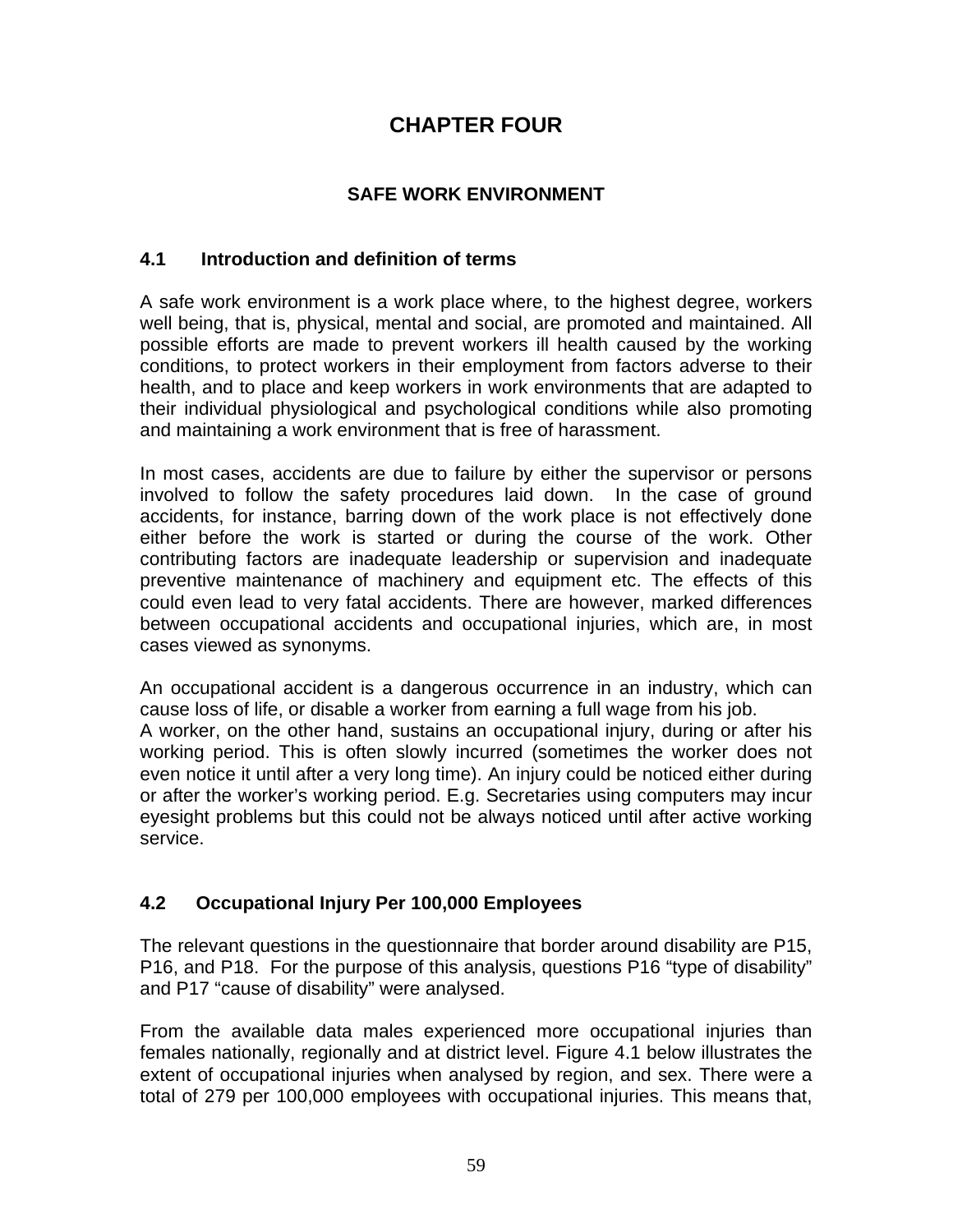# CHAPTER FOUR

## SAFE WORK ENVIRONMENT

### 4.1 Introduction and definition of terms

A safe work environment is a work place where, to the highest degree, workers well being, that is, physical, mental and social, are promoted and maintained. All possible efforts are made to prevent workers ill health caused by the working conditions, to protect workers in their employment from factors adverse to their health, and to place and keep workers in work environments that are adapted to their individual physiological and psychological conditions while also promoting and maintaining a work environment that is free of harassment.

In most cases, accidents are due to failure by either the supervisor or persons involved to follow the safety procedures laid down. In the case of ground accidents, for instance, barring down of the work place is not effectively done either before the work is started or during the course of the work. Other contributing factors are inadequate leadership or supervision and inadequate preventive maintenance of machinery and equipment etc. The effects of this could even lead to very fatal accidents. There are however, marked differences between occupational accidents and occupational injuries, which are, in most cases viewed as synonyms.

An occupational accident is a dangerous occurrence in an industry, which can cause loss of life, or disable a worker from earning a full wage from his job.
A worker, on the other hand, sustains an occupational injury, during or after his working period. This is often slowly incurred (sometimes the worker does not even notice it until after a very long time). An injury could be noticed either during or after the worker's working period. E.g. Secretaries using computers may incur eyesight problems but this could not be always noticed until after active working service.

### 4.2 Occupational Injury Per 100,000 Employees

The relevant questions in the questionnaire that border around disability are P15, P16, and P18. For the purpose of this analysis, questions P16 "type of disability" and P17 "cause of disability" were analysed.

From the available data males experienced more occupational injuries than females nationally, regionally and at district level. Figure 4.1 below illustrates the extent of occupational injuries when analysed by region, and sex. There were a total of 279 per 100,000 employees with occupational injuries. This means that,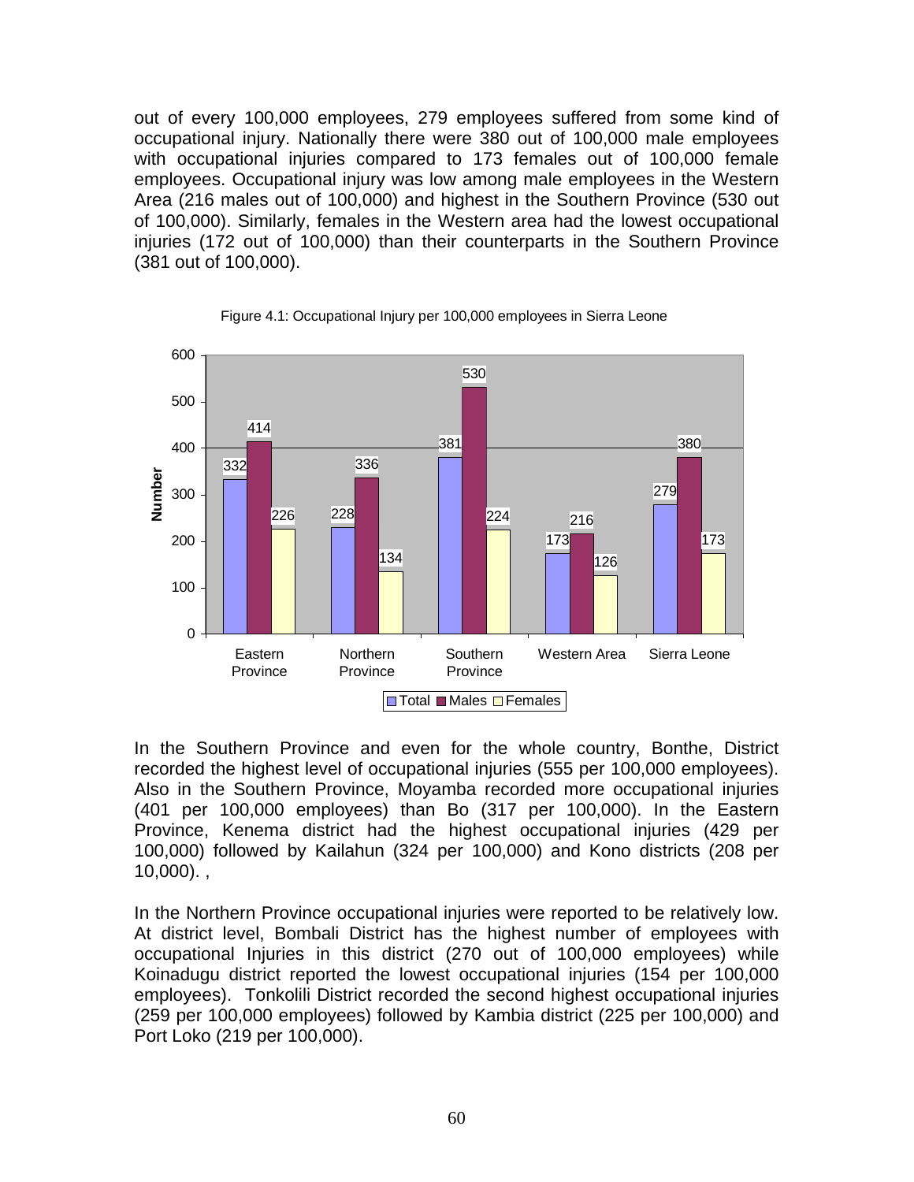out of every 100,000 employees, 279 employees suffered from some kind of occupational injury. Nationally there were 380 out of 100,000 male employees with occupational injuries compared to 173 females out of 100,000 female employees. Occupational injury was low among male employees in the Western Area (216 males out of 100,000) and highest in the Southern Province (530 out of 100,000). Similarly, females in the Western area had the lowest occupational injuries (172 out of 100,000) than their counterparts in the Southern Province (381 out of 100,000).

Figure 4.1: Occupational Injury per 100,000 employees in Sierra Leone

| | Total | Males | Females |
|---|---|---|---|
| Eastern Province | 332 | 414 | 226 |
| Northern Province | 228 | 336 | 134 |
| Southern Province | 381 | 530 | 224 |
| Western Area | 173 | 216 | 126 |
| Sierra Leone | 279 | 380 | 173 |

In the Southern Province and even for the whole country, Bonthe, District recorded the highest level of occupational injuries (555 per 100,000 employees). Also in the Southern Province, Moyamba recorded more occupational injuries (401 per 100,000 employees) than Bo (317 per 100,000). In the Eastern Province, Kenema district had the highest occupational injuries (429 per 100,000) followed by Kailahun (324 per 100,000) and Kono districts (208 per 10,000). ,

In the Northern Province occupational injuries were reported to be relatively low. At district level, Bombali District has the highest number of employees with occupational Injuries in this district (270 out of 100,000 employees) while Koinadugu district reported the lowest occupational injuries (154 per 100,000 employees). Tonkolili District recorded the second highest occupational injuries (259 per 100,000 employees) followed by Kambia district (225 per 100,000) and Port Loko (219 per 100,000).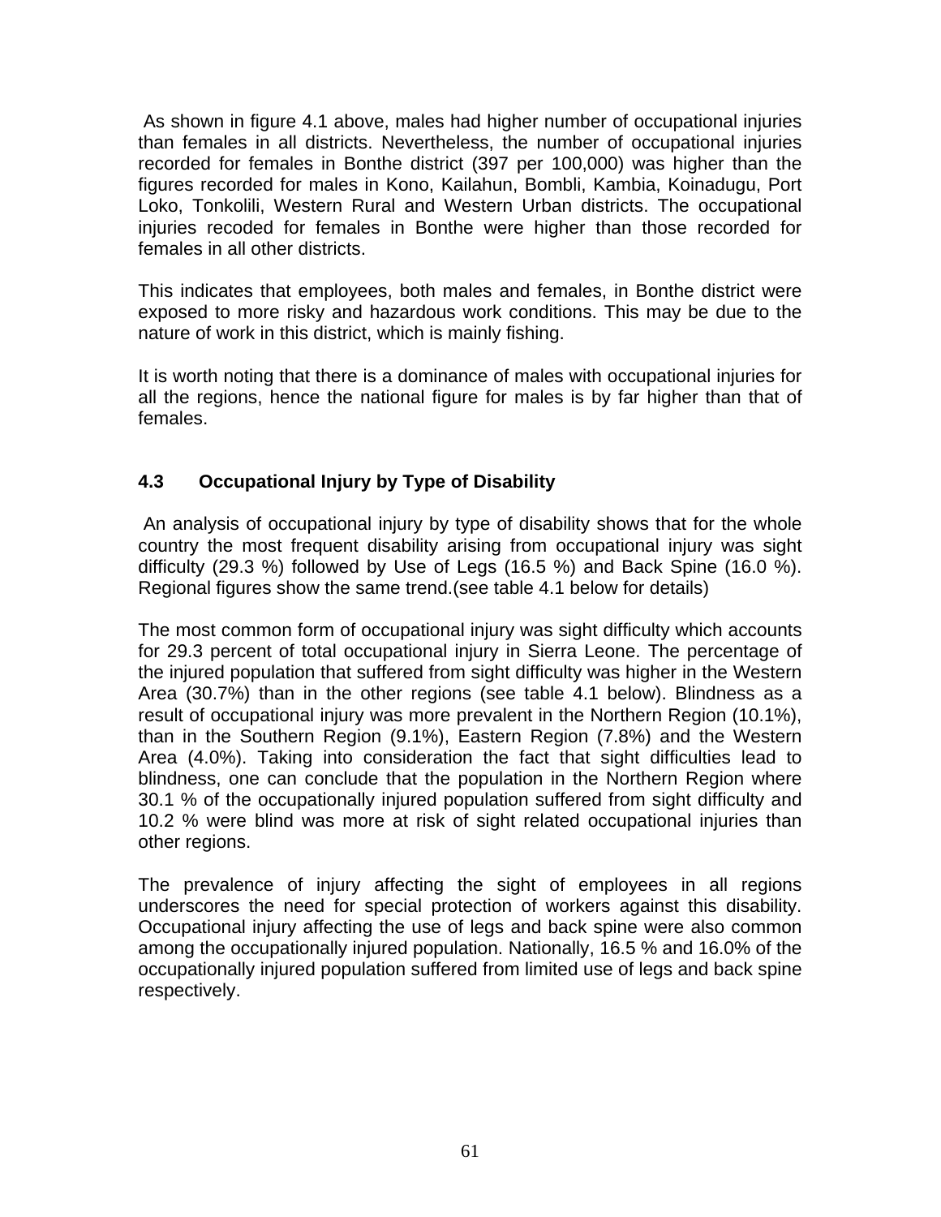As shown in figure 4.1 above, males had higher number of occupational injuries than females in all districts. Nevertheless, the number of occupational injuries recorded for females in Bonthe district (397 per 100,000) was higher than the figures recorded for males in Kono, Kailahun, Bombli, Kambia, Koinadugu, Port Loko, Tonkolili, Western Rural and Western Urban districts. The occupational injuries recoded for females in Bonthe were higher than those recorded for females in all other districts.

This indicates that employees, both males and females, in Bonthe district were exposed to more risky and hazardous work conditions. This may be due to the nature of work in this district, which is mainly fishing.

It is worth noting that there is a dominance of males with occupational injuries for all the regions, hence the national figure for males is by far higher than that of females.

### 4.3 Occupational Injury by Type of Disability

An analysis of occupational injury by type of disability shows that for the whole country the most frequent disability arising from occupational injury was sight difficulty (29.3 %) followed by Use of Legs (16.5 %) and Back Spine (16.0 %). Regional figures show the same trend.(see table 4.1 below for details)

The most common form of occupational injury was sight difficulty which accounts for 29.3 percent of total occupational injury in Sierra Leone. The percentage of the injured population that suffered from sight difficulty was higher in the Western Area (30.7%) than in the other regions (see table 4.1 below). Blindness as a result of occupational injury was more prevalent in the Northern Region (10.1%), than in the Southern Region (9.1%), Eastern Region (7.8%) and the Western Area (4.0%). Taking into consideration the fact that sight difficulties lead to blindness, one can conclude that the population in the Northern Region where 30.1 % of the occupationally injured population suffered from sight difficulty and 10.2 % were blind was more at risk of sight related occupational injuries than other regions.

The prevalence of injury affecting the sight of employees in all regions underscores the need for special protection of workers against this disability. Occupational injury affecting the use of legs and back spine were also common among the occupationally injured population. Nationally, 16.5 % and 16.0% of the occupationally injured population suffered from limited use of legs and back spine respectively.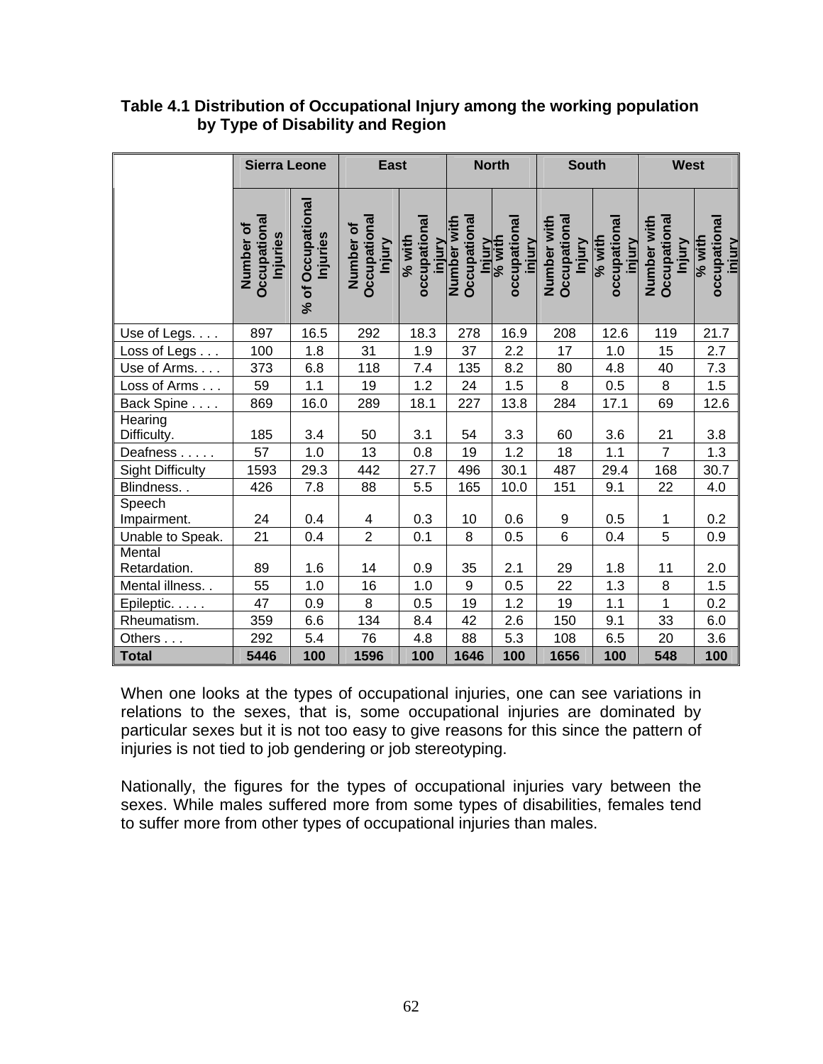**Table 4.1 Distribution of Occupational Injury among the working population by Type of Disability and Region**

| | Sierra Leone | | East | | North | | South | | West | |
|---|---|---|---|---|---|---|---|---|---|---|
| | Number of Occupational Injuries | % of Occupational Injuries | Number of Occupational Injury | % with occupational injury | Number with Occupational Injury | % with occupational injury | Number with Occupational Injury | % with occupational injury | Number with Occupational Injury | % with occupational injury |
| Use of Legs. . . . | 897 | 16.5 | 292 | 18.3 | 278 | 16.9 | 208 | 12.6 | 119 | 21.7 |
| Loss of Legs . . . | 100 | 1.8 | 31 | 1.9 | 37 | 2.2 | 17 | 1.0 | 15 | 2.7 |
| Use of Arms. . . . | 373 | 6.8 | 118 | 7.4 | 135 | 8.2 | 80 | 4.8 | 40 | 7.3 |
| Loss of Arms . . . | 59 | 1.1 | 19 | 1.2 | 24 | 1.5 | 8 | 0.5 | 8 | 1.5 |
| Back Spine . . . . | 869 | 16.0 | 289 | 18.1 | 227 | 13.8 | 284 | 17.1 | 69 | 12.6 |
| Hearing Difficulty. | 185 | 3.4 | 50 | 3.1 | 54 | 3.3 | 60 | 3.6 | 21 | 3.8 |
| Deafness . . . . . | 57 | 1.0 | 13 | 0.8 | 19 | 1.2 | 18 | 1.1 | 7 | 1.3 |
| Sight Difficulty | 1593 | 29.3 | 442 | 27.7 | 496 | 30.1 | 487 | 29.4 | 168 | 30.7 |
| Blindness. . | 426 | 7.8 | 88 | 5.5 | 165 | 10.0 | 151 | 9.1 | 22 | 4.0 |
| Speech Impairment. | 24 | 0.4 | 4 | 0.3 | 10 | 0.6 | 9 | 0.5 | 1 | 0.2 |
| Unable to Speak. | 21 | 0.4 | 2 | 0.1 | 8 | 0.5 | 6 | 0.4 | 5 | 0.9 |
| Mental Retardation. | 89 | 1.6 | 14 | 0.9 | 35 | 2.1 | 29 | 1.8 | 11 | 2.0 |
| Mental illness. . | 55 | 1.0 | 16 | 1.0 | 9 | 0.5 | 22 | 1.3 | 8 | 1.5 |
| Epileptic. . . . . | 47 | 0.9 | 8 | 0.5 | 19 | 1.2 | 19 | 1.1 | 1 | 0.2 |
| Rheumatism. | 359 | 6.6 | 134 | 8.4 | 42 | 2.6 | 150 | 9.1 | 33 | 6.0 |
| Others . . . | 292 | 5.4 | 76 | 4.8 | 88 | 5.3 | 108 | 6.5 | 20 | 3.6 |
| **Total** | **5446** | **100** | **1596** | **100** | **1646** | **100** | **1656** | **100** | **548** | **100** |

When one looks at the types of occupational injuries, one can see variations in relations to the sexes, that is, some occupational injuries are dominated by particular sexes but it is not too easy to give reasons for this since the pattern of injuries is not tied to job gendering or job stereotyping.

Nationally, the figures for the types of occupational injuries vary between the sexes. While males suffered more from some types of disabilities, females tend to suffer more from other types of occupational injuries than males.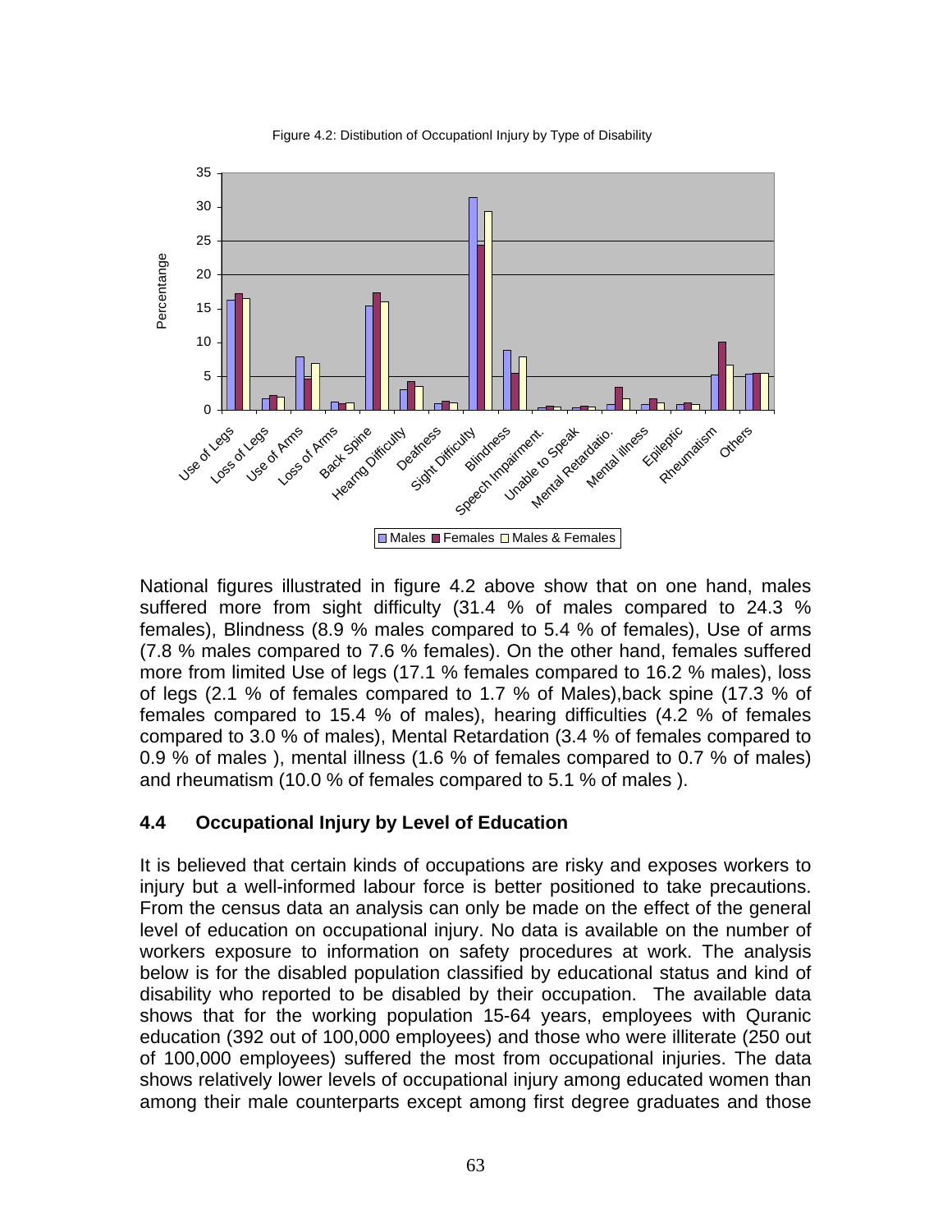Figure 4.2: Distibution of Occupationl Injury by Type of Disability

National figures illustrated in figure 4.2 above show that on one hand, males suffered more from sight difficulty (31.4 % of males compared to 24.3 % females), Blindness (8.9 % males compared to 5.4 % of females), Use of arms (7.8 % males compared to 7.6 % females). On the other hand, females suffered more from limited Use of legs (17.1 % females compared to 16.2 % males), loss of legs (2.1 % of females compared to 1.7 % of Males),back spine (17.3 % of females compared to 15.4 % of males), hearing difficulties (4.2 % of females compared to 3.0 % of males), Mental Retardation (3.4 % of females compared to 0.9 % of males ), mental illness (1.6 % of females compared to 0.7 % of males) and rheumatism (10.0 % of females compared to 5.1 % of males ).

### 4.4 Occupational Injury by Level of Education

It is believed that certain kinds of occupations are risky and exposes workers to injury but a well-informed labour force is better positioned to take precautions. From the census data an analysis can only be made on the effect of the general level of education on occupational injury. No data is available on the number of workers exposure to information on safety procedures at work. The analysis below is for the disabled population classified by educational status and kind of disability who reported to be disabled by their occupation. The available data shows that for the working population 15-64 years, employees with Quranic education (392 out of 100,000 employees) and those who were illiterate (250 out of 100,000 employees) suffered the most from occupational injuries. The data shows relatively lower levels of occupational injury among educated women than among their male counterparts except among first degree graduates and those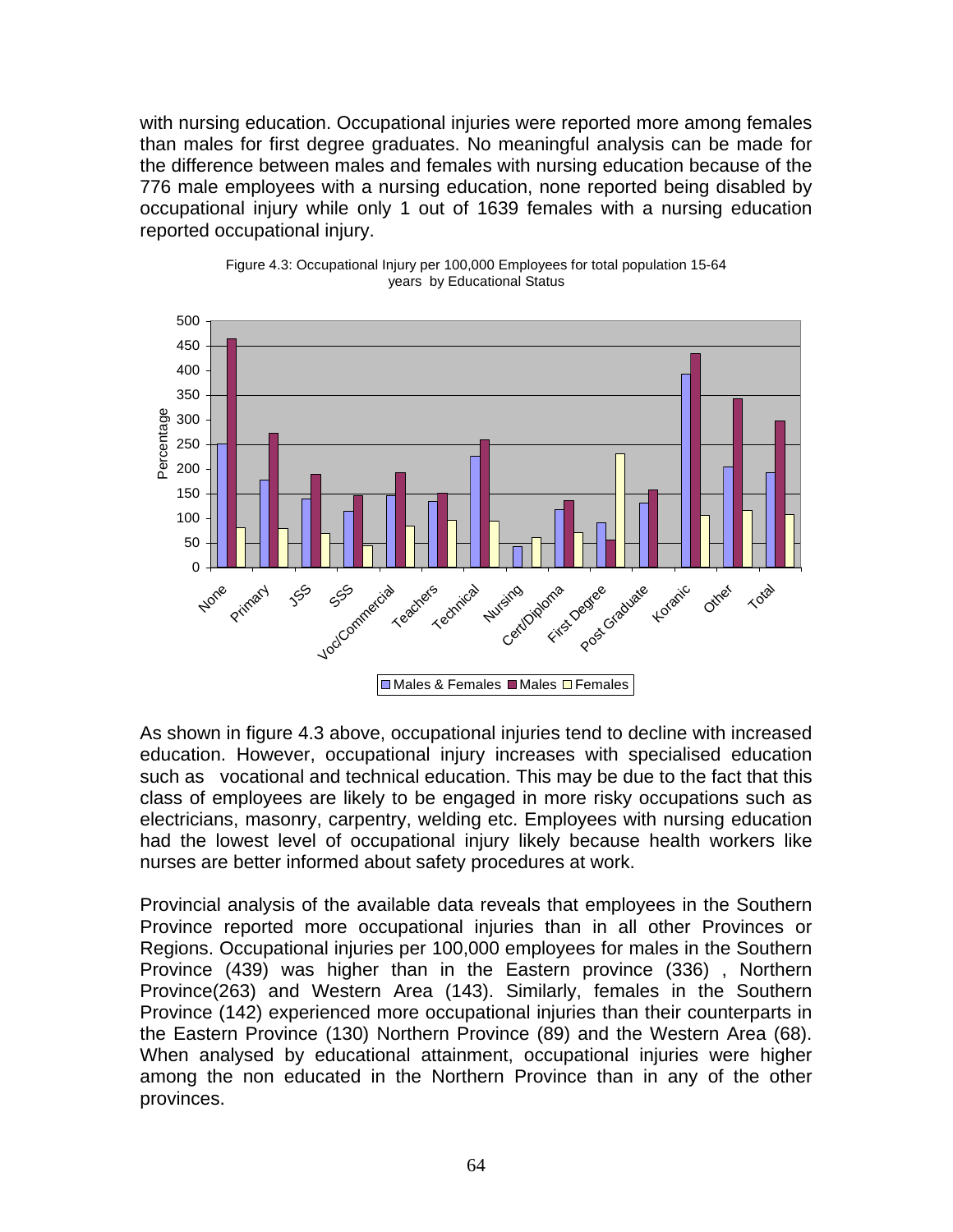with nursing education. Occupational injuries were reported more among females than males for first degree graduates. No meaningful analysis can be made for the difference between males and females with nursing education because of the 776 male employees with a nursing education, none reported being disabled by occupational injury while only 1 out of 1639 females with a nursing education reported occupational injury.

Figure 4.3: Occupational Injury per 100,000 Employees for total population 15-64 years by Educational Status

As shown in figure 4.3 above, occupational injuries tend to decline with increased education. However, occupational injury increases with specialised education such as vocational and technical education. This may be due to the fact that this class of employees are likely to be engaged in more risky occupations such as electricians, masonry, carpentry, welding etc. Employees with nursing education had the lowest level of occupational injury likely because health workers like nurses are better informed about safety procedures at work.

Provincial analysis of the available data reveals that employees in the Southern Province reported more occupational injuries than in all other Provinces or Regions. Occupational injuries per 100,000 employees for males in the Southern Province (439) was higher than in the Eastern province (336) , Northern Province(263) and Western Area (143). Similarly, females in the Southern Province (142) experienced more occupational injuries than their counterparts in the Eastern Province (130) Northern Province (89) and the Western Area (68). When analysed by educational attainment, occupational injuries were higher among the non educated in the Northern Province than in any of the other provinces.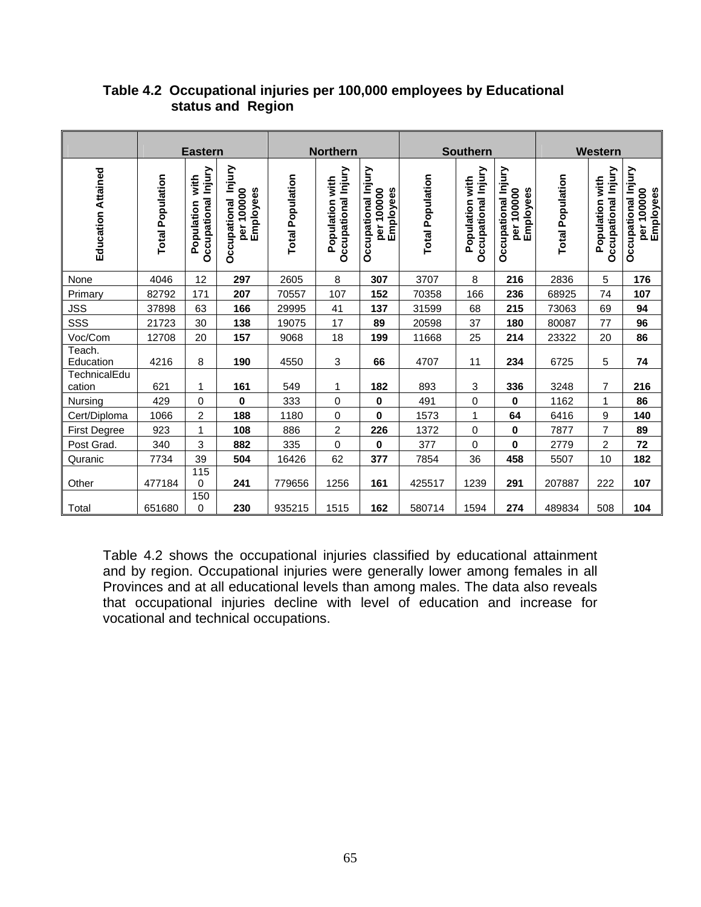**Table 4.2 Occupational injuries per 100,000 employees by Educational status and Region**

| | Eastern | | | Northern | | | Southern | | | Western | | |
|---|---|---|---|---|---|---|---|---|---|---|---|---|
| Education Attained | Total Population | Population with Occupational Injury | Occupational Injury per 100000 Employees | Total Population | Population with Occupational Injury | Occupational Injury per 100000 Employees | Total Population | Population with Occupational Injury | Occupational Injury per 100000 Employees | Total Population | Population with Occupational Injury | Occupational Injury per 100000 Employees |
| None | 4046 | 12 | **297** | 2605 | 8 | **307** | 3707 | 8 | **216** | 2836 | 5 | **176** |
| Primary | 82792 | 171 | **207** | 70557 | 107 | **152** | 70358 | 166 | **236** | 68925 | 74 | **107** |
| JSS | 37898 | 63 | **166** | 29995 | 41 | **137** | 31599 | 68 | **215** | 73063 | 69 | **94** |
| SSS | 21723 | 30 | **138** | 19075 | 17 | **89** | 20598 | 37 | **180** | 80087 | 77 | **96** |
| Voc/Com | 12708 | 20 | **157** | 9068 | 18 | **199** | 11668 | 25 | **214** | 23322 | 20 | **86** |
| Teach. Education | 4216 | 8 | **190** | 4550 | 3 | **66** | 4707 | 11 | **234** | 6725 | 5 | **74** |
| TechnicalEducation | 621 | 1 | **161** | 549 | 1 | **182** | 893 | 3 | **336** | 3248 | 7 | **216** |
| Nursing | 429 | 0 | **0** | 333 | 0 | **0** | 491 | 0 | **0** | 1162 | 1 | **86** |
| Cert/Diploma | 1066 | 2 | **188** | 1180 | 0 | **0** | 1573 | 1 | **64** | 6416 | 9 | **140** |
| First Degree | 923 | 1 | **108** | 886 | 2 | **226** | 1372 | 0 | **0** | 7877 | 7 | **89** |
| Post Grad. | 340 | 3 | **882** | 335 | 0 | **0** | 377 | 0 | **0** | 2779 | 2 | **72** |
| Quranic | 7734 | 39 | **504** | 16426 | 62 | **377** | 7854 | 36 | **458** | 5507 | 10 | **182** |
| Other | 477184 | 1150 | **241** | 779656 | 1256 | **161** | 425517 | 1239 | **291** | 207887 | 222 | **107** |
| Total | 651680 | 1500 | **230** | 935215 | 1515 | **162** | 580714 | 1594 | **274** | 489834 | 508 | **104** |

Table 4.2 shows the occupational injuries classified by educational attainment and by region. Occupational injuries were generally lower among females in all Provinces and at all educational levels than among males. The data also reveals that occupational injuries decline with level of education and increase for vocational and technical occupations.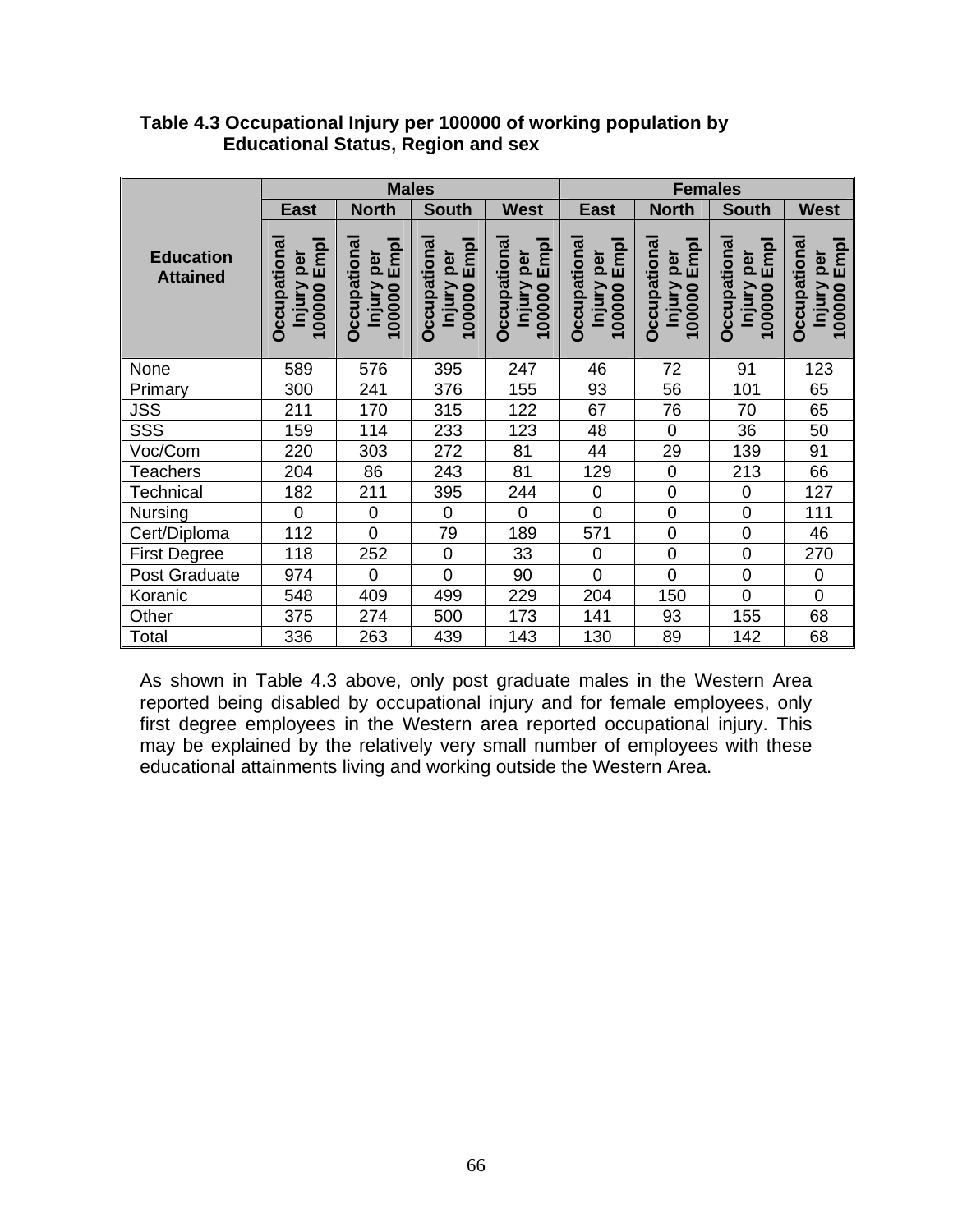**Table 4.3 Occupational Injury per 100000 of working population by Educational Status, Region and sex**

| Education Attained | Males | | | | Females | | | |
|---|---|---|---|---|---|---|---|---|
| | East | North | South | West | East | North | South | West |
| | Occupational Injury per 100000 Empl | Occupational Injury per 100000 Empl | Occupational Injury per 100000 Empl | Occupational Injury per 100000 Empl | Occupational Injury per 100000 Empl | Occupational Injury per 100000 Empl | Occupational Injury per 100000 Empl | Occupational Injury per 100000 Empl |
| None | 589 | 576 | 395 | 247 | 46 | 72 | 91 | 123 |
| Primary | 300 | 241 | 376 | 155 | 93 | 56 | 101 | 65 |
| JSS | 211 | 170 | 315 | 122 | 67 | 76 | 70 | 65 |
| SSS | 159 | 114 | 233 | 123 | 48 | 0 | 36 | 50 |
| Voc/Com | 220 | 303 | 272 | 81 | 44 | 29 | 139 | 91 |
| Teachers | 204 | 86 | 243 | 81 | 129 | 0 | 213 | 66 |
| Technical | 182 | 211 | 395 | 244 | 0 | 0 | 0 | 127 |
| Nursing | 0 | 0 | 0 | 0 | 0 | 0 | 0 | 111 |
| Cert/Diploma | 112 | 0 | 79 | 189 | 571 | 0 | 0 | 46 |
| First Degree | 118 | 252 | 0 | 33 | 0 | 0 | 0 | 270 |
| Post Graduate | 974 | 0 | 0 | 90 | 0 | 0 | 0 | 0 |
| Koranic | 548 | 409 | 499 | 229 | 204 | 150 | 0 | 0 |
| Other | 375 | 274 | 500 | 173 | 141 | 93 | 155 | 68 |
| Total | 336 | 263 | 439 | 143 | 130 | 89 | 142 | 68 |

As shown in Table 4.3 above, only post graduate males in the Western Area reported being disabled by occupational injury and for female employees, only first degree employees in the Western area reported occupational injury. This may be explained by the relatively very small number of employees with these educational attainments living and working outside the Western Area.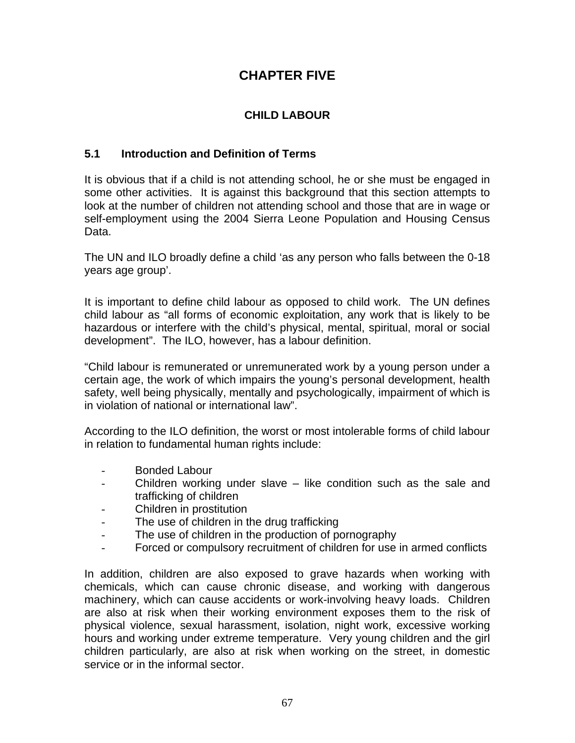# CHAPTER FIVE

## CHILD LABOUR

### 5.1 Introduction and Definition of Terms

It is obvious that if a child is not attending school, he or she must be engaged in some other activities. It is against this background that this section attempts to look at the number of children not attending school and those that are in wage or self-employment using the 2004 Sierra Leone Population and Housing Census Data.

The UN and ILO broadly define a child 'as any person who falls between the 0-18 years age group'.

It is important to define child labour as opposed to child work. The UN defines child labour as "all forms of economic exploitation, any work that is likely to be hazardous or interfere with the child's physical, mental, spiritual, moral or social development". The ILO, however, has a labour definition.

"Child labour is remunerated or unremunerated work by a young person under a certain age, the work of which impairs the young's personal development, health safety, well being physically, mentally and psychologically, impairment of which is in violation of national or international law".

According to the ILO definition, the worst or most intolerable forms of child labour in relation to fundamental human rights include:

- Bonded Labour
- Children working under slave – like condition such as the sale and trafficking of children
- Children in prostitution
- The use of children in the drug trafficking
- The use of children in the production of pornography
- Forced or compulsory recruitment of children for use in armed conflicts

In addition, children are also exposed to grave hazards when working with chemicals, which can cause chronic disease, and working with dangerous machinery, which can cause accidents or work-involving heavy loads. Children are also at risk when their working environment exposes them to the risk of physical violence, sexual harassment, isolation, night work, excessive working hours and working under extreme temperature. Very young children and the girl children particularly, are also at risk when working on the street, in domestic service or in the informal sector.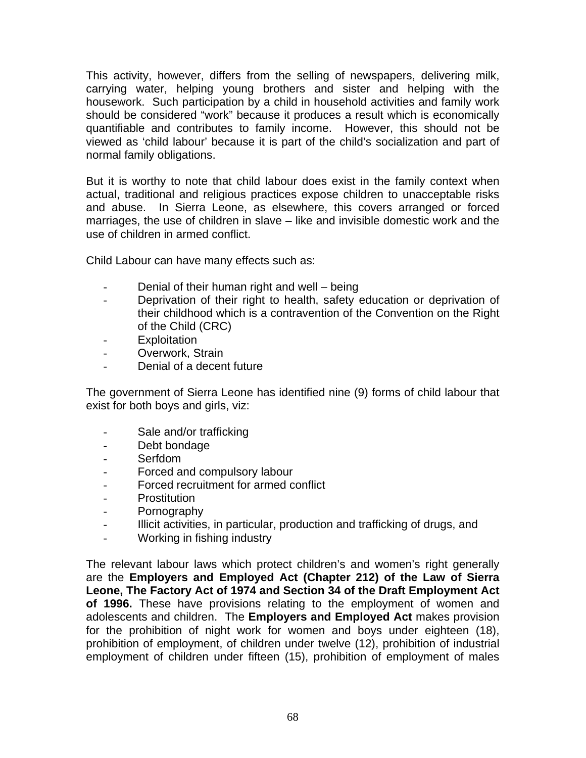This activity, however, differs from the selling of newspapers, delivering milk, carrying water, helping young brothers and sister and helping with the housework. Such participation by a child in household activities and family work should be considered "work" because it produces a result which is economically quantifiable and contributes to family income. However, this should not be viewed as 'child labour' because it is part of the child's socialization and part of normal family obligations.

But it is worthy to note that child labour does exist in the family context when actual, traditional and religious practices expose children to unacceptable risks and abuse. In Sierra Leone, as elsewhere, this covers arranged or forced marriages, the use of children in slave – like and invisible domestic work and the use of children in armed conflict.

Child Labour can have many effects such as:

- Denial of their human right and well – being
- Deprivation of their right to health, safety education or deprivation of their childhood which is a contravention of the Convention on the Right of the Child (CRC)
- Exploitation
- Overwork, Strain
- Denial of a decent future

The government of Sierra Leone has identified nine (9) forms of child labour that exist for both boys and girls, viz:

- Sale and/or trafficking
- Debt bondage
- Serfdom
- Forced and compulsory labour
- Forced recruitment for armed conflict
- Prostitution
- Pornography
- Illicit activities, in particular, production and trafficking of drugs, and
- Working in fishing industry

The relevant labour laws which protect children's and women's right generally are the **Employers and Employed Act (Chapter 212) of the Law of Sierra Leone, The Factory Act of 1974 and Section 34 of the Draft Employment Act of 1996.** These have provisions relating to the employment of women and adolescents and children. The **Employers and Employed Act** makes provision for the prohibition of night work for women and boys under eighteen (18), prohibition of employment, of children under twelve (12), prohibition of industrial employment of children under fifteen (15), prohibition of employment of males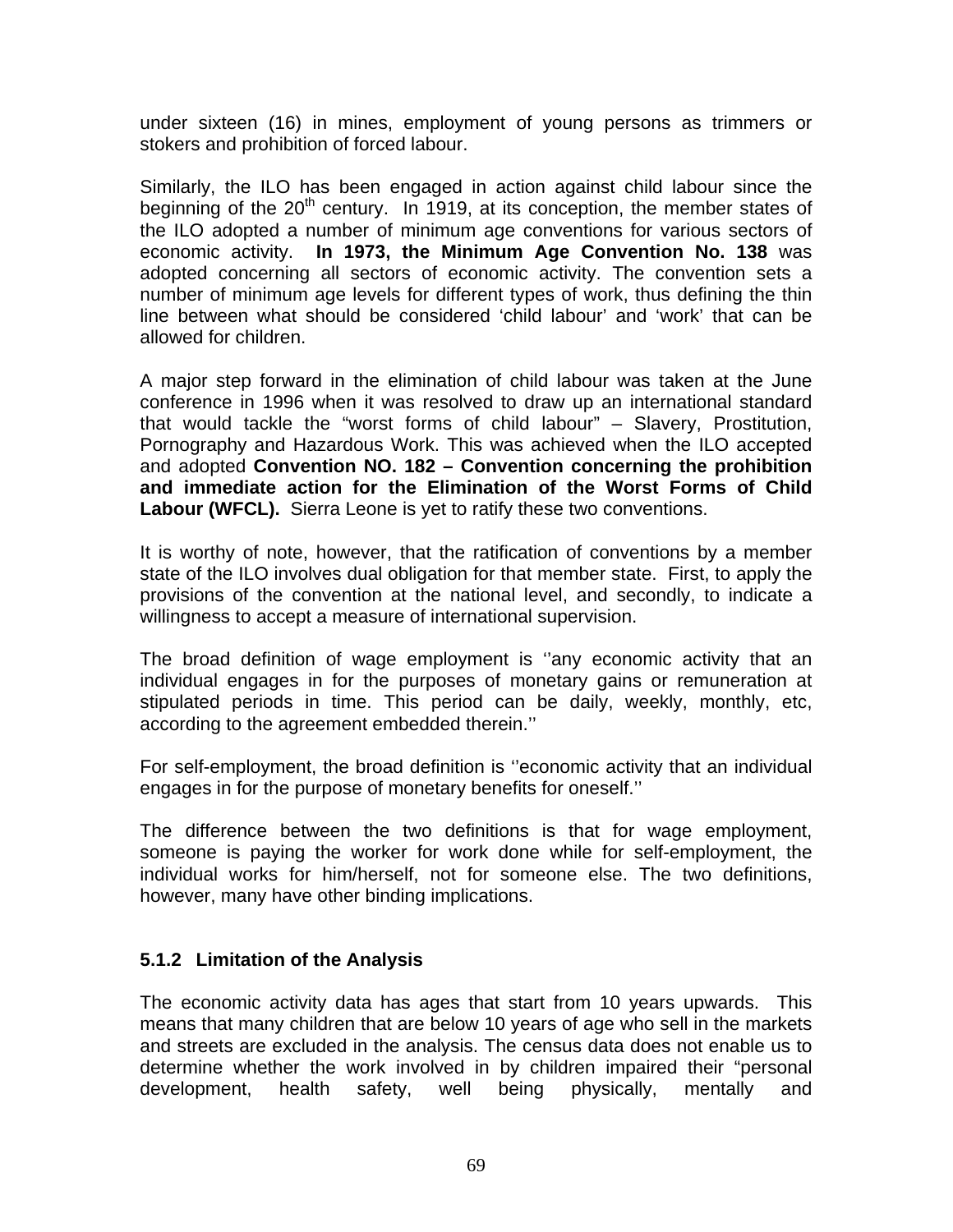under sixteen (16) in mines, employment of young persons as trimmers or stokers and prohibition of forced labour.

Similarly, the ILO has been engaged in action against child labour since the beginning of the 20th century. In 1919, at its conception, the member states of the ILO adopted a number of minimum age conventions for various sectors of economic activity. **In 1973, the Minimum Age Convention No. 138** was adopted concerning all sectors of economic activity. The convention sets a number of minimum age levels for different types of work, thus defining the thin line between what should be considered 'child labour' and 'work' that can be allowed for children.

A major step forward in the elimination of child labour was taken at the June conference in 1996 when it was resolved to draw up an international standard that would tackle the "worst forms of child labour" – Slavery, Prostitution, Pornography and Hazardous Work. This was achieved when the ILO accepted and adopted **Convention NO. 182 – Convention concerning the prohibition and immediate action for the Elimination of the Worst Forms of Child Labour (WFCL).** Sierra Leone is yet to ratify these two conventions.

It is worthy of note, however, that the ratification of conventions by a member state of the ILO involves dual obligation for that member state. First, to apply the provisions of the convention at the national level, and secondly, to indicate a willingness to accept a measure of international supervision.

The broad definition of wage employment is ''any economic activity that an individual engages in for the purposes of monetary gains or remuneration at stipulated periods in time. This period can be daily, weekly, monthly, etc, according to the agreement embedded therein.''

For self-employment, the broad definition is ''economic activity that an individual engages in for the purpose of monetary benefits for oneself.''

The difference between the two definitions is that for wage employment, someone is paying the worker for work done while for self-employment, the individual works for him/herself, not for someone else. The two definitions, however, many have other binding implications.

### 5.1.2 Limitation of the Analysis

The economic activity data has ages that start from 10 years upwards. This means that many children that are below 10 years of age who sell in the markets and streets are excluded in the analysis. The census data does not enable us to determine whether the work involved in by children impaired their "personal development, health safety, well being physically, mentally and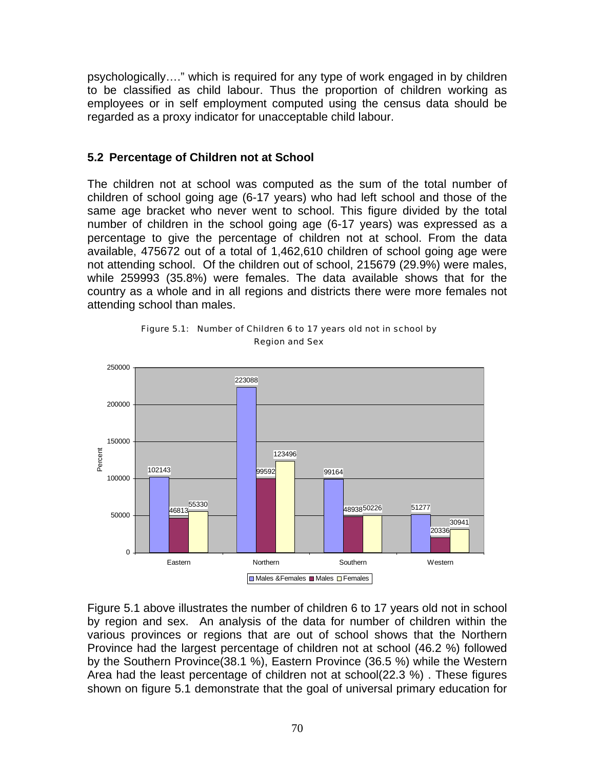psychologically…." which is required for any type of work engaged in by children to be classified as child labour. Thus the proportion of children working as employees or in self employment computed using the census data should be regarded as a proxy indicator for unacceptable child labour.

### 5.2 Percentage of Children not at School

The children not at school was computed as the sum of the total number of children of school going age (6-17 years) who had left school and those of the same age bracket who never went to school. This figure divided by the total number of children in the school going age (6-17 years) was expressed as a percentage to give the percentage of children not at school. From the data available, 475672 out of a total of 1,462,610 children of school going age were not attending school. Of the children out of school, 215679 (29.9%) were males, while 259993 (35.8%) were females. The data available shows that for the country as a whole and in all regions and districts there were more females not attending school than males.

Figure 5.1: Number of Children 6 to 17 years old not in school by Region and Sex

| Region | Males &Females | Males | Females |
|---|---|---|---|
| Eastern | 102143 | 46813 | 55330 |
| Northern | 223088 | 99592 | 123496 |
| Southern | 99164 | 48938 | 50226 |
| Western | 51277 | 20336 | 30941 |

Figure 5.1 above illustrates the number of children 6 to 17 years old not in school by region and sex. An analysis of the data for number of children within the various provinces or regions that are out of school shows that the Northern Province had the largest percentage of children not at school (46.2 %) followed by the Southern Province(38.1 %), Eastern Province (36.5 %) while the Western Area had the least percentage of children not at school(22.3 %) . These figures shown on figure 5.1 demonstrate that the goal of universal primary education for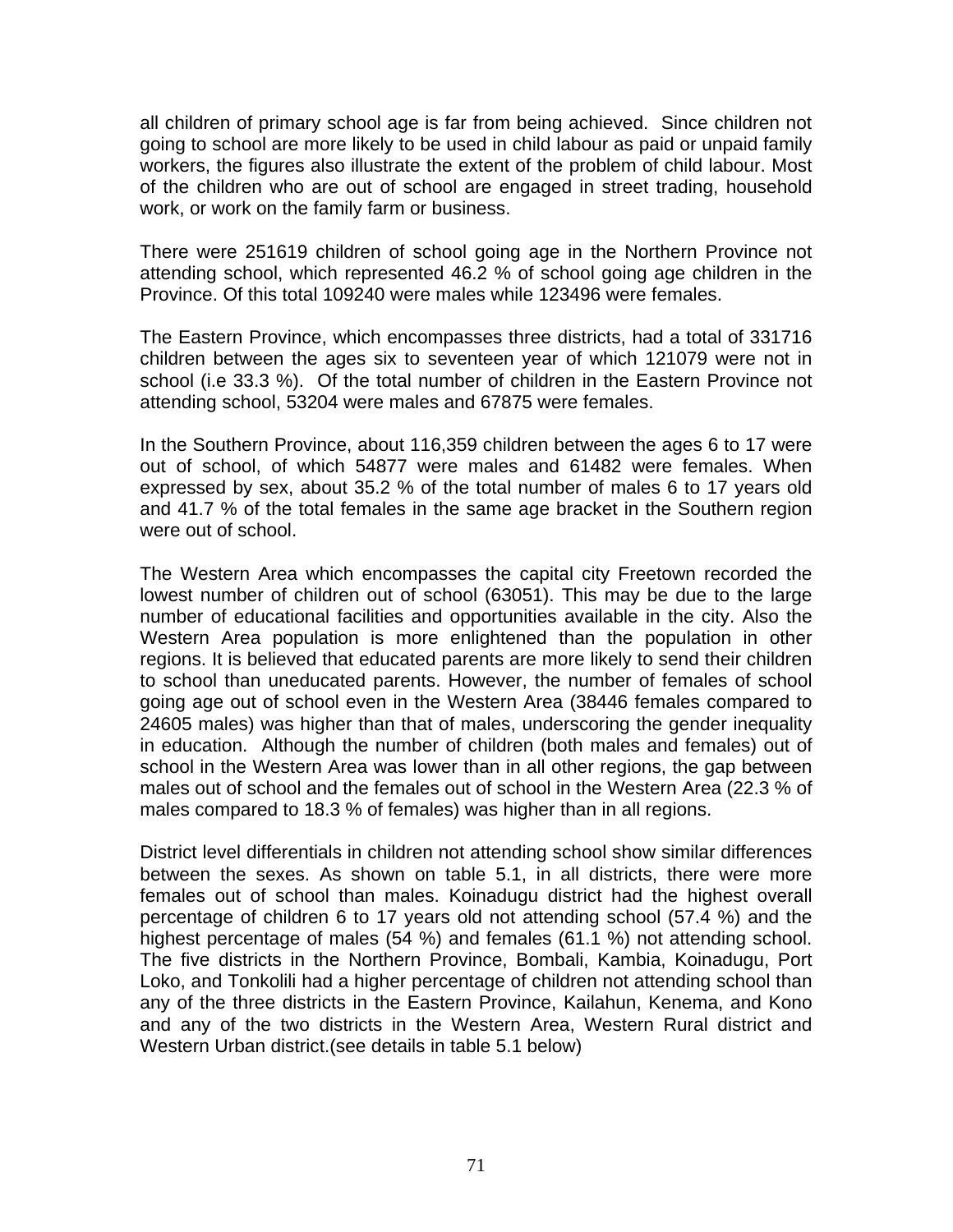all children of primary school age is far from being achieved. Since children not going to school are more likely to be used in child labour as paid or unpaid family workers, the figures also illustrate the extent of the problem of child labour. Most of the children who are out of school are engaged in street trading, household work, or work on the family farm or business.

There were 251619 children of school going age in the Northern Province not attending school, which represented 46.2 % of school going age children in the Province. Of this total 109240 were males while 123496 were females.

The Eastern Province, which encompasses three districts, had a total of 331716 children between the ages six to seventeen year of which 121079 were not in school (i.e 33.3 %). Of the total number of children in the Eastern Province not attending school, 53204 were males and 67875 were females.

In the Southern Province, about 116,359 children between the ages 6 to 17 were out of school, of which 54877 were males and 61482 were females. When expressed by sex, about 35.2 % of the total number of males 6 to 17 years old and 41.7 % of the total females in the same age bracket in the Southern region were out of school.

The Western Area which encompasses the capital city Freetown recorded the lowest number of children out of school (63051). This may be due to the large number of educational facilities and opportunities available in the city. Also the Western Area population is more enlightened than the population in other regions. It is believed that educated parents are more likely to send their children to school than uneducated parents. However, the number of females of school going age out of school even in the Western Area (38446 females compared to 24605 males) was higher than that of males, underscoring the gender inequality in education. Although the number of children (both males and females) out of school in the Western Area was lower than in all other regions, the gap between males out of school and the females out of school in the Western Area (22.3 % of males compared to 18.3 % of females) was higher than in all regions.

District level differentials in children not attending school show similar differences between the sexes. As shown on table 5.1, in all districts, there were more females out of school than males. Koinadugu district had the highest overall percentage of children 6 to 17 years old not attending school (57.4 %) and the highest percentage of males (54 %) and females (61.1 %) not attending school. The five districts in the Northern Province, Bombali, Kambia, Koinadugu, Port Loko, and Tonkolili had a higher percentage of children not attending school than any of the three districts in the Eastern Province, Kailahun, Kenema, and Kono and any of the two districts in the Western Area, Western Rural district and Western Urban district.(see details in table 5.1 below)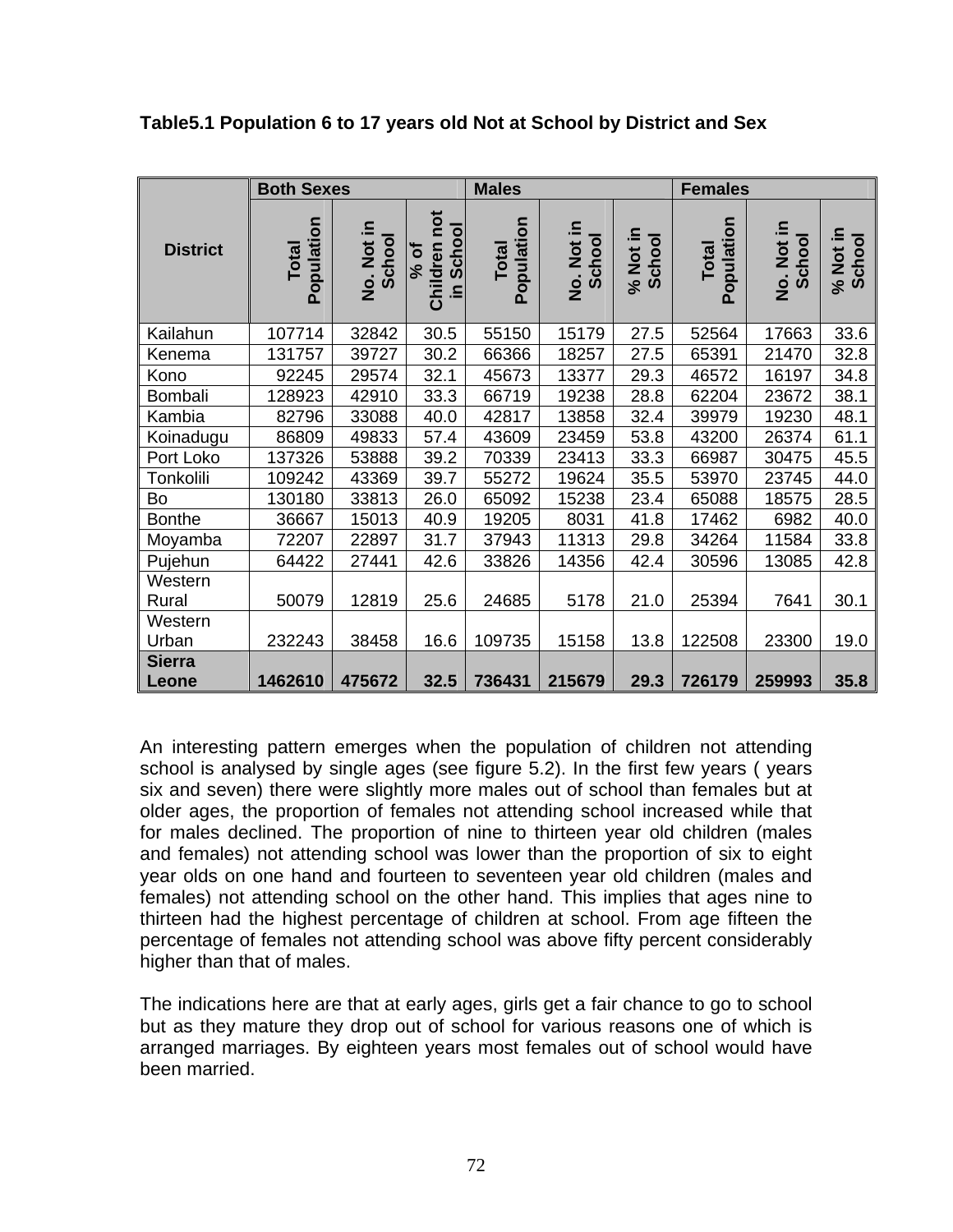**Table5.1 Population 6 to 17 years old Not at School by District and Sex**

| District | Both Sexes | | | Males | | | Females | | |
|---|---|---|---|---|---|---|---|---|---|
| | Total Population | No. Not in School | % of Children not in School | Total Population | No. Not in School | % Not in School | Total Population | No. Not in School | % Not in School |
| Kailahun | 107714 | 32842 | 30.5 | 55150 | 15179 | 27.5 | 52564 | 17663 | 33.6 |
| Kenema | 131757 | 39727 | 30.2 | 66366 | 18257 | 27.5 | 65391 | 21470 | 32.8 |
| Kono | 92245 | 29574 | 32.1 | 45673 | 13377 | 29.3 | 46572 | 16197 | 34.8 |
| Bombali | 128923 | 42910 | 33.3 | 66719 | 19238 | 28.8 | 62204 | 23672 | 38.1 |
| Kambia | 82796 | 33088 | 40.0 | 42817 | 13858 | 32.4 | 39979 | 19230 | 48.1 |
| Koinadugu | 86809 | 49833 | 57.4 | 43609 | 23459 | 53.8 | 43200 | 26374 | 61.1 |
| Port Loko | 137326 | 53888 | 39.2 | 70339 | 23413 | 33.3 | 66987 | 30475 | 45.5 |
| Tonkolili | 109242 | 43369 | 39.7 | 55272 | 19624 | 35.5 | 53970 | 23745 | 44.0 |
| Bo | 130180 | 33813 | 26.0 | 65092 | 15238 | 23.4 | 65088 | 18575 | 28.5 |
| Bonthe | 36667 | 15013 | 40.9 | 19205 | 8031 | 41.8 | 17462 | 6982 | 40.0 |
| Moyamba | 72207 | 22897 | 31.7 | 37943 | 11313 | 29.8 | 34264 | 11584 | 33.8 |
| Pujehun | 64422 | 27441 | 42.6 | 33826 | 14356 | 42.4 | 30596 | 13085 | 42.8 |
| Western Rural | 50079 | 12819 | 25.6 | 24685 | 5178 | 21.0 | 25394 | 7641 | 30.1 |
| Western Urban | 232243 | 38458 | 16.6 | 109735 | 15158 | 13.8 | 122508 | 23300 | 19.0 |
| **Sierra Leone** | **1462610** | **475672** | **32.5** | **736431** | **215679** | **29.3** | **726179** | **259993** | **35.8** |

An interesting pattern emerges when the population of children not attending school is analysed by single ages (see figure 5.2). In the first few years ( years six and seven) there were slightly more males out of school than females but at older ages, the proportion of females not attending school increased while that for males declined. The proportion of nine to thirteen year old children (males and females) not attending school was lower than the proportion of six to eight year olds on one hand and fourteen to seventeen year old children (males and females) not attending school on the other hand. This implies that ages nine to thirteen had the highest percentage of children at school. From age fifteen the percentage of females not attending school was above fifty percent considerably higher than that of males.

The indications here are that at early ages, girls get a fair chance to go to school but as they mature they drop out of school for various reasons one of which is arranged marriages. By eighteen years most females out of school would have been married.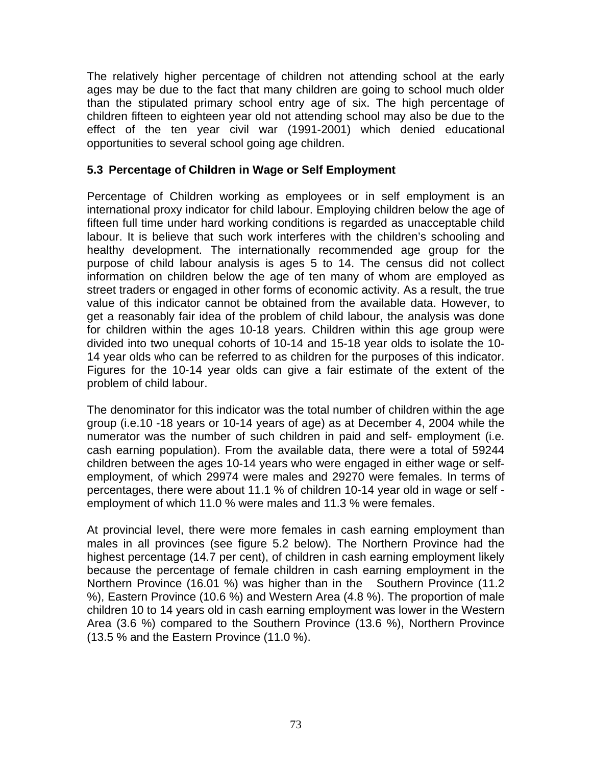The relatively higher percentage of children not attending school at the early ages may be due to the fact that many children are going to school much older than the stipulated primary school entry age of six. The high percentage of children fifteen to eighteen year old not attending school may also be due to the effect of the ten year civil war (1991-2001) which denied educational opportunities to several school going age children.

### 5.3 Percentage of Children in Wage or Self Employment

Percentage of Children working as employees or in self employment is an international proxy indicator for child labour. Employing children below the age of fifteen full time under hard working conditions is regarded as unacceptable child labour. It is believe that such work interferes with the children's schooling and healthy development. The internationally recommended age group for the purpose of child labour analysis is ages 5 to 14. The census did not collect information on children below the age of ten many of whom are employed as street traders or engaged in other forms of economic activity. As a result, the true value of this indicator cannot be obtained from the available data. However, to get a reasonably fair idea of the problem of child labour, the analysis was done for children within the ages 10-18 years. Children within this age group were divided into two unequal cohorts of 10-14 and 15-18 year olds to isolate the 10-14 year olds who can be referred to as children for the purposes of this indicator. Figures for the 10-14 year olds can give a fair estimate of the extent of the problem of child labour.

The denominator for this indicator was the total number of children within the age group (i.e.10 -18 years or 10-14 years of age) as at December 4, 2004 while the numerator was the number of such children in paid and self- employment (i.e. cash earning population). From the available data, there were a total of 59244 children between the ages 10-14 years who were engaged in either wage or self-employment, of which 29974 were males and 29270 were females. In terms of percentages, there were about 11.1 % of children 10-14 year old in wage or self - employment of which 11.0 % were males and 11.3 % were females.

At provincial level, there were more females in cash earning employment than males in all provinces (see figure 5.2 below). The Northern Province had the highest percentage (14.7 per cent), of children in cash earning employment likely because the percentage of female children in cash earning employment in the Northern Province (16.01 %) was higher than in the Southern Province (11.2 %), Eastern Province (10.6 %) and Western Area (4.8 %). The proportion of male children 10 to 14 years old in cash earning employment was lower in the Western Area (3.6 %) compared to the Southern Province (13.6 %), Northern Province (13.5 % and the Eastern Province (11.0 %).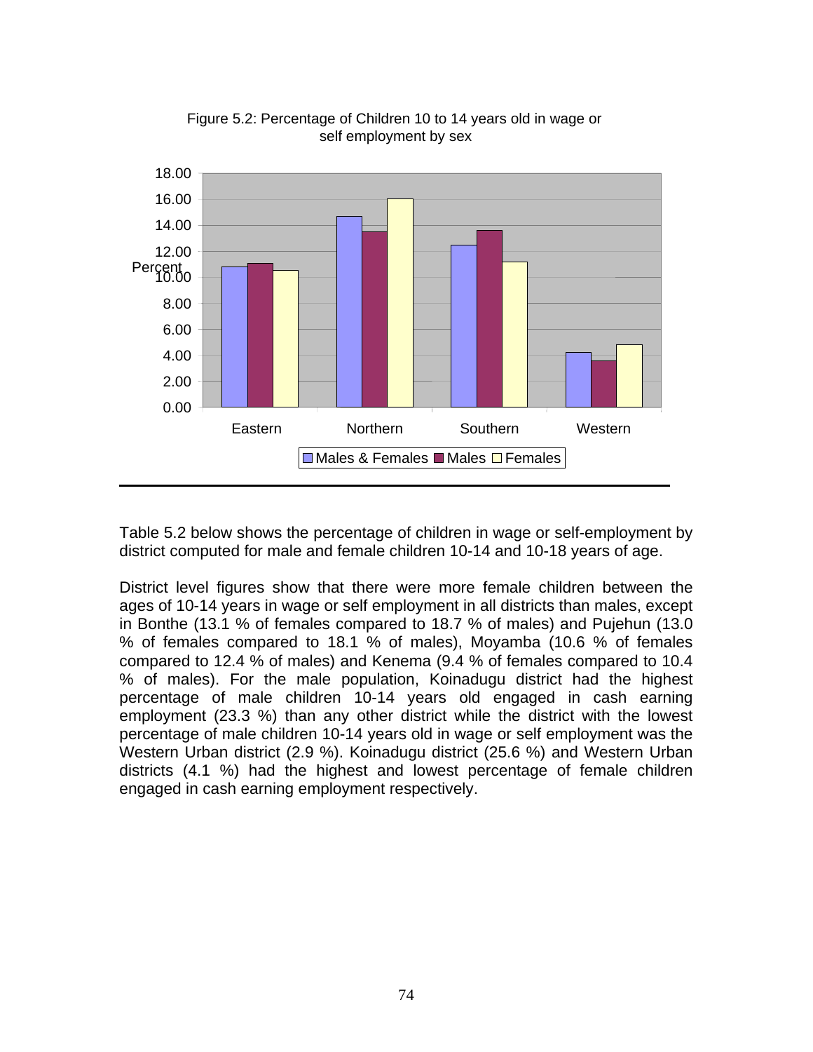Figure 5.2: Percentage of Children 10 to 14 years old in wage or self employment by sex

Table 5.2 below shows the percentage of children in wage or self-employment by district computed for male and female children 10-14 and 10-18 years of age.

District level figures show that there were more female children between the ages of 10-14 years in wage or self employment in all districts than males, except in Bonthe (13.1 % of females compared to 18.7 % of males) and Pujehun (13.0 % of females compared to 18.1 % of males), Moyamba (10.6 % of females compared to 12.4 % of males) and Kenema (9.4 % of females compared to 10.4 % of males). For the male population, Koinadugu district had the highest percentage of male children 10-14 years old engaged in cash earning employment (23.3 %) than any other district while the district with the lowest percentage of male children 10-14 years old in wage or self employment was the Western Urban district (2.9 %). Koinadugu district (25.6 %) and Western Urban districts (4.1 %) had the highest and lowest percentage of female children engaged in cash earning employment respectively.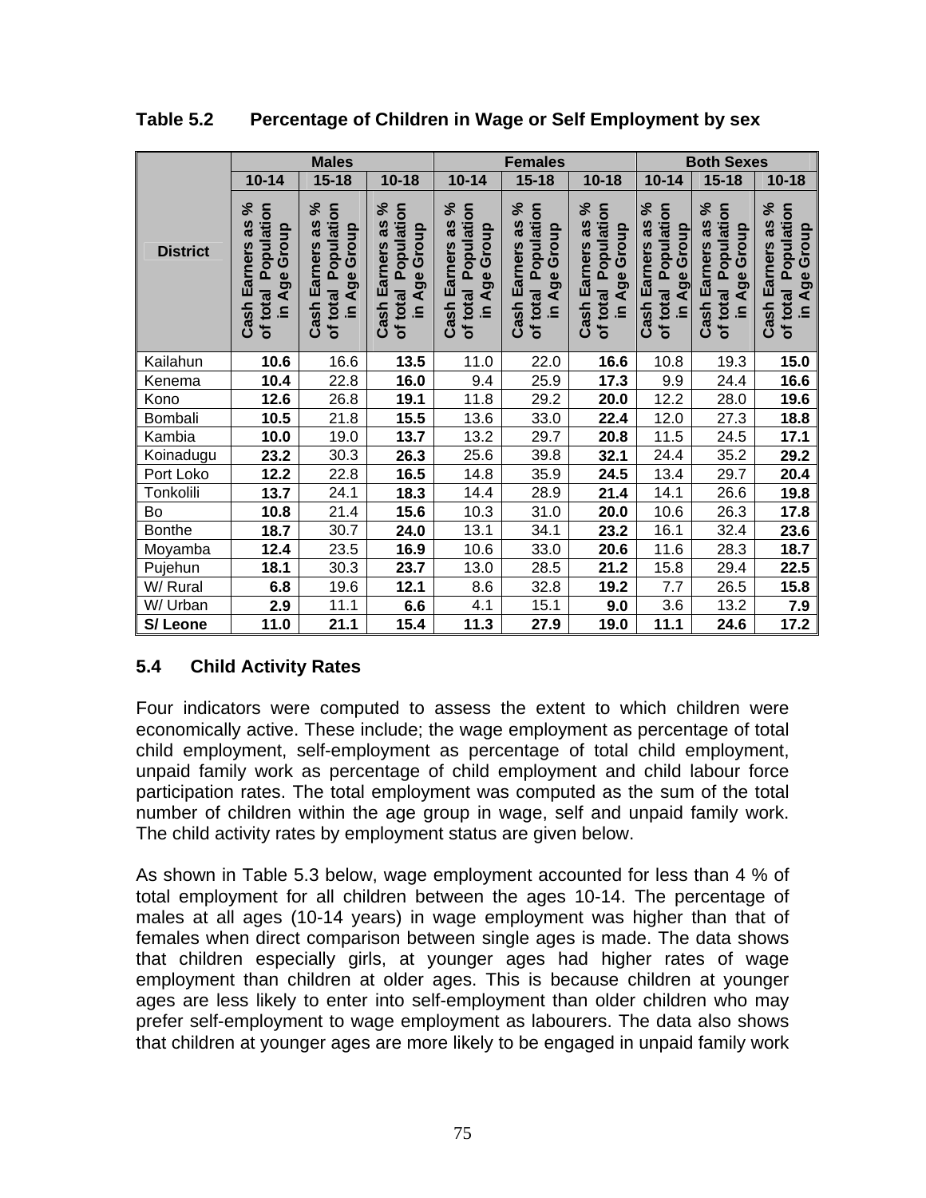**Table 5.2 Percentage of Children in Wage or Self Employment by sex**

| District | Males | | | Females | | | Both Sexes | | |
|---|---|---|---|---|---|---|---|---|---|
| | 10-14 | 15-18 | 10-18 | 10-14 | 15-18 | 10-18 | 10-14 | 15-18 | 10-18 |
| | Cash Earners as % of total Population in Age Group | Cash Earners as % of total Population in Age Group | Cash Earners as % of total Population in Age Group | Cash Earners as % of total Population in Age Group | Cash Earners as % of total Population in Age Group | Cash Earners as % of total Population in Age Group | Cash Earners as % of total Population in Age Group | Cash Earners as % of total Population in Age Group | Cash Earners as % of total Population in Age Group |
| Kailahun | **10.6** | 16.6 | **13.5** | 11.0 | 22.0 | **16.6** | 10.8 | 19.3 | **15.0** |
| Kenema | **10.4** | 22.8 | **16.0** | 9.4 | 25.9 | **17.3** | 9.9 | 24.4 | **16.6** |
| Kono | **12.6** | 26.8 | **19.1** | 11.8 | 29.2 | **20.0** | 12.2 | 28.0 | **19.6** |
| Bombali | **10.5** | 21.8 | **15.5** | 13.6 | 33.0 | **22.4** | 12.0 | 27.3 | **18.8** |
| Kambia | **10.0** | 19.0 | **13.7** | 13.2 | 29.7 | **20.8** | 11.5 | 24.5 | **17.1** |
| Koinadugu | **23.2** | 30.3 | **26.3** | 25.6 | 39.8 | **32.1** | 24.4 | 35.2 | **29.2** |
| Port Loko | **12.2** | 22.8 | **16.5** | 14.8 | 35.9 | **24.5** | 13.4 | 29.7 | **20.4** |
| Tonkolili | **13.7** | 24.1 | **18.3** | 14.4 | 28.9 | **21.4** | 14.1 | 26.6 | **19.8** |
| Bo | **10.8** | 21.4 | **15.6** | 10.3 | 31.0 | **20.0** | 10.6 | 26.3 | **17.8** |
| Bonthe | **18.7** | 30.7 | **24.0** | 13.1 | 34.1 | **23.2** | 16.1 | 32.4 | **23.6** |
| Moyamba | **12.4** | 23.5 | **16.9** | 10.6 | 33.0 | **20.6** | 11.6 | 28.3 | **18.7** |
| Pujehun | **18.1** | 30.3 | **23.7** | 13.0 | 28.5 | **21.2** | 15.8 | 29.4 | **22.5** |
| W/ Rural | **6.8** | 19.6 | **12.1** | 8.6 | 32.8 | **19.2** | 7.7 | 26.5 | **15.8** |
| W/ Urban | **2.9** | 11.1 | **6.6** | 4.1 | 15.1 | **9.0** | 3.6 | 13.2 | **7.9** |
| **S/ Leone** | **11.0** | **21.1** | **15.4** | **11.3** | **27.9** | **19.0** | **11.1** | **24.6** | **17.2** |

## 5.4 Child Activity Rates

Four indicators were computed to assess the extent to which children were economically active. These include; the wage employment as percentage of total child employment, self-employment as percentage of total child employment, unpaid family work as percentage of child employment and child labour force participation rates. The total employment was computed as the sum of the total number of children within the age group in wage, self and unpaid family work. The child activity rates by employment status are given below.

As shown in Table 5.3 below, wage employment accounted for less than 4 % of total employment for all children between the ages 10-14. The percentage of males at all ages (10-14 years) in wage employment was higher than that of females when direct comparison between single ages is made. The data shows that children especially girls, at younger ages had higher rates of wage employment than children at older ages. This is because children at younger ages are less likely to enter into self-employment than older children who may prefer self-employment to wage employment as labourers. The data also shows that children at younger ages are more likely to be engaged in unpaid family work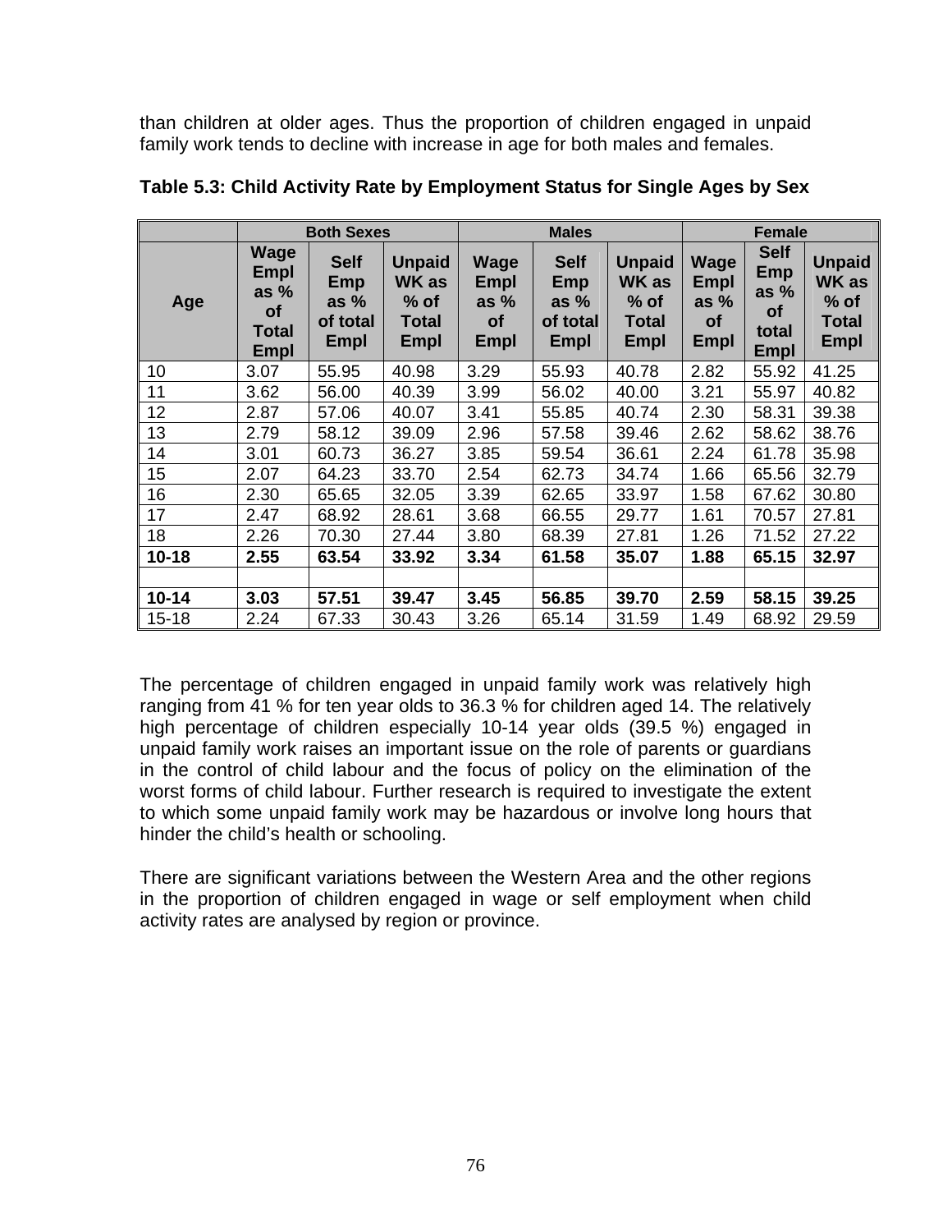than children at older ages. Thus the proportion of children engaged in unpaid family work tends to decline with increase in age for both males and females.

**Table 5.3: Child Activity Rate by Employment Status for Single Ages by Sex**

| | Both Sexes | | | Males | | | Female | | |
|---|---|---|---|---|---|---|---|---|---|
| Age | Wage Empl as % of Total Empl | Self Emp as % of total Empl | Unpaid WK as % of Total Empl | Wage Empl as % of Empl | Self Emp as % of total Empl | Unpaid WK as % of Total Empl | Wage Empl as % of Empl | Self Emp as % of total Empl | Unpaid WK as % of Total Empl |
| 10 | 3.07 | 55.95 | 40.98 | 3.29 | 55.93 | 40.78 | 2.82 | 55.92 | 41.25 |
| 11 | 3.62 | 56.00 | 40.39 | 3.99 | 56.02 | 40.00 | 3.21 | 55.97 | 40.82 |
| 12 | 2.87 | 57.06 | 40.07 | 3.41 | 55.85 | 40.74 | 2.30 | 58.31 | 39.38 |
| 13 | 2.79 | 58.12 | 39.09 | 2.96 | 57.58 | 39.46 | 2.62 | 58.62 | 38.76 |
| 14 | 3.01 | 60.73 | 36.27 | 3.85 | 59.54 | 36.61 | 2.24 | 61.78 | 35.98 |
| 15 | 2.07 | 64.23 | 33.70 | 2.54 | 62.73 | 34.74 | 1.66 | 65.56 | 32.79 |
| 16 | 2.30 | 65.65 | 32.05 | 3.39 | 62.65 | 33.97 | 1.58 | 67.62 | 30.80 |
| 17 | 2.47 | 68.92 | 28.61 | 3.68 | 66.55 | 29.77 | 1.61 | 70.57 | 27.81 |
| 18 | 2.26 | 70.30 | 27.44 | 3.80 | 68.39 | 27.81 | 1.26 | 71.52 | 27.22 |
| **10-18** | **2.55** | **63.54** | **33.92** | **3.34** | **61.58** | **35.07** | **1.88** | **65.15** | **32.97** |
| | | | | | | | | | |
| **10-14** | **3.03** | **57.51** | **39.47** | **3.45** | **56.85** | **39.70** | **2.59** | **58.15** | **39.25** |
| 15-18 | 2.24 | 67.33 | 30.43 | 3.26 | 65.14 | 31.59 | 1.49 | 68.92 | 29.59 |

The percentage of children engaged in unpaid family work was relatively high ranging from 41 % for ten year olds to 36.3 % for children aged 14. The relatively high percentage of children especially 10-14 year olds (39.5 %) engaged in unpaid family work raises an important issue on the role of parents or guardians in the control of child labour and the focus of policy on the elimination of the worst forms of child labour. Further research is required to investigate the extent to which some unpaid family work may be hazardous or involve long hours that hinder the child's health or schooling.

There are significant variations between the Western Area and the other regions in the proportion of children engaged in wage or self employment when child activity rates are analysed by region or province.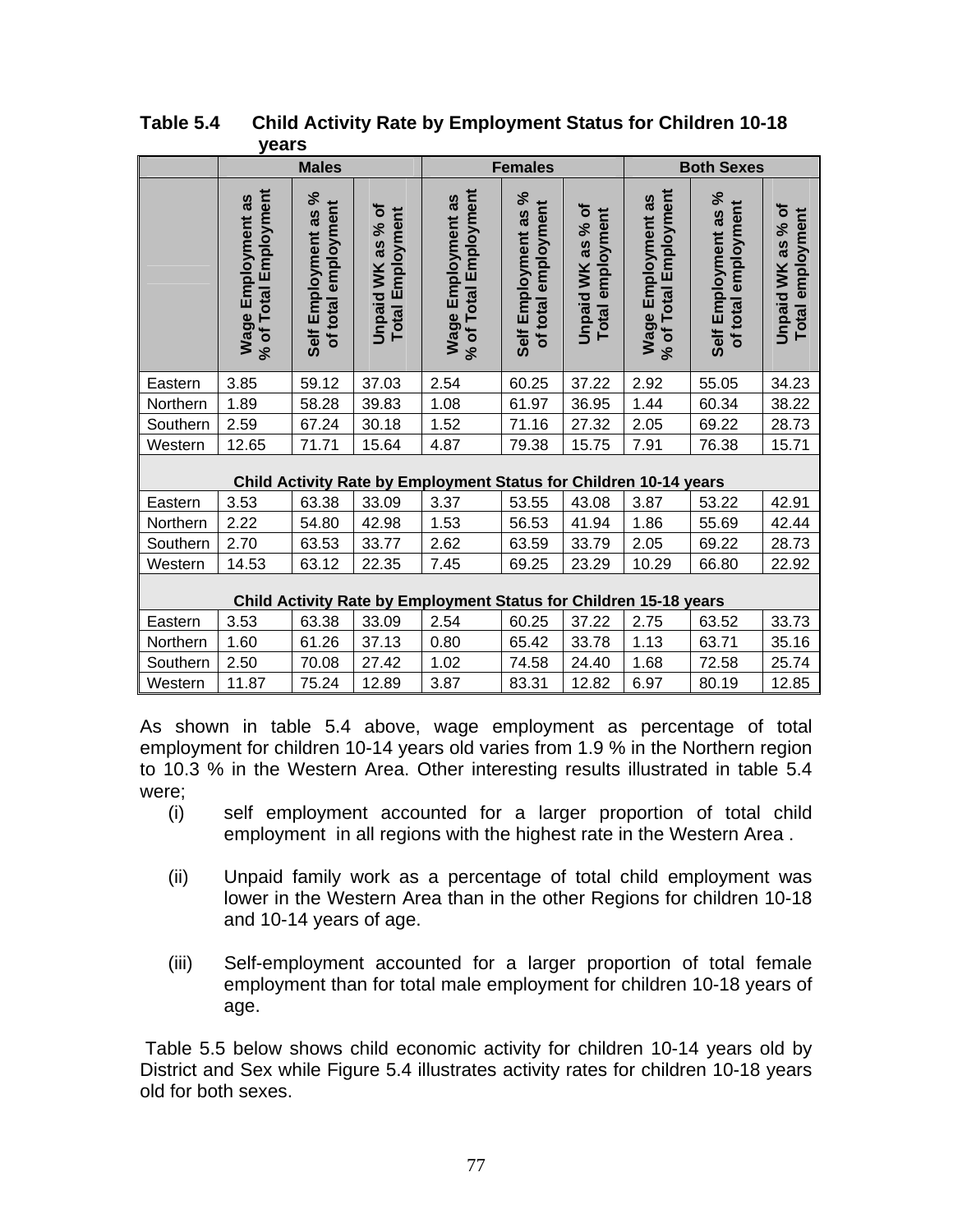**Table 5.4 Child Activity Rate by Employment Status for Children 10-18 years**

| | Males | | | Females | | | Both Sexes | | |
|---|---|---|---|---|---|---|---|---|---|
| | Wage Employment as % of Total Employment | Self Employment as % of total employment | Unpaid WK as % of Total Employment | Wage Employment as % of Total Employment | Self Employment as % of total employment | Unpaid WK as % of Total employment | Wage Employment as % of Total Employment | Self Employment as % of total employment | Unpaid WK as % of Total employment |
| Eastern | 3.85 | 59.12 | 37.03 | 2.54 | 60.25 | 37.22 | 2.92 | 55.05 | 34.23 |
| Northern | 1.89 | 58.28 | 39.83 | 1.08 | 61.97 | 36.95 | 1.44 | 60.34 | 38.22 |
| Southern | 2.59 | 67.24 | 30.18 | 1.52 | 71.16 | 27.32 | 2.05 | 69.22 | 28.73 |
| Western | 12.65 | 71.71 | 15.64 | 4.87 | 79.38 | 15.75 | 7.91 | 76.38 | 15.71 |
| **Child Activity Rate by Employment Status for Children 10-14 years** | | | | | | | | | |
| Eastern | 3.53 | 63.38 | 33.09 | 3.37 | 53.55 | 43.08 | 3.87 | 53.22 | 42.91 |
| Northern | 2.22 | 54.80 | 42.98 | 1.53 | 56.53 | 41.94 | 1.86 | 55.69 | 42.44 |
| Southern | 2.70 | 63.53 | 33.77 | 2.62 | 63.59 | 33.79 | 2.05 | 69.22 | 28.73 |
| Western | 14.53 | 63.12 | 22.35 | 7.45 | 69.25 | 23.29 | 10.29 | 66.80 | 22.92 |
| **Child Activity Rate by Employment Status for Children 15-18 years** | | | | | | | | | |
| Eastern | 3.53 | 63.38 | 33.09 | 2.54 | 60.25 | 37.22 | 2.75 | 63.52 | 33.73 |
| Northern | 1.60 | 61.26 | 37.13 | 0.80 | 65.42 | 33.78 | 1.13 | 63.71 | 35.16 |
| Southern | 2.50 | 70.08 | 27.42 | 1.02 | 74.58 | 24.40 | 1.68 | 72.58 | 25.74 |
| Western | 11.87 | 75.24 | 12.89 | 3.87 | 83.31 | 12.82 | 6.97 | 80.19 | 12.85 |

As shown in table 5.4 above, wage employment as percentage of total employment for children 10-14 years old varies from 1.9 % in the Northern region to 10.3 % in the Western Area. Other interesting results illustrated in table 5.4 were;

(i) self employment accounted for a larger proportion of total child employment in all regions with the highest rate in the Western Area .

(ii) Unpaid family work as a percentage of total child employment was lower in the Western Area than in the other Regions for children 10-18 and 10-14 years of age.

(iii) Self-employment accounted for a larger proportion of total female employment than for total male employment for children 10-18 years of age.

Table 5.5 below shows child economic activity for children 10-14 years old by District and Sex while Figure 5.4 illustrates activity rates for children 10-18 years old for both sexes.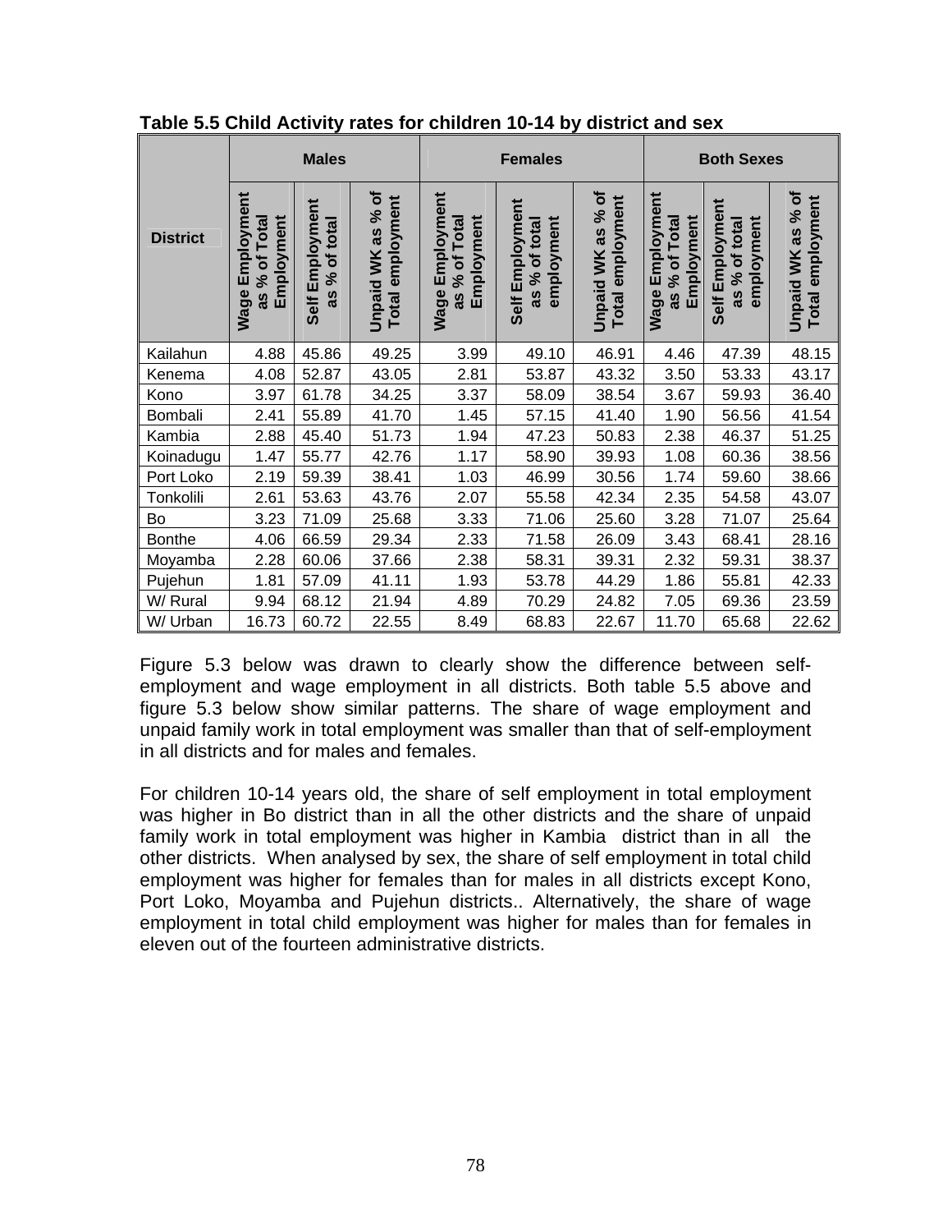**Table 5.5 Child Activity rates for children 10-14 by district and sex**

| District | Males | | | Females | | | Both Sexes | | |
|---|---|---|---|---|---|---|---|---|---|
| | Wage Employment as % of Total Employment | Self Employment as % of total | Unpaid WK as % of Total employment | Wage Employment as % of Total Employment | Self Employment as % of total employment | Unpaid WK as % of Total employment | Wage Employment as % of Total Employment | Self Employment as % of total employment | Unpaid WK as % of Total employment |
| Kailahun | 4.88 | 45.86 | 49.25 | 3.99 | 49.10 | 46.91 | 4.46 | 47.39 | 48.15 |
| Kenema | 4.08 | 52.87 | 43.05 | 2.81 | 53.87 | 43.32 | 3.50 | 53.33 | 43.17 |
| Kono | 3.97 | 61.78 | 34.25 | 3.37 | 58.09 | 38.54 | 3.67 | 59.93 | 36.40 |
| Bombali | 2.41 | 55.89 | 41.70 | 1.45 | 57.15 | 41.40 | 1.90 | 56.56 | 41.54 |
| Kambia | 2.88 | 45.40 | 51.73 | 1.94 | 47.23 | 50.83 | 2.38 | 46.37 | 51.25 |
| Koinadugu | 1.47 | 55.77 | 42.76 | 1.17 | 58.90 | 39.93 | 1.08 | 60.36 | 38.56 |
| Port Loko | 2.19 | 59.39 | 38.41 | 1.03 | 46.99 | 30.56 | 1.74 | 59.60 | 38.66 |
| Tonkolili | 2.61 | 53.63 | 43.76 | 2.07 | 55.58 | 42.34 | 2.35 | 54.58 | 43.07 |
| Bo | 3.23 | 71.09 | 25.68 | 3.33 | 71.06 | 25.60 | 3.28 | 71.07 | 25.64 |
| Bonthe | 4.06 | 66.59 | 29.34 | 2.33 | 71.58 | 26.09 | 3.43 | 68.41 | 28.16 |
| Moyamba | 2.28 | 60.06 | 37.66 | 2.38 | 58.31 | 39.31 | 2.32 | 59.31 | 38.37 |
| Pujehun | 1.81 | 57.09 | 41.11 | 1.93 | 53.78 | 44.29 | 1.86 | 55.81 | 42.33 |
| W/ Rural | 9.94 | 68.12 | 21.94 | 4.89 | 70.29 | 24.82 | 7.05 | 69.36 | 23.59 |
| W/ Urban | 16.73 | 60.72 | 22.55 | 8.49 | 68.83 | 22.67 | 11.70 | 65.68 | 22.62 |

Figure 5.3 below was drawn to clearly show the difference between self-employment and wage employment in all districts. Both table 5.5 above and figure 5.3 below show similar patterns. The share of wage employment and unpaid family work in total employment was smaller than that of self-employment in all districts and for males and females.

For children 10-14 years old, the share of self employment in total employment was higher in Bo district than in all the other districts and the share of unpaid family work in total employment was higher in Kambia district than in all the other districts. When analysed by sex, the share of self employment in total child employment was higher for females than for males in all districts except Kono, Port Loko, Moyamba and Pujehun districts.. Alternatively, the share of wage employment in total child employment was higher for males than for females in eleven out of the fourteen administrative districts.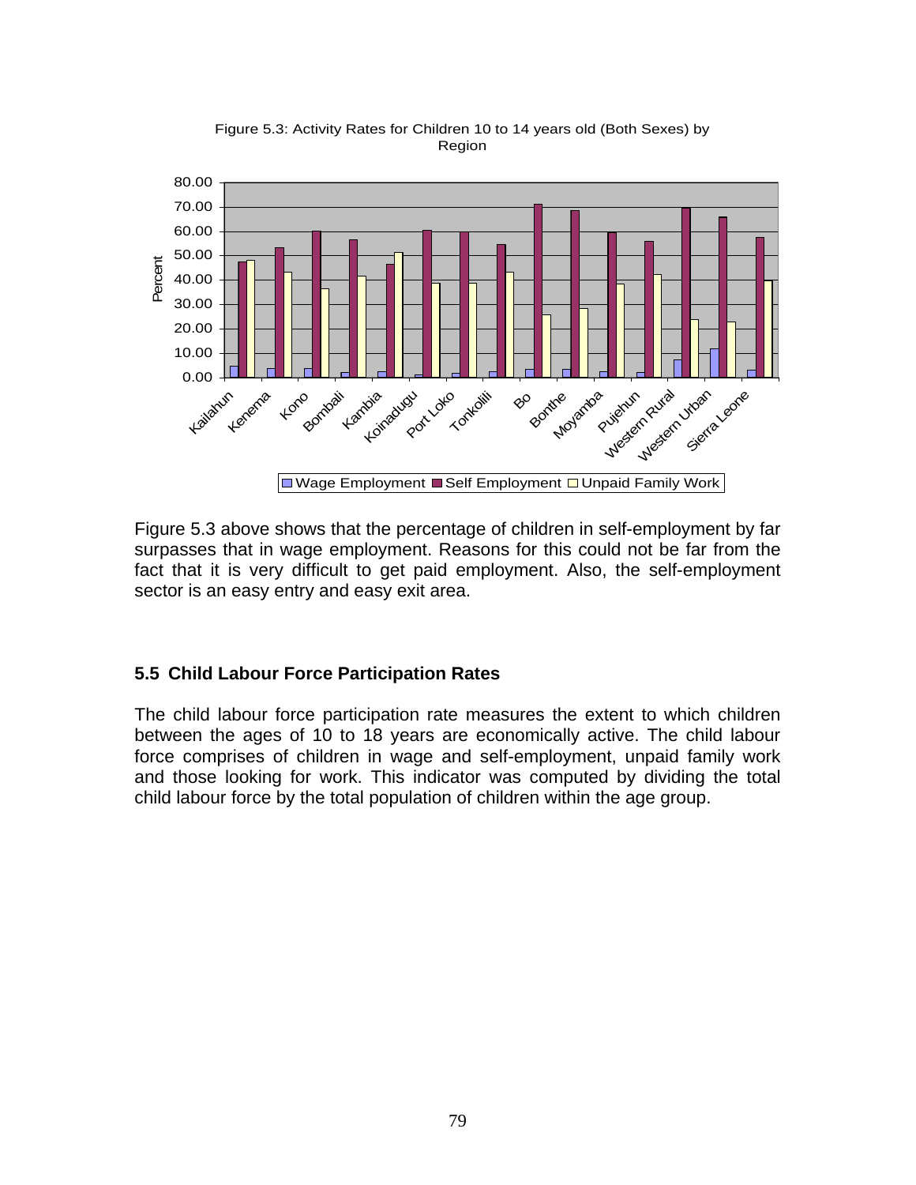Figure 5.3: Activity Rates for Children 10 to 14 years old (Both Sexes) by Region

Figure 5.3 above shows that the percentage of children in self-employment by far surpasses that in wage employment. Reasons for this could not be far from the fact that it is very difficult to get paid employment. Also, the self-employment sector is an easy entry and easy exit area.

## 5.5 Child Labour Force Participation Rates

The child labour force participation rate measures the extent to which children between the ages of 10 to 18 years are economically active. The child labour force comprises of children in wage and self-employment, unpaid family work and those looking for work. This indicator was computed by dividing the total child labour force by the total population of children within the age group.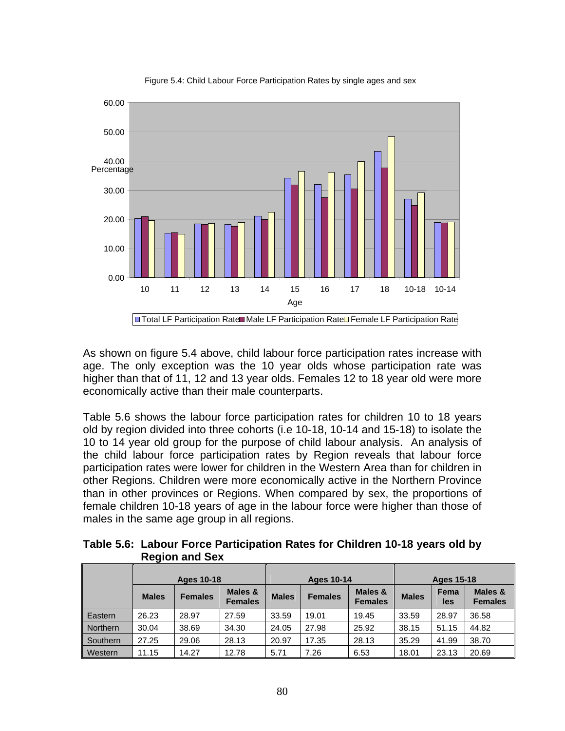Figure 5.4: Child Labour Force Participation Rates by single ages and sex

As shown on figure 5.4 above, child labour force participation rates increase with age. The only exception was the 10 year olds whose participation rate was higher than that of 11, 12 and 13 year olds. Females 12 to 18 year old were more economically active than their male counterparts.

Table 5.6 shows the labour force participation rates for children 10 to 18 years old by region divided into three cohorts (i.e 10-18, 10-14 and 15-18) to isolate the 10 to 14 year old group for the purpose of child labour analysis. An analysis of the child labour force participation rates by Region reveals that labour force participation rates were lower for children in the Western Area than for children in other Regions. Children were more economically active in the Northern Province than in other provinces or Regions. When compared by sex, the proportions of female children 10-18 years of age in the labour force were higher than those of males in the same age group in all regions.

**Table 5.6: Labour Force Participation Rates for Children 10-18 years old by Region and Sex**

| | Ages 10-18 | | | Ages 10-14 | | | Ages 15-18 | | |
|---|---|---|---|---|---|---|---|---|---|
| | Males | Females | Males & Females | Males | Females | Males & Females | Males | Females | Males & Females |
| Eastern | 26.23 | 28.97 | 27.59 | 33.59 | 19.01 | 19.45 | 33.59 | 28.97 | 36.58 |
| Northern | 30.04 | 38.69 | 34.30 | 24.05 | 27.98 | 25.92 | 38.15 | 51.15 | 44.82 |
| Southern | 27.25 | 29.06 | 28.13 | 20.97 | 17.35 | 28.13 | 35.29 | 41.99 | 38.70 |
| Western | 11.15 | 14.27 | 12.78 | 5.71 | 7.26 | 6.53 | 18.01 | 23.13 | 20.69 |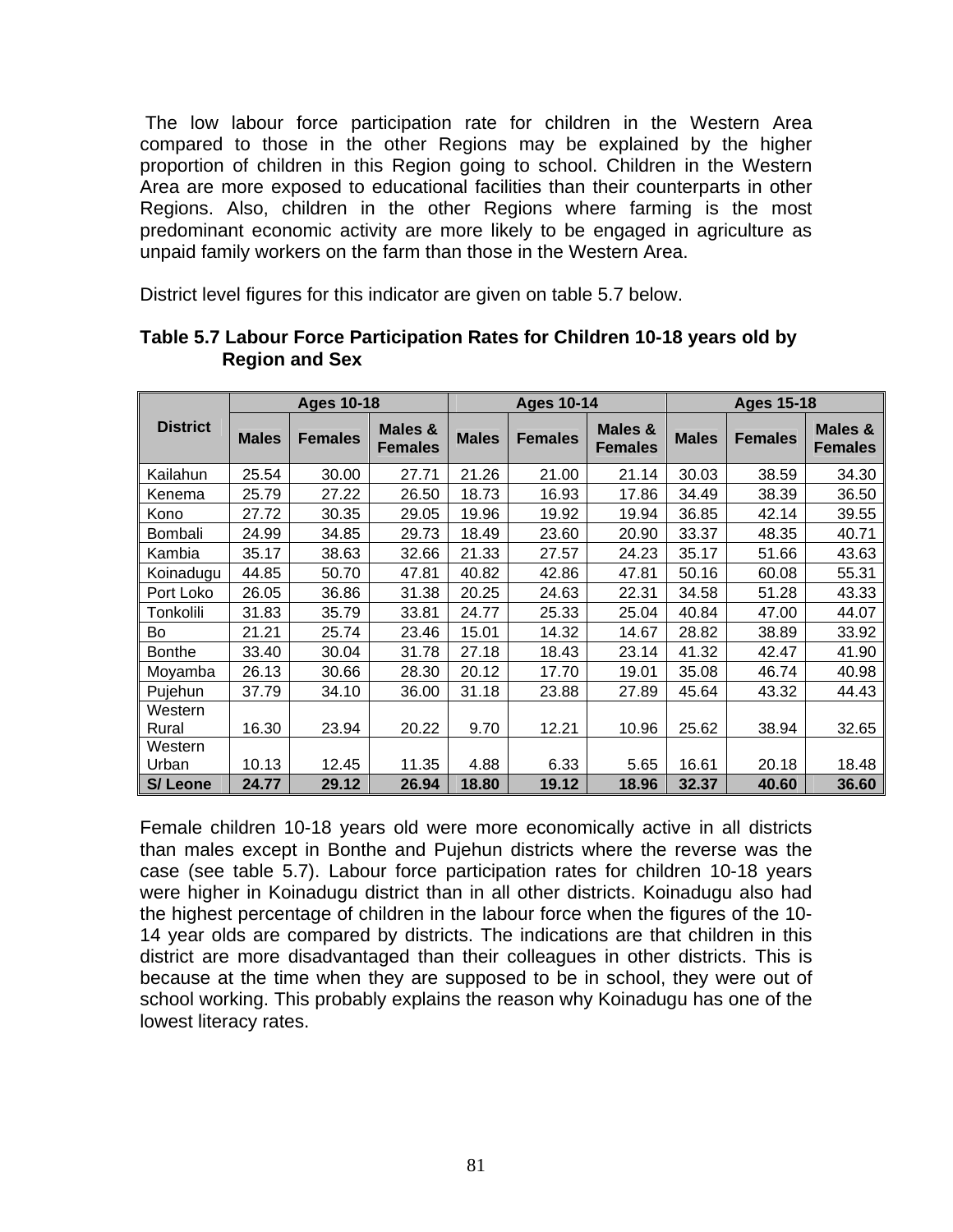The low labour force participation rate for children in the Western Area compared to those in the other Regions may be explained by the higher proportion of children in this Region going to school. Children in the Western Area are more exposed to educational facilities than their counterparts in other Regions. Also, children in the other Regions where farming is the most predominant economic activity are more likely to be engaged in agriculture as unpaid family workers on the farm than those in the Western Area.

District level figures for this indicator are given on table 5.7 below.

**Table 5.7 Labour Force Participation Rates for Children 10-18 years old by Region and Sex**

| District | Ages 10-18 | | | Ages 10-14 | | | Ages 15-18 | | |
|---|---|---|---|---|---|---|---|---|---|
| | Males | Females | Males & Females | Males | Females | Males & Females | Males | Females | Males & Females |
| Kailahun | 25.54 | 30.00 | 27.71 | 21.26 | 21.00 | 21.14 | 30.03 | 38.59 | 34.30 |
| Kenema | 25.79 | 27.22 | 26.50 | 18.73 | 16.93 | 17.86 | 34.49 | 38.39 | 36.50 |
| Kono | 27.72 | 30.35 | 29.05 | 19.96 | 19.92 | 19.94 | 36.85 | 42.14 | 39.55 |
| Bombali | 24.99 | 34.85 | 29.73 | 18.49 | 23.60 | 20.90 | 33.37 | 48.35 | 40.71 |
| Kambia | 35.17 | 38.63 | 32.66 | 21.33 | 27.57 | 24.23 | 35.17 | 51.66 | 43.63 |
| Koinadugu | 44.85 | 50.70 | 47.81 | 40.82 | 42.86 | 47.81 | 50.16 | 60.08 | 55.31 |
| Port Loko | 26.05 | 36.86 | 31.38 | 20.25 | 24.63 | 22.31 | 34.58 | 51.28 | 43.33 |
| Tonkolili | 31.83 | 35.79 | 33.81 | 24.77 | 25.33 | 25.04 | 40.84 | 47.00 | 44.07 |
| Bo | 21.21 | 25.74 | 23.46 | 15.01 | 14.32 | 14.67 | 28.82 | 38.89 | 33.92 |
| Bonthe | 33.40 | 30.04 | 31.78 | 27.18 | 18.43 | 23.14 | 41.32 | 42.47 | 41.90 |
| Moyamba | 26.13 | 30.66 | 28.30 | 20.12 | 17.70 | 19.01 | 35.08 | 46.74 | 40.98 |
| Pujehun | 37.79 | 34.10 | 36.00 | 31.18 | 23.88 | 27.89 | 45.64 | 43.32 | 44.43 |
| Western Rural | 16.30 | 23.94 | 20.22 | 9.70 | 12.21 | 10.96 | 25.62 | 38.94 | 32.65 |
| Western Urban | 10.13 | 12.45 | 11.35 | 4.88 | 6.33 | 5.65 | 16.61 | 20.18 | 18.48 |
| **S/ Leone** | **24.77** | **29.12** | **26.94** | **18.80** | **19.12** | **18.96** | **32.37** | **40.60** | **36.60** |

Female children 10-18 years old were more economically active in all districts than males except in Bonthe and Pujehun districts where the reverse was the case (see table 5.7). Labour force participation rates for children 10-18 years were higher in Koinadugu district than in all other districts. Koinadugu also had the highest percentage of children in the labour force when the figures of the 10-14 year olds are compared by districts. The indications are that children in this district are more disadvantaged than their colleagues in other districts. This is because at the time when they are supposed to be in school, they were out of school working. This probably explains the reason why Koinadugu has one of the lowest literacy rates.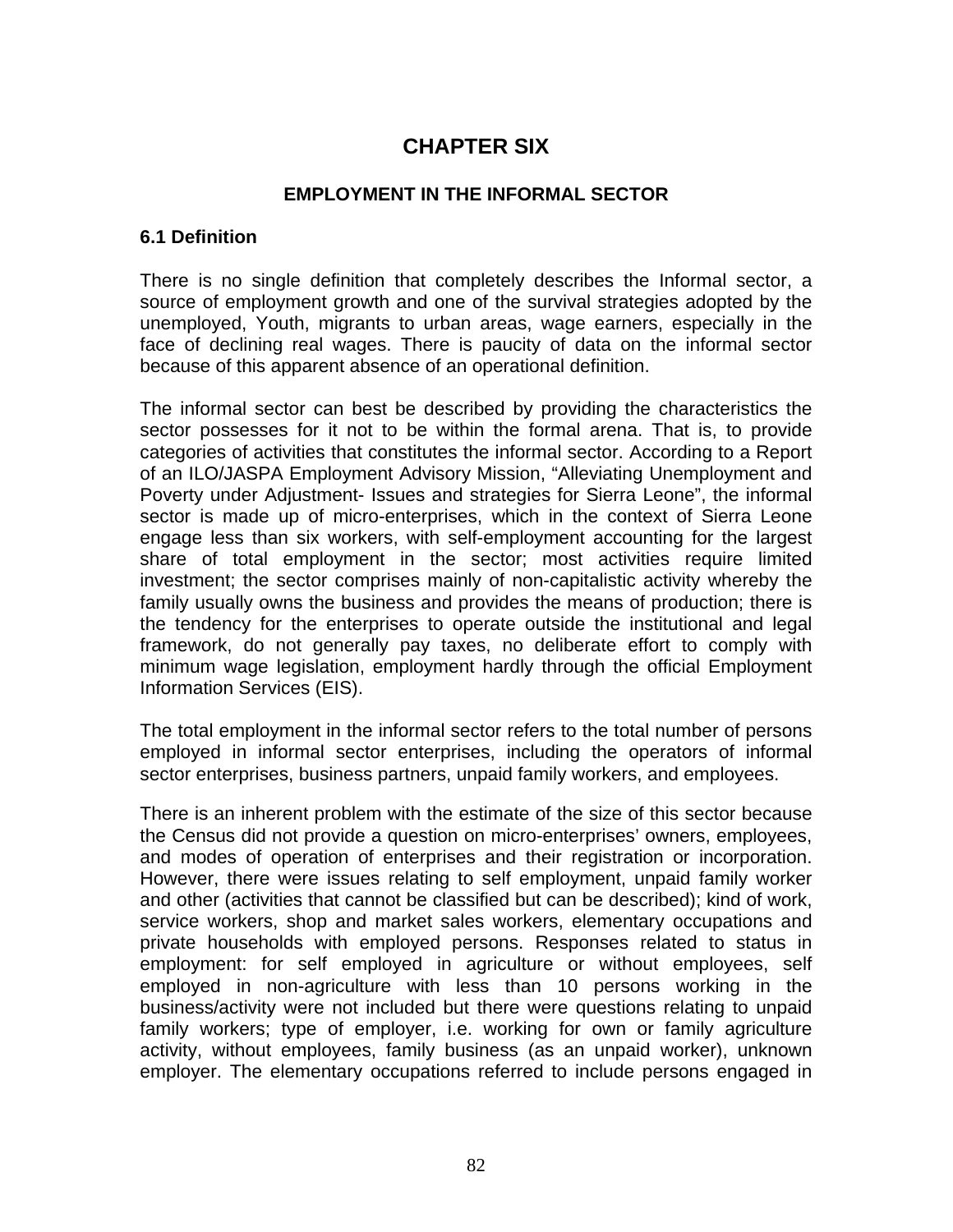# CHAPTER SIX

## EMPLOYMENT IN THE INFORMAL SECTOR

### 6.1 Definition

There is no single definition that completely describes the Informal sector, a source of employment growth and one of the survival strategies adopted by the unemployed, Youth, migrants to urban areas, wage earners, especially in the face of declining real wages. There is paucity of data on the informal sector because of this apparent absence of an operational definition.

The informal sector can best be described by providing the characteristics the sector possesses for it not to be within the formal arena. That is, to provide categories of activities that constitutes the informal sector. According to a Report of an ILO/JASPA Employment Advisory Mission, "Alleviating Unemployment and Poverty under Adjustment- Issues and strategies for Sierra Leone", the informal sector is made up of micro-enterprises, which in the context of Sierra Leone engage less than six workers, with self-employment accounting for the largest share of total employment in the sector; most activities require limited investment; the sector comprises mainly of non-capitalistic activity whereby the family usually owns the business and provides the means of production; there is the tendency for the enterprises to operate outside the institutional and legal framework, do not generally pay taxes, no deliberate effort to comply with minimum wage legislation, employment hardly through the official Employment Information Services (EIS).

The total employment in the informal sector refers to the total number of persons employed in informal sector enterprises, including the operators of informal sector enterprises, business partners, unpaid family workers, and employees.

There is an inherent problem with the estimate of the size of this sector because the Census did not provide a question on micro-enterprises' owners, employees, and modes of operation of enterprises and their registration or incorporation. However, there were issues relating to self employment, unpaid family worker and other (activities that cannot be classified but can be described); kind of work, service workers, shop and market sales workers, elementary occupations and private households with employed persons. Responses related to status in employment: for self employed in agriculture or without employees, self employed in non-agriculture with less than 10 persons working in the business/activity were not included but there were questions relating to unpaid family workers; type of employer, i.e. working for own or family agriculture activity, without employees, family business (as an unpaid worker), unknown employer. The elementary occupations referred to include persons engaged in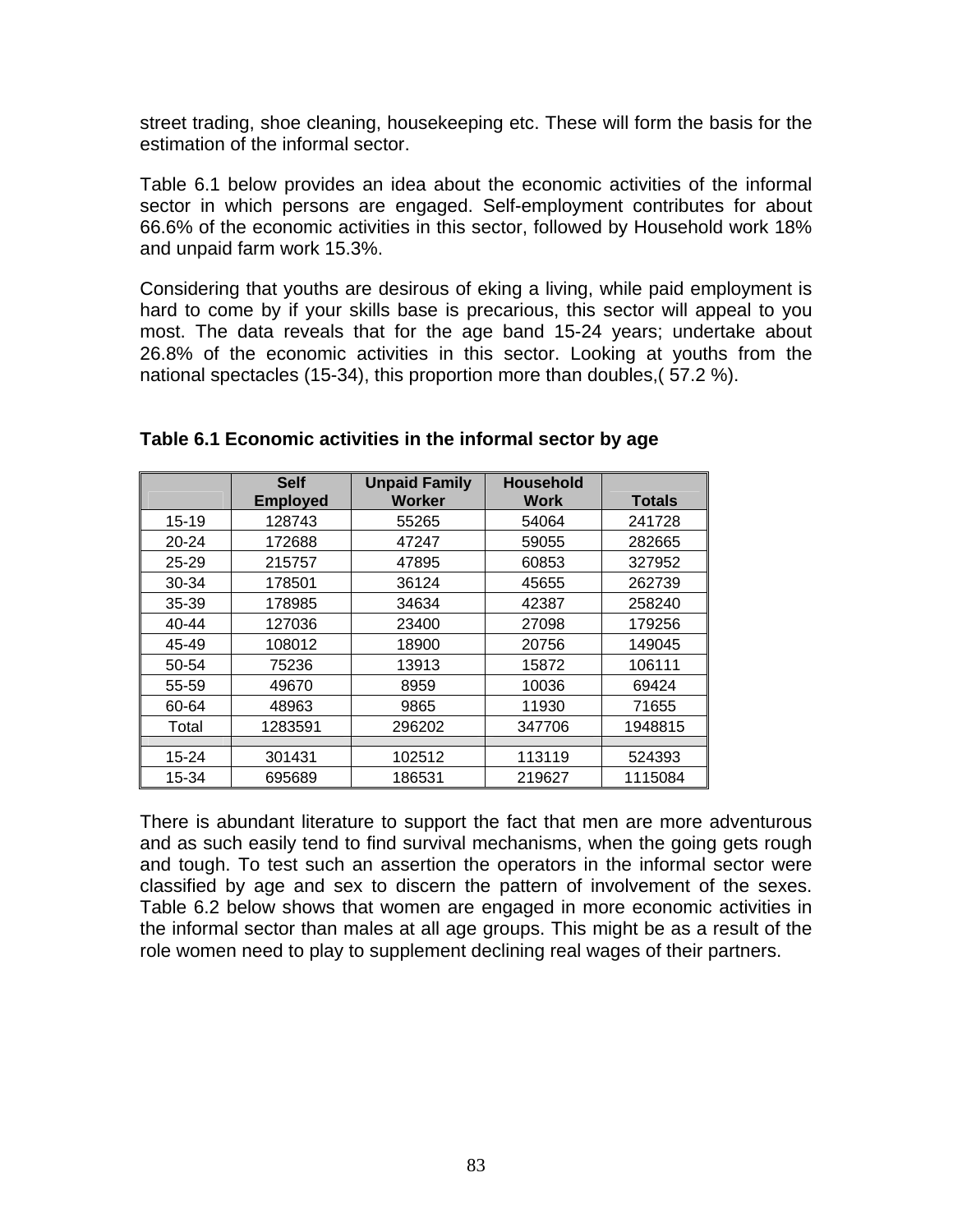street trading, shoe cleaning, housekeeping etc. These will form the basis for the estimation of the informal sector.

Table 6.1 below provides an idea about the economic activities of the informal sector in which persons are engaged. Self-employment contributes for about 66.6% of the economic activities in this sector, followed by Household work 18% and unpaid farm work 15.3%.

Considering that youths are desirous of eking a living, while paid employment is hard to come by if your skills base is precarious, this sector will appeal to you most. The data reveals that for the age band 15-24 years; undertake about 26.8% of the economic activities in this sector. Looking at youths from the national spectacles (15-34), this proportion more than doubles,( 57.2 %).

**Table 6.1 Economic activities in the informal sector by age**

| | Self Employed | Unpaid Family Worker | Household Work | Totals |
|---|---|---|---|---|
| 15-19 | 128743 | 55265 | 54064 | 241728 |
| 20-24 | 172688 | 47247 | 59055 | 282665 |
| 25-29 | 215757 | 47895 | 60853 | 327952 |
| 30-34 | 178501 | 36124 | 45655 | 262739 |
| 35-39 | 178985 | 34634 | 42387 | 258240 |
| 40-44 | 127036 | 23400 | 27098 | 179256 |
| 45-49 | 108012 | 18900 | 20756 | 149045 |
| 50-54 | 75236 | 13913 | 15872 | 106111 |
| 55-59 | 49670 | 8959 | 10036 | 69424 |
| 60-64 | 48963 | 9865 | 11930 | 71655 |
| Total | 1283591 | 296202 | 347706 | 1948815 |
| | | | | |
| 15-24 | 301431 | 102512 | 113119 | 524393 |
| 15-34 | 695689 | 186531 | 219627 | 1115084 |

There is abundant literature to support the fact that men are more adventurous and as such easily tend to find survival mechanisms, when the going gets rough and tough. To test such an assertion the operators in the informal sector were classified by age and sex to discern the pattern of involvement of the sexes. Table 6.2 below shows that women are engaged in more economic activities in the informal sector than males at all age groups. This might be as a result of the role women need to play to supplement declining real wages of their partners.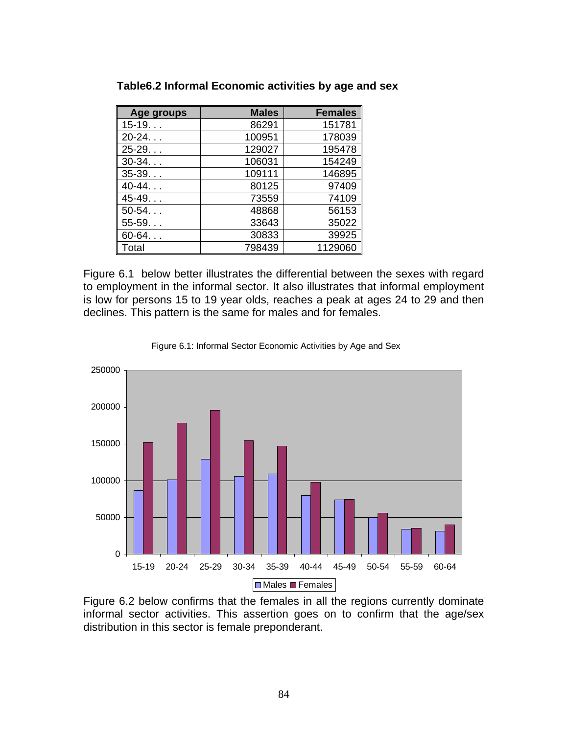**Table6.2 Informal Economic activities by age and sex**

| Age groups | Males | Females |
|---|---|---|
| 15-19. . . | 86291 | 151781 |
| 20-24. . . | 100951 | 178039 |
| 25-29. . . | 129027 | 195478 |
| 30-34. . . | 106031 | 154249 |
| 35-39. . . | 109111 | 146895 |
| 40-44. . . | 80125 | 97409 |
| 45-49. . . | 73559 | 74109 |
| 50-54. . . | 48868 | 56153 |
| 55-59. . . | 33643 | 35022 |
| 60-64. . . | 30833 | 39925 |
| Total | 798439 | 1129060 |

Figure 6.1 below better illustrates the differential between the sexes with regard to employment in the informal sector. It also illustrates that informal employment is low for persons 15 to 19 year olds, reaches a peak at ages 24 to 29 and then declines. This pattern is the same for males and for females.

Figure 6.1: Informal Sector Economic Activities by Age and Sex

Figure 6.2 below confirms that the females in all the regions currently dominate informal sector activities. This assertion goes on to confirm that the age/sex distribution in this sector is female preponderant.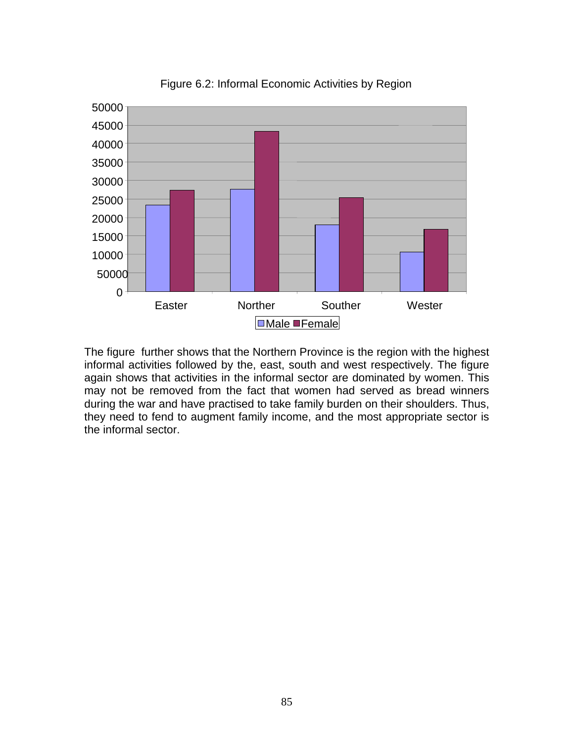Figure 6.2: Informal Economic Activities by Region

The figure further shows that the Northern Province is the region with the highest informal activities followed by the, east, south and west respectively. The figure again shows that activities in the informal sector are dominated by women. This may not be removed from the fact that women had served as bread winners during the war and have practised to take family burden on their shoulders. Thus, they need to fend to augment family income, and the most appropriate sector is the informal sector.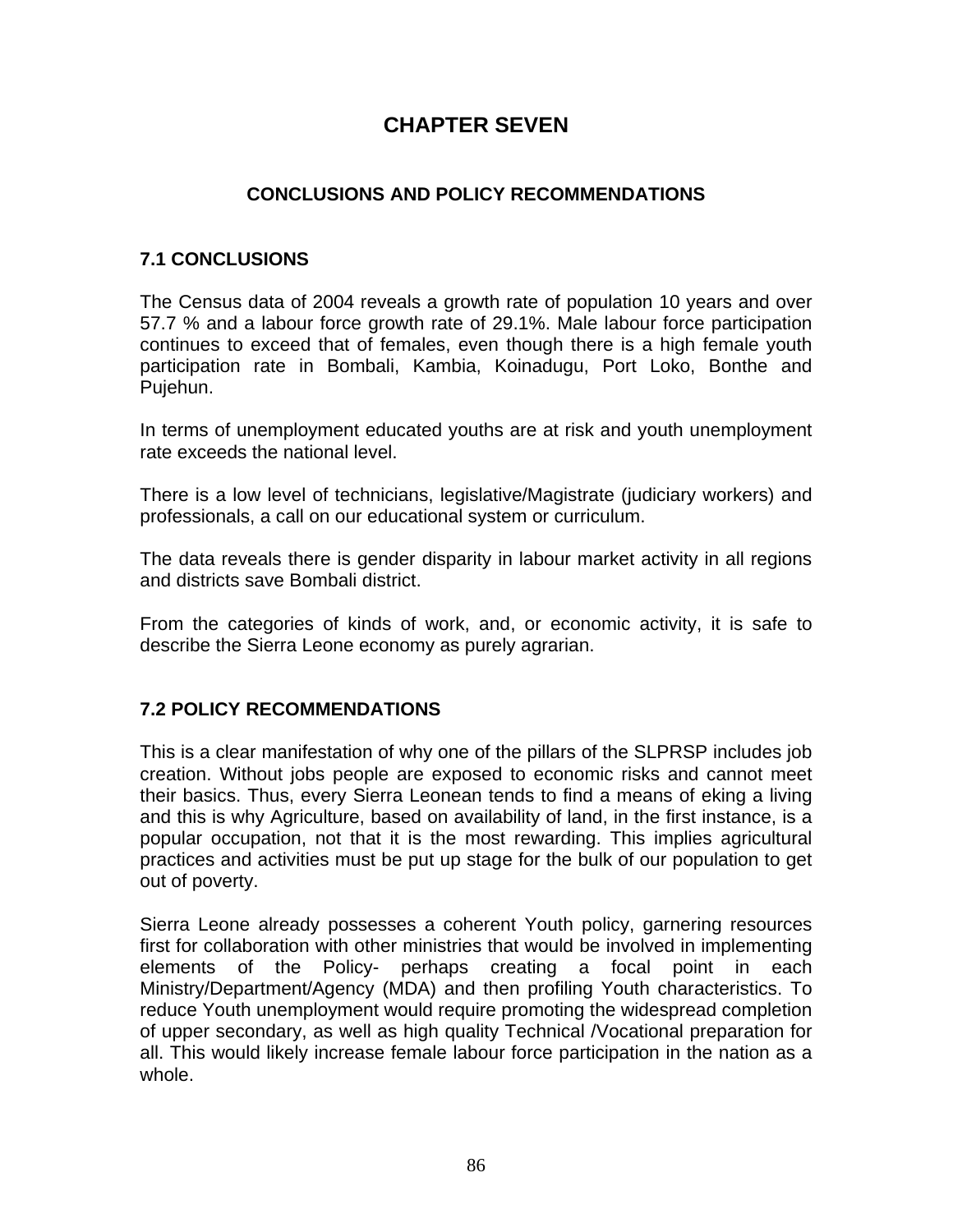# CHAPTER SEVEN

## CONCLUSIONS AND POLICY RECOMMENDATIONS

### 7.1 CONCLUSIONS

The Census data of 2004 reveals a growth rate of population 10 years and over 57.7 % and a labour force growth rate of 29.1%. Male labour force participation continues to exceed that of females, even though there is a high female youth participation rate in Bombali, Kambia, Koinadugu, Port Loko, Bonthe and Pujehun.

In terms of unemployment educated youths are at risk and youth unemployment rate exceeds the national level.

There is a low level of technicians, legislative/Magistrate (judiciary workers) and professionals, a call on our educational system or curriculum.

The data reveals there is gender disparity in labour market activity in all regions and districts save Bombali district.

From the categories of kinds of work, and, or economic activity, it is safe to describe the Sierra Leone economy as purely agrarian.

### 7.2 POLICY RECOMMENDATIONS

This is a clear manifestation of why one of the pillars of the SLPRSP includes job creation. Without jobs people are exposed to economic risks and cannot meet their basics. Thus, every Sierra Leonean tends to find a means of eking a living and this is why Agriculture, based on availability of land, in the first instance, is a popular occupation, not that it is the most rewarding. This implies agricultural practices and activities must be put up stage for the bulk of our population to get out of poverty.

Sierra Leone already possesses a coherent Youth policy, garnering resources first for collaboration with other ministries that would be involved in implementing elements of the Policy- perhaps creating a focal point in each Ministry/Department/Agency (MDA) and then profiling Youth characteristics. To reduce Youth unemployment would require promoting the widespread completion of upper secondary, as well as high quality Technical /Vocational preparation for all. This would likely increase female labour force participation in the nation as a whole.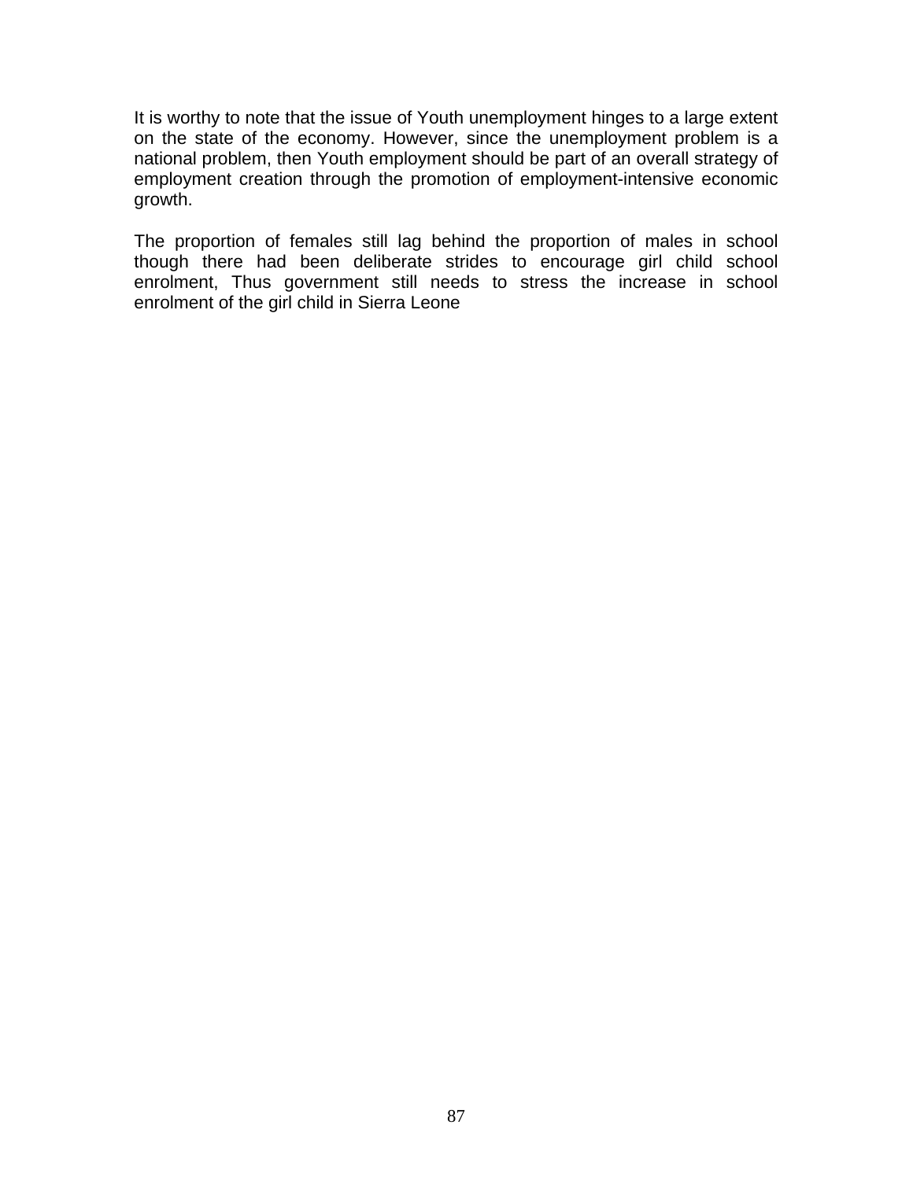It is worthy to note that the issue of Youth unemployment hinges to a large extent on the state of the economy. However, since the unemployment problem is a national problem, then Youth employment should be part of an overall strategy of employment creation through the promotion of employment-intensive economic growth.

The proportion of females still lag behind the proportion of males in school though there had been deliberate strides to encourage girl child school enrolment, Thus government still needs to stress the increase in school enrolment of the girl child in Sierra Leone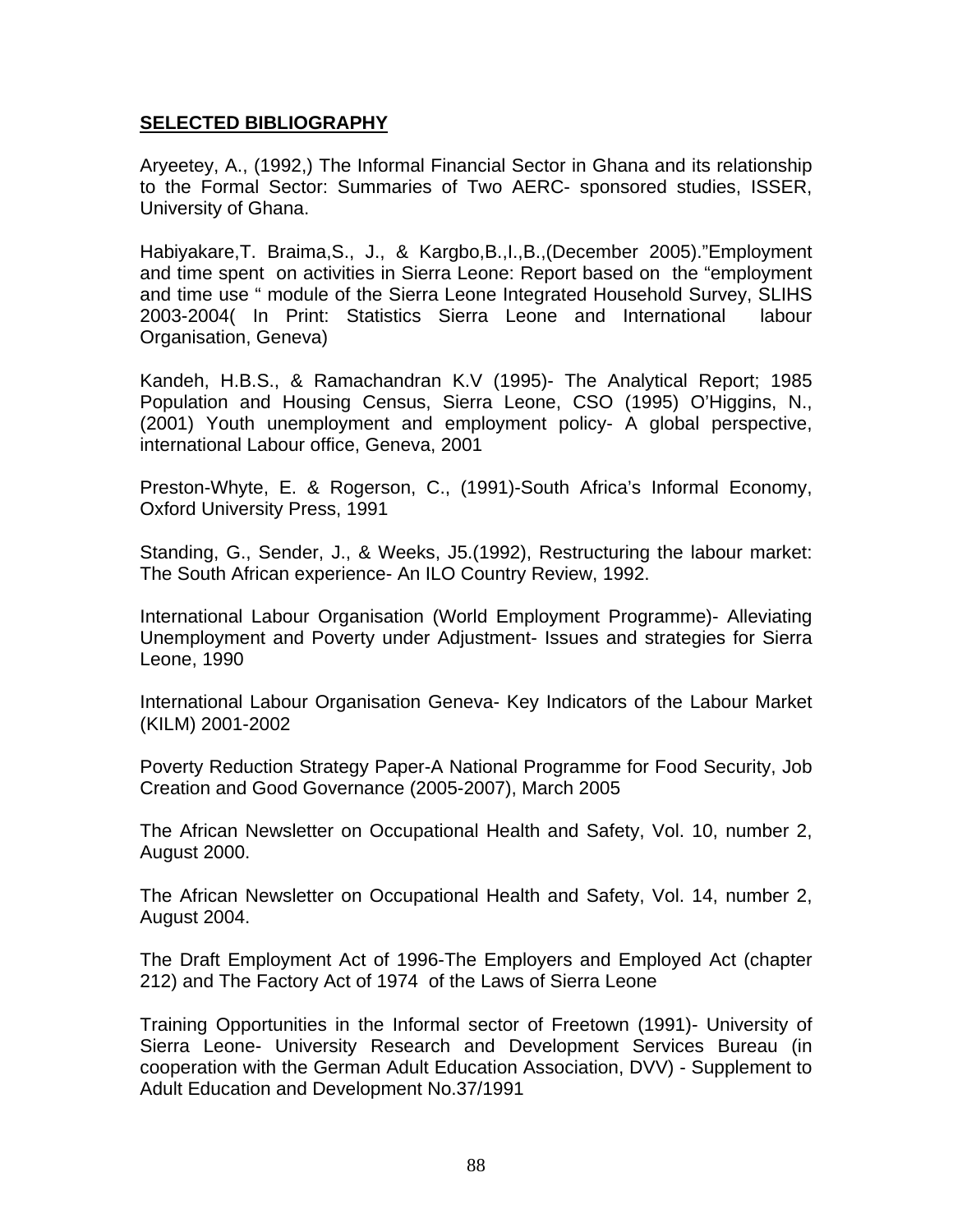## SELECTED BIBLIOGRAPHY

Aryeetey, A., (1992,) The Informal Financial Sector in Ghana and its relationship to the Formal Sector: Summaries of Two AERC- sponsored studies, ISSER, University of Ghana.

Habiyakare,T. Braima,S., J., & Kargbo,B.,I.,B.,(December 2005)."Employment and time spent on activities in Sierra Leone: Report based on the "employment and time use " module of the Sierra Leone Integrated Household Survey, SLIHS 2003-2004( In Print: Statistics Sierra Leone and International labour Organisation, Geneva)

Kandeh, H.B.S., & Ramachandran K.V (1995)- The Analytical Report; 1985 Population and Housing Census, Sierra Leone, CSO (1995) O'Higgins, N., (2001) Youth unemployment and employment policy- A global perspective, international Labour office, Geneva, 2001

Preston-Whyte, E. & Rogerson, C., (1991)-South Africa's Informal Economy, Oxford University Press, 1991

Standing, G., Sender, J., & Weeks, J5.(1992), Restructuring the labour market: The South African experience- An ILO Country Review, 1992.

International Labour Organisation (World Employment Programme)- Alleviating Unemployment and Poverty under Adjustment- Issues and strategies for Sierra Leone, 1990

International Labour Organisation Geneva- Key Indicators of the Labour Market (KILM) 2001-2002

Poverty Reduction Strategy Paper-A National Programme for Food Security, Job Creation and Good Governance (2005-2007), March 2005

The African Newsletter on Occupational Health and Safety, Vol. 10, number 2, August 2000.

The African Newsletter on Occupational Health and Safety, Vol. 14, number 2, August 2004.

The Draft Employment Act of 1996-The Employers and Employed Act (chapter 212) and The Factory Act of 1974 of the Laws of Sierra Leone

Training Opportunities in the Informal sector of Freetown (1991)- University of Sierra Leone- University Research and Development Services Bureau (in cooperation with the German Adult Education Association, DVV) - Supplement to Adult Education and Development No.37/1991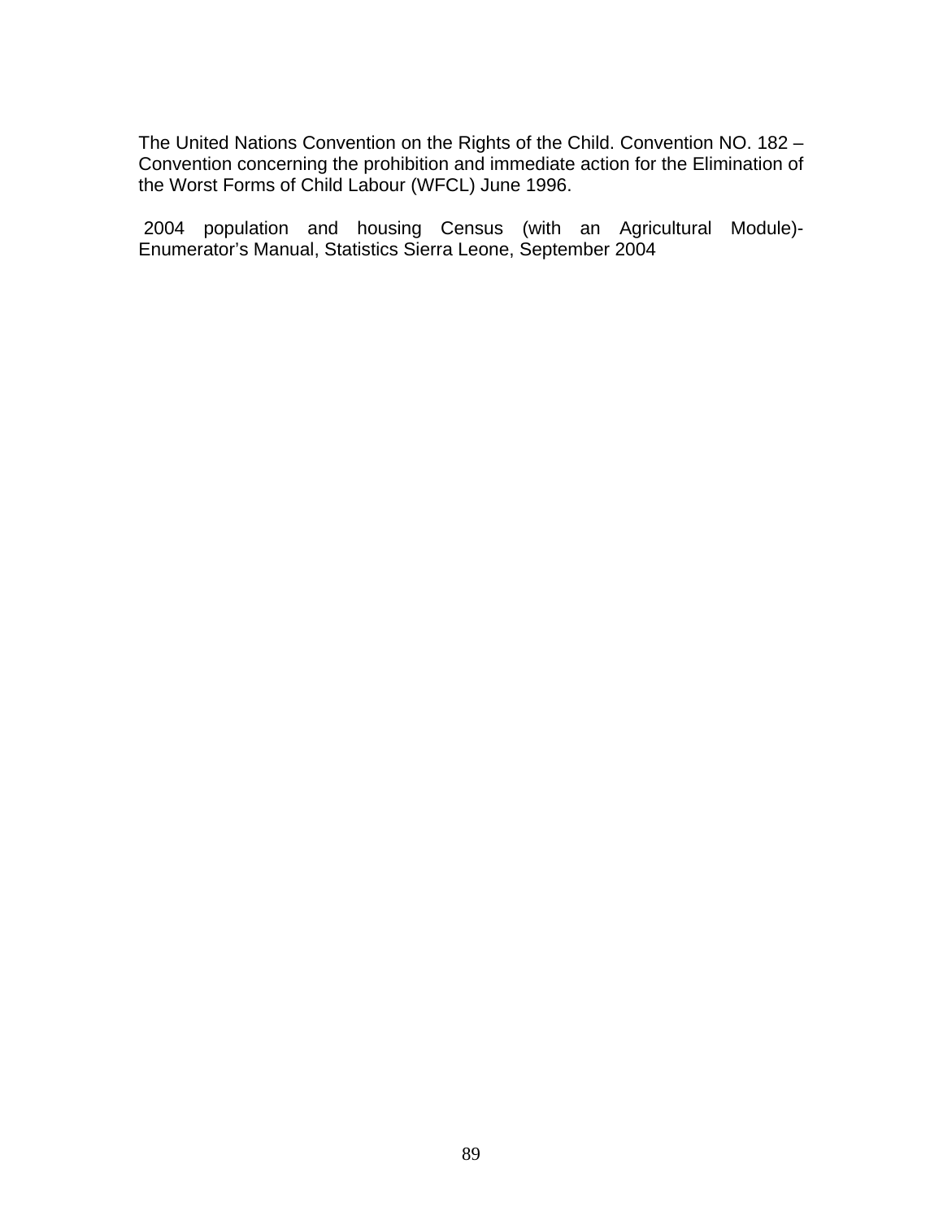The United Nations Convention on the Rights of the Child. Convention NO. 182 – Convention concerning the prohibition and immediate action for the Elimination of the Worst Forms of Child Labour (WFCL) June 1996.

2004 population and housing Census (with an Agricultural Module)-Enumerator's Manual, Statistics Sierra Leone, September 2004